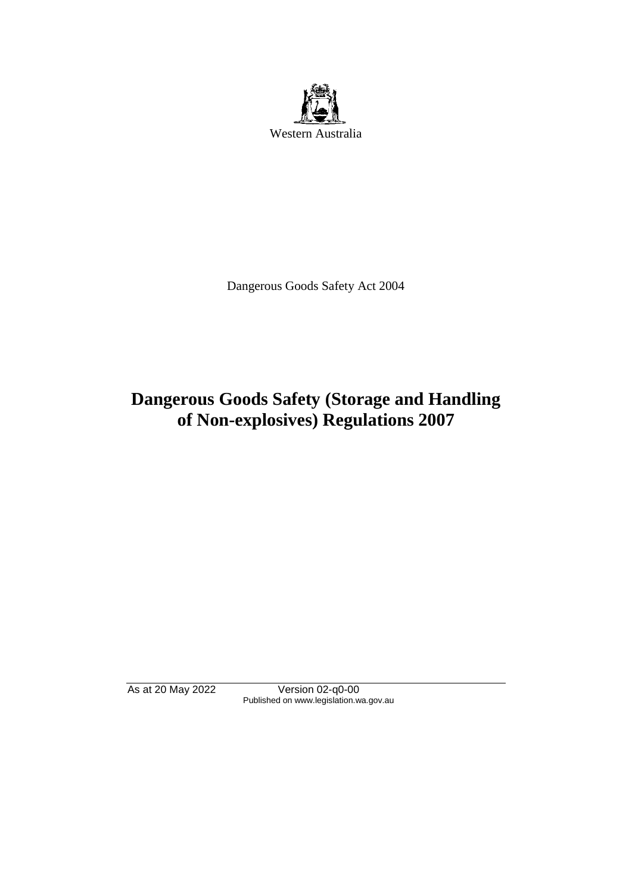Western Australia

Dangerous Goods Safety Act 2004

# Dangerous Goods Safety (Storage and Handling of Non-explosives) Regulations 2007

As at 20 May 2022 Version 02-q0-00
Published on www.legislation.wa.gov.au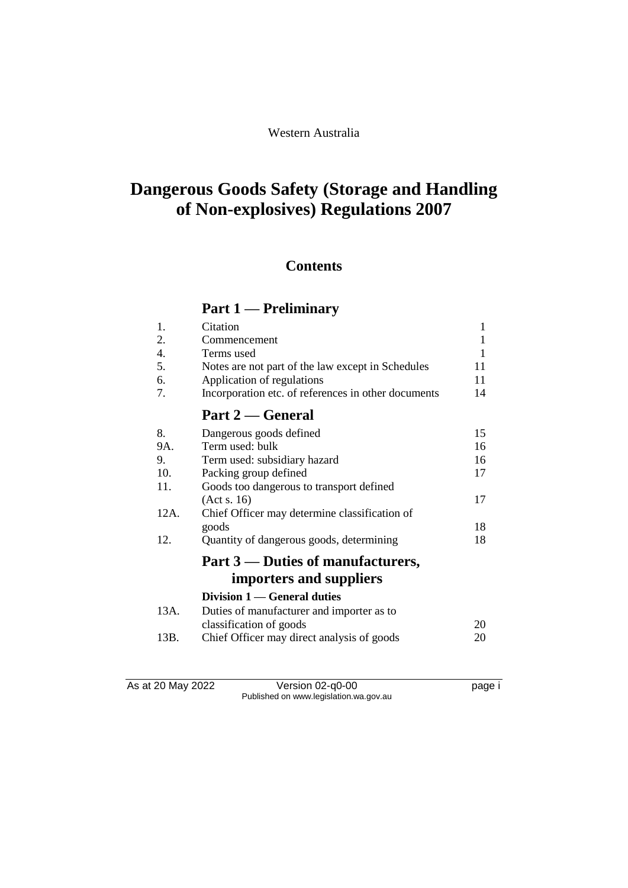Western Australia

# Dangerous Goods Safety (Storage and Handling of Non-explosives) Regulations 2007

## Contents

### Part 1 — Preliminary

| | | |
|---|---|---|
| 1. | Citation | 1 |
| 2. | Commencement | 1 |
| 4. | Terms used | 1 |
| 5. | Notes are not part of the law except in Schedules | 11 |
| 6. | Application of regulations | 11 |
| 7. | Incorporation etc. of references in other documents | 14 |

### Part 2 — General

| | | |
|---|---|---|
| 8. | Dangerous goods defined | 15 |
| 9A. | Term used: bulk | 16 |
| 9. | Term used: subsidiary hazard | 16 |
| 10. | Packing group defined | 17 |
| 11. | Goods too dangerous to transport defined (Act s. 16) | 17 |
| 12A. | Chief Officer may determine classification of goods | 18 |
| 12. | Quantity of dangerous goods, determining | 18 |

### Part 3 — Duties of manufacturers, importers and suppliers

#### Division 1 — General duties

| | | |
|---|---|---|
| 13A. | Duties of manufacturer and importer as to classification of goods | 20 |
| 13B. | Chief Officer may direct analysis of goods | 20 |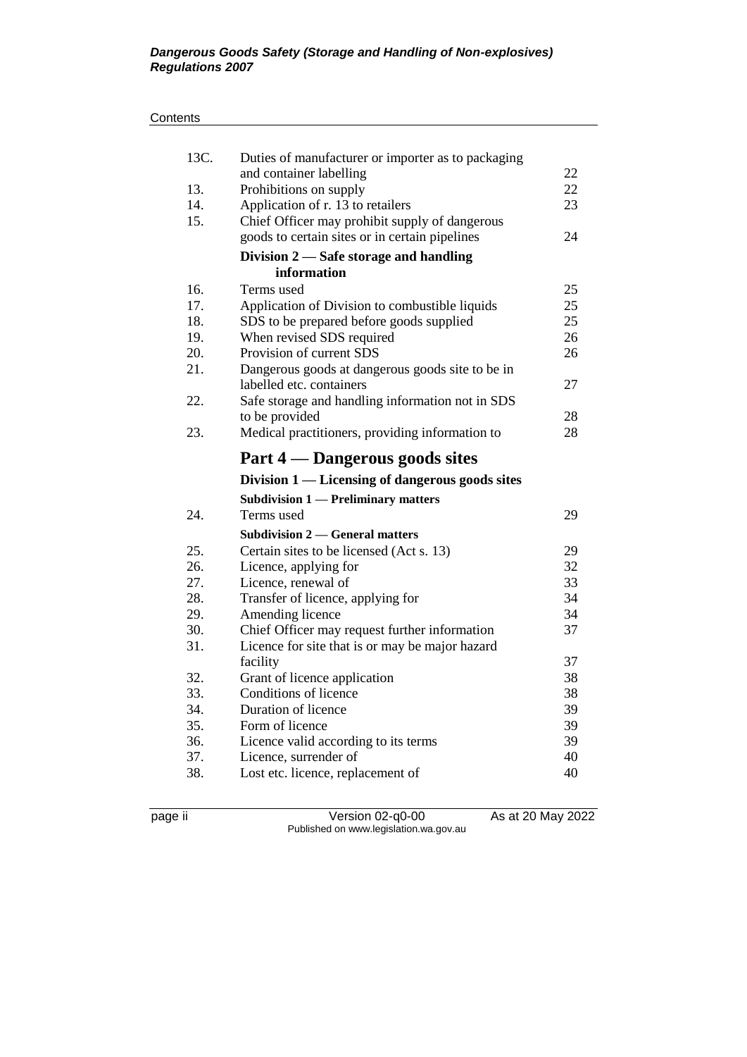| | | |
|---|---|---|
| 13C. | Duties of manufacturer or importer as to packaging and container labelling | 22 |
| 13. | Prohibitions on supply | 22 |
| 14. | Application of r. 13 to retailers | 23 |
| 15. | Chief Officer may prohibit supply of dangerous goods to certain sites or in certain pipelines | 24 |
| | **Division 2 — Safe storage and handling information** | |
| 16. | Terms used | 25 |
| 17. | Application of Division to combustible liquids | 25 |
| 18. | SDS to be prepared before goods supplied | 25 |
| 19. | When revised SDS required | 26 |
| 20. | Provision of current SDS | 26 |
| 21. | Dangerous goods at dangerous goods site to be in labelled etc. containers | 27 |
| 22. | Safe storage and handling information not in SDS to be provided | 28 |
| 23. | Medical practitioners, providing information to | 28 |
| | **Part 4 — Dangerous goods sites** | |
| | **Division 1 — Licensing of dangerous goods sites** | |
| | **Subdivision 1 — Preliminary matters** | |
| 24. | Terms used | 29 |
| | **Subdivision 2 — General matters** | |
| 25. | Certain sites to be licensed (Act s. 13) | 29 |
| 26. | Licence, applying for | 32 |
| 27. | Licence, renewal of | 33 |
| 28. | Transfer of licence, applying for | 34 |
| 29. | Amending licence | 34 |
| 30. | Chief Officer may request further information | 37 |
| 31. | Licence for site that is or may be major hazard facility | 37 |
| 32. | Grant of licence application | 38 |
| 33. | Conditions of licence | 38 |
| 34. | Duration of licence | 39 |
| 35. | Form of licence | 39 |
| 36. | Licence valid according to its terms | 39 |
| 37. | Licence, surrender of | 40 |
| 38. | Lost etc. licence, replacement of | 40 |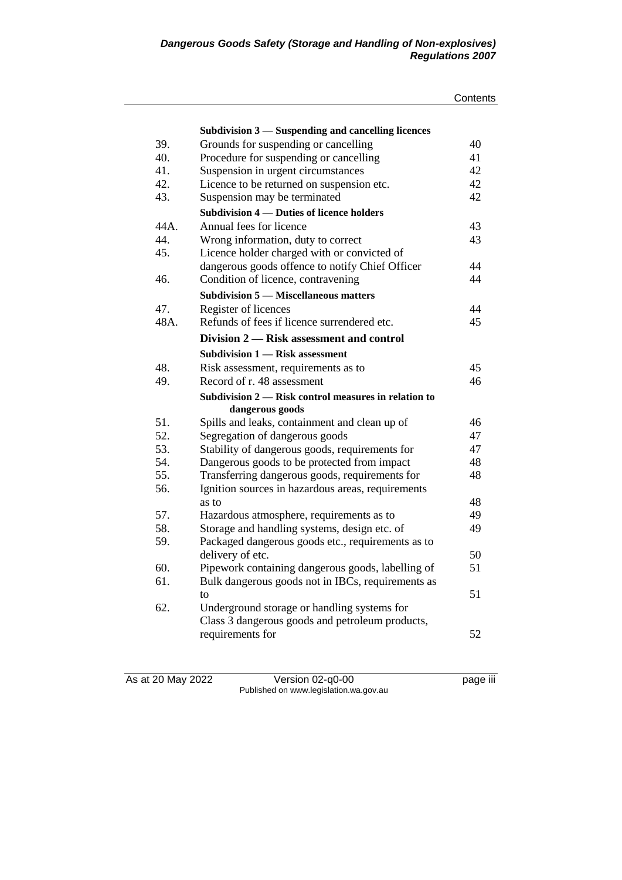| | | |
|---|---|---|
| | **Subdivision 3 — Suspending and cancelling licences** | |
| 39. | Grounds for suspending or cancelling | 40 |
| 40. | Procedure for suspending or cancelling | 41 |
| 41. | Suspension in urgent circumstances | 42 |
| 42. | Licence to be returned on suspension etc. | 42 |
| 43. | Suspension may be terminated | 42 |
| | **Subdivision 4 — Duties of licence holders** | |
| 44A. | Annual fees for licence | 43 |
| 44. | Wrong information, duty to correct | 43 |
| 45. | Licence holder charged with or convicted of dangerous goods offence to notify Chief Officer | 44 |
| 46. | Condition of licence, contravening | 44 |
| | **Subdivision 5 — Miscellaneous matters** | |
| 47. | Register of licences | 44 |
| 48A. | Refunds of fees if licence surrendered etc. | 45 |
| | **Division 2 — Risk assessment and control** | |
| | **Subdivision 1 — Risk assessment** | |
| 48. | Risk assessment, requirements as to | 45 |
| 49. | Record of r. 48 assessment | 46 |
| | **Subdivision 2 — Risk control measures in relation to dangerous goods** | |
| 51. | Spills and leaks, containment and clean up of | 46 |
| 52. | Segregation of dangerous goods | 47 |
| 53. | Stability of dangerous goods, requirements for | 47 |
| 54. | Dangerous goods to be protected from impact | 48 |
| 55. | Transferring dangerous goods, requirements for | 48 |
| 56. | Ignition sources in hazardous areas, requirements as to | 48 |
| 57. | Hazardous atmosphere, requirements as to | 49 |
| 58. | Storage and handling systems, design etc. of | 49 |
| 59. | Packaged dangerous goods etc., requirements as to delivery of etc. | 50 |
| 60. | Pipework containing dangerous goods, labelling of | 51 |
| 61. | Bulk dangerous goods not in IBCs, requirements as to | 51 |
| 62. | Underground storage or handling systems for Class 3 dangerous goods and petroleum products, requirements for | 52 |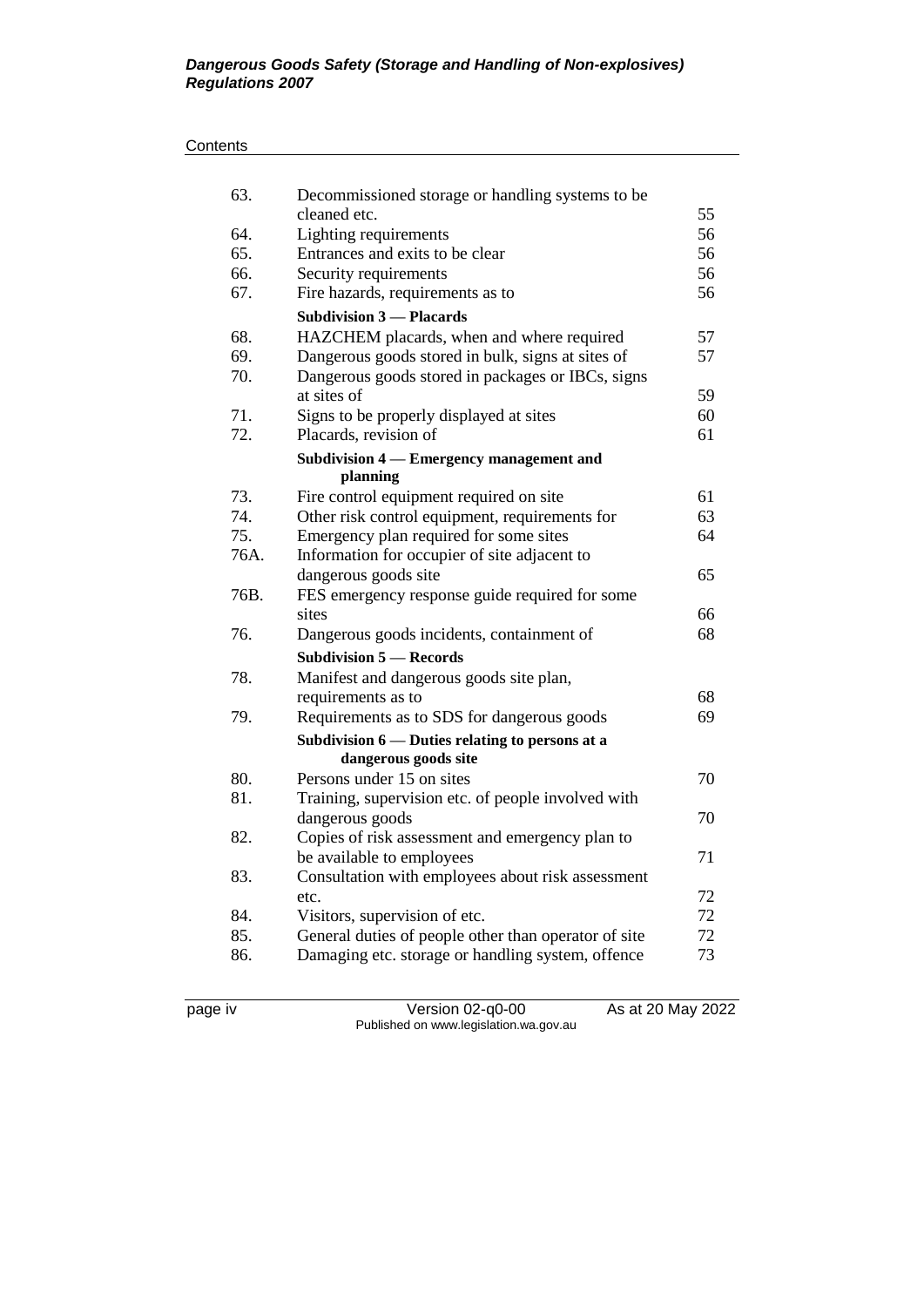| | | |
|---|---|---|
| 63. | Decommissioned storage or handling systems to be cleaned etc. | 55 |
| 64. | Lighting requirements | 56 |
| 65. | Entrances and exits to be clear | 56 |
| 66. | Security requirements | 56 |
| 67. | Fire hazards, requirements as to | 56 |
| | **Subdivision 3 — Placards** | |
| 68. | HAZCHEM placards, when and where required | 57 |
| 69. | Dangerous goods stored in bulk, signs at sites of | 57 |
| 70. | Dangerous goods stored in packages or IBCs, signs at sites of | 59 |
| 71. | Signs to be properly displayed at sites | 60 |
| 72. | Placards, revision of | 61 |
| | **Subdivision 4 — Emergency management and planning** | |
| 73. | Fire control equipment required on site | 61 |
| 74. | Other risk control equipment, requirements for | 63 |
| 75. | Emergency plan required for some sites | 64 |
| 76A. | Information for occupier of site adjacent to dangerous goods site | 65 |
| 76B. | FES emergency response guide required for some sites | 66 |
| 76. | Dangerous goods incidents, containment of | 68 |
| | **Subdivision 5 — Records** | |
| 78. | Manifest and dangerous goods site plan, requirements as to | 68 |
| 79. | Requirements as to SDS for dangerous goods | 69 |
| | **Subdivision 6 — Duties relating to persons at a dangerous goods site** | |
| 80. | Persons under 15 on sites | 70 |
| 81. | Training, supervision etc. of people involved with dangerous goods | 70 |
| 82. | Copies of risk assessment and emergency plan to be available to employees | 71 |
| 83. | Consultation with employees about risk assessment etc. | 72 |
| 84. | Visitors, supervision of etc. | 72 |
| 85. | General duties of people other than operator of site | 72 |
| 86. | Damaging etc. storage or handling system, offence | 73 |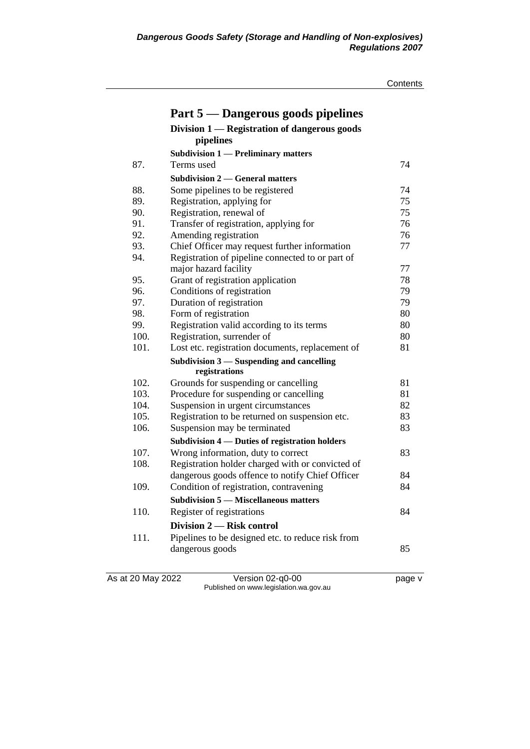## Part 5 — Dangerous goods pipelines

### Division 1 — Registration of dangerous goods pipelines

#### Subdivision 1 — Preliminary matters

| | | |
|---|---|---|
| 87. | Terms used | 74 |

#### Subdivision 2 — General matters

| | | |
|---|---|---|
| 88. | Some pipelines to be registered | 74 |
| 89. | Registration, applying for | 75 |
| 90. | Registration, renewal of | 75 |
| 91. | Transfer of registration, applying for | 76 |
| 92. | Amending registration | 76 |
| 93. | Chief Officer may request further information | 77 |
| 94. | Registration of pipeline connected to or part of major hazard facility | 77 |
| 95. | Grant of registration application | 78 |
| 96. | Conditions of registration | 79 |
| 97. | Duration of registration | 79 |
| 98. | Form of registration | 80 |
| 99. | Registration valid according to its terms | 80 |
| 100. | Registration, surrender of | 80 |
| 101. | Lost etc. registration documents, replacement of | 81 |

#### Subdivision 3 — Suspending and cancelling registrations

| | | |
|---|---|---|
| 102. | Grounds for suspending or cancelling | 81 |
| 103. | Procedure for suspending or cancelling | 81 |
| 104. | Suspension in urgent circumstances | 82 |
| 105. | Registration to be returned on suspension etc. | 83 |
| 106. | Suspension may be terminated | 83 |

#### Subdivision 4 — Duties of registration holders

| | | |
|---|---|---|
| 107. | Wrong information, duty to correct | 83 |
| 108. | Registration holder charged with or convicted of dangerous goods offence to notify Chief Officer | 84 |
| 109. | Condition of registration, contravening | 84 |

#### Subdivision 5 — Miscellaneous matters

| | | |
|---|---|---|
| 110. | Register of registrations | 84 |

### Division 2 — Risk control

| | | |
|---|---|---|
| 111. | Pipelines to be designed etc. to reduce risk from dangerous goods | 85 |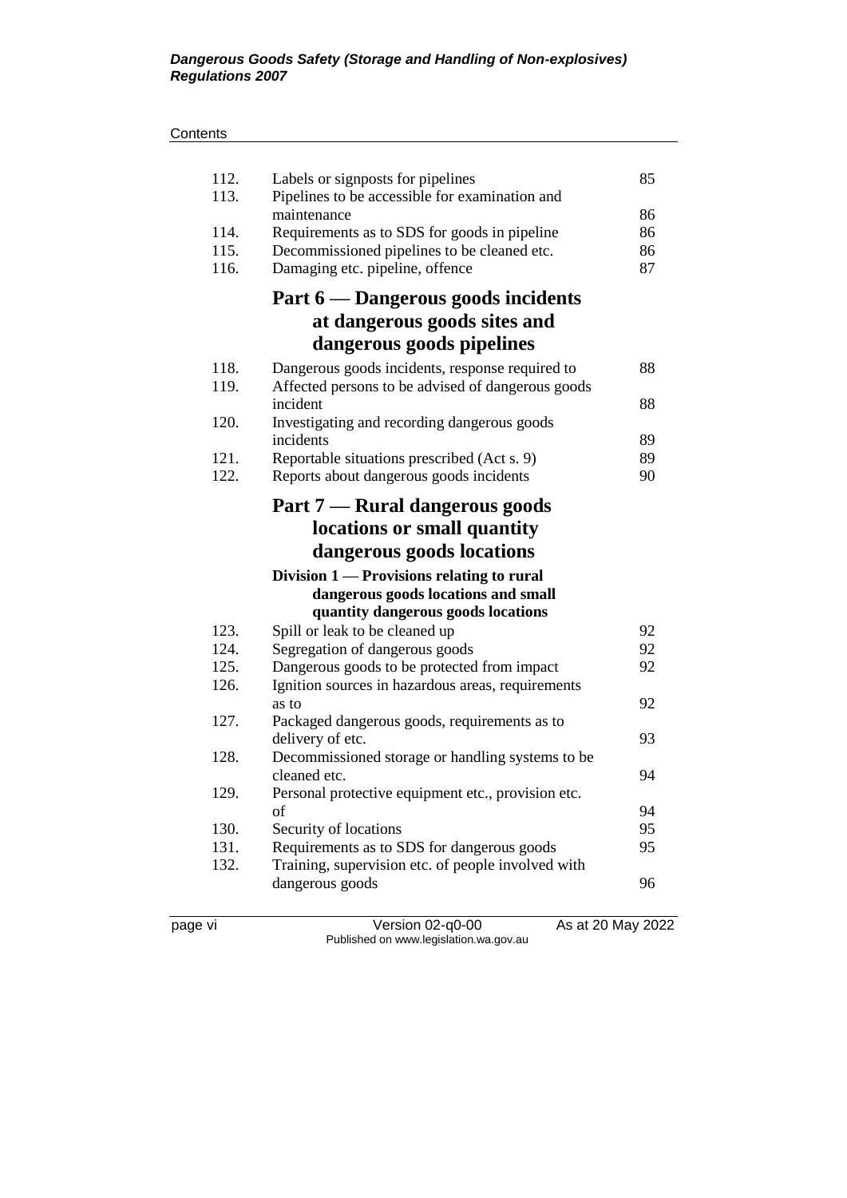| | | |
|---|---|---|
| 112. | Labels or signposts for pipelines | 85 |
| 113. | Pipelines to be accessible for examination and maintenance | 86 |
| 114. | Requirements as to SDS for goods in pipeline | 86 |
| 115. | Decommissioned pipelines to be cleaned etc. | 86 |
| 116. | Damaging etc. pipeline, offence | 87 |

## Part 6 — Dangerous goods incidents at dangerous goods sites and dangerous goods pipelines

| | | |
|---|---|---|
| 118. | Dangerous goods incidents, response required to | 88 |
| 119. | Affected persons to be advised of dangerous goods incident | 88 |
| 120. | Investigating and recording dangerous goods incidents | 89 |
| 121. | Reportable situations prescribed (Act s. 9) | 89 |
| 122. | Reports about dangerous goods incidents | 90 |

## Part 7 — Rural dangerous goods locations or small quantity dangerous goods locations

### Division 1 — Provisions relating to rural dangerous goods locations and small quantity dangerous goods locations

| | | |
|---|---|---|
| 123. | Spill or leak to be cleaned up | 92 |
| 124. | Segregation of dangerous goods | 92 |
| 125. | Dangerous goods to be protected from impact | 92 |
| 126. | Ignition sources in hazardous areas, requirements as to | 92 |
| 127. | Packaged dangerous goods, requirements as to delivery of etc. | 93 |
| 128. | Decommissioned storage or handling systems to be cleaned etc. | 94 |
| 129. | Personal protective equipment etc., provision etc. of | 94 |
| 130. | Security of locations | 95 |
| 131. | Requirements as to SDS for dangerous goods | 95 |
| 132. | Training, supervision etc. of people involved with dangerous goods | 96 |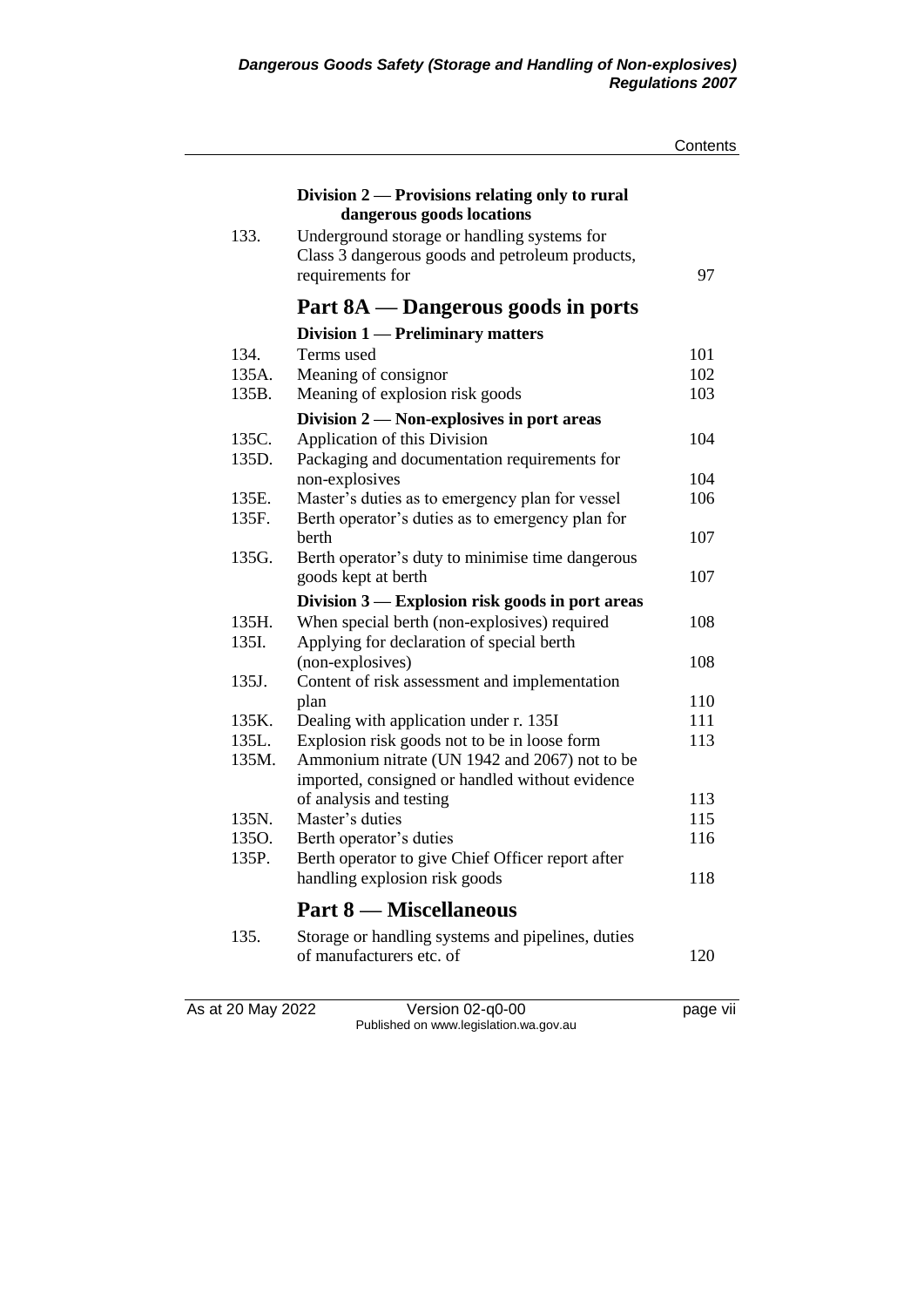| | Division 2 — Provisions relating only to rural dangerous goods locations | |
|---|---|---|
| 133. | Underground storage or handling systems for Class 3 dangerous goods and petroleum products, requirements for | 97 |

## Part 8A — Dangerous goods in ports

| | Division 1 — Preliminary matters | |
|---|---|---|
| 134. | Terms used | 101 |
| 135A. | Meaning of consignor | 102 |
| 135B. | Meaning of explosion risk goods | 103 |
| | **Division 2 — Non-explosives in port areas** | |
| 135C. | Application of this Division | 104 |
| 135D. | Packaging and documentation requirements for non-explosives | 104 |
| 135E. | Master's duties as to emergency plan for vessel | 106 |
| 135F. | Berth operator's duties as to emergency plan for berth | 107 |
| 135G. | Berth operator's duty to minimise time dangerous goods kept at berth | 107 |
| | **Division 3 — Explosion risk goods in port areas** | |
| 135H. | When special berth (non-explosives) required | 108 |
| 135I. | Applying for declaration of special berth (non-explosives) | 108 |
| 135J. | Content of risk assessment and implementation plan | 110 |
| 135K. | Dealing with application under r. 135I | 111 |
| 135L. | Explosion risk goods not to be in loose form | 113 |
| 135M. | Ammonium nitrate (UN 1942 and 2067) not to be imported, consigned or handled without evidence of analysis and testing | 113 |
| 135N. | Master's duties | 115 |
| 135O. | Berth operator's duties | 116 |
| 135P. | Berth operator to give Chief Officer report after handling explosion risk goods | 118 |

## Part 8 — Miscellaneous

| | | |
|---|---|---|
| 135. | Storage or handling systems and pipelines, duties of manufacturers etc. of | 120 |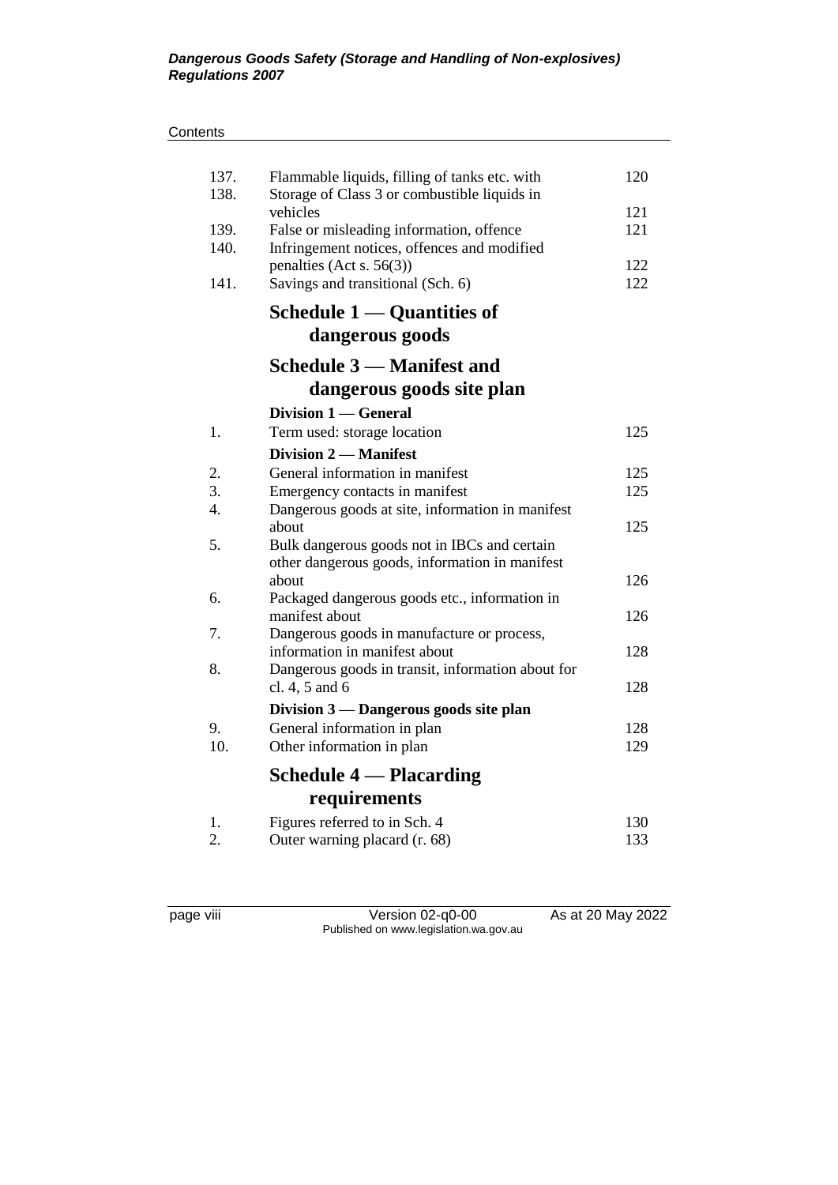| | | |
|---|---|---|
| 137. | Flammable liquids, filling of tanks etc. with | 120 |
| 138. | Storage of Class 3 or combustible liquids in vehicles | 121 |
| 139. | False or misleading information, offence | 121 |
| 140. | Infringement notices, offences and modified penalties (Act s. 56(3)) | 122 |
| 141. | Savings and transitional (Sch. 6) | 122 |

## Schedule 1 — Quantities of dangerous goods

## Schedule 3 — Manifest and dangerous goods site plan

**Division 1 — General**

| | | |
|---|---|---|
| 1. | Term used: storage location | 125 |

**Division 2 — Manifest**

| | | |
|---|---|---|
| 2. | General information in manifest | 125 |
| 3. | Emergency contacts in manifest | 125 |
| 4. | Dangerous goods at site, information in manifest about | 125 |
| 5. | Bulk dangerous goods not in IBCs and certain other dangerous goods, information in manifest about | 126 |
| 6. | Packaged dangerous goods etc., information in manifest about | 126 |
| 7. | Dangerous goods in manufacture or process, information in manifest about | 128 |
| 8. | Dangerous goods in transit, information about for cl. 4, 5 and 6 | 128 |

**Division 3 — Dangerous goods site plan**

| | | |
|---|---|---|
| 9. | General information in plan | 128 |
| 10. | Other information in plan | 129 |

## Schedule 4 — Placarding requirements

| | | |
|---|---|---|
| 1. | Figures referred to in Sch. 4 | 130 |
| 2. | Outer warning placard (r. 68) | 133 |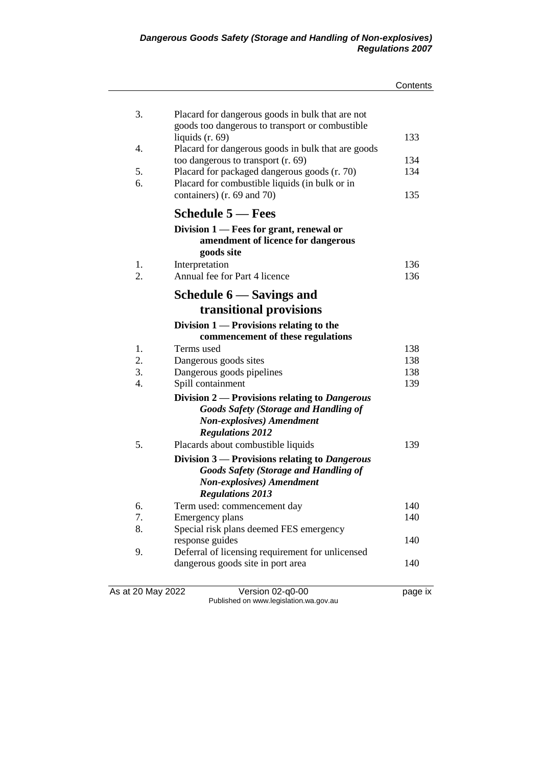| | | |
|---|---|---|
| 3. | Placard for dangerous goods in bulk that are not goods too dangerous to transport or combustible liquids (r. 69) | 133 |
| 4. | Placard for dangerous goods in bulk that are goods too dangerous to transport (r. 69) | 134 |
| 5. | Placard for packaged dangerous goods (r. 70) | 134 |
| 6. | Placard for combustible liquids (in bulk or in containers) (r. 69 and 70) | 135 |

## Schedule 5 — Fees

### Division 1 — Fees for grant, renewal or amendment of licence for dangerous goods site

| | | |
|---|---|---|
| 1. | Interpretation | 136 |
| 2. | Annual fee for Part 4 licence | 136 |

## Schedule 6 — Savings and transitional provisions

### Division 1 — Provisions relating to the commencement of these regulations

| | | |
|---|---|---|
| 1. | Terms used | 138 |
| 2. | Dangerous goods sites | 138 |
| 3. | Dangerous goods pipelines | 138 |
| 4. | Spill containment | 139 |

### Division 2 — Provisions relating to *Dangerous Goods Safety (Storage and Handling of Non-explosives) Amendment Regulations 2012*

| | | |
|---|---|---|
| 5. | Placards about combustible liquids | 139 |

### Division 3 — Provisions relating to *Dangerous Goods Safety (Storage and Handling of Non-explosives) Amendment Regulations 2013*

| | | |
|---|---|---|
| 6. | Term used: commencement day | 140 |
| 7. | Emergency plans | 140 |
| 8. | Special risk plans deemed FES emergency response guides | 140 |
| 9. | Deferral of licensing requirement for unlicensed dangerous goods site in port area | 140 |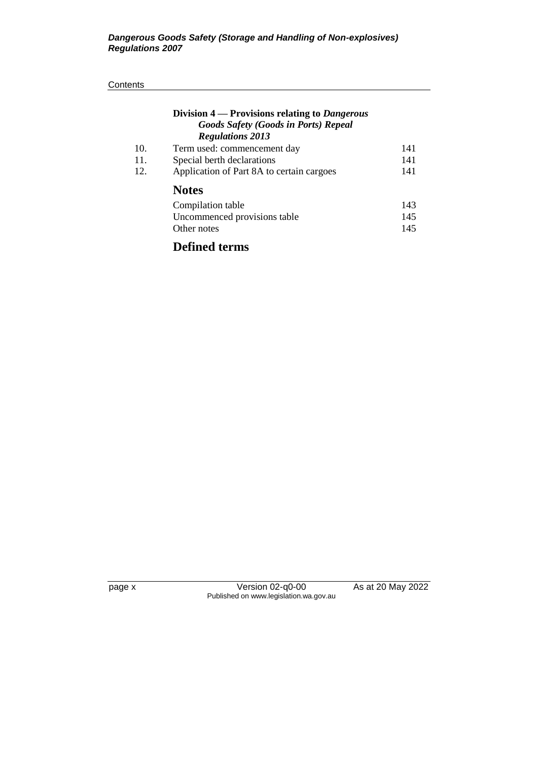### Division 4 — Provisions relating to *Dangerous Goods Safety (Goods in Ports) Repeal Regulations 2013*

| | | |
|---|---|---|
| 10. | Term used: commencement day | 141 |
| 11. | Special berth declarations | 141 |
| 12. | Application of Part 8A to certain cargoes | 141 |

## Notes

| | |
|---|---|
| Compilation table | 143 |
| Uncommenced provisions table | 145 |
| Other notes | 145 |

## Defined terms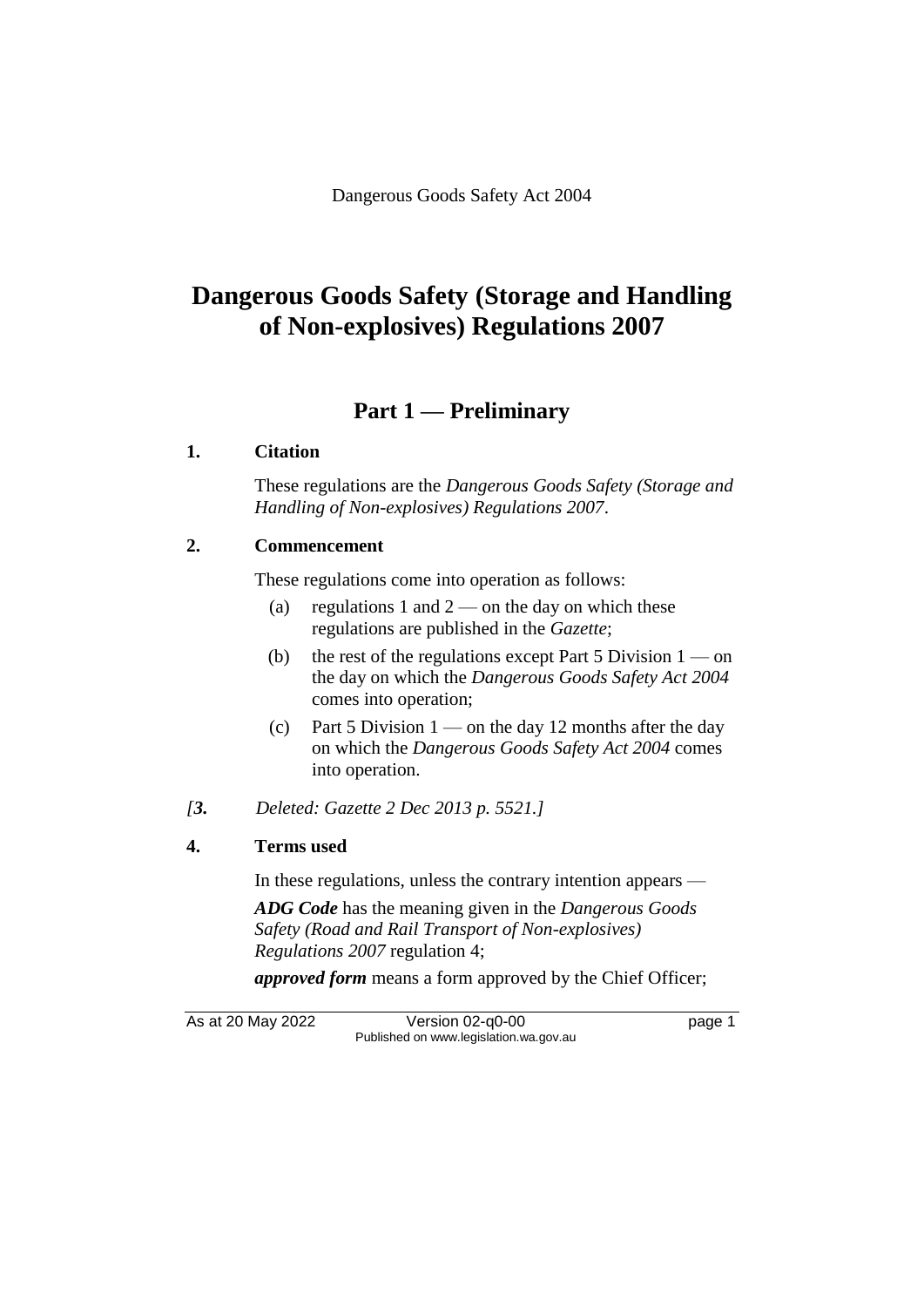Dangerous Goods Safety Act 2004

# Dangerous Goods Safety (Storage and Handling of Non-explosives) Regulations 2007

## Part 1 — Preliminary

### 1. Citation

These regulations are the *Dangerous Goods Safety (Storage and Handling of Non-explosives) Regulations 2007*.

### 2. Commencement

These regulations come into operation as follows:

(a) regulations 1 and 2 — on the day on which these regulations are published in the *Gazette*;

(b) the rest of the regulations except Part 5 Division 1 — on the day on which the *Dangerous Goods Safety Act 2004* comes into operation;

(c) Part 5 Division 1 — on the day 12 months after the day on which the *Dangerous Goods Safety Act 2004* comes into operation.

*[**3.** Deleted: Gazette 2 Dec 2013 p. 5521.]*

### 4. Terms used

In these regulations, unless the contrary intention appears —

***ADG Code*** has the meaning given in the *Dangerous Goods Safety (Road and Rail Transport of Non-explosives) Regulations 2007* regulation 4;

***approved form*** means a form approved by the Chief Officer;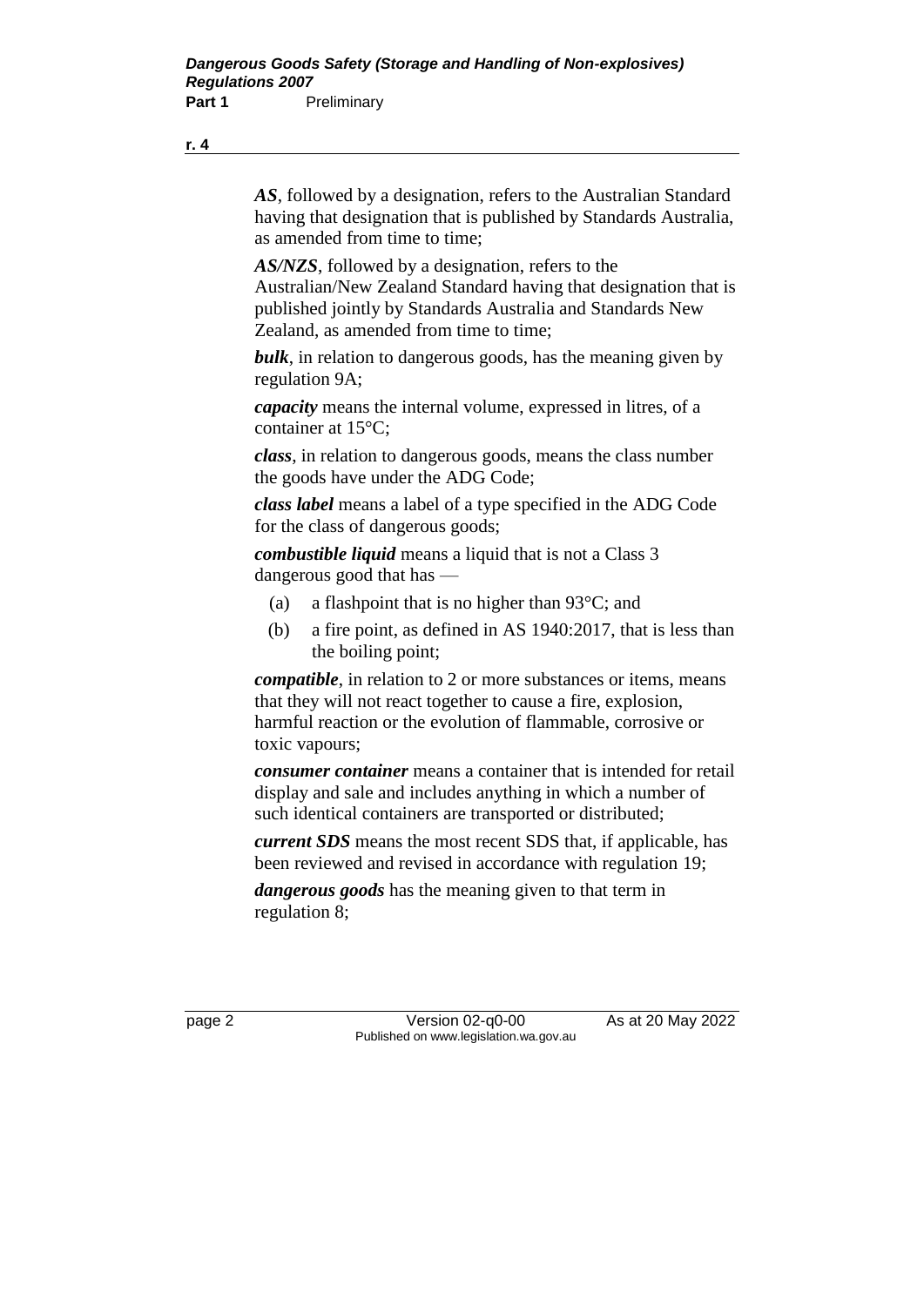***AS***, followed by a designation, refers to the Australian Standard having that designation that is published by Standards Australia, as amended from time to time;

***AS/NZS***, followed by a designation, refers to the Australian/New Zealand Standard having that designation that is published jointly by Standards Australia and Standards New Zealand, as amended from time to time;

***bulk***, in relation to dangerous goods, has the meaning given by regulation 9A;

***capacity*** means the internal volume, expressed in litres, of a container at 15°C;

***class***, in relation to dangerous goods, means the class number the goods have under the ADG Code;

***class label*** means a label of a type specified in the ADG Code for the class of dangerous goods;

***combustible liquid*** means a liquid that is not a Class 3 dangerous good that has —

(a) a flashpoint that is no higher than 93°C; and

(b) a fire point, as defined in AS 1940:2017, that is less than the boiling point;

***compatible***, in relation to 2 or more substances or items, means that they will not react together to cause a fire, explosion, harmful reaction or the evolution of flammable, corrosive or toxic vapours;

***consumer container*** means a container that is intended for retail display and sale and includes anything in which a number of such identical containers are transported or distributed;

***current SDS*** means the most recent SDS that, if applicable, has been reviewed and revised in accordance with regulation 19;

***dangerous goods*** has the meaning given to that term in regulation 8;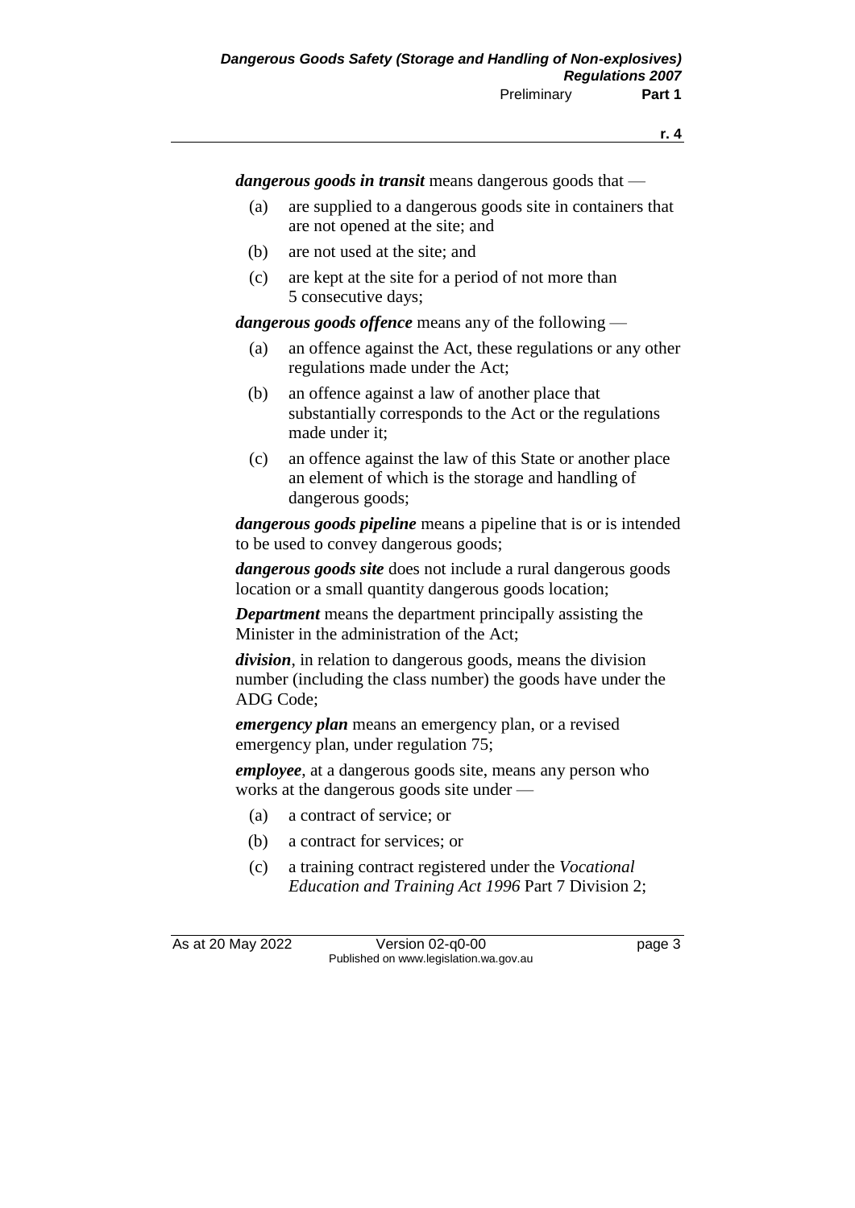***dangerous goods in transit*** means dangerous goods that —

(a) are supplied to a dangerous goods site in containers that are not opened at the site; and

(b) are not used at the site; and

(c) are kept at the site for a period of not more than 5 consecutive days;

***dangerous goods offence*** means any of the following —

(a) an offence against the Act, these regulations or any other regulations made under the Act;

(b) an offence against a law of another place that substantially corresponds to the Act or the regulations made under it;

(c) an offence against the law of this State or another place an element of which is the storage and handling of dangerous goods;

***dangerous goods pipeline*** means a pipeline that is or is intended to be used to convey dangerous goods;

***dangerous goods site*** does not include a rural dangerous goods location or a small quantity dangerous goods location;

***Department*** means the department principally assisting the Minister in the administration of the Act;

***division***, in relation to dangerous goods, means the division number (including the class number) the goods have under the ADG Code;

***emergency plan*** means an emergency plan, or a revised emergency plan, under regulation 75;

***employee***, at a dangerous goods site, means any person who works at the dangerous goods site under —

(a) a contract of service; or

(b) a contract for services; or

(c) a training contract registered under the *Vocational Education and Training Act 1996* Part 7 Division 2;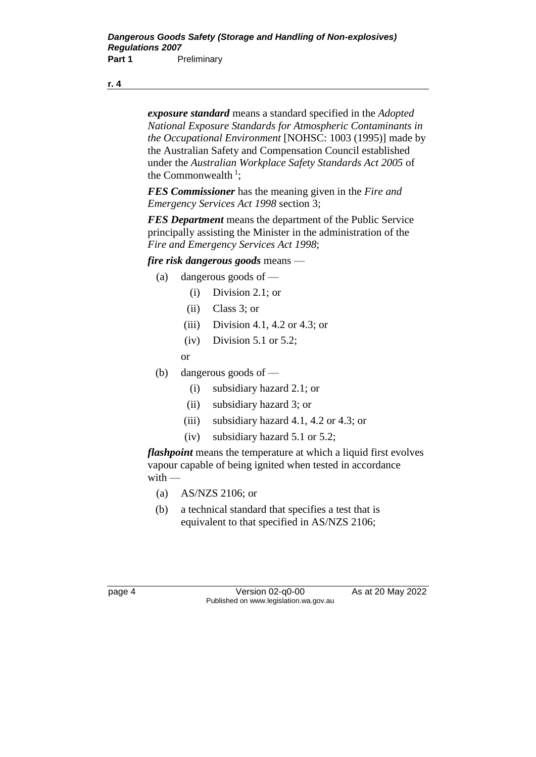***exposure standard*** means a standard specified in the *Adopted National Exposure Standards for Atmospheric Contaminants in the Occupational Environment* [NOHSC: 1003 (1995)] made by the Australian Safety and Compensation Council established under the *Australian Workplace Safety Standards Act 2005* of the Commonwealth [1];

***FES Commissioner*** has the meaning given in the *Fire and Emergency Services Act 1998* section 3;

***FES Department*** means the department of the Public Service principally assisting the Minister in the administration of the *Fire and Emergency Services Act 1998*;

***fire risk dangerous goods*** means —

(a) dangerous goods of —

  (i) Division 2.1; or

  (ii) Class 3; or

  (iii) Division 4.1, 4.2 or 4.3; or

  (iv) Division 5.1 or 5.2;

  or

(b) dangerous goods of —

  (i) subsidiary hazard 2.1; or

  (ii) subsidiary hazard 3; or

  (iii) subsidiary hazard 4.1, 4.2 or 4.3; or

  (iv) subsidiary hazard 5.1 or 5.2;

***flashpoint*** means the temperature at which a liquid first evolves vapour capable of being ignited when tested in accordance with —

(a) AS/NZS 2106; or

(b) a technical standard that specifies a test that is equivalent to that specified in AS/NZS 2106;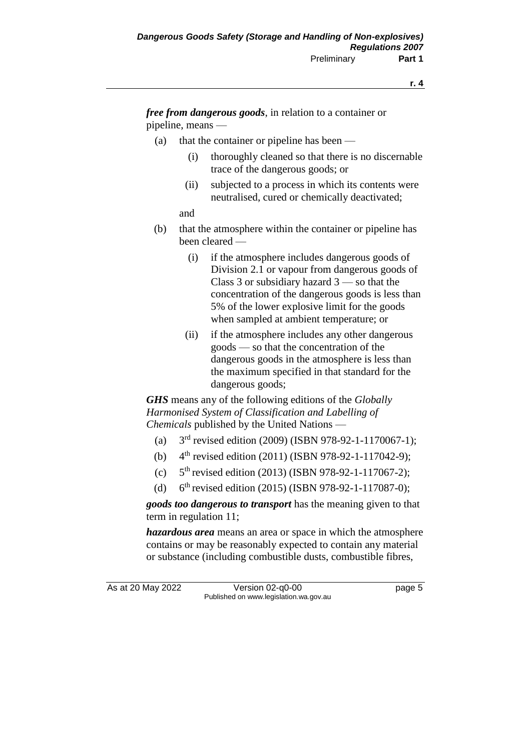***free from dangerous goods***, in relation to a container or pipeline, means —

(a) that the container or pipeline has been —

  (i) thoroughly cleaned so that there is no discernable trace of the dangerous goods; or

  (ii) subjected to a process in which its contents were neutralised, cured or chemically deactivated;

and

(b) that the atmosphere within the container or pipeline has been cleared —

  (i) if the atmosphere includes dangerous goods of Division 2.1 or vapour from dangerous goods of Class 3 or subsidiary hazard 3 — so that the concentration of the dangerous goods is less than 5% of the lower explosive limit for the goods when sampled at ambient temperature; or

  (ii) if the atmosphere includes any other dangerous goods — so that the concentration of the dangerous goods in the atmosphere is less than the maximum specified in that standard for the dangerous goods;

***GHS*** means any of the following editions of the *Globally Harmonised System of Classification and Labelling of Chemicals* published by the United Nations —

(a) 3rd revised edition (2009) (ISBN 978-92-1-1170067-1);

(b) 4th revised edition (2011) (ISBN 978-92-1-117042-9);

(c) 5th revised edition (2013) (ISBN 978-92-1-117067-2);

(d) 6th revised edition (2015) (ISBN 978-92-1-117087-0);

***goods too dangerous to transport*** has the meaning given to that term in regulation 11;

***hazardous area*** means an area or space in which the atmosphere contains or may be reasonably expected to contain any material or substance (including combustible dusts, combustible fibres,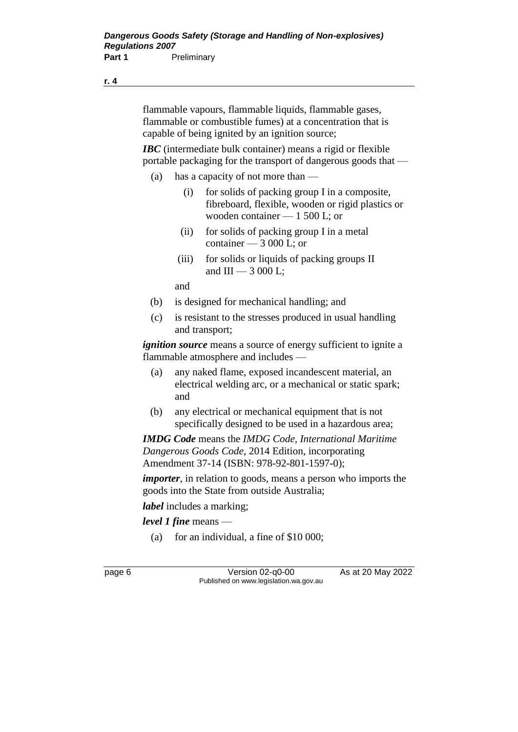flammable vapours, flammable liquids, flammable gases, flammable or combustible fumes) at a concentration that is capable of being ignited by an ignition source;

***IBC*** (intermediate bulk container) means a rigid or flexible portable packaging for the transport of dangerous goods that —

- (a) has a capacity of not more than —
  - (i) for solids of packing group I in a composite, fibreboard, flexible, wooden or rigid plastics or wooden container — 1 500 L; or
  - (ii) for solids of packing group I in a metal container — 3 000 L; or
  - (iii) for solids or liquids of packing groups II and III — 3 000 L;

  and
- (b) is designed for mechanical handling; and
- (c) is resistant to the stresses produced in usual handling and transport;

***ignition source*** means a source of energy sufficient to ignite a flammable atmosphere and includes —

- (a) any naked flame, exposed incandescent material, an electrical welding arc, or a mechanical or static spark; and
- (b) any electrical or mechanical equipment that is not specifically designed to be used in a hazardous area;

***IMDG Code*** means the *IMDG Code, International Maritime Dangerous Goods Code*, 2014 Edition, incorporating Amendment 37-14 (ISBN: 978-92-801-1597-0);

***importer***, in relation to goods, means a person who imports the goods into the State from outside Australia;

***label*** includes a marking;

***level 1 fine*** means —

- (a) for an individual, a fine of $10 000;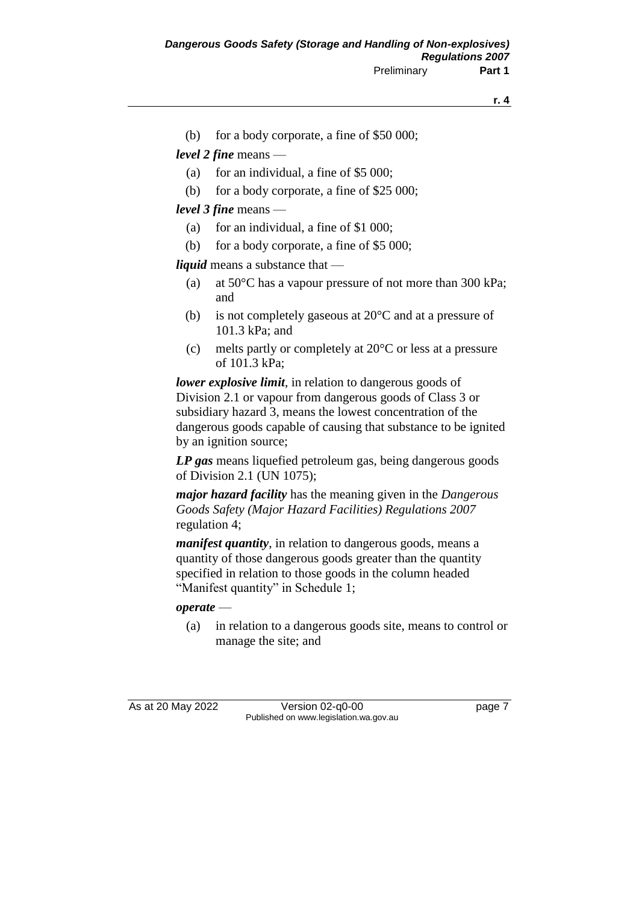(b) for a body corporate, a fine of $50 000;

***level 2 fine*** means —

- (a) for an individual, a fine of $5 000;
- (b) for a body corporate, a fine of $25 000;

***level 3 fine*** means —

- (a) for an individual, a fine of $1 000;
- (b) for a body corporate, a fine of $5 000;

***liquid*** means a substance that —

- (a) at 50°C has a vapour pressure of not more than 300 kPa; and
- (b) is not completely gaseous at 20°C and at a pressure of 101.3 kPa; and
- (c) melts partly or completely at 20°C or less at a pressure of 101.3 kPa;

***lower explosive limit***, in relation to dangerous goods of Division 2.1 or vapour from dangerous goods of Class 3 or subsidiary hazard 3, means the lowest concentration of the dangerous goods capable of causing that substance to be ignited by an ignition source;

***LP gas*** means liquefied petroleum gas, being dangerous goods of Division 2.1 (UN 1075);

***major hazard facility*** has the meaning given in the *Dangerous Goods Safety (Major Hazard Facilities) Regulations 2007* regulation 4;

***manifest quantity***, in relation to dangerous goods, means a quantity of those dangerous goods greater than the quantity specified in relation to those goods in the column headed "Manifest quantity" in Schedule 1;

***operate*** —

- (a) in relation to a dangerous goods site, means to control or manage the site; and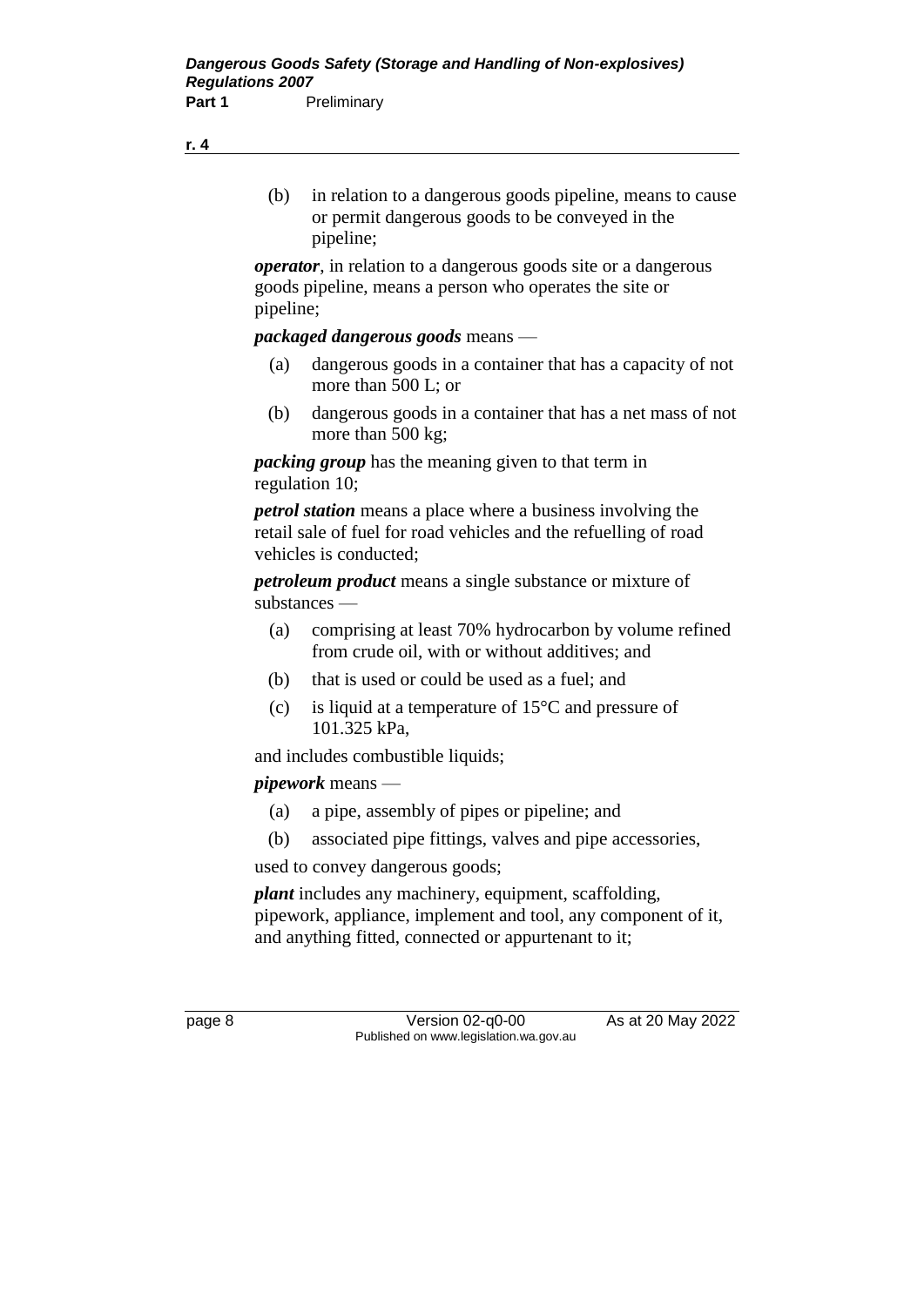(b) in relation to a dangerous goods pipeline, means to cause or permit dangerous goods to be conveyed in the pipeline;

***operator***, in relation to a dangerous goods site or a dangerous goods pipeline, means a person who operates the site or pipeline;

***packaged dangerous goods*** means —

(a) dangerous goods in a container that has a capacity of not more than 500 L; or

(b) dangerous goods in a container that has a net mass of not more than 500 kg;

***packing group*** has the meaning given to that term in regulation 10;

***petrol station*** means a place where a business involving the retail sale of fuel for road vehicles and the refuelling of road vehicles is conducted;

***petroleum product*** means a single substance or mixture of substances —

(a) comprising at least 70% hydrocarbon by volume refined from crude oil, with or without additives; and

(b) that is used or could be used as a fuel; and

(c) is liquid at a temperature of 15°C and pressure of 101.325 kPa,

and includes combustible liquids;

***pipework*** means —

(a) a pipe, assembly of pipes or pipeline; and

(b) associated pipe fittings, valves and pipe accessories,

used to convey dangerous goods;

***plant*** includes any machinery, equipment, scaffolding, pipework, appliance, implement and tool, any component of it, and anything fitted, connected or appurtenant to it;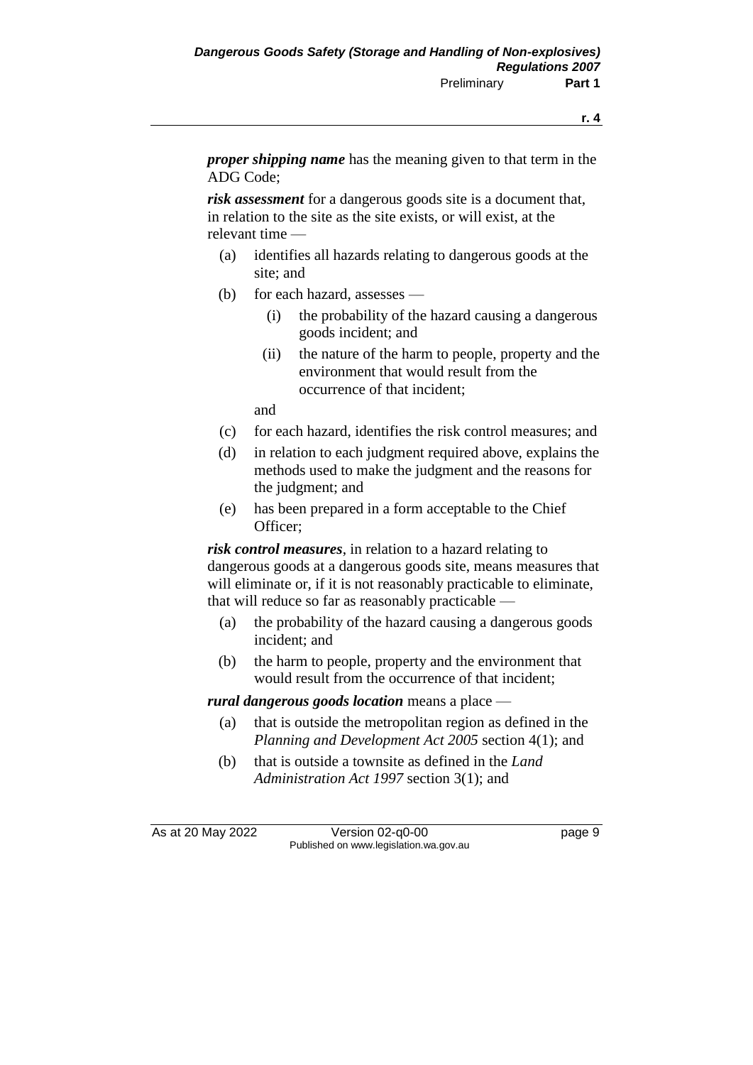***proper shipping name*** has the meaning given to that term in the ADG Code;

***risk assessment*** for a dangerous goods site is a document that, in relation to the site as the site exists, or will exist, at the relevant time —

- (a) identifies all hazards relating to dangerous goods at the site; and
- (b) for each hazard, assesses —
  - (i) the probability of the hazard causing a dangerous goods incident; and
  - (ii) the nature of the harm to people, property and the environment that would result from the occurrence of that incident;

  and
- (c) for each hazard, identifies the risk control measures; and
- (d) in relation to each judgment required above, explains the methods used to make the judgment and the reasons for the judgment; and
- (e) has been prepared in a form acceptable to the Chief Officer;

***risk control measures***, in relation to a hazard relating to dangerous goods at a dangerous goods site, means measures that will eliminate or, if it is not reasonably practicable to eliminate, that will reduce so far as reasonably practicable —

- (a) the probability of the hazard causing a dangerous goods incident; and
- (b) the harm to people, property and the environment that would result from the occurrence of that incident;

***rural dangerous goods location*** means a place —

- (a) that is outside the metropolitan region as defined in the *Planning and Development Act 2005* section 4(1); and
- (b) that is outside a townsite as defined in the *Land Administration Act 1997* section 3(1); and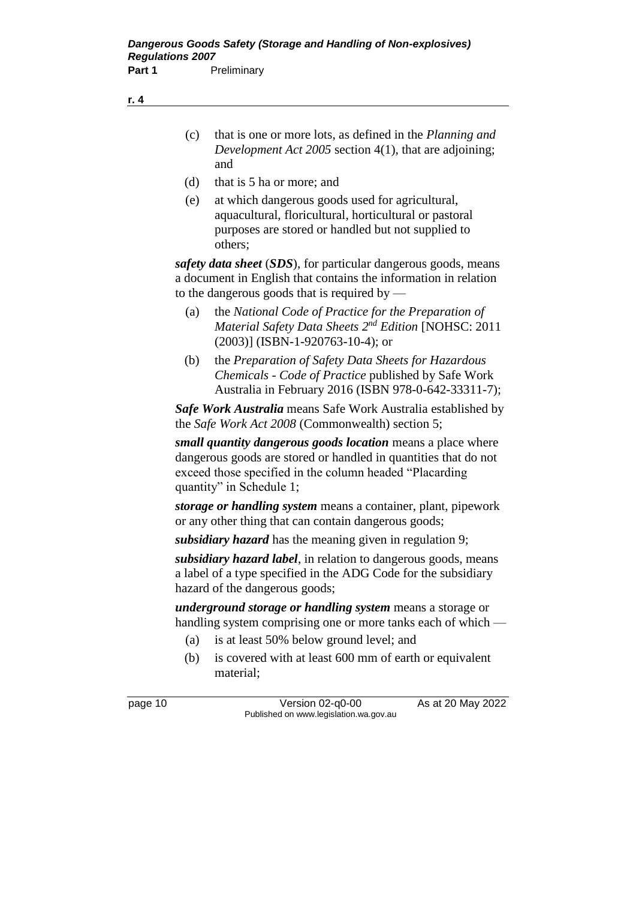- (c) that is one or more lots, as defined in the *Planning and Development Act 2005* section 4(1), that are adjoining; and
- (d) that is 5 ha or more; and
- (e) at which dangerous goods used for agricultural, aquacultural, floricultural, horticultural or pastoral purposes are stored or handled but not supplied to others;

***safety data sheet*** (***SDS***), for particular dangerous goods, means a document in English that contains the information in relation to the dangerous goods that is required by —

- (a) the *National Code of Practice for the Preparation of Material Safety Data Sheets 2nd Edition* [NOHSC: 2011 (2003)] (ISBN-1-920763-10-4); or
- (b) the *Preparation of Safety Data Sheets for Hazardous Chemicals - Code of Practice* published by Safe Work Australia in February 2016 (ISBN 978-0-642-33311-7);

***Safe Work Australia*** means Safe Work Australia established by the *Safe Work Act 2008* (Commonwealth) section 5;

***small quantity dangerous goods location*** means a place where dangerous goods are stored or handled in quantities that do not exceed those specified in the column headed "Placarding quantity" in Schedule 1;

***storage or handling system*** means a container, plant, pipework or any other thing that can contain dangerous goods;

***subsidiary hazard*** has the meaning given in regulation 9;

***subsidiary hazard label***, in relation to dangerous goods, means a label of a type specified in the ADG Code for the subsidiary hazard of the dangerous goods;

***underground storage or handling system*** means a storage or handling system comprising one or more tanks each of which —

- (a) is at least 50% below ground level; and
- (b) is covered with at least 600 mm of earth or equivalent material;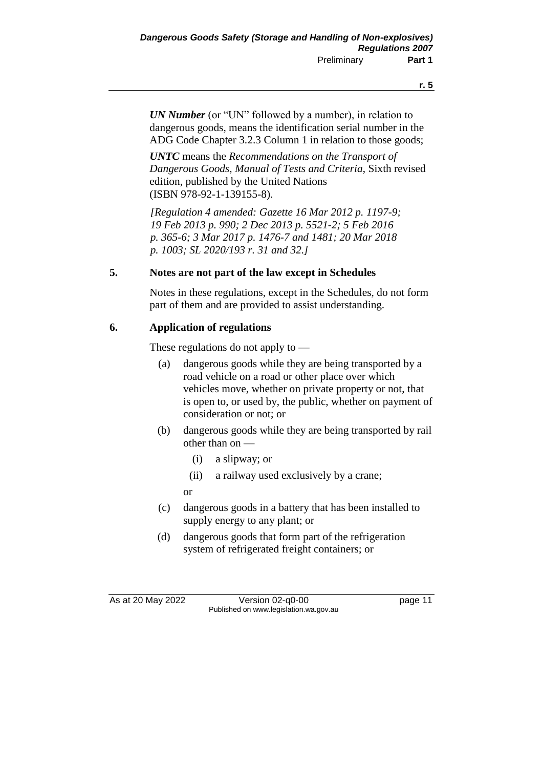***UN Number*** (or "UN" followed by a number), in relation to dangerous goods, means the identification serial number in the ADG Code Chapter 3.2.3 Column 1 in relation to those goods;

***UNTC*** means the *Recommendations on the Transport of Dangerous Goods, Manual of Tests and Criteria*, Sixth revised edition, published by the United Nations (ISBN 978-92-1-139155-8).

*[Regulation 4 amended: Gazette 16 Mar 2012 p. 1197-9; 19 Feb 2013 p. 990; 2 Dec 2013 p. 5521-2; 5 Feb 2016 p. 365-6; 3 Mar 2017 p. 1476-7 and 1481; 20 Mar 2018 p. 1003; SL 2020/193 r. 31 and 32.]*

## 5. Notes are not part of the law except in Schedules

Notes in these regulations, except in the Schedules, do not form part of them and are provided to assist understanding.

## 6. Application of regulations

These regulations do not apply to —

(a) dangerous goods while they are being transported by a road vehicle on a road or other place over which vehicles move, whether on private property or not, that is open to, or used by, the public, whether on payment of consideration or not; or

(b) dangerous goods while they are being transported by rail other than on —

  (i) a slipway; or

  (ii) a railway used exclusively by a crane;

  or

(c) dangerous goods in a battery that has been installed to supply energy to any plant; or

(d) dangerous goods that form part of the refrigeration system of refrigerated freight containers; or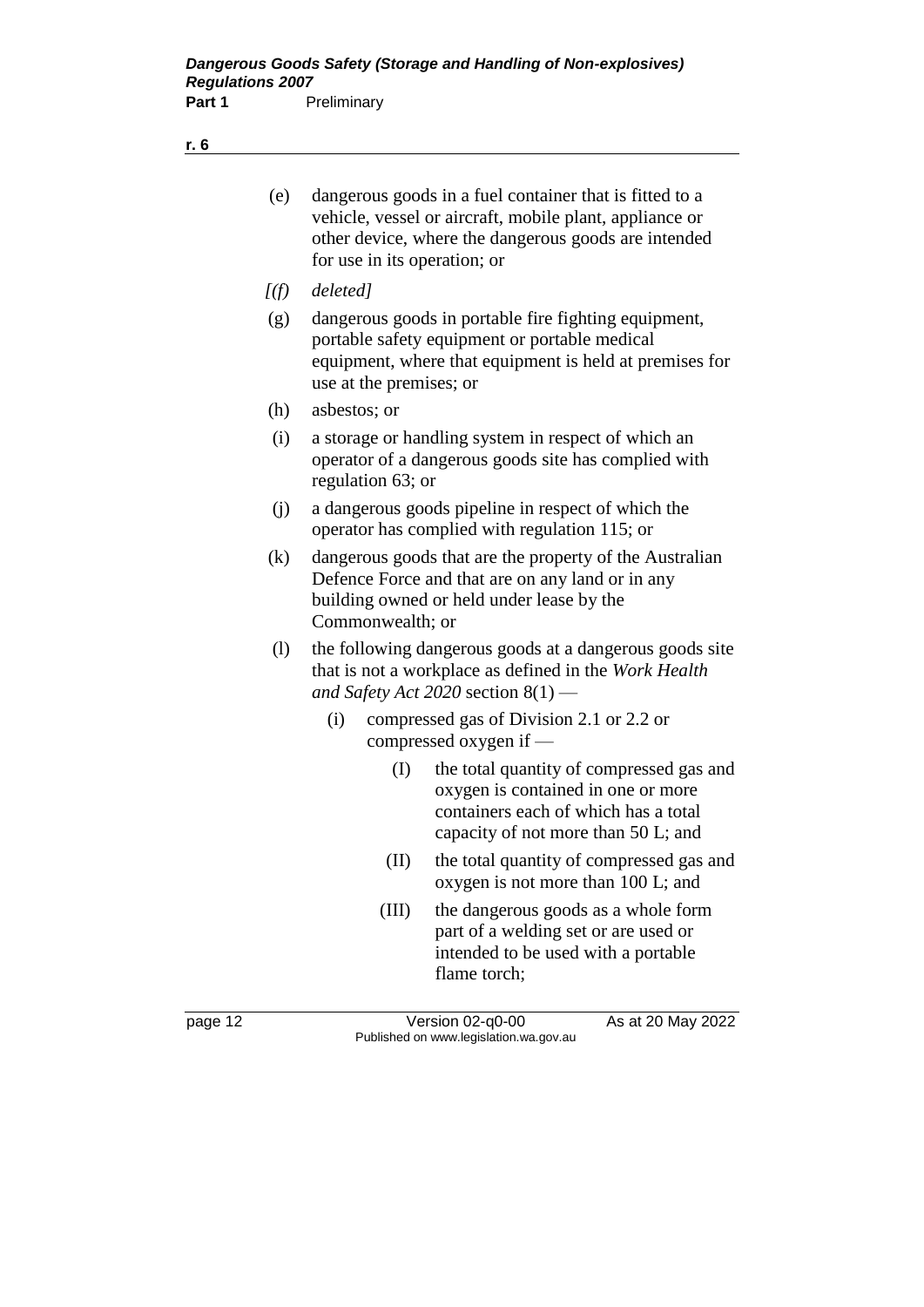(e) dangerous goods in a fuel container that is fitted to a vehicle, vessel or aircraft, mobile plant, appliance or other device, where the dangerous goods are intended for use in its operation; or

*[(f) deleted]*

(g) dangerous goods in portable fire fighting equipment, portable safety equipment or portable medical equipment, where that equipment is held at premises for use at the premises; or

(h) asbestos; or

(i) a storage or handling system in respect of which an operator of a dangerous goods site has complied with regulation 63; or

(j) a dangerous goods pipeline in respect of which the operator has complied with regulation 115; or

(k) dangerous goods that are the property of the Australian Defence Force and that are on any land or in any building owned or held under lease by the Commonwealth; or

(l) the following dangerous goods at a dangerous goods site that is not a workplace as defined in the *Work Health and Safety Act 2020* section 8(1) —

- (i) compressed gas of Division 2.1 or 2.2 or compressed oxygen if —
  - (I) the total quantity of compressed gas and oxygen is contained in one or more containers each of which has a total capacity of not more than 50 L; and
  - (II) the total quantity of compressed gas and oxygen is not more than 100 L; and
  - (III) the dangerous goods as a whole form part of a welding set or are used or intended to be used with a portable flame torch;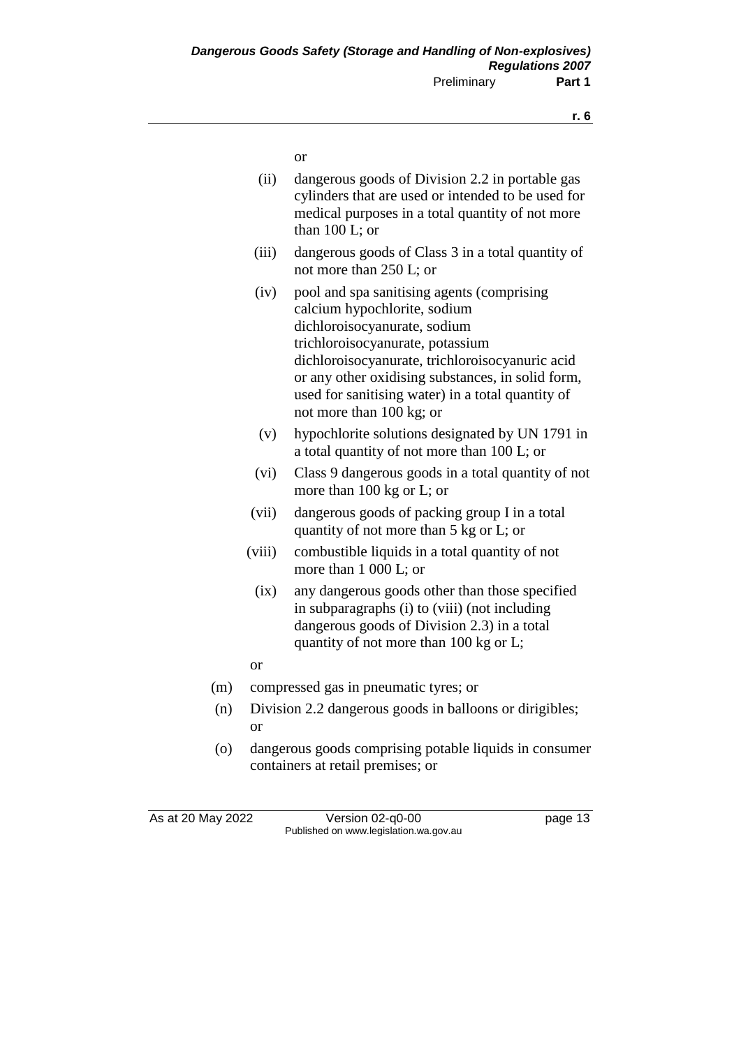or

(ii) dangerous goods of Division 2.2 in portable gas cylinders that are used or intended to be used for medical purposes in a total quantity of not more than 100 L; or

(iii) dangerous goods of Class 3 in a total quantity of not more than 250 L; or

(iv) pool and spa sanitising agents (comprising calcium hypochlorite, sodium dichloroisocyanurate, sodium trichloroisocyanurate, potassium dichloroisocyanurate, trichloroisocyanuric acid or any other oxidising substances, in solid form, used for sanitising water) in a total quantity of not more than 100 kg; or

(v) hypochlorite solutions designated by UN 1791 in a total quantity of not more than 100 L; or

(vi) Class 9 dangerous goods in a total quantity of not more than 100 kg or L; or

(vii) dangerous goods of packing group I in a total quantity of not more than 5 kg or L; or

(viii) combustible liquids in a total quantity of not more than 1 000 L; or

(ix) any dangerous goods other than those specified in subparagraphs (i) to (viii) (not including dangerous goods of Division 2.3) in a total quantity of not more than 100 kg or L;

or

(m) compressed gas in pneumatic tyres; or

(n) Division 2.2 dangerous goods in balloons or dirigibles; or

(o) dangerous goods comprising potable liquids in consumer containers at retail premises; or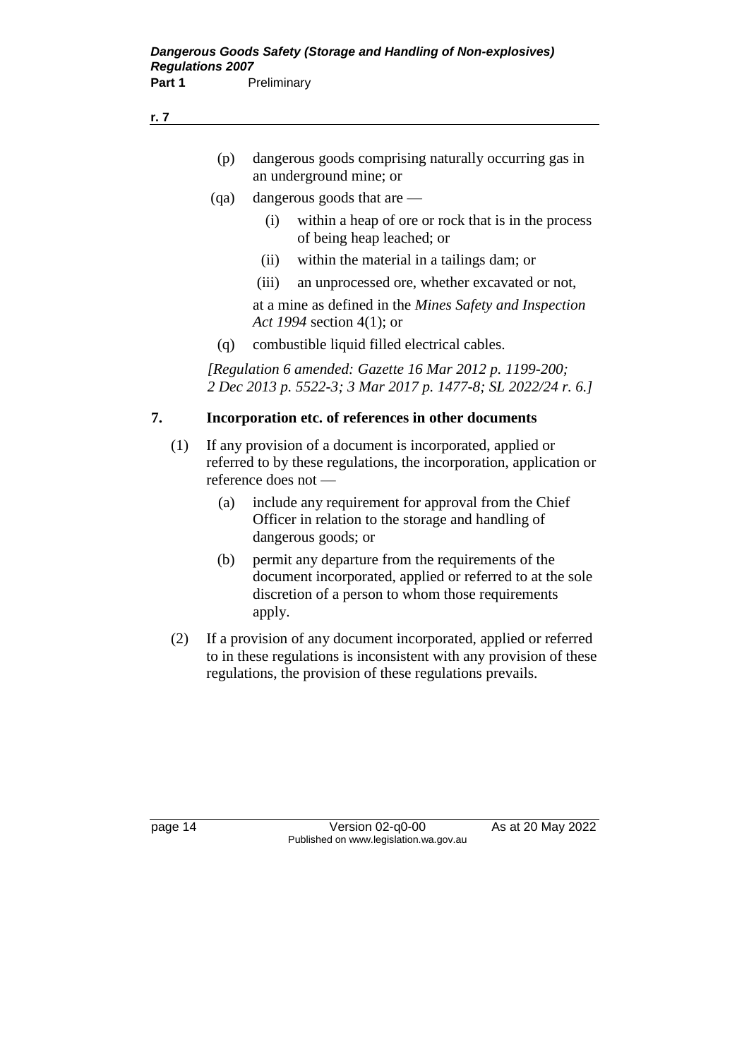(p) dangerous goods comprising naturally occurring gas in an underground mine; or

(qa) dangerous goods that are —

(i) within a heap of ore or rock that is in the process of being heap leached; or

(ii) within the material in a tailings dam; or

(iii) an unprocessed ore, whether excavated or not,

at a mine as defined in the *Mines Safety and Inspection Act 1994* section 4(1); or

(q) combustible liquid filled electrical cables.

*[Regulation 6 amended: Gazette 16 Mar 2012 p. 1199-200; 2 Dec 2013 p. 5522-3; 3 Mar 2017 p. 1477-8; SL 2022/24 r. 6.]*

## 7. Incorporation etc. of references in other documents

(1) If any provision of a document is incorporated, applied or referred to by these regulations, the incorporation, application or reference does not —

(a) include any requirement for approval from the Chief Officer in relation to the storage and handling of dangerous goods; or

(b) permit any departure from the requirements of the document incorporated, applied or referred to at the sole discretion of a person to whom those requirements apply.

(2) If a provision of any document incorporated, applied or referred to in these regulations is inconsistent with any provision of these regulations, the provision of these regulations prevails.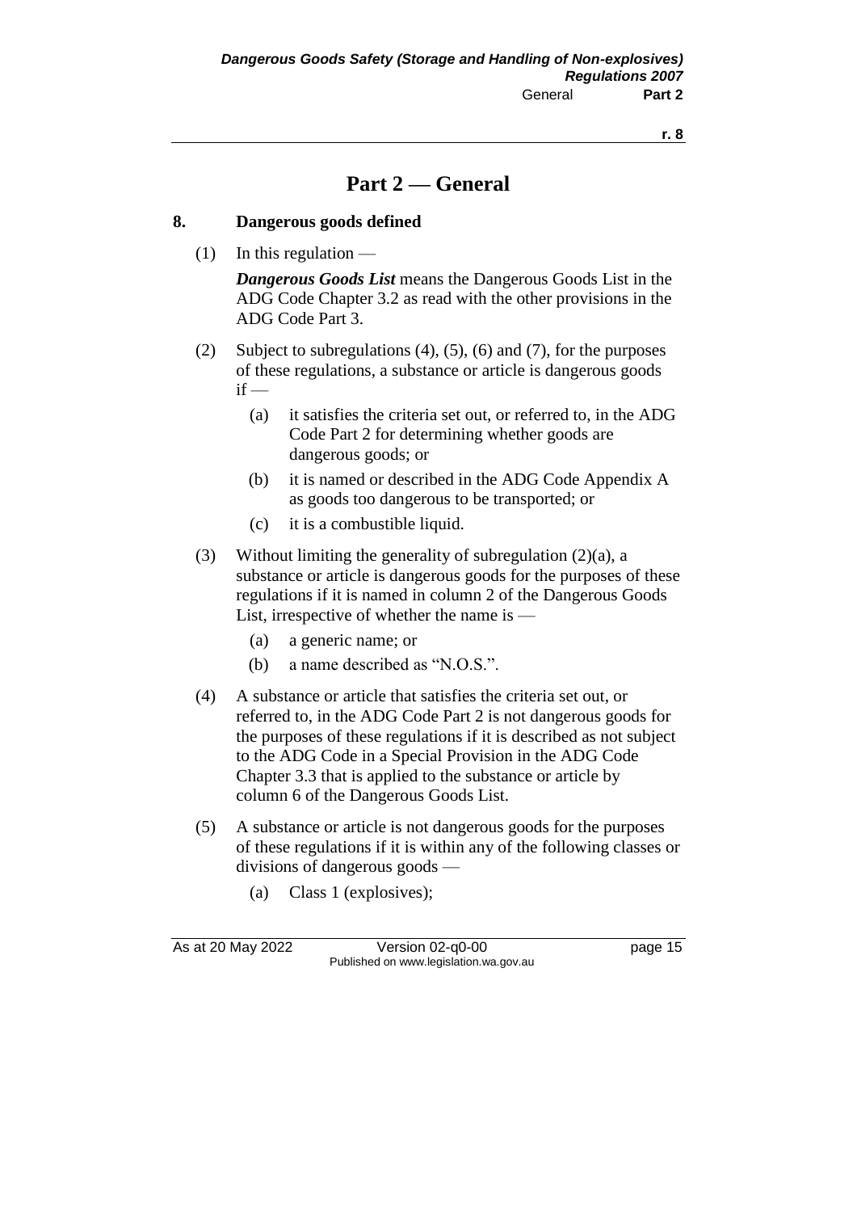# Part 2 — General

## 8. Dangerous goods defined

(1) In this regulation —

***Dangerous Goods List*** means the Dangerous Goods List in the ADG Code Chapter 3.2 as read with the other provisions in the ADG Code Part 3.

(2) Subject to subregulations (4), (5), (6) and (7), for the purposes of these regulations, a substance or article is dangerous goods if —

- (a) it satisfies the criteria set out, or referred to, in the ADG Code Part 2 for determining whether goods are dangerous goods; or
- (b) it is named or described in the ADG Code Appendix A as goods too dangerous to be transported; or
- (c) it is a combustible liquid.

(3) Without limiting the generality of subregulation (2)(a), a substance or article is dangerous goods for the purposes of these regulations if it is named in column 2 of the Dangerous Goods List, irrespective of whether the name is —

- (a) a generic name; or
- (b) a name described as "N.O.S.".

(4) A substance or article that satisfies the criteria set out, or referred to, in the ADG Code Part 2 is not dangerous goods for the purposes of these regulations if it is described as not subject to the ADG Code in a Special Provision in the ADG Code Chapter 3.3 that is applied to the substance or article by column 6 of the Dangerous Goods List.

(5) A substance or article is not dangerous goods for the purposes of these regulations if it is within any of the following classes or divisions of dangerous goods —

- (a) Class 1 (explosives);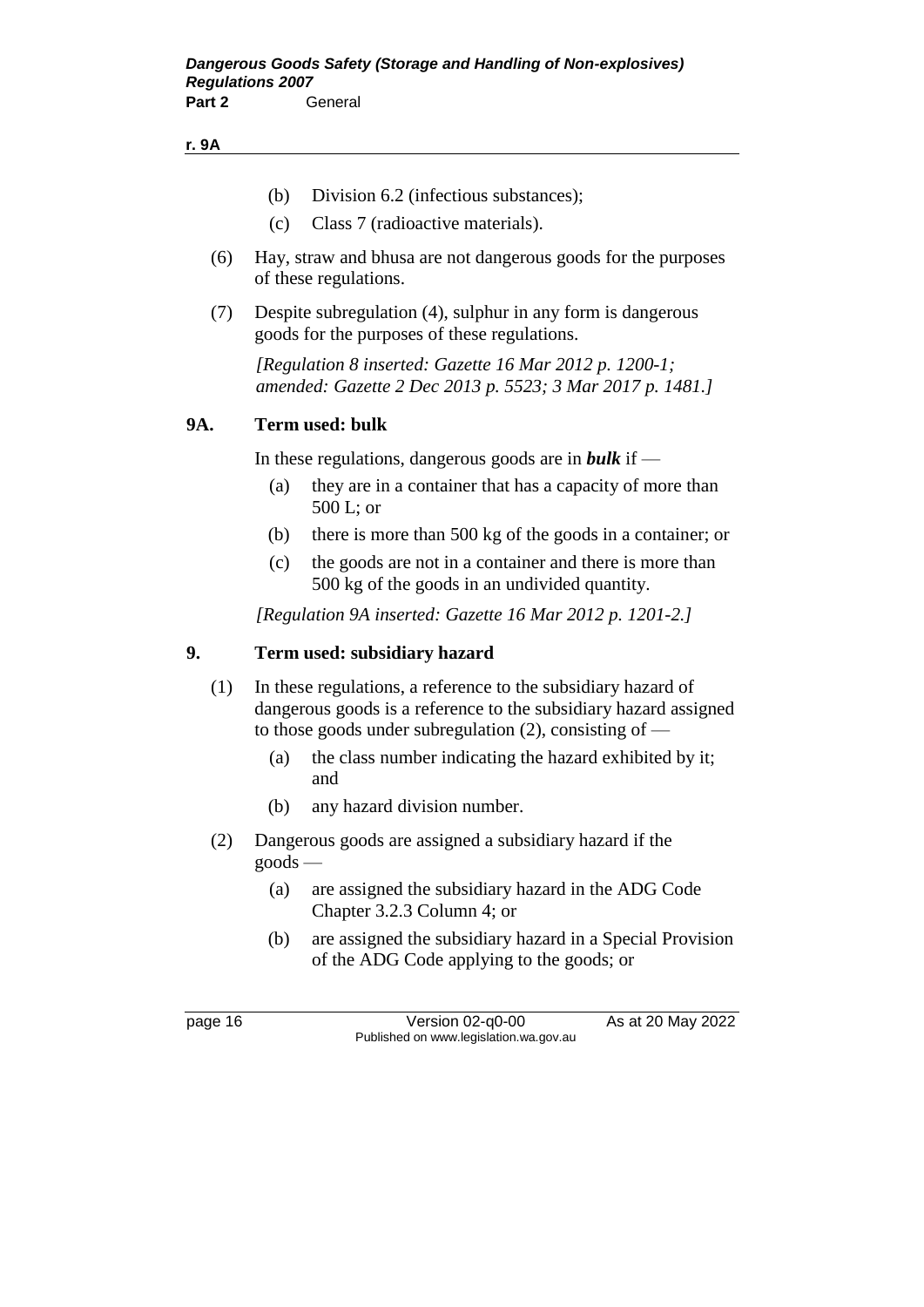(b) Division 6.2 (infectious substances);

(c) Class 7 (radioactive materials).

(6) Hay, straw and bhusa are not dangerous goods for the purposes of these regulations.

(7) Despite subregulation (4), sulphur in any form is dangerous goods for the purposes of these regulations.

*[Regulation 8 inserted: Gazette 16 Mar 2012 p. 1200-1; amended: Gazette 2 Dec 2013 p. 5523; 3 Mar 2017 p. 1481.]*

## 9A. Term used: bulk

In these regulations, dangerous goods are in ***bulk*** if —

(a) they are in a container that has a capacity of more than 500 L; or

(b) there is more than 500 kg of the goods in a container; or

(c) the goods are not in a container and there is more than 500 kg of the goods in an undivided quantity.

*[Regulation 9A inserted: Gazette 16 Mar 2012 p. 1201-2.]*

## 9. Term used: subsidiary hazard

(1) In these regulations, a reference to the subsidiary hazard of dangerous goods is a reference to the subsidiary hazard assigned to those goods under subregulation (2), consisting of —

(a) the class number indicating the hazard exhibited by it; and

(b) any hazard division number.

(2) Dangerous goods are assigned a subsidiary hazard if the goods —

(a) are assigned the subsidiary hazard in the ADG Code Chapter 3.2.3 Column 4; or

(b) are assigned the subsidiary hazard in a Special Provision of the ADG Code applying to the goods; or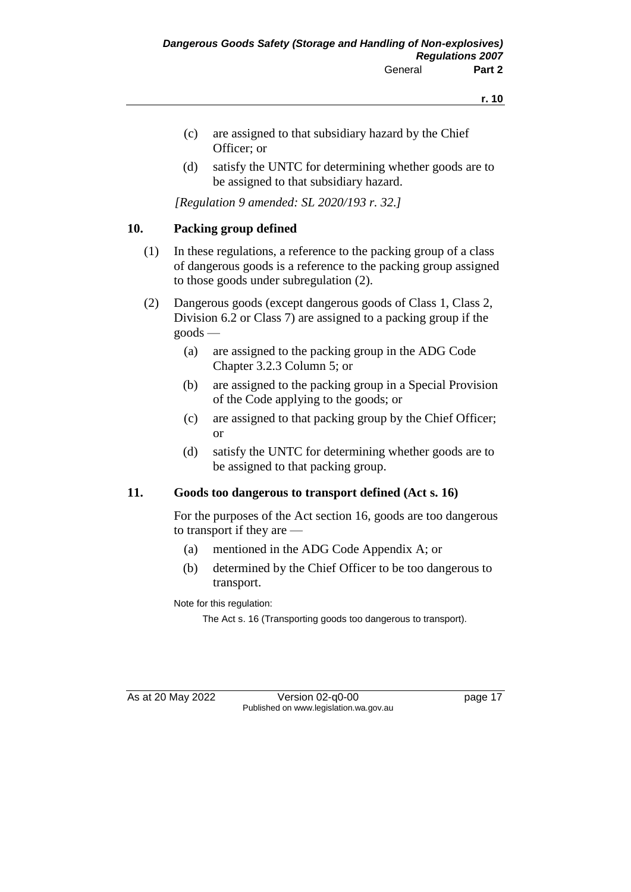(c) are assigned to that subsidiary hazard by the Chief Officer; or

(d) satisfy the UNTC for determining whether goods are to be assigned to that subsidiary hazard.

*[Regulation 9 amended: SL 2020/193 r. 32.]*

## 10. Packing group defined

(1) In these regulations, a reference to the packing group of a class of dangerous goods is a reference to the packing group assigned to those goods under subregulation (2).

(2) Dangerous goods (except dangerous goods of Class 1, Class 2, Division 6.2 or Class 7) are assigned to a packing group if the goods —

(a) are assigned to the packing group in the ADG Code Chapter 3.2.3 Column 5; or

(b) are assigned to the packing group in a Special Provision of the Code applying to the goods; or

(c) are assigned to that packing group by the Chief Officer; or

(d) satisfy the UNTC for determining whether goods are to be assigned to that packing group.

## 11. Goods too dangerous to transport defined (Act s. 16)

For the purposes of the Act section 16, goods are too dangerous to transport if they are —

(a) mentioned in the ADG Code Appendix A; or

(b) determined by the Chief Officer to be too dangerous to transport.

Note for this regulation:

The Act s. 16 (Transporting goods too dangerous to transport).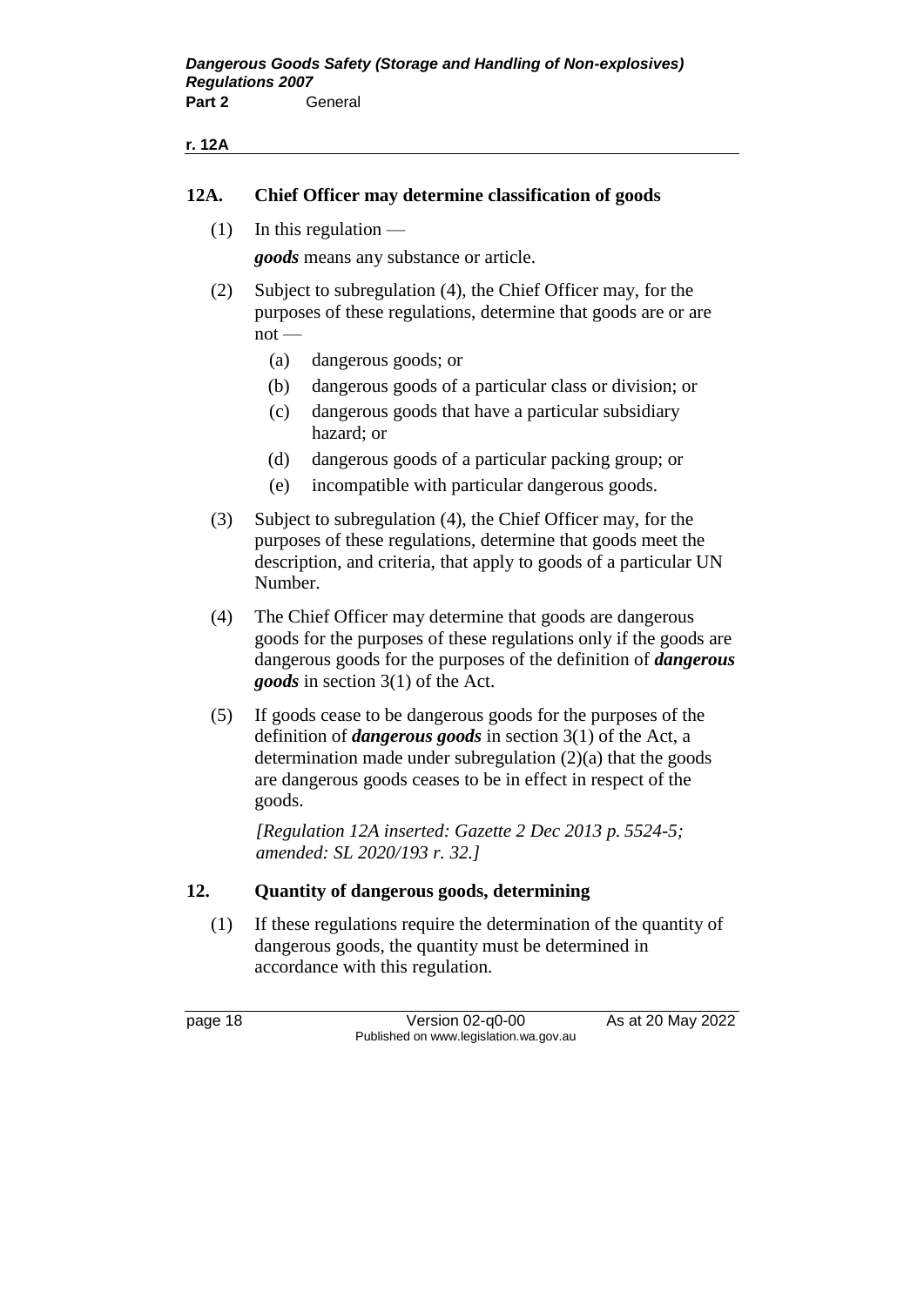## 12A. Chief Officer may determine classification of goods

(1) In this regulation —

***goods*** means any substance or article.

(2) Subject to subregulation (4), the Chief Officer may, for the purposes of these regulations, determine that goods are or are not —

(a) dangerous goods; or

(b) dangerous goods of a particular class or division; or

(c) dangerous goods that have a particular subsidiary hazard; or

(d) dangerous goods of a particular packing group; or

(e) incompatible with particular dangerous goods.

(3) Subject to subregulation (4), the Chief Officer may, for the purposes of these regulations, determine that goods meet the description, and criteria, that apply to goods of a particular UN Number.

(4) The Chief Officer may determine that goods are dangerous goods for the purposes of these regulations only if the goods are dangerous goods for the purposes of the definition of ***dangerous goods*** in section 3(1) of the Act.

(5) If goods cease to be dangerous goods for the purposes of the definition of ***dangerous goods*** in section 3(1) of the Act, a determination made under subregulation (2)(a) that the goods are dangerous goods ceases to be in effect in respect of the goods.

*[Regulation 12A inserted: Gazette 2 Dec 2013 p. 5524-5; amended: SL 2020/193 r. 32.]*

## 12. Quantity of dangerous goods, determining

(1) If these regulations require the determination of the quantity of dangerous goods, the quantity must be determined in accordance with this regulation.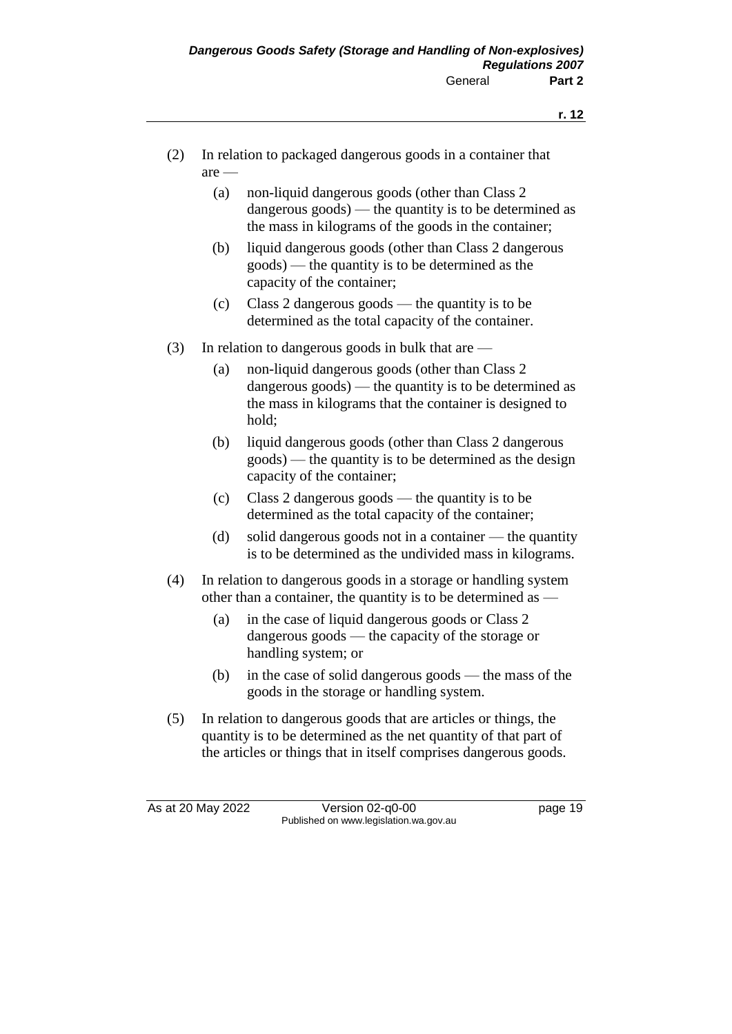(2) In relation to packaged dangerous goods in a container that are —

(a) non-liquid dangerous goods (other than Class 2 dangerous goods) — the quantity is to be determined as the mass in kilograms of the goods in the container;

(b) liquid dangerous goods (other than Class 2 dangerous goods) — the quantity is to be determined as the capacity of the container;

(c) Class 2 dangerous goods — the quantity is to be determined as the total capacity of the container.

(3) In relation to dangerous goods in bulk that are —

(a) non-liquid dangerous goods (other than Class 2 dangerous goods) — the quantity is to be determined as the mass in kilograms that the container is designed to hold;

(b) liquid dangerous goods (other than Class 2 dangerous goods) — the quantity is to be determined as the design capacity of the container;

(c) Class 2 dangerous goods — the quantity is to be determined as the total capacity of the container;

(d) solid dangerous goods not in a container — the quantity is to be determined as the undivided mass in kilograms.

(4) In relation to dangerous goods in a storage or handling system other than a container, the quantity is to be determined as —

(a) in the case of liquid dangerous goods or Class 2 dangerous goods — the capacity of the storage or handling system; or

(b) in the case of solid dangerous goods — the mass of the goods in the storage or handling system.

(5) In relation to dangerous goods that are articles or things, the quantity is to be determined as the net quantity of that part of the articles or things that in itself comprises dangerous goods.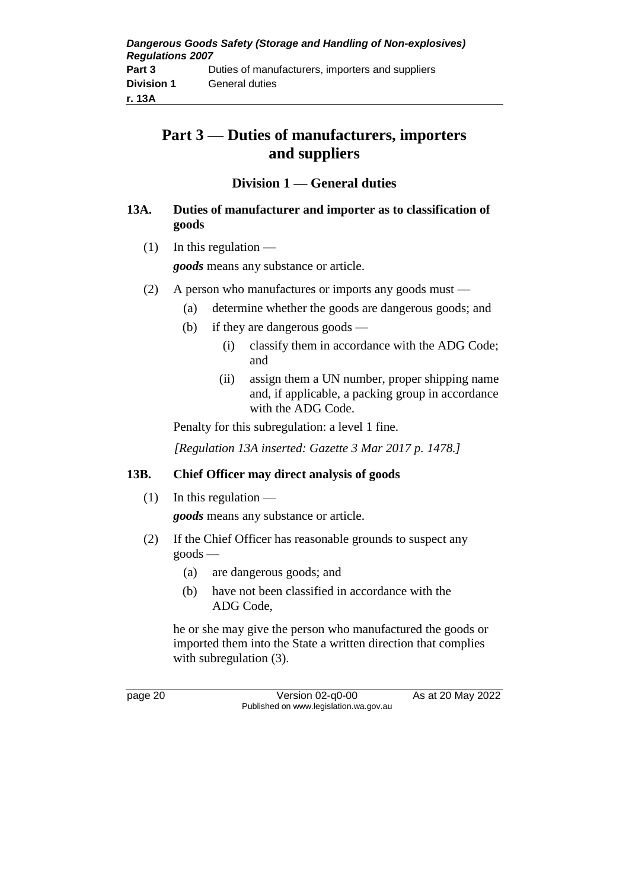# Part 3 — Duties of manufacturers, importers and suppliers

## Division 1 — General duties

### 13A. Duties of manufacturer and importer as to classification of goods

(1) In this regulation —

*goods* means any substance or article.

(2) A person who manufactures or imports any goods must —

(a) determine whether the goods are dangerous goods; and

(b) if they are dangerous goods —

(i) classify them in accordance with the ADG Code; and

(ii) assign them a UN number, proper shipping name and, if applicable, a packing group in accordance with the ADG Code.

Penalty for this subregulation: a level 1 fine.

*[Regulation 13A inserted: Gazette 3 Mar 2017 p. 1478.]*

### 13B. Chief Officer may direct analysis of goods

(1) In this regulation —

*goods* means any substance or article.

(2) If the Chief Officer has reasonable grounds to suspect any goods —

(a) are dangerous goods; and

(b) have not been classified in accordance with the ADG Code,

he or she may give the person who manufactured the goods or imported them into the State a written direction that complies with subregulation (3).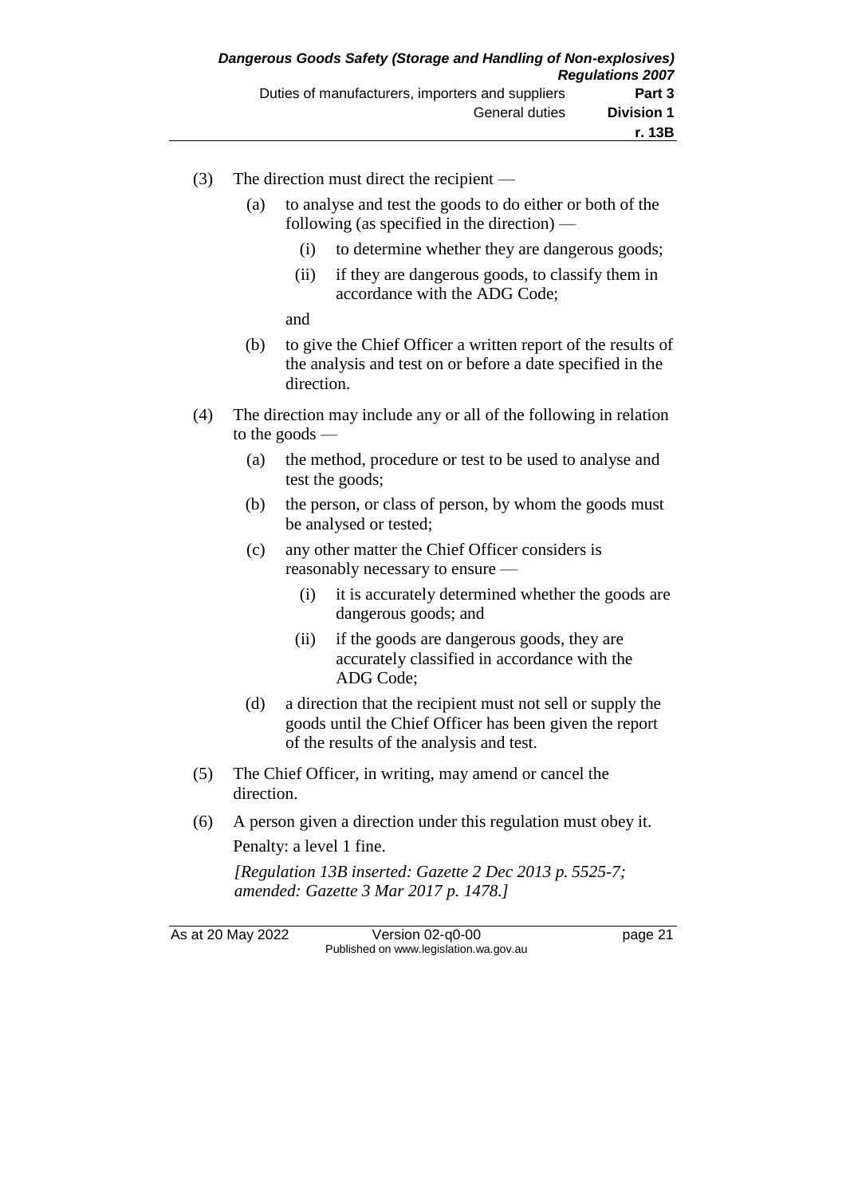(3) The direction must direct the recipient —

  (a) to analyse and test the goods to do either or both of the following (as specified in the direction) —

    (i) to determine whether they are dangerous goods;

    (ii) if they are dangerous goods, to classify them in accordance with the ADG Code;

  and

  (b) to give the Chief Officer a written report of the results of the analysis and test on or before a date specified in the direction.

(4) The direction may include any or all of the following in relation to the goods —

  (a) the method, procedure or test to be used to analyse and test the goods;

  (b) the person, or class of person, by whom the goods must be analysed or tested;

  (c) any other matter the Chief Officer considers is reasonably necessary to ensure —

    (i) it is accurately determined whether the goods are dangerous goods; and

    (ii) if the goods are dangerous goods, they are accurately classified in accordance with the ADG Code;

  (d) a direction that the recipient must not sell or supply the goods until the Chief Officer has been given the report of the results of the analysis and test.

(5) The Chief Officer, in writing, may amend or cancel the direction.

(6) A person given a direction under this regulation must obey it.

Penalty: a level 1 fine.

*[Regulation 13B inserted: Gazette 2 Dec 2013 p. 5525-7; amended: Gazette 3 Mar 2017 p. 1478.]*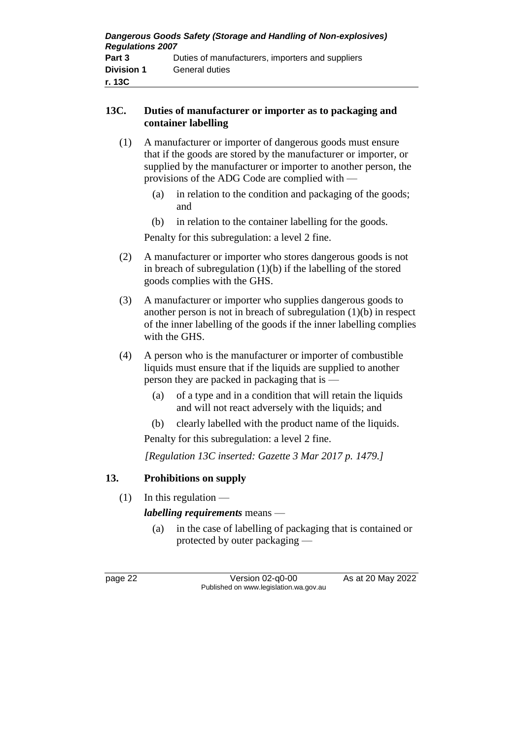## 13C. Duties of manufacturer or importer as to packaging and container labelling

(1) A manufacturer or importer of dangerous goods must ensure that if the goods are stored by the manufacturer or importer, or supplied by the manufacturer or importer to another person, the provisions of the ADG Code are complied with —

(a) in relation to the condition and packaging of the goods; and

(b) in relation to the container labelling for the goods.

Penalty for this subregulation: a level 2 fine.

(2) A manufacturer or importer who stores dangerous goods is not in breach of subregulation (1)(b) if the labelling of the stored goods complies with the GHS.

(3) A manufacturer or importer who supplies dangerous goods to another person is not in breach of subregulation (1)(b) in respect of the inner labelling of the goods if the inner labelling complies with the GHS.

(4) A person who is the manufacturer or importer of combustible liquids must ensure that if the liquids are supplied to another person they are packed in packaging that is —

(a) of a type and in a condition that will retain the liquids and will not react adversely with the liquids; and

(b) clearly labelled with the product name of the liquids.

Penalty for this subregulation: a level 2 fine.

*[Regulation 13C inserted: Gazette 3 Mar 2017 p. 1479.]*

## 13. Prohibitions on supply

(1) In this regulation —

***labelling requirements*** means —

(a) in the case of labelling of packaging that is contained or protected by outer packaging —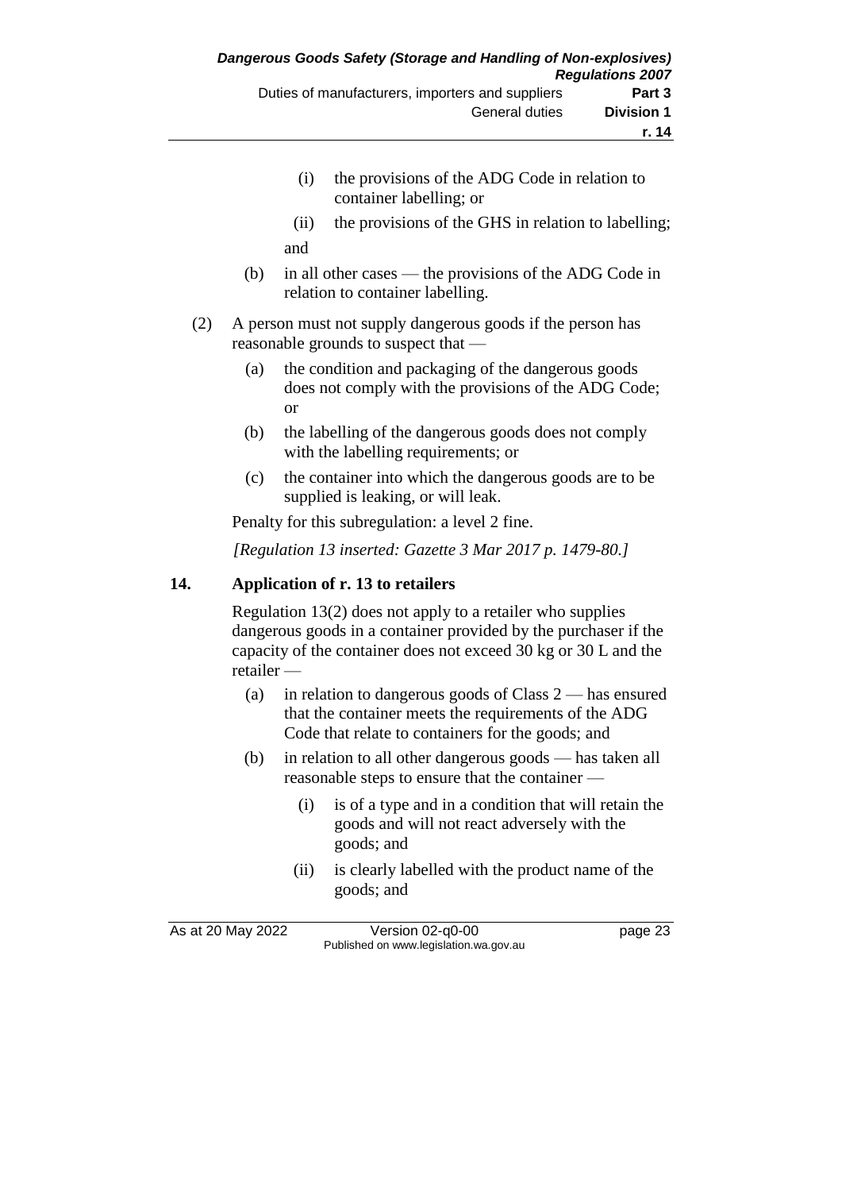(i) the provisions of the ADG Code in relation to container labelling; or

(ii) the provisions of the GHS in relation to labelling;

and

(b) in all other cases — the provisions of the ADG Code in relation to container labelling.

(2) A person must not supply dangerous goods if the person has reasonable grounds to suspect that —

(a) the condition and packaging of the dangerous goods does not comply with the provisions of the ADG Code; or

(b) the labelling of the dangerous goods does not comply with the labelling requirements; or

(c) the container into which the dangerous goods are to be supplied is leaking, or will leak.

Penalty for this subregulation: a level 2 fine.

*[Regulation 13 inserted: Gazette 3 Mar 2017 p. 1479-80.]*

## 14. Application of r. 13 to retailers

Regulation 13(2) does not apply to a retailer who supplies dangerous goods in a container provided by the purchaser if the capacity of the container does not exceed 30 kg or 30 L and the retailer —

(a) in relation to dangerous goods of Class 2 — has ensured that the container meets the requirements of the ADG Code that relate to containers for the goods; and

(b) in relation to all other dangerous goods — has taken all reasonable steps to ensure that the container —

(i) is of a type and in a condition that will retain the goods and will not react adversely with the goods; and

(ii) is clearly labelled with the product name of the goods; and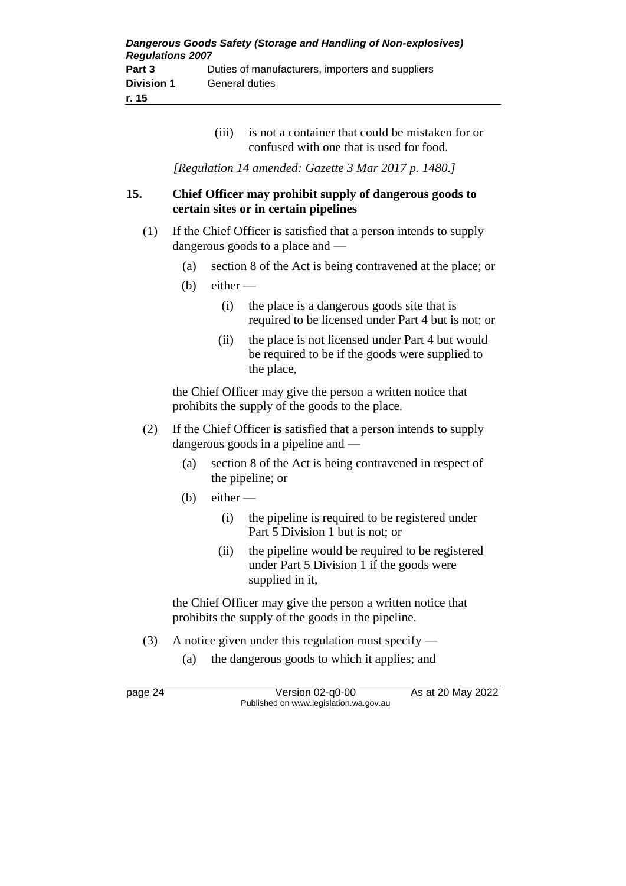(iii) is not a container that could be mistaken for or confused with one that is used for food.

*[Regulation 14 amended: Gazette 3 Mar 2017 p. 1480.]*

### 15. Chief Officer may prohibit supply of dangerous goods to certain sites or in certain pipelines

(1) If the Chief Officer is satisfied that a person intends to supply dangerous goods to a place and —

(a) section 8 of the Act is being contravened at the place; or

(b) either —

(i) the place is a dangerous goods site that is required to be licensed under Part 4 but is not; or

(ii) the place is not licensed under Part 4 but would be required to be if the goods were supplied to the place,

the Chief Officer may give the person a written notice that prohibits the supply of the goods to the place.

(2) If the Chief Officer is satisfied that a person intends to supply dangerous goods in a pipeline and —

(a) section 8 of the Act is being contravened in respect of the pipeline; or

(b) either —

(i) the pipeline is required to be registered under Part 5 Division 1 but is not; or

(ii) the pipeline would be required to be registered under Part 5 Division 1 if the goods were supplied in it,

the Chief Officer may give the person a written notice that prohibits the supply of the goods in the pipeline.

(3) A notice given under this regulation must specify —

(a) the dangerous goods to which it applies; and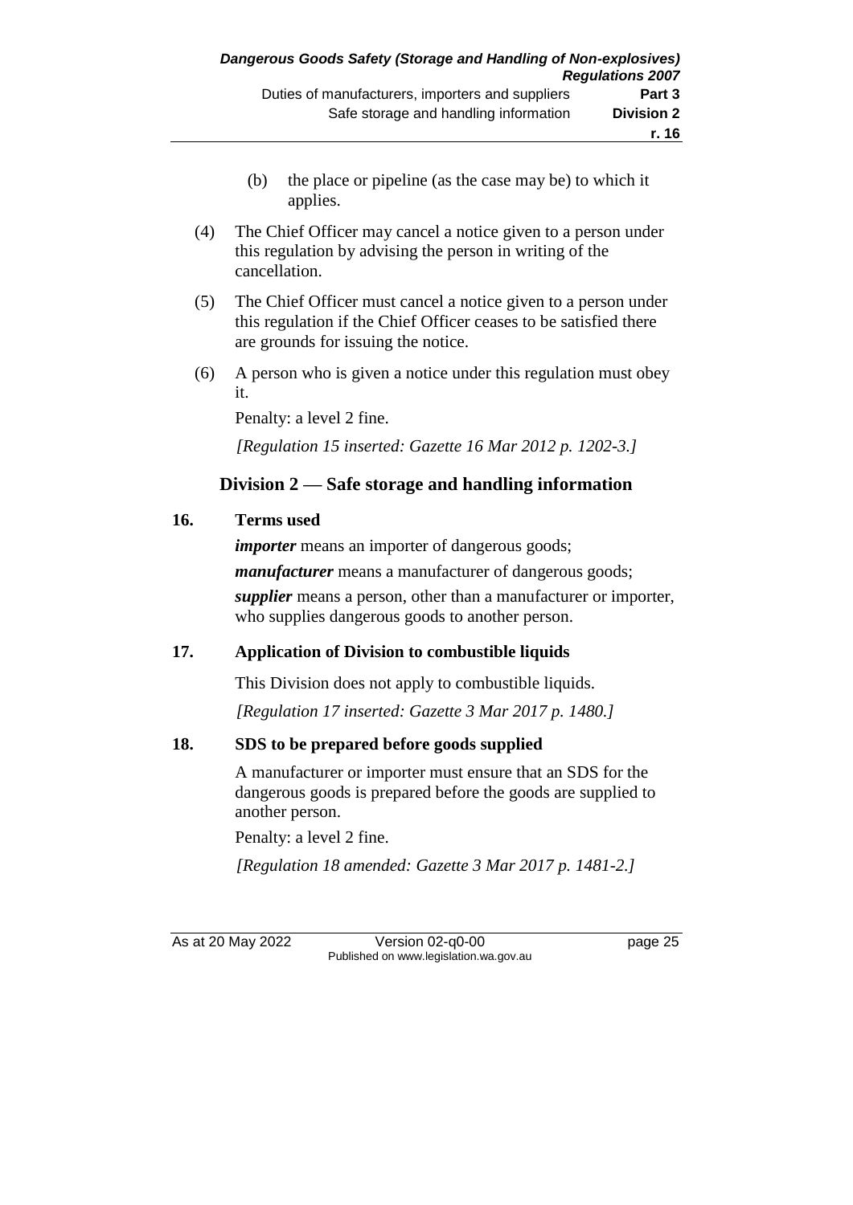(b) the place or pipeline (as the case may be) to which it applies.

(4) The Chief Officer may cancel a notice given to a person under this regulation by advising the person in writing of the cancellation.

(5) The Chief Officer must cancel a notice given to a person under this regulation if the Chief Officer ceases to be satisfied there are grounds for issuing the notice.

(6) A person who is given a notice under this regulation must obey it.

Penalty: a level 2 fine.

*[Regulation 15 inserted: Gazette 16 Mar 2012 p. 1202-3.]*

## Division 2 — Safe storage and handling information

### 16. Terms used

***importer*** means an importer of dangerous goods;

***manufacturer*** means a manufacturer of dangerous goods;

***supplier*** means a person, other than a manufacturer or importer, who supplies dangerous goods to another person.

### 17. Application of Division to combustible liquids

This Division does not apply to combustible liquids.

*[Regulation 17 inserted: Gazette 3 Mar 2017 p. 1480.]*

### 18. SDS to be prepared before goods supplied

A manufacturer or importer must ensure that an SDS for the dangerous goods is prepared before the goods are supplied to another person.

Penalty: a level 2 fine.

*[Regulation 18 amended: Gazette 3 Mar 2017 p. 1481-2.]*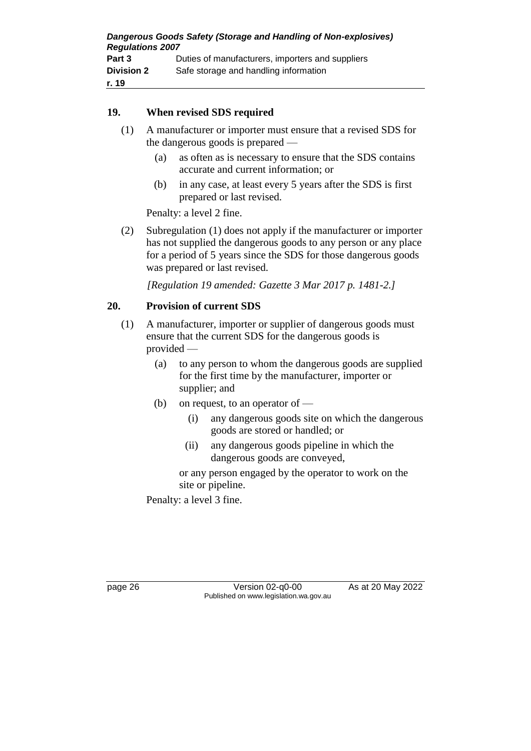## 19. When revised SDS required

(1) A manufacturer or importer must ensure that a revised SDS for the dangerous goods is prepared —

(a) as often as is necessary to ensure that the SDS contains accurate and current information; or

(b) in any case, at least every 5 years after the SDS is first prepared or last revised.

Penalty: a level 2 fine.

(2) Subregulation (1) does not apply if the manufacturer or importer has not supplied the dangerous goods to any person or any place for a period of 5 years since the SDS for those dangerous goods was prepared or last revised.

*[Regulation 19 amended: Gazette 3 Mar 2017 p. 1481-2.]*

## 20. Provision of current SDS

(1) A manufacturer, importer or supplier of dangerous goods must ensure that the current SDS for the dangerous goods is provided —

(a) to any person to whom the dangerous goods are supplied for the first time by the manufacturer, importer or supplier; and

(b) on request, to an operator of —

(i) any dangerous goods site on which the dangerous goods are stored or handled; or

(ii) any dangerous goods pipeline in which the dangerous goods are conveyed,

or any person engaged by the operator to work on the site or pipeline.

Penalty: a level 3 fine.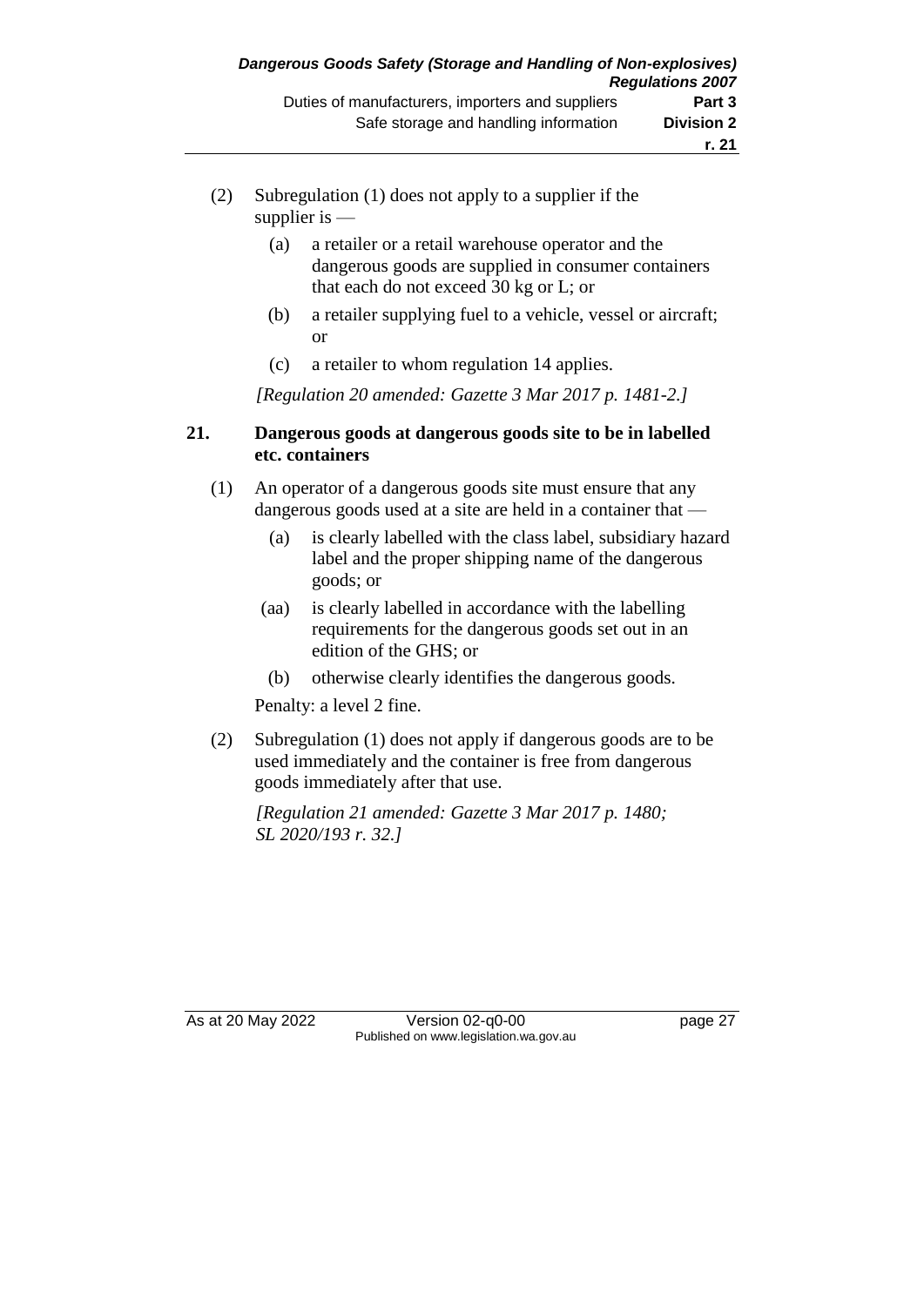(2) Subregulation (1) does not apply to a supplier if the supplier is —

(a) a retailer or a retail warehouse operator and the dangerous goods are supplied in consumer containers that each do not exceed 30 kg or L; or

(b) a retailer supplying fuel to a vehicle, vessel or aircraft; or

(c) a retailer to whom regulation 14 applies.

*[Regulation 20 amended: Gazette 3 Mar 2017 p. 1481-2.]*

### 21. Dangerous goods at dangerous goods site to be in labelled etc. containers

(1) An operator of a dangerous goods site must ensure that any dangerous goods used at a site are held in a container that —

(a) is clearly labelled with the class label, subsidiary hazard label and the proper shipping name of the dangerous goods; or

(aa) is clearly labelled in accordance with the labelling requirements for the dangerous goods set out in an edition of the GHS; or

(b) otherwise clearly identifies the dangerous goods.

Penalty: a level 2 fine.

(2) Subregulation (1) does not apply if dangerous goods are to be used immediately and the container is free from dangerous goods immediately after that use.

*[Regulation 21 amended: Gazette 3 Mar 2017 p. 1480; SL 2020/193 r. 32.]*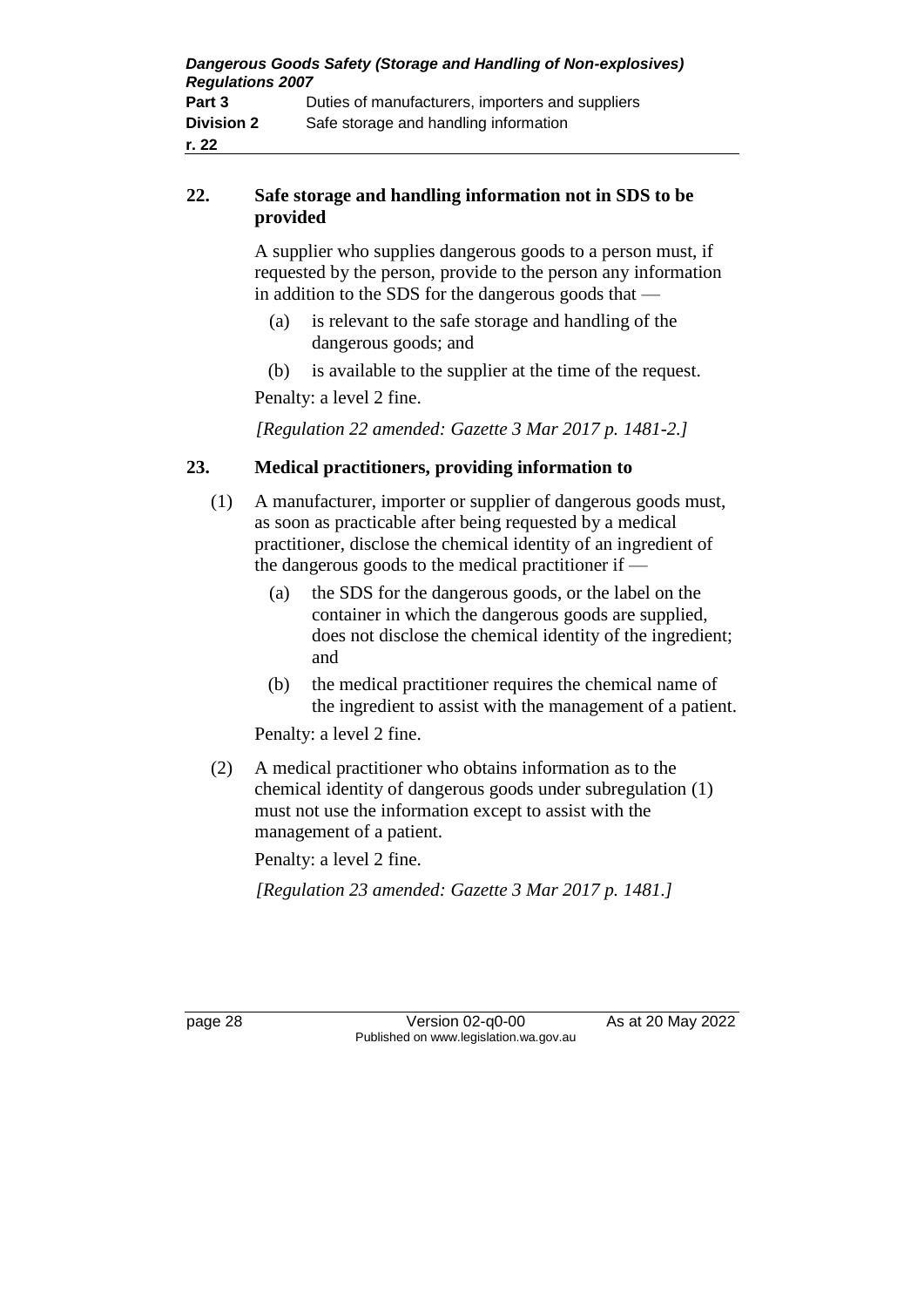## 22. Safe storage and handling information not in SDS to be provided

A supplier who supplies dangerous goods to a person must, if requested by the person, provide to the person any information in addition to the SDS for the dangerous goods that —

(a) is relevant to the safe storage and handling of the dangerous goods; and

(b) is available to the supplier at the time of the request.

Penalty: a level 2 fine.

*[Regulation 22 amended: Gazette 3 Mar 2017 p. 1481-2.]*

## 23. Medical practitioners, providing information to

(1) A manufacturer, importer or supplier of dangerous goods must, as soon as practicable after being requested by a medical practitioner, disclose the chemical identity of an ingredient of the dangerous goods to the medical practitioner if —

(a) the SDS for the dangerous goods, or the label on the container in which the dangerous goods are supplied, does not disclose the chemical identity of the ingredient; and

(b) the medical practitioner requires the chemical name of the ingredient to assist with the management of a patient.

Penalty: a level 2 fine.

(2) A medical practitioner who obtains information as to the chemical identity of dangerous goods under subregulation (1) must not use the information except to assist with the management of a patient.

Penalty: a level 2 fine.

*[Regulation 23 amended: Gazette 3 Mar 2017 p. 1481.]*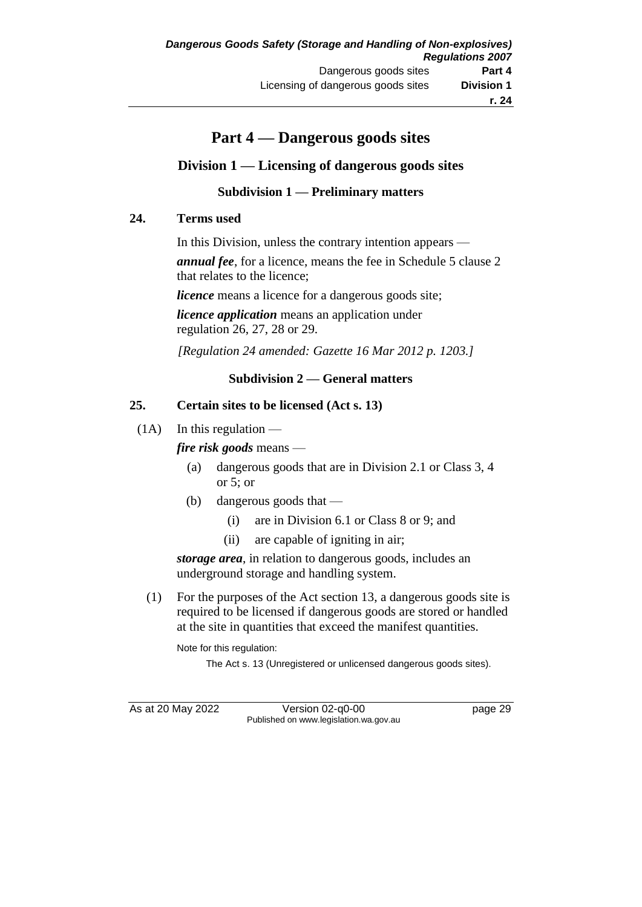# Part 4 — Dangerous goods sites

## Division 1 — Licensing of dangerous goods sites

### Subdivision 1 — Preliminary matters

**24. Terms used**

In this Division, unless the contrary intention appears —

***annual fee***, for a licence, means the fee in Schedule 5 clause 2 that relates to the licence;

***licence*** means a licence for a dangerous goods site;

***licence application*** means an application under regulation 26, 27, 28 or 29.

*[Regulation 24 amended: Gazette 16 Mar 2012 p. 1203.]*

### Subdivision 2 — General matters

**25. Certain sites to be licensed (Act s. 13)**

(1A) In this regulation —

***fire risk goods*** means —

(a) dangerous goods that are in Division 2.1 or Class 3, 4 or 5; or

(b) dangerous goods that —

(i) are in Division 6.1 or Class 8 or 9; and

(ii) are capable of igniting in air;

***storage area***, in relation to dangerous goods, includes an underground storage and handling system.

(1) For the purposes of the Act section 13, a dangerous goods site is required to be licensed if dangerous goods are stored or handled at the site in quantities that exceed the manifest quantities.

Note for this regulation:

The Act s. 13 (Unregistered or unlicensed dangerous goods sites).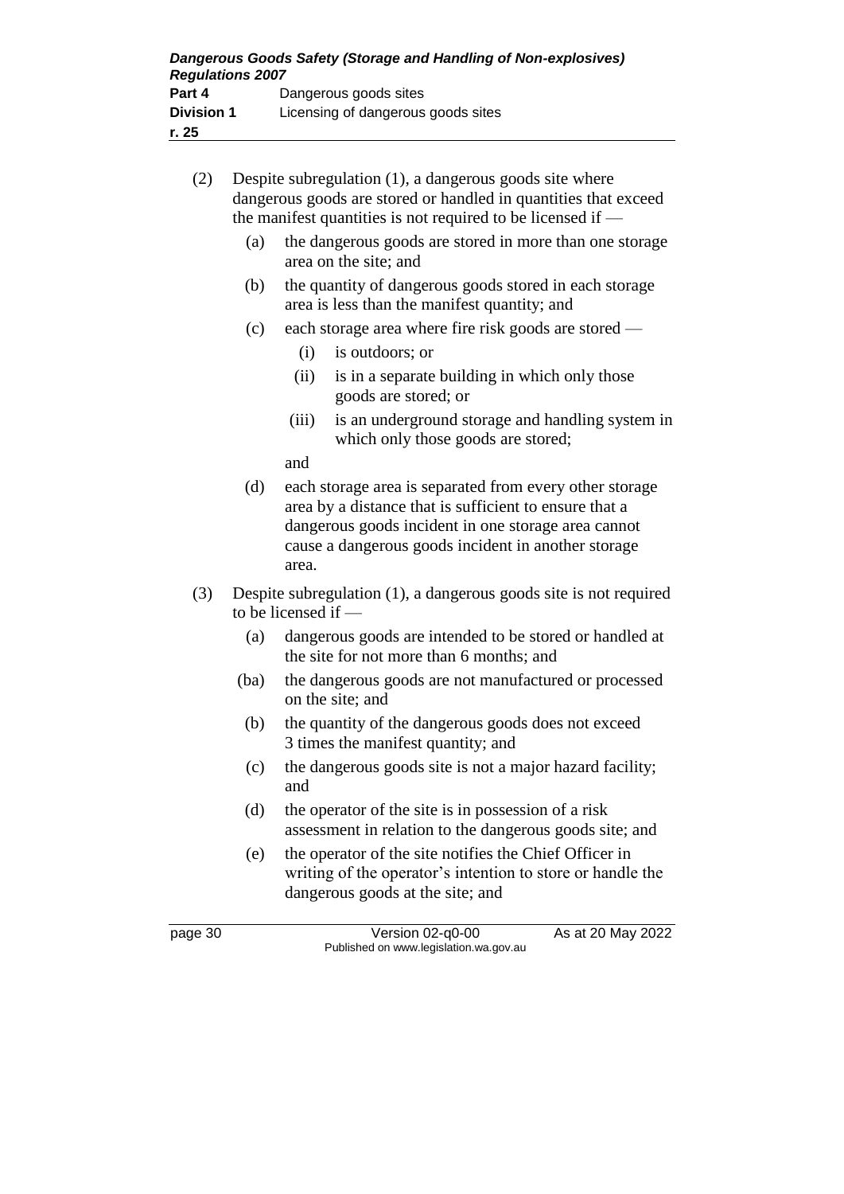(2) Despite subregulation (1), a dangerous goods site where dangerous goods are stored or handled in quantities that exceed the manifest quantities is not required to be licensed if —

   (a) the dangerous goods are stored in more than one storage area on the site; and

   (b) the quantity of dangerous goods stored in each storage area is less than the manifest quantity; and

   (c) each storage area where fire risk goods are stored —

      (i) is outdoors; or

      (ii) is in a separate building in which only those goods are stored; or

      (iii) is an underground storage and handling system in which only those goods are stored;

      and

   (d) each storage area is separated from every other storage area by a distance that is sufficient to ensure that a dangerous goods incident in one storage area cannot cause a dangerous goods incident in another storage area.

(3) Despite subregulation (1), a dangerous goods site is not required to be licensed if —

   (a) dangerous goods are intended to be stored or handled at the site for not more than 6 months; and

   (ba) the dangerous goods are not manufactured or processed on the site; and

   (b) the quantity of the dangerous goods does not exceed 3 times the manifest quantity; and

   (c) the dangerous goods site is not a major hazard facility; and

   (d) the operator of the site is in possession of a risk assessment in relation to the dangerous goods site; and

   (e) the operator of the site notifies the Chief Officer in writing of the operator's intention to store or handle the dangerous goods at the site; and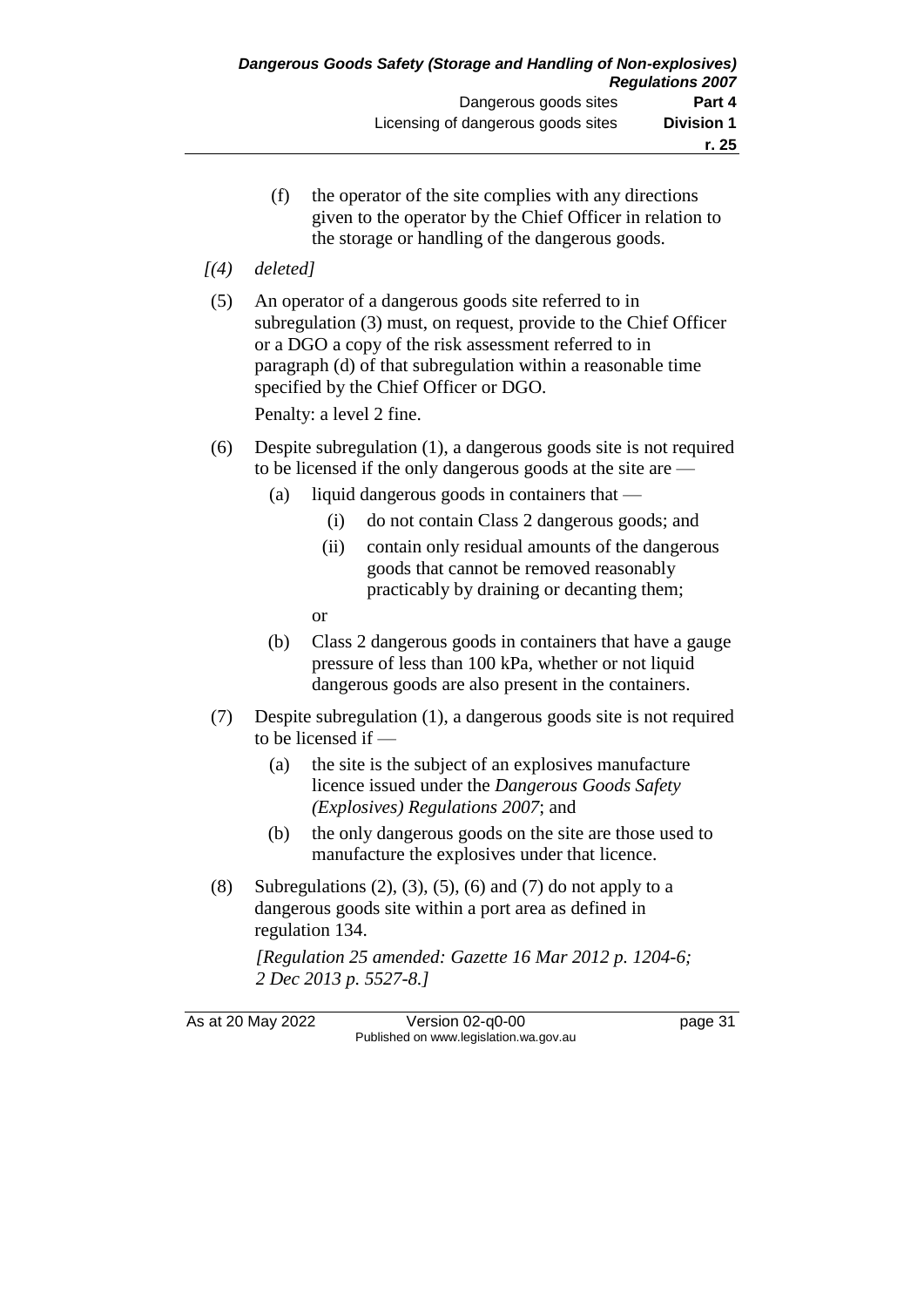(f) the operator of the site complies with any directions given to the operator by the Chief Officer in relation to the storage or handling of the dangerous goods.

*[(4) deleted]*

(5) An operator of a dangerous goods site referred to in subregulation (3) must, on request, provide to the Chief Officer or a DGO a copy of the risk assessment referred to in paragraph (d) of that subregulation within a reasonable time specified by the Chief Officer or DGO.

Penalty: a level 2 fine.

(6) Despite subregulation (1), a dangerous goods site is not required to be licensed if the only dangerous goods at the site are —

(a) liquid dangerous goods in containers that —

(i) do not contain Class 2 dangerous goods; and

(ii) contain only residual amounts of the dangerous goods that cannot be removed reasonably practicably by draining or decanting them;

or

(b) Class 2 dangerous goods in containers that have a gauge pressure of less than 100 kPa, whether or not liquid dangerous goods are also present in the containers.

(7) Despite subregulation (1), a dangerous goods site is not required to be licensed if —

(a) the site is the subject of an explosives manufacture licence issued under the *Dangerous Goods Safety (Explosives) Regulations 2007*; and

(b) the only dangerous goods on the site are those used to manufacture the explosives under that licence.

(8) Subregulations (2), (3), (5), (6) and (7) do not apply to a dangerous goods site within a port area as defined in regulation 134.

*[Regulation 25 amended: Gazette 16 Mar 2012 p. 1204-6; 2 Dec 2013 p. 5527-8.]*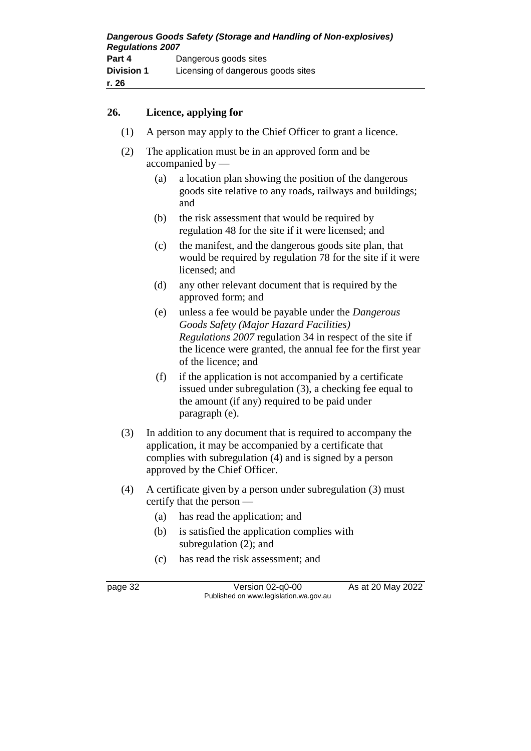## 26. Licence, applying for

(1) A person may apply to the Chief Officer to grant a licence.

(2) The application must be in an approved form and be accompanied by —

(a) a location plan showing the position of the dangerous goods site relative to any roads, railways and buildings; and

(b) the risk assessment that would be required by regulation 48 for the site if it were licensed; and

(c) the manifest, and the dangerous goods site plan, that would be required by regulation 78 for the site if it were licensed; and

(d) any other relevant document that is required by the approved form; and

(e) unless a fee would be payable under the *Dangerous Goods Safety (Major Hazard Facilities) Regulations 2007* regulation 34 in respect of the site if the licence were granted, the annual fee for the first year of the licence; and

(f) if the application is not accompanied by a certificate issued under subregulation (3), a checking fee equal to the amount (if any) required to be paid under paragraph (e).

(3) In addition to any document that is required to accompany the application, it may be accompanied by a certificate that complies with subregulation (4) and is signed by a person approved by the Chief Officer.

(4) A certificate given by a person under subregulation (3) must certify that the person —

(a) has read the application; and

(b) is satisfied the application complies with subregulation (2); and

(c) has read the risk assessment; and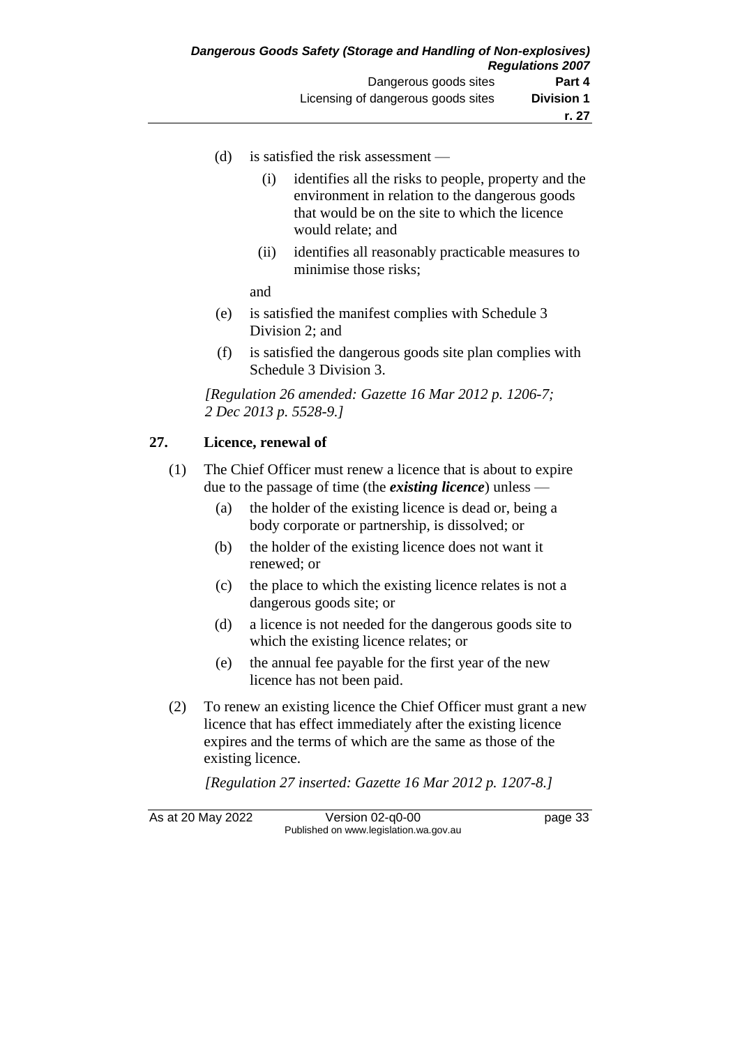(d) is satisfied the risk assessment —

   (i) identifies all the risks to people, property and the environment in relation to the dangerous goods that would be on the site to which the licence would relate; and

   (ii) identifies all reasonably practicable measures to minimise those risks;

   and

(e) is satisfied the manifest complies with Schedule 3 Division 2; and

(f) is satisfied the dangerous goods site plan complies with Schedule 3 Division 3.

*[Regulation 26 amended: Gazette 16 Mar 2012 p. 1206-7; 2 Dec 2013 p. 5528-9.]*

## 27. Licence, renewal of

(1) The Chief Officer must renew a licence that is about to expire due to the passage of time (the ***existing licence***) unless —

   (a) the holder of the existing licence is dead or, being a body corporate or partnership, is dissolved; or

   (b) the holder of the existing licence does not want it renewed; or

   (c) the place to which the existing licence relates is not a dangerous goods site; or

   (d) a licence is not needed for the dangerous goods site to which the existing licence relates; or

   (e) the annual fee payable for the first year of the new licence has not been paid.

(2) To renew an existing licence the Chief Officer must grant a new licence that has effect immediately after the existing licence expires and the terms of which are the same as those of the existing licence.

*[Regulation 27 inserted: Gazette 16 Mar 2012 p. 1207-8.]*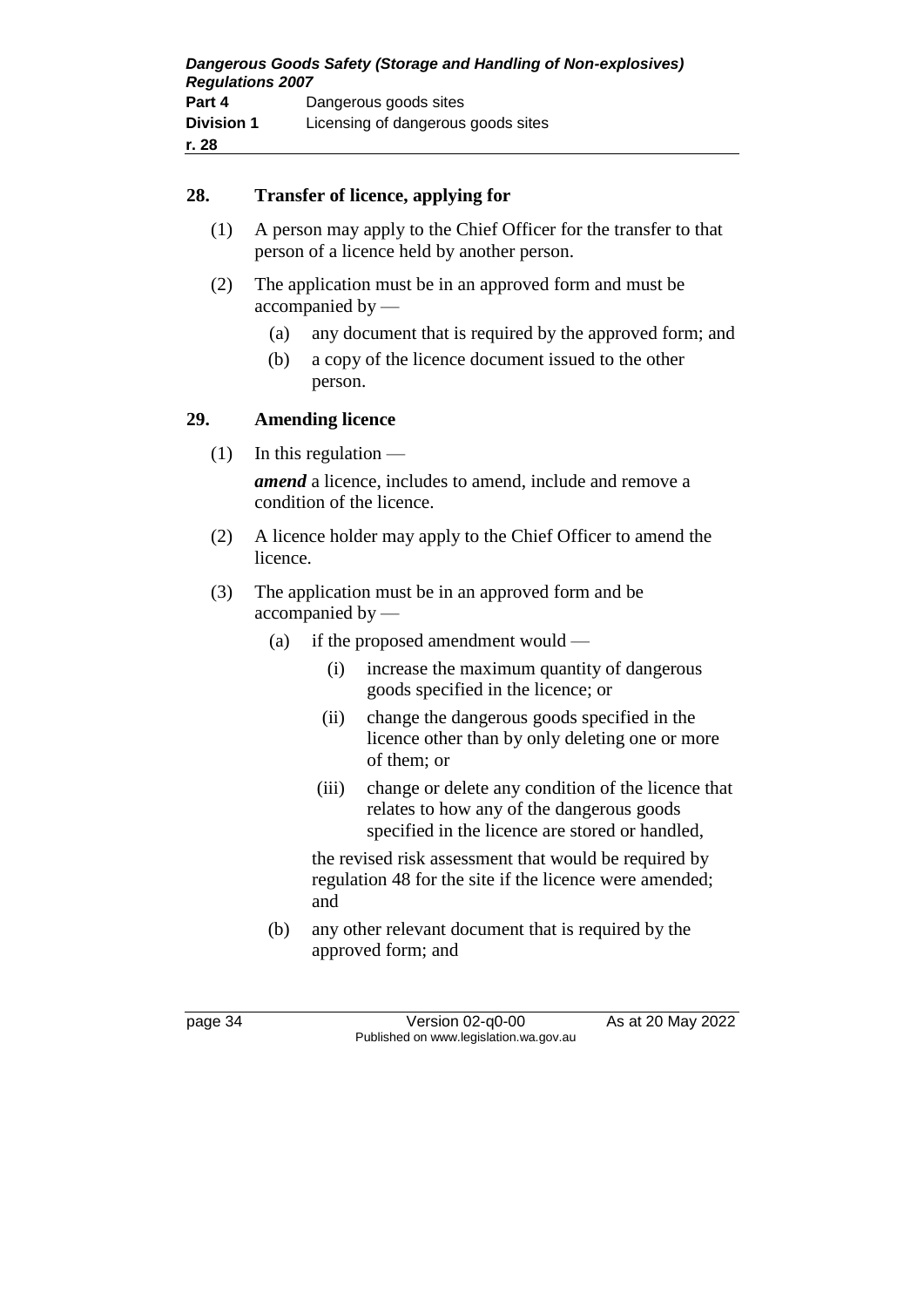## 28. Transfer of licence, applying for

(1) A person may apply to the Chief Officer for the transfer to that person of a licence held by another person.

(2) The application must be in an approved form and must be accompanied by —

- (a) any document that is required by the approved form; and
- (b) a copy of the licence document issued to the other person.

## 29. Amending licence

(1) In this regulation —

***amend*** a licence, includes to amend, include and remove a condition of the licence.

(2) A licence holder may apply to the Chief Officer to amend the licence.

(3) The application must be in an approved form and be accompanied by —

- (a) if the proposed amendment would —
  - (i) increase the maximum quantity of dangerous goods specified in the licence; or
  - (ii) change the dangerous goods specified in the licence other than by only deleting one or more of them; or
  - (iii) change or delete any condition of the licence that relates to how any of the dangerous goods specified in the licence are stored or handled,

  the revised risk assessment that would be required by regulation 48 for the site if the licence were amended; and
- (b) any other relevant document that is required by the approved form; and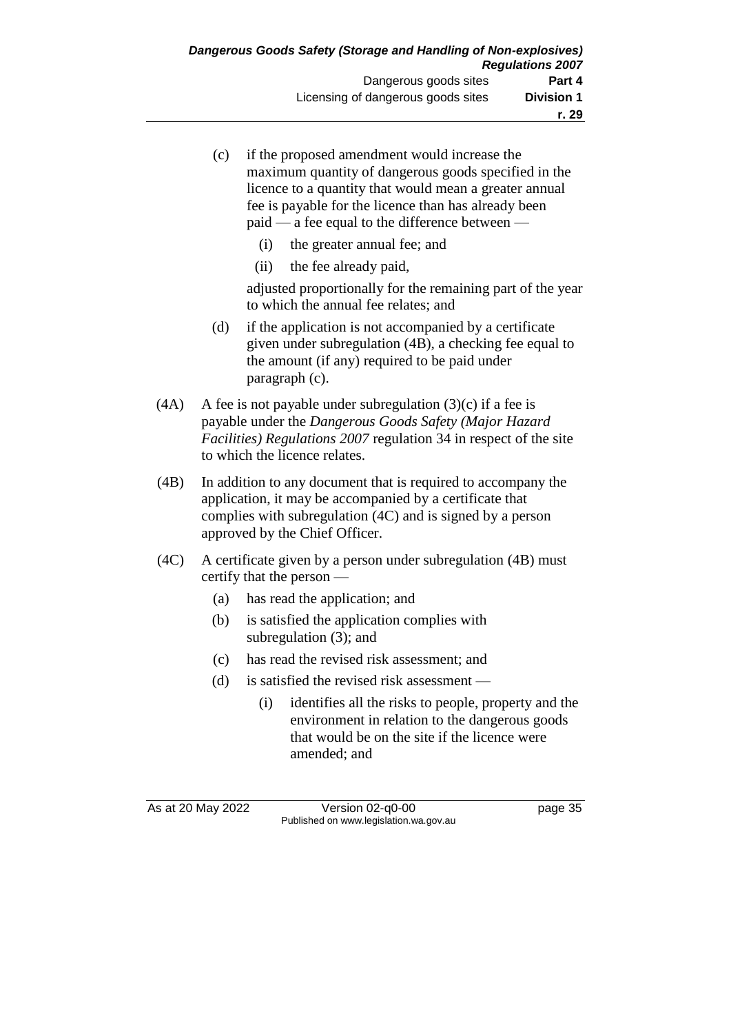(c) if the proposed amendment would increase the maximum quantity of dangerous goods specified in the licence to a quantity that would mean a greater annual fee is payable for the licence than has already been paid — a fee equal to the difference between —

  (i) the greater annual fee; and

  (ii) the fee already paid,

  adjusted proportionally for the remaining part of the year to which the annual fee relates; and

(d) if the application is not accompanied by a certificate given under subregulation (4B), a checking fee equal to the amount (if any) required to be paid under paragraph (c).

(4A) A fee is not payable under subregulation (3)(c) if a fee is payable under the *Dangerous Goods Safety (Major Hazard Facilities) Regulations 2007* regulation 34 in respect of the site to which the licence relates.

(4B) In addition to any document that is required to accompany the application, it may be accompanied by a certificate that complies with subregulation (4C) and is signed by a person approved by the Chief Officer.

(4C) A certificate given by a person under subregulation (4B) must certify that the person —

  (a) has read the application; and

  (b) is satisfied the application complies with subregulation (3); and

  (c) has read the revised risk assessment; and

  (d) is satisfied the revised risk assessment —

    (i) identifies all the risks to people, property and the environment in relation to the dangerous goods that would be on the site if the licence were amended; and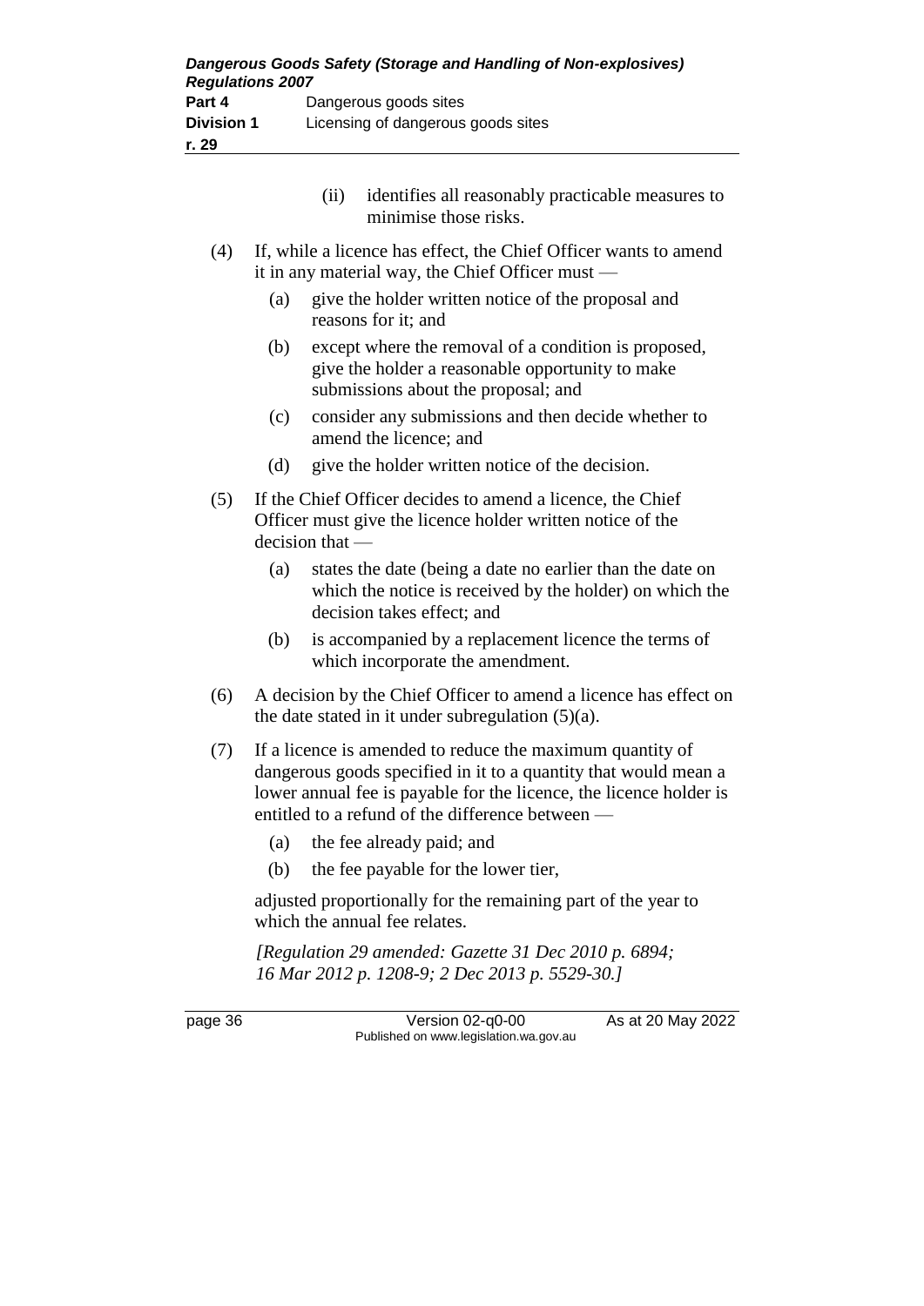(ii) identifies all reasonably practicable measures to minimise those risks.

(4) If, while a licence has effect, the Chief Officer wants to amend it in any material way, the Chief Officer must —

(a) give the holder written notice of the proposal and reasons for it; and

(b) except where the removal of a condition is proposed, give the holder a reasonable opportunity to make submissions about the proposal; and

(c) consider any submissions and then decide whether to amend the licence; and

(d) give the holder written notice of the decision.

(5) If the Chief Officer decides to amend a licence, the Chief Officer must give the licence holder written notice of the decision that —

(a) states the date (being a date no earlier than the date on which the notice is received by the holder) on which the decision takes effect; and

(b) is accompanied by a replacement licence the terms of which incorporate the amendment.

(6) A decision by the Chief Officer to amend a licence has effect on the date stated in it under subregulation (5)(a).

(7) If a licence is amended to reduce the maximum quantity of dangerous goods specified in it to a quantity that would mean a lower annual fee is payable for the licence, the licence holder is entitled to a refund of the difference between —

(a) the fee already paid; and

(b) the fee payable for the lower tier,

adjusted proportionally for the remaining part of the year to which the annual fee relates.

*[Regulation 29 amended: Gazette 31 Dec 2010 p. 6894; 16 Mar 2012 p. 1208-9; 2 Dec 2013 p. 5529-30.]*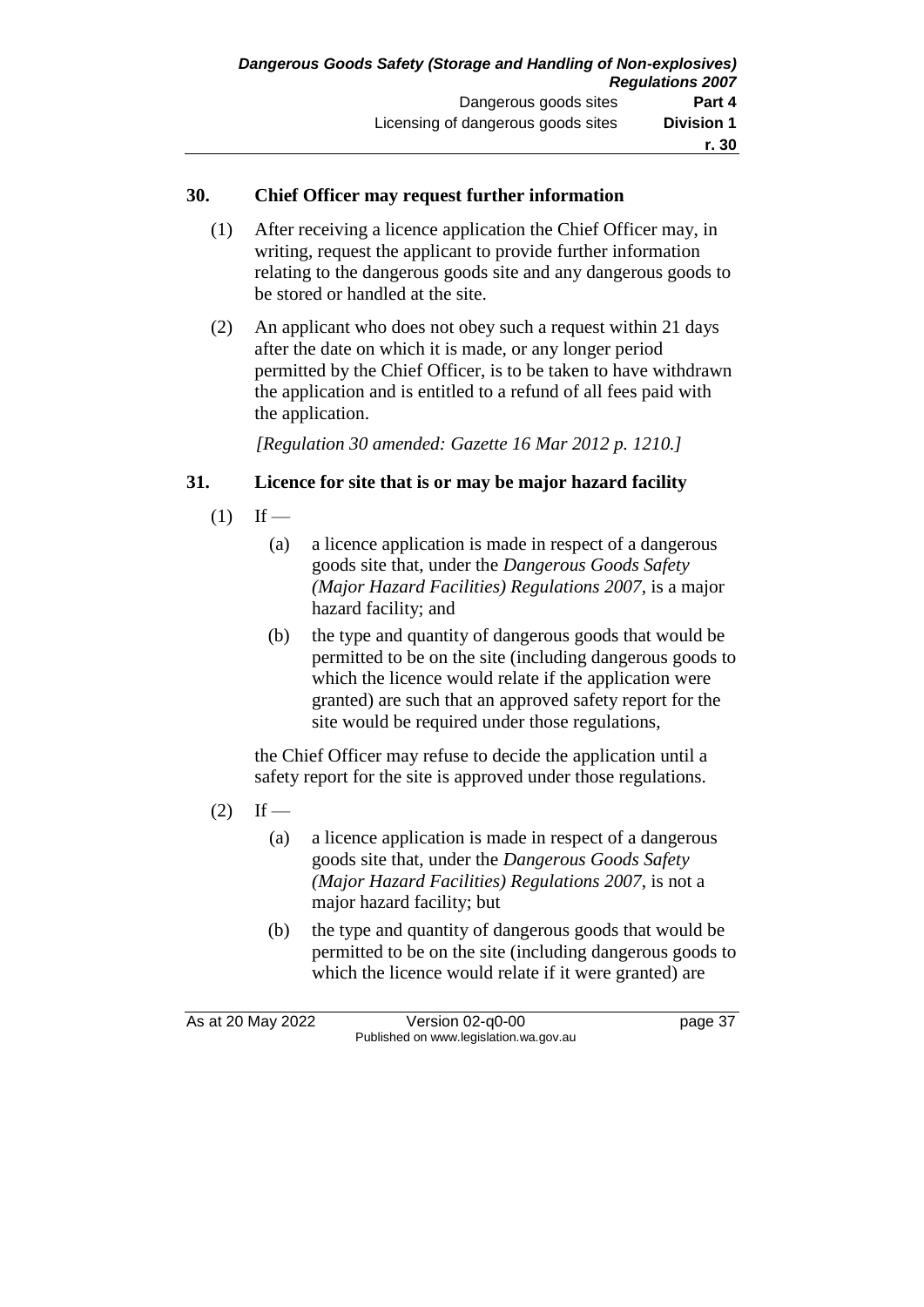### 30. Chief Officer may request further information

(1) After receiving a licence application the Chief Officer may, in writing, request the applicant to provide further information relating to the dangerous goods site and any dangerous goods to be stored or handled at the site.

(2) An applicant who does not obey such a request within 21 days after the date on which it is made, or any longer period permitted by the Chief Officer, is to be taken to have withdrawn the application and is entitled to a refund of all fees paid with the application.

*[Regulation 30 amended: Gazette 16 Mar 2012 p. 1210.]*

### 31. Licence for site that is or may be major hazard facility

(1) If —

- (a) a licence application is made in respect of a dangerous goods site that, under the *Dangerous Goods Safety (Major Hazard Facilities) Regulations 2007*, is a major hazard facility; and
- (b) the type and quantity of dangerous goods that would be permitted to be on the site (including dangerous goods to which the licence would relate if the application were granted) are such that an approved safety report for the site would be required under those regulations,

the Chief Officer may refuse to decide the application until a safety report for the site is approved under those regulations.

(2) If —

- (a) a licence application is made in respect of a dangerous goods site that, under the *Dangerous Goods Safety (Major Hazard Facilities) Regulations 2007*, is not a major hazard facility; but
- (b) the type and quantity of dangerous goods that would be permitted to be on the site (including dangerous goods to which the licence would relate if it were granted) are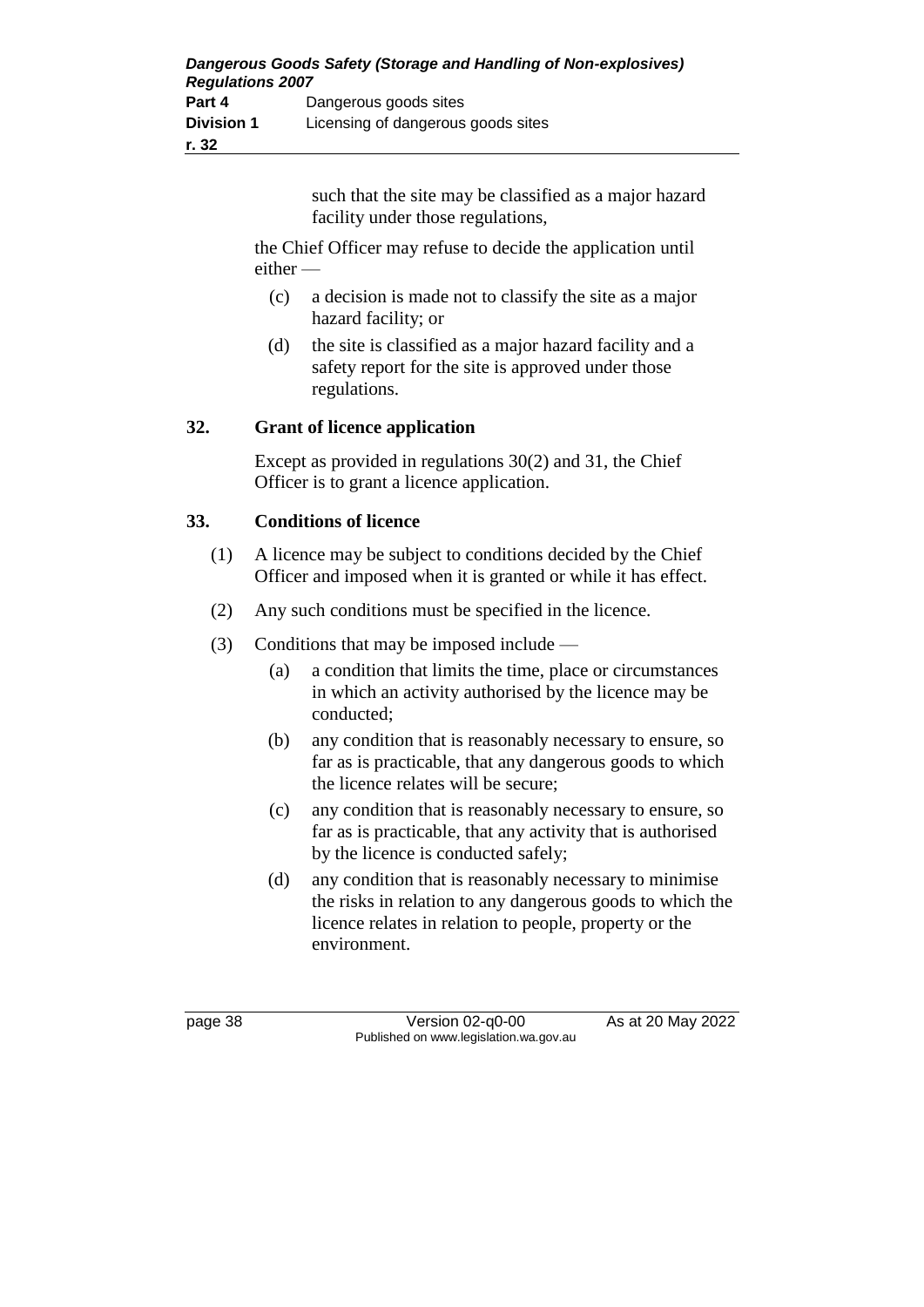such that the site may be classified as a major hazard facility under those regulations,

the Chief Officer may refuse to decide the application until either —

(c) a decision is made not to classify the site as a major hazard facility; or

(d) the site is classified as a major hazard facility and a safety report for the site is approved under those regulations.

## 32. Grant of licence application

Except as provided in regulations 30(2) and 31, the Chief Officer is to grant a licence application.

## 33. Conditions of licence

(1) A licence may be subject to conditions decided by the Chief Officer and imposed when it is granted or while it has effect.

(2) Any such conditions must be specified in the licence.

(3) Conditions that may be imposed include —

(a) a condition that limits the time, place or circumstances in which an activity authorised by the licence may be conducted;

(b) any condition that is reasonably necessary to ensure, so far as is practicable, that any dangerous goods to which the licence relates will be secure;

(c) any condition that is reasonably necessary to ensure, so far as is practicable, that any activity that is authorised by the licence is conducted safely;

(d) any condition that is reasonably necessary to minimise the risks in relation to any dangerous goods to which the licence relates in relation to people, property or the environment.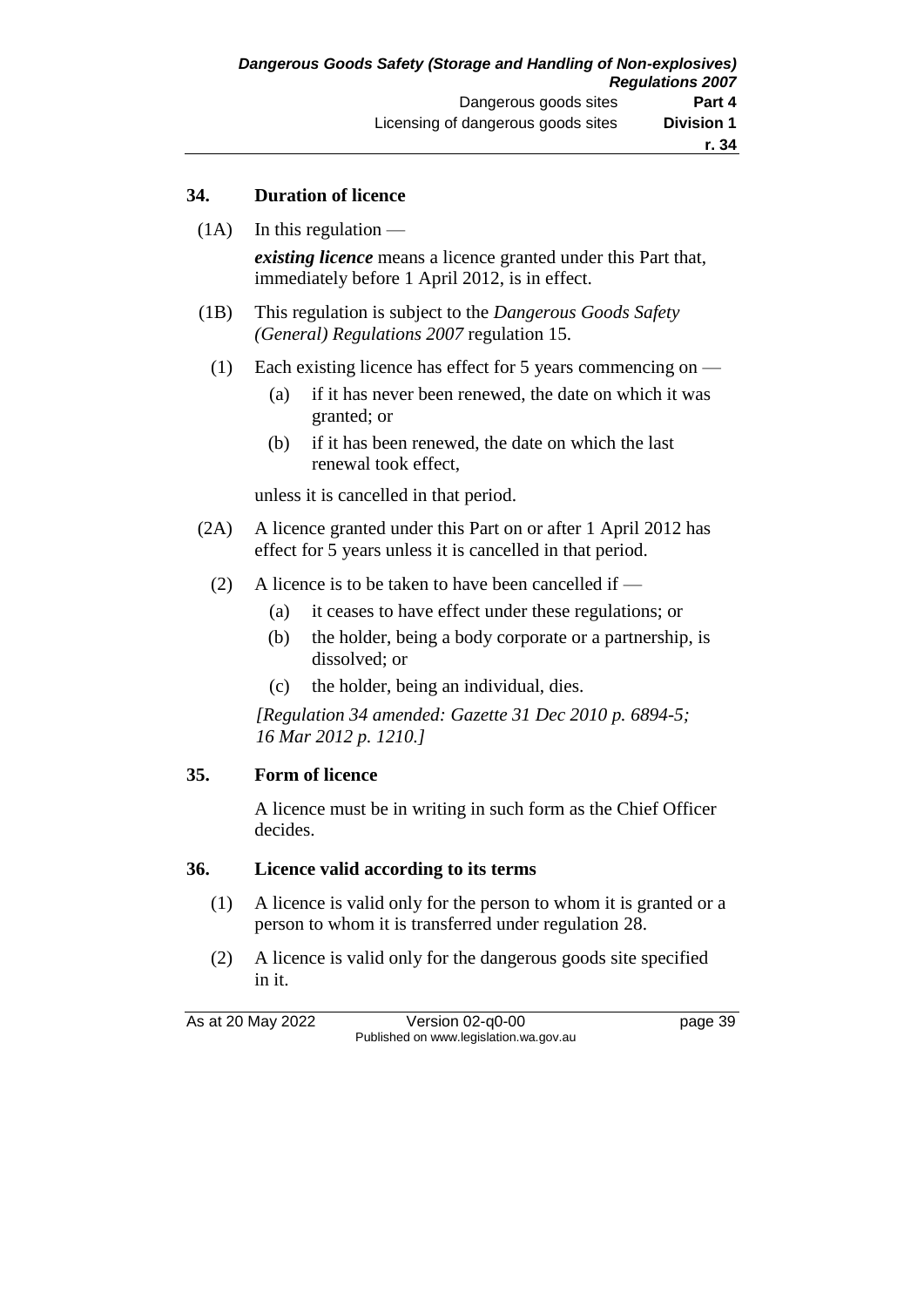## 34. Duration of licence

(1A) In this regulation —

***existing licence*** means a licence granted under this Part that, immediately before 1 April 2012, is in effect.

(1B) This regulation is subject to the *Dangerous Goods Safety (General) Regulations 2007* regulation 15.

(1) Each existing licence has effect for 5 years commencing on —

(a) if it has never been renewed, the date on which it was granted; or

(b) if it has been renewed, the date on which the last renewal took effect,

unless it is cancelled in that period.

(2A) A licence granted under this Part on or after 1 April 2012 has effect for 5 years unless it is cancelled in that period.

(2) A licence is to be taken to have been cancelled if —

(a) it ceases to have effect under these regulations; or

(b) the holder, being a body corporate or a partnership, is dissolved; or

(c) the holder, being an individual, dies.

*[Regulation 34 amended: Gazette 31 Dec 2010 p. 6894-5; 16 Mar 2012 p. 1210.]*

## 35. Form of licence

A licence must be in writing in such form as the Chief Officer decides.

## 36. Licence valid according to its terms

(1) A licence is valid only for the person to whom it is granted or a person to whom it is transferred under regulation 28.

(2) A licence is valid only for the dangerous goods site specified in it.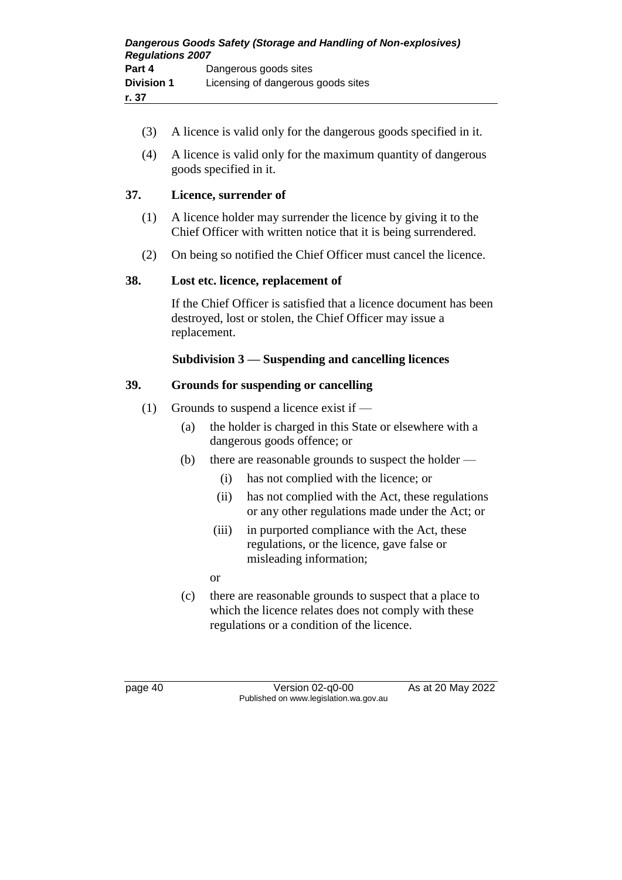(3) A licence is valid only for the dangerous goods specified in it.

(4) A licence is valid only for the maximum quantity of dangerous goods specified in it.

## 37. Licence, surrender of

(1) A licence holder may surrender the licence by giving it to the Chief Officer with written notice that it is being surrendered.

(2) On being so notified the Chief Officer must cancel the licence.

## 38. Lost etc. licence, replacement of

If the Chief Officer is satisfied that a licence document has been destroyed, lost or stolen, the Chief Officer may issue a replacement.

### Subdivision 3 — Suspending and cancelling licences

## 39. Grounds for suspending or cancelling

(1) Grounds to suspend a licence exist if —

- (a) the holder is charged in this State or elsewhere with a dangerous goods offence; or
- (b) there are reasonable grounds to suspect the holder —
  - (i) has not complied with the licence; or
  - (ii) has not complied with the Act, these regulations or any other regulations made under the Act; or
  - (iii) in purported compliance with the Act, these regulations, or the licence, gave false or misleading information;

  or
- (c) there are reasonable grounds to suspect that a place to which the licence relates does not comply with these regulations or a condition of the licence.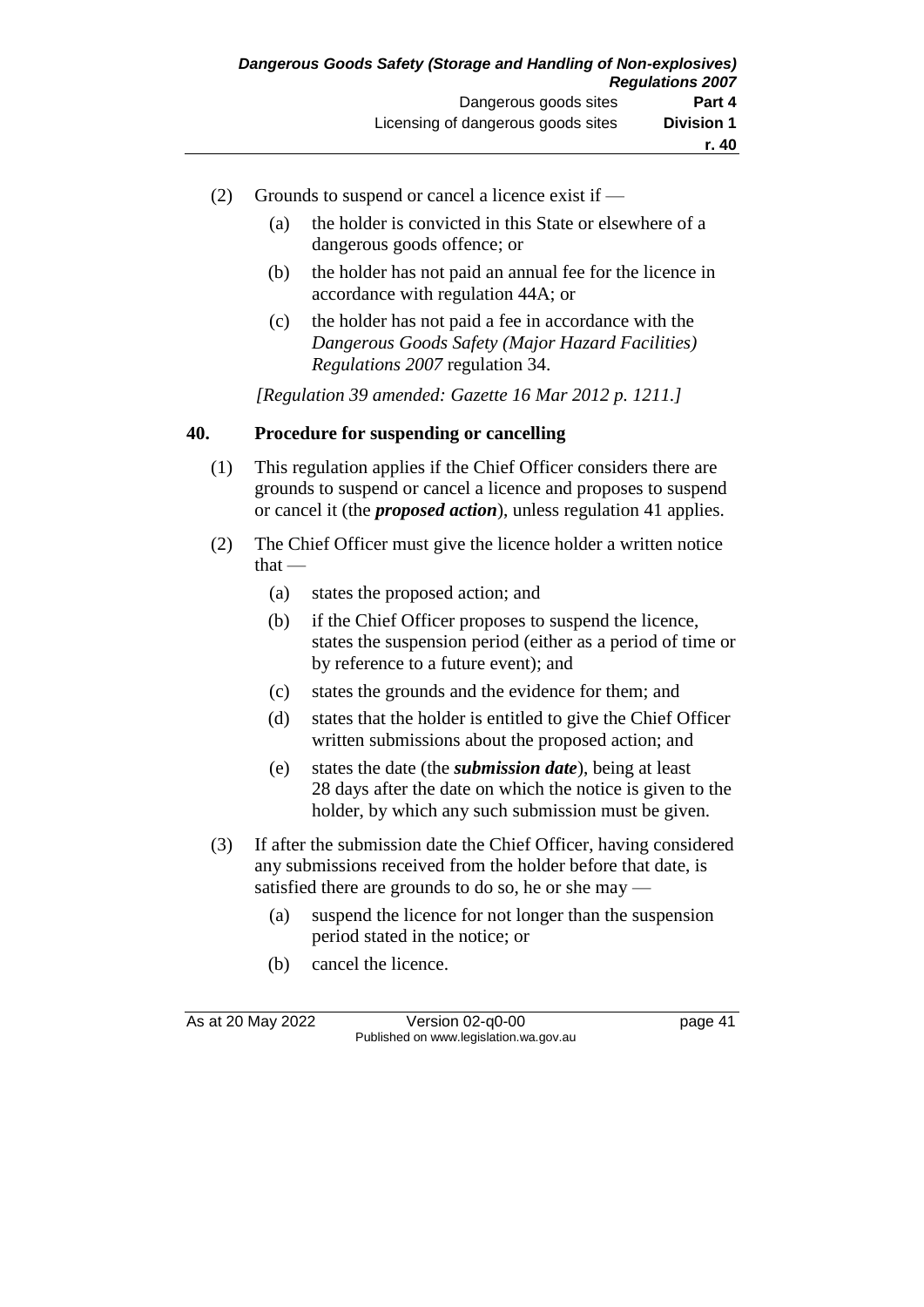(2) Grounds to suspend or cancel a licence exist if —

(a) the holder is convicted in this State or elsewhere of a dangerous goods offence; or

(b) the holder has not paid an annual fee for the licence in accordance with regulation 44A; or

(c) the holder has not paid a fee in accordance with the *Dangerous Goods Safety (Major Hazard Facilities) Regulations 2007* regulation 34.

*[Regulation 39 amended: Gazette 16 Mar 2012 p. 1211.]*

## 40. Procedure for suspending or cancelling

(1) This regulation applies if the Chief Officer considers there are grounds to suspend or cancel a licence and proposes to suspend or cancel it (the ***proposed action***), unless regulation 41 applies.

(2) The Chief Officer must give the licence holder a written notice that —

(a) states the proposed action; and

(b) if the Chief Officer proposes to suspend the licence, states the suspension period (either as a period of time or by reference to a future event); and

(c) states the grounds and the evidence for them; and

(d) states that the holder is entitled to give the Chief Officer written submissions about the proposed action; and

(e) states the date (the ***submission date***), being at least 28 days after the date on which the notice is given to the holder, by which any such submission must be given.

(3) If after the submission date the Chief Officer, having considered any submissions received from the holder before that date, is satisfied there are grounds to do so, he or she may —

(a) suspend the licence for not longer than the suspension period stated in the notice; or

(b) cancel the licence.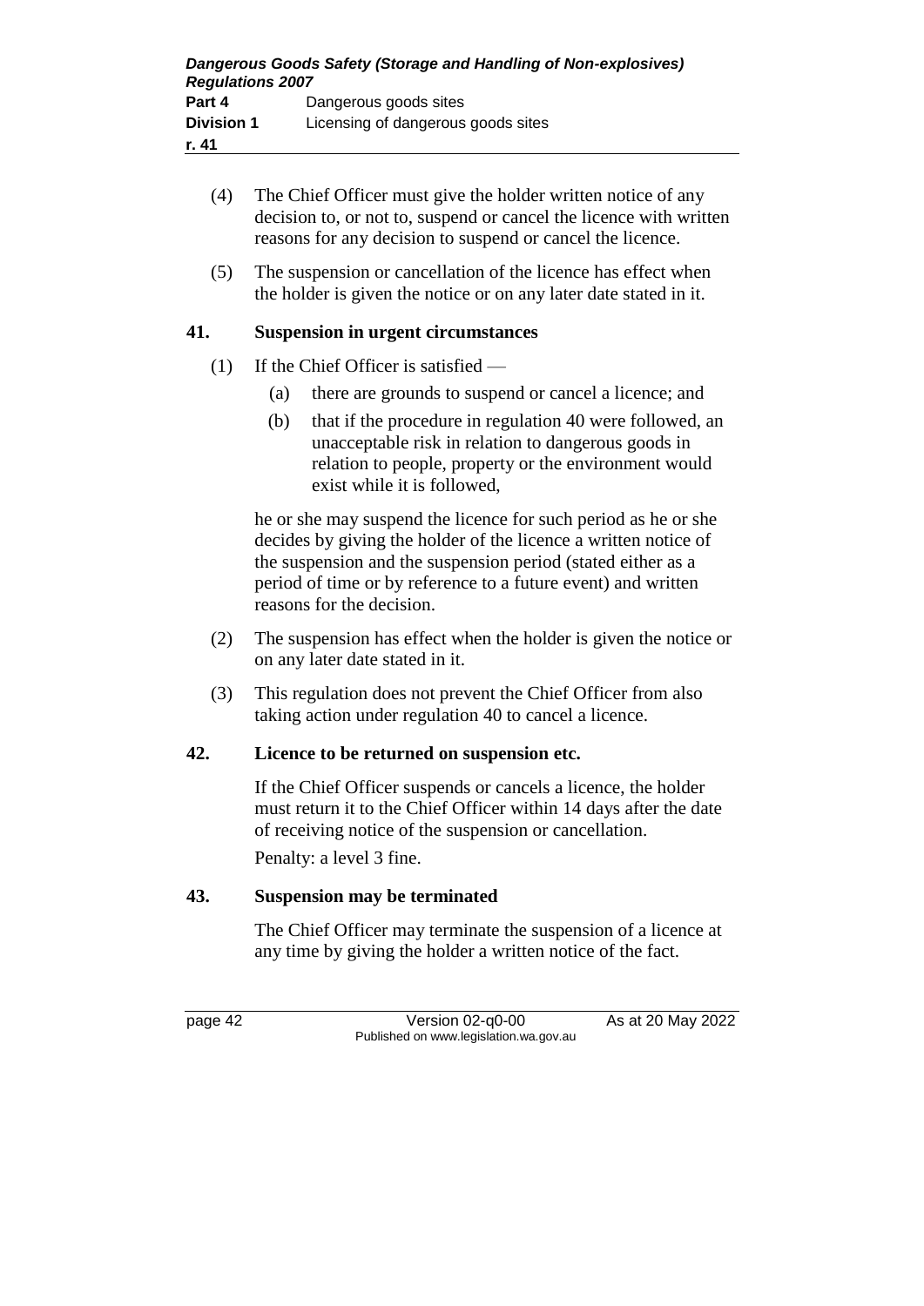(4) The Chief Officer must give the holder written notice of any decision to, or not to, suspend or cancel the licence with written reasons for any decision to suspend or cancel the licence.

(5) The suspension or cancellation of the licence has effect when the holder is given the notice or on any later date stated in it.

### 41. Suspension in urgent circumstances

(1) If the Chief Officer is satisfied —

(a) there are grounds to suspend or cancel a licence; and

(b) that if the procedure in regulation 40 were followed, an unacceptable risk in relation to dangerous goods in relation to people, property or the environment would exist while it is followed,

he or she may suspend the licence for such period as he or she decides by giving the holder of the licence a written notice of the suspension and the suspension period (stated either as a period of time or by reference to a future event) and written reasons for the decision.

(2) The suspension has effect when the holder is given the notice or on any later date stated in it.

(3) This regulation does not prevent the Chief Officer from also taking action under regulation 40 to cancel a licence.

### 42. Licence to be returned on suspension etc.

If the Chief Officer suspends or cancels a licence, the holder must return it to the Chief Officer within 14 days after the date of receiving notice of the suspension or cancellation.

Penalty: a level 3 fine.

### 43. Suspension may be terminated

The Chief Officer may terminate the suspension of a licence at any time by giving the holder a written notice of the fact.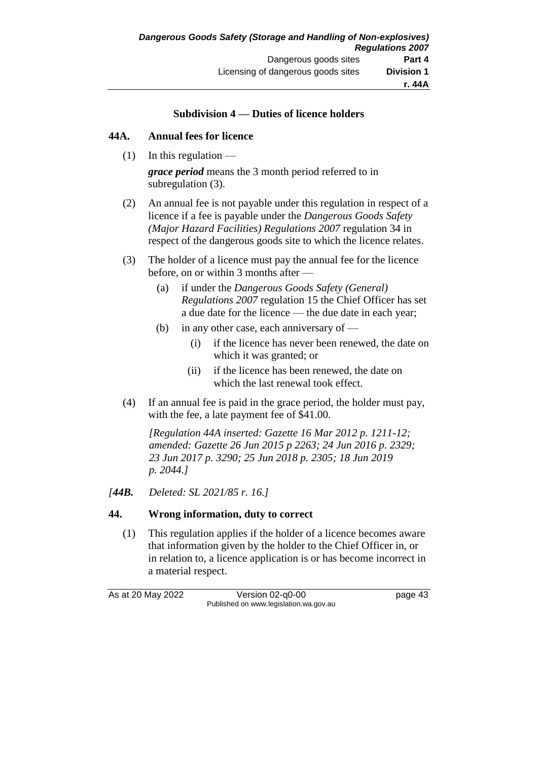### Subdivision 4 — Duties of licence holders

**44A. Annual fees for licence**

(1) In this regulation —

***grace period*** means the 3 month period referred to in subregulation (3).

(2) An annual fee is not payable under this regulation in respect of a licence if a fee is payable under the *Dangerous Goods Safety (Major Hazard Facilities) Regulations 2007* regulation 34 in respect of the dangerous goods site to which the licence relates.

(3) The holder of a licence must pay the annual fee for the licence before, on or within 3 months after —

- (a) if under the *Dangerous Goods Safety (General) Regulations 2007* regulation 15 the Chief Officer has set a due date for the licence — the due date in each year;
- (b) in any other case, each anniversary of —
  - (i) if the licence has never been renewed, the date on which it was granted; or
  - (ii) if the licence has been renewed, the date on which the last renewal took effect.

(4) If an annual fee is paid in the grace period, the holder must pay, with the fee, a late payment fee of $41.00.

*[Regulation 44A inserted: Gazette 16 Mar 2012 p. 1211-12; amended: Gazette 26 Jun 2015 p 2263; 24 Jun 2016 p. 2329; 23 Jun 2017 p. 3290; 25 Jun 2018 p. 2305; 18 Jun 2019 p. 2044.]*

*[**44B.** Deleted: SL 2021/85 r. 16.]*

**44. Wrong information, duty to correct**

(1) This regulation applies if the holder of a licence becomes aware that information given by the holder to the Chief Officer in, or in relation to, a licence application is or has become incorrect in a material respect.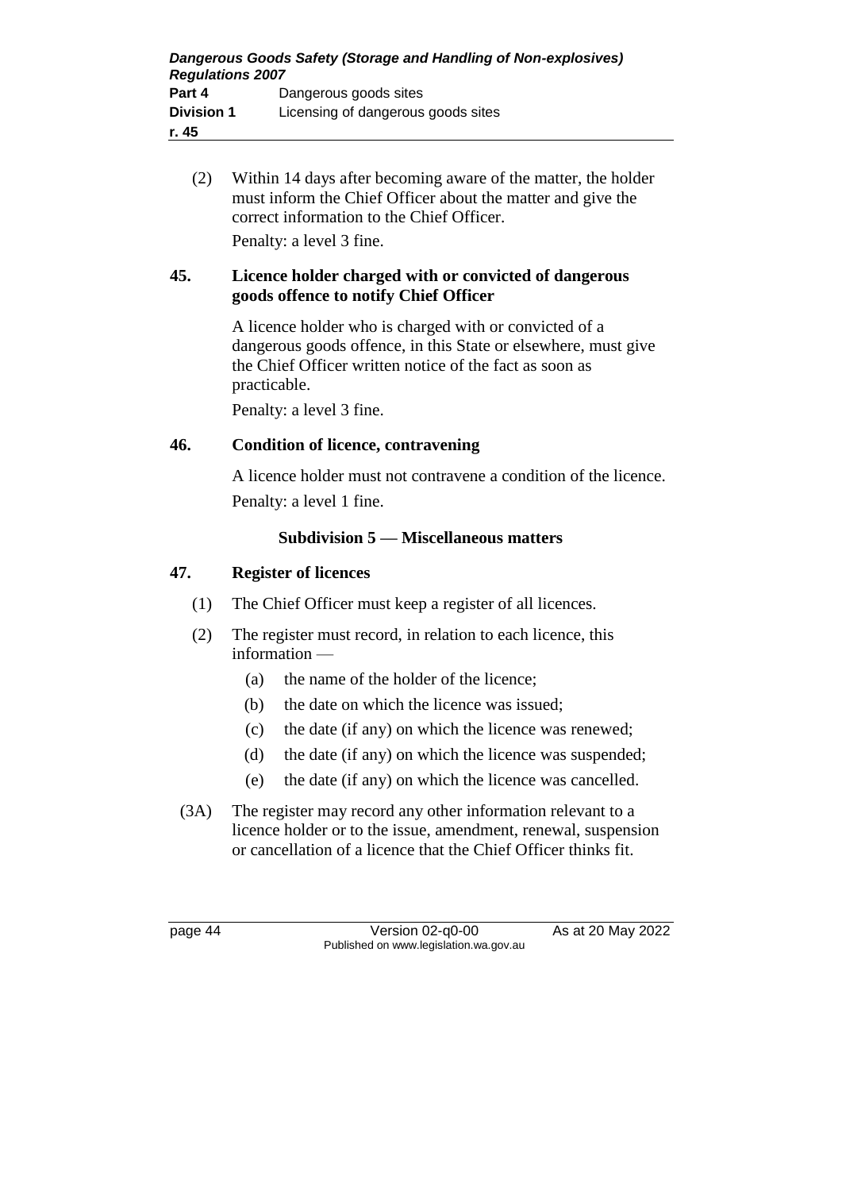(2) Within 14 days after becoming aware of the matter, the holder must inform the Chief Officer about the matter and give the correct information to the Chief Officer.

Penalty: a level 3 fine.

### 45. Licence holder charged with or convicted of dangerous goods offence to notify Chief Officer

A licence holder who is charged with or convicted of a dangerous goods offence, in this State or elsewhere, must give the Chief Officer written notice of the fact as soon as practicable.

Penalty: a level 3 fine.

### 46. Condition of licence, contravening

A licence holder must not contravene a condition of the licence.

Penalty: a level 1 fine.

## Subdivision 5 — Miscellaneous matters

### 47. Register of licences

(1) The Chief Officer must keep a register of all licences.

(2) The register must record, in relation to each licence, this information —

- (a) the name of the holder of the licence;
- (b) the date on which the licence was issued;
- (c) the date (if any) on which the licence was renewed;
- (d) the date (if any) on which the licence was suspended;
- (e) the date (if any) on which the licence was cancelled.

(3A) The register may record any other information relevant to a licence holder or to the issue, amendment, renewal, suspension or cancellation of a licence that the Chief Officer thinks fit.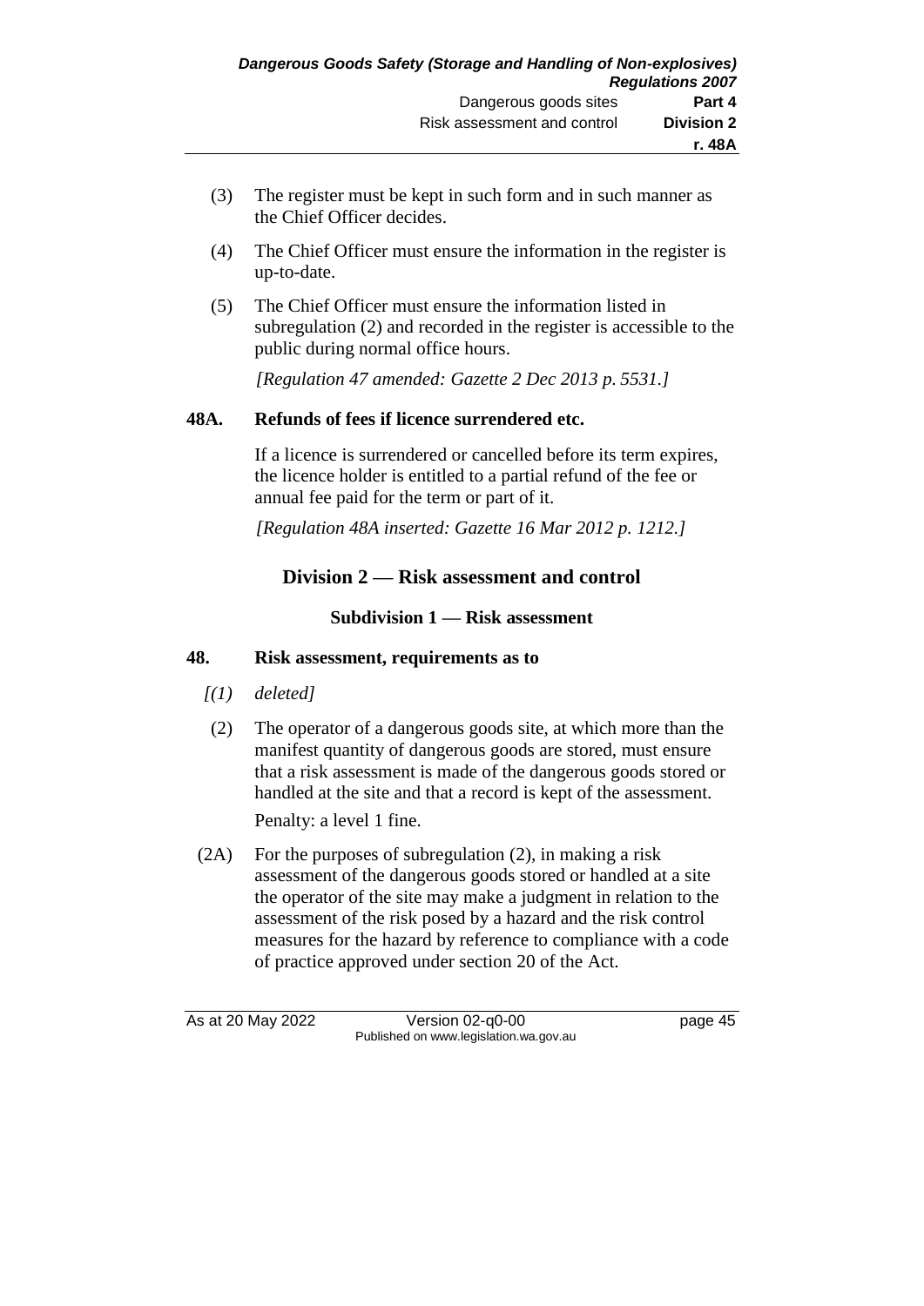(3) The register must be kept in such form and in such manner as the Chief Officer decides.

(4) The Chief Officer must ensure the information in the register is up-to-date.

(5) The Chief Officer must ensure the information listed in subregulation (2) and recorded in the register is accessible to the public during normal office hours.

*[Regulation 47 amended: Gazette 2 Dec 2013 p. 5531.]*

### 48A. Refunds of fees if licence surrendered etc.

If a licence is surrendered or cancelled before its term expires, the licence holder is entitled to a partial refund of the fee or annual fee paid for the term or part of it.

*[Regulation 48A inserted: Gazette 16 Mar 2012 p. 1212.]*

## Division 2 — Risk assessment and control

### Subdivision 1 — Risk assessment

### 48. Risk assessment, requirements as to

*[(1) deleted]*

(2) The operator of a dangerous goods site, at which more than the manifest quantity of dangerous goods are stored, must ensure that a risk assessment is made of the dangerous goods stored or handled at the site and that a record is kept of the assessment.

Penalty: a level 1 fine.

(2A) For the purposes of subregulation (2), in making a risk assessment of the dangerous goods stored or handled at a site the operator of the site may make a judgment in relation to the assessment of the risk posed by a hazard and the risk control measures for the hazard by reference to compliance with a code of practice approved under section 20 of the Act.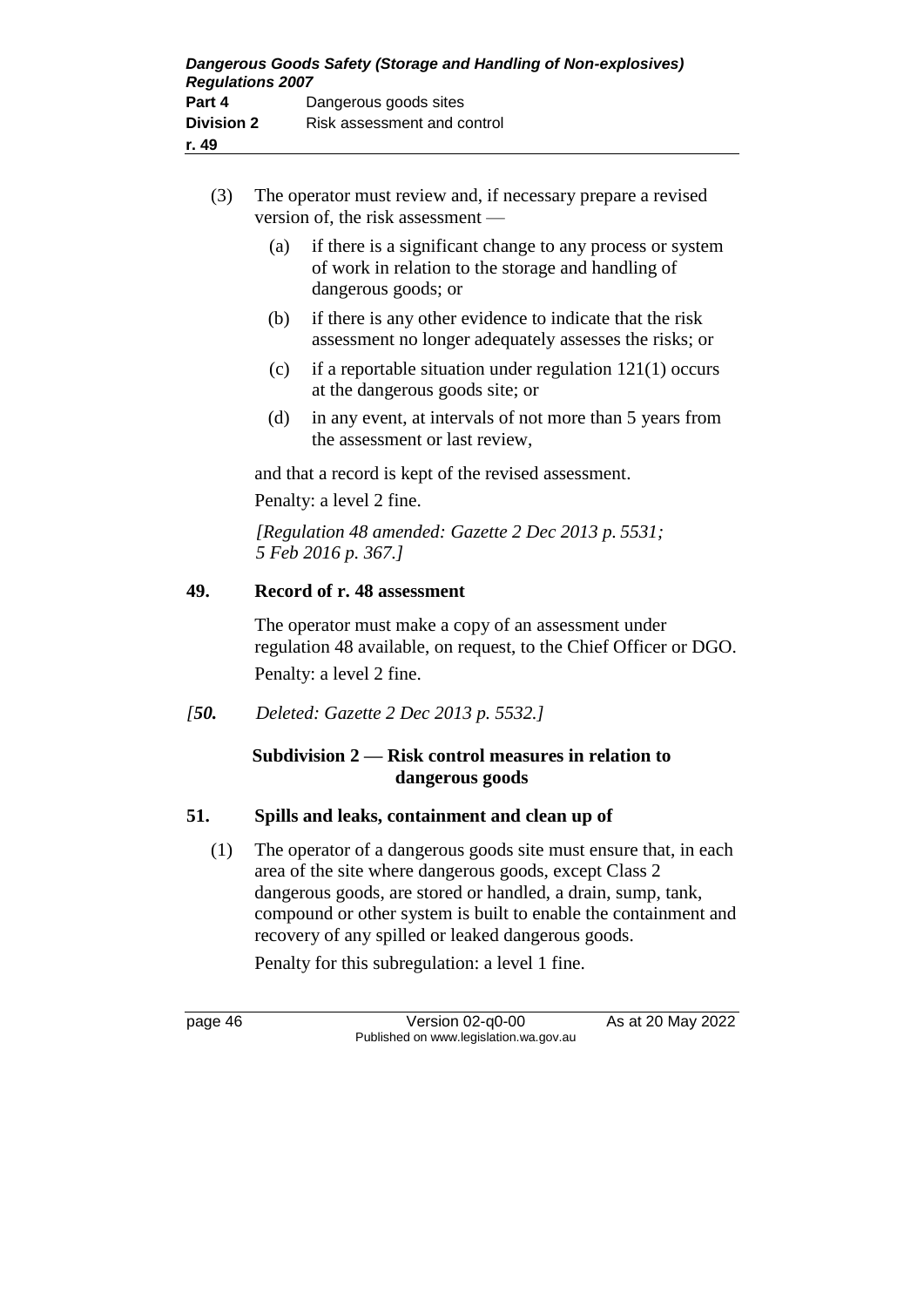(3) The operator must review and, if necessary prepare a revised version of, the risk assessment —

(a) if there is a significant change to any process or system of work in relation to the storage and handling of dangerous goods; or

(b) if there is any other evidence to indicate that the risk assessment no longer adequately assesses the risks; or

(c) if a reportable situation under regulation 121(1) occurs at the dangerous goods site; or

(d) in any event, at intervals of not more than 5 years from the assessment or last review,

and that a record is kept of the revised assessment.

Penalty: a level 2 fine.

*[Regulation 48 amended: Gazette 2 Dec 2013 p. 5531; 5 Feb 2016 p. 367.]*

## 49. Record of r. 48 assessment

The operator must make a copy of an assessment under regulation 48 available, on request, to the Chief Officer or DGO.

Penalty: a level 2 fine.

*[**50.** Deleted: Gazette 2 Dec 2013 p. 5532.]*

### Subdivision 2 — Risk control measures in relation to dangerous goods

## 51. Spills and leaks, containment and clean up of

(1) The operator of a dangerous goods site must ensure that, in each area of the site where dangerous goods, except Class 2 dangerous goods, are stored or handled, a drain, sump, tank, compound or other system is built to enable the containment and recovery of any spilled or leaked dangerous goods.

Penalty for this subregulation: a level 1 fine.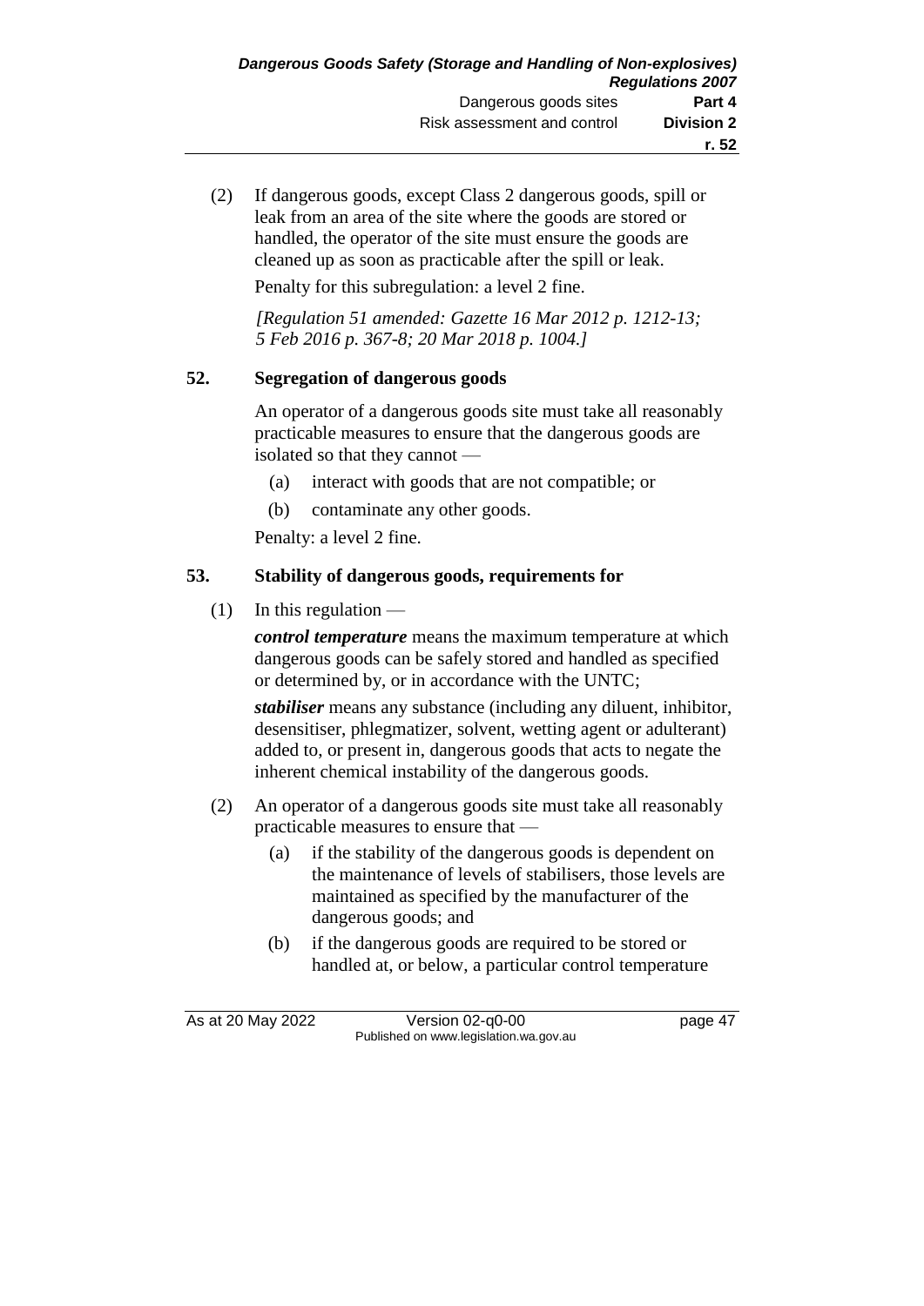(2) If dangerous goods, except Class 2 dangerous goods, spill or leak from an area of the site where the goods are stored or handled, the operator of the site must ensure the goods are cleaned up as soon as practicable after the spill or leak.

Penalty for this subregulation: a level 2 fine.

*[Regulation 51 amended: Gazette 16 Mar 2012 p. 1212-13; 5 Feb 2016 p. 367-8; 20 Mar 2018 p. 1004.]*

## 52. Segregation of dangerous goods

An operator of a dangerous goods site must take all reasonably practicable measures to ensure that the dangerous goods are isolated so that they cannot —

(a) interact with goods that are not compatible; or

(b) contaminate any other goods.

Penalty: a level 2 fine.

## 53. Stability of dangerous goods, requirements for

(1) In this regulation —

***control temperature*** means the maximum temperature at which dangerous goods can be safely stored and handled as specified or determined by, or in accordance with the UNTC;

***stabiliser*** means any substance (including any diluent, inhibitor, desensitiser, phlegmatizer, solvent, wetting agent or adulterant) added to, or present in, dangerous goods that acts to negate the inherent chemical instability of the dangerous goods.

(2) An operator of a dangerous goods site must take all reasonably practicable measures to ensure that —

(a) if the stability of the dangerous goods is dependent on the maintenance of levels of stabilisers, those levels are maintained as specified by the manufacturer of the dangerous goods; and

(b) if the dangerous goods are required to be stored or handled at, or below, a particular control temperature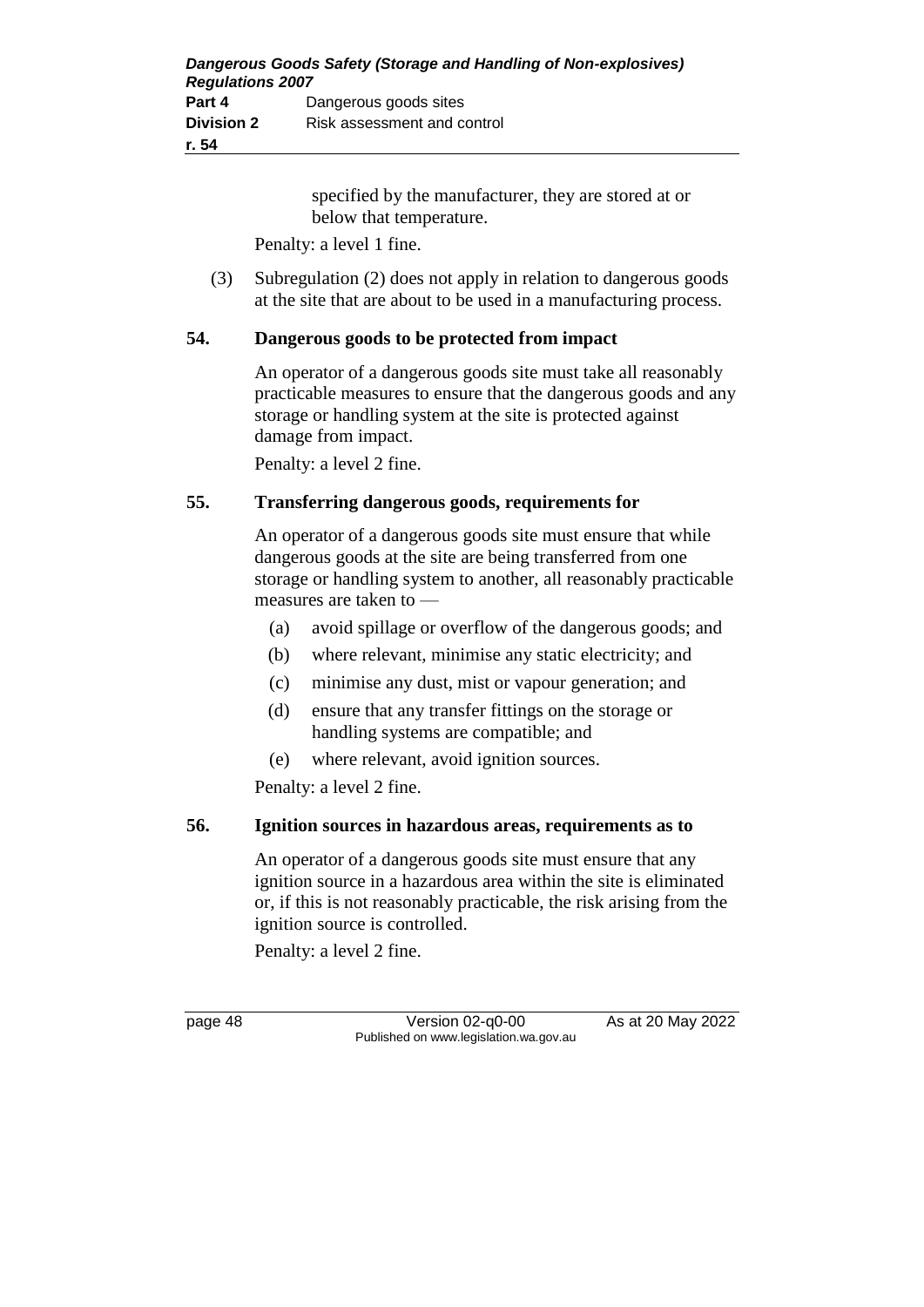specified by the manufacturer, they are stored at or below that temperature.

Penalty: a level 1 fine.

(3) Subregulation (2) does not apply in relation to dangerous goods at the site that are about to be used in a manufacturing process.

## 54. Dangerous goods to be protected from impact

An operator of a dangerous goods site must take all reasonably practicable measures to ensure that the dangerous goods and any storage or handling system at the site is protected against damage from impact.

Penalty: a level 2 fine.

## 55. Transferring dangerous goods, requirements for

An operator of a dangerous goods site must ensure that while dangerous goods at the site are being transferred from one storage or handling system to another, all reasonably practicable measures are taken to —

(a) avoid spillage or overflow of the dangerous goods; and

(b) where relevant, minimise any static electricity; and

(c) minimise any dust, mist or vapour generation; and

(d) ensure that any transfer fittings on the storage or handling systems are compatible; and

(e) where relevant, avoid ignition sources.

Penalty: a level 2 fine.

## 56. Ignition sources in hazardous areas, requirements as to

An operator of a dangerous goods site must ensure that any ignition source in a hazardous area within the site is eliminated or, if this is not reasonably practicable, the risk arising from the ignition source is controlled.

Penalty: a level 2 fine.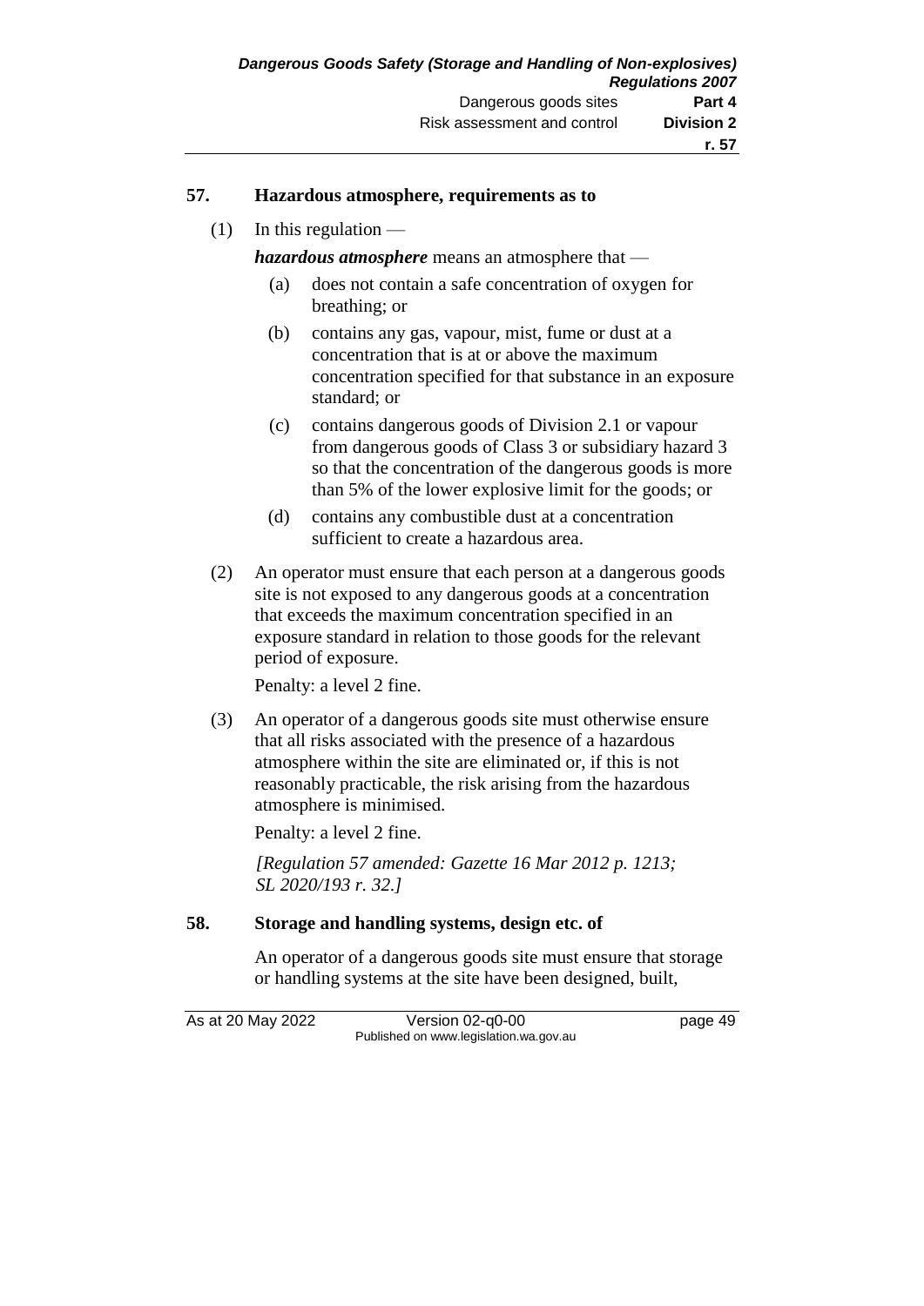## 57. Hazardous atmosphere, requirements as to

(1) In this regulation —

***hazardous atmosphere*** means an atmosphere that —

(a) does not contain a safe concentration of oxygen for breathing; or

(b) contains any gas, vapour, mist, fume or dust at a concentration that is at or above the maximum concentration specified for that substance in an exposure standard; or

(c) contains dangerous goods of Division 2.1 or vapour from dangerous goods of Class 3 or subsidiary hazard 3 so that the concentration of the dangerous goods is more than 5% of the lower explosive limit for the goods; or

(d) contains any combustible dust at a concentration sufficient to create a hazardous area.

(2) An operator must ensure that each person at a dangerous goods site is not exposed to any dangerous goods at a concentration that exceeds the maximum concentration specified in an exposure standard in relation to those goods for the relevant period of exposure.

Penalty: a level 2 fine.

(3) An operator of a dangerous goods site must otherwise ensure that all risks associated with the presence of a hazardous atmosphere within the site are eliminated or, if this is not reasonably practicable, the risk arising from the hazardous atmosphere is minimised.

Penalty: a level 2 fine.

*[Regulation 57 amended: Gazette 16 Mar 2012 p. 1213; SL 2020/193 r. 32.]*

## 58. Storage and handling systems, design etc. of

An operator of a dangerous goods site must ensure that storage or handling systems at the site have been designed, built,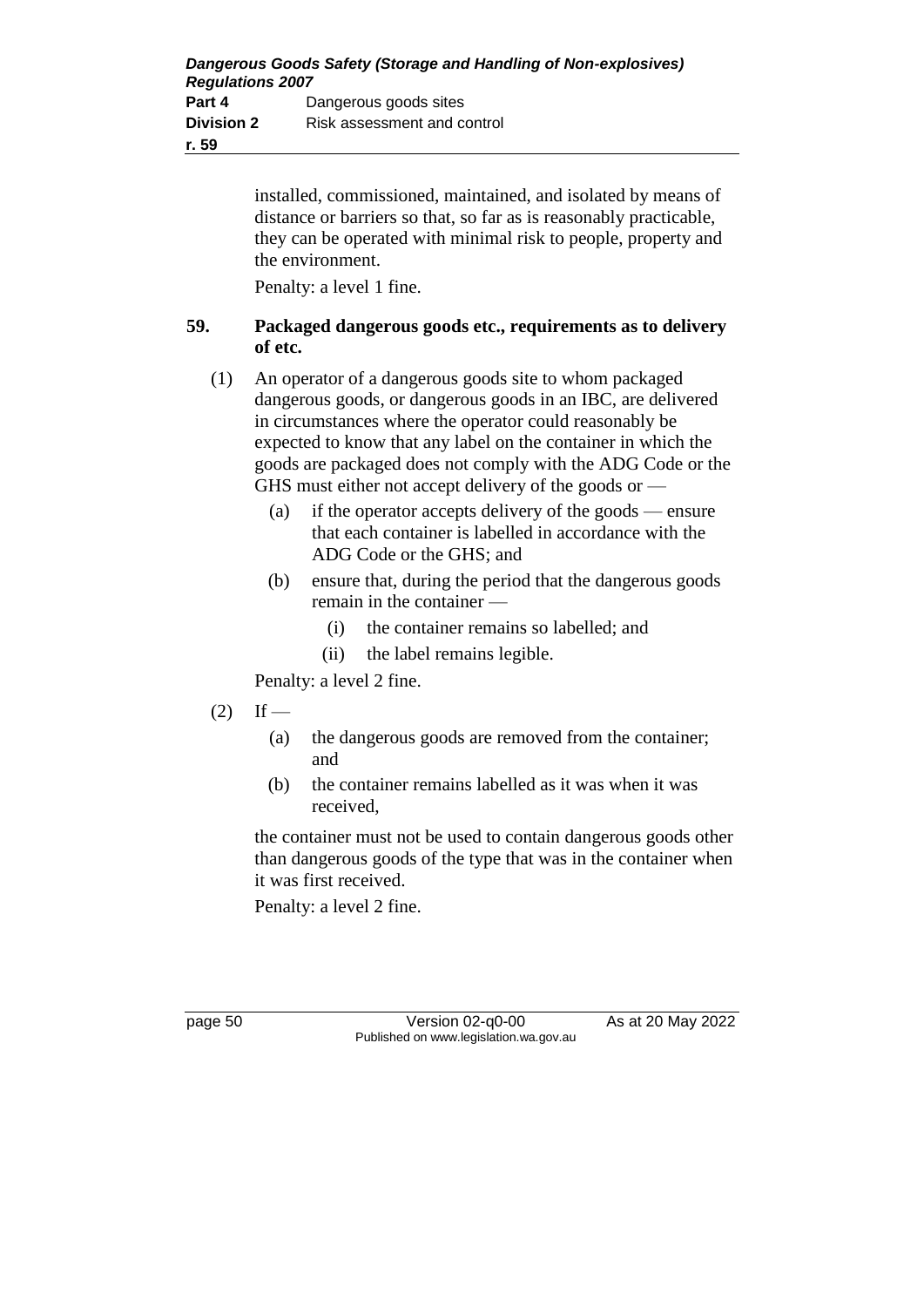installed, commissioned, maintained, and isolated by means of distance or barriers so that, so far as is reasonably practicable, they can be operated with minimal risk to people, property and the environment.

Penalty: a level 1 fine.

### 59. Packaged dangerous goods etc., requirements as to delivery of etc.

(1) An operator of a dangerous goods site to whom packaged dangerous goods, or dangerous goods in an IBC, are delivered in circumstances where the operator could reasonably be expected to know that any label on the container in which the goods are packaged does not comply with the ADG Code or the GHS must either not accept delivery of the goods or —

  (a) if the operator accepts delivery of the goods — ensure that each container is labelled in accordance with the ADG Code or the GHS; and

  (b) ensure that, during the period that the dangerous goods remain in the container —

    (i) the container remains so labelled; and

    (ii) the label remains legible.

Penalty: a level 2 fine.

(2) If —

  (a) the dangerous goods are removed from the container; and

  (b) the container remains labelled as it was when it was received,

the container must not be used to contain dangerous goods other than dangerous goods of the type that was in the container when it was first received.

Penalty: a level 2 fine.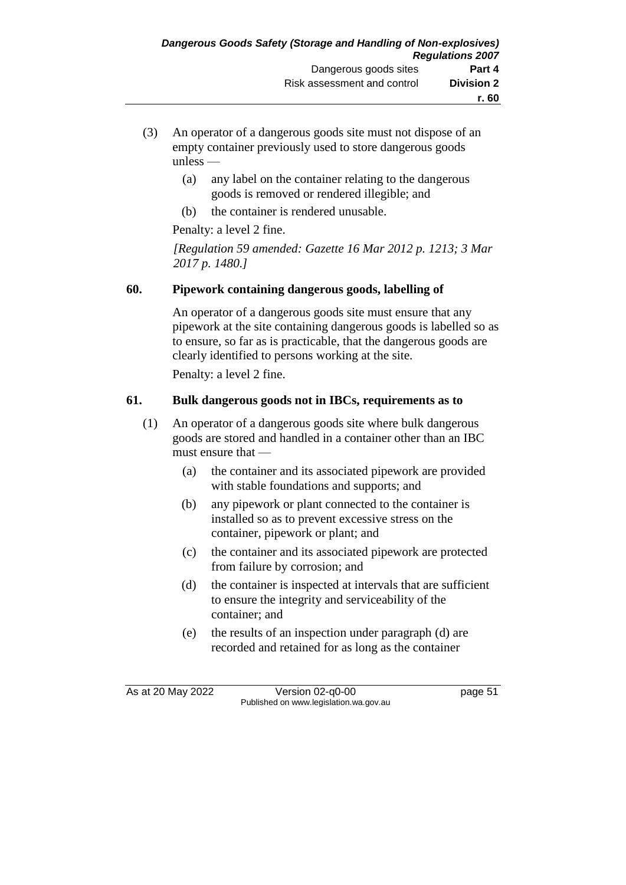(3) An operator of a dangerous goods site must not dispose of an empty container previously used to store dangerous goods unless —

(a) any label on the container relating to the dangerous goods is removed or rendered illegible; and

(b) the container is rendered unusable.

Penalty: a level 2 fine.

*[Regulation 59 amended: Gazette 16 Mar 2012 p. 1213; 3 Mar 2017 p. 1480.]*

## 60. Pipework containing dangerous goods, labelling of

An operator of a dangerous goods site must ensure that any pipework at the site containing dangerous goods is labelled so as to ensure, so far as is practicable, that the dangerous goods are clearly identified to persons working at the site.

Penalty: a level 2 fine.

## 61. Bulk dangerous goods not in IBCs, requirements as to

(1) An operator of a dangerous goods site where bulk dangerous goods are stored and handled in a container other than an IBC must ensure that —

(a) the container and its associated pipework are provided with stable foundations and supports; and

(b) any pipework or plant connected to the container is installed so as to prevent excessive stress on the container, pipework or plant; and

(c) the container and its associated pipework are protected from failure by corrosion; and

(d) the container is inspected at intervals that are sufficient to ensure the integrity and serviceability of the container; and

(e) the results of an inspection under paragraph (d) are recorded and retained for as long as the container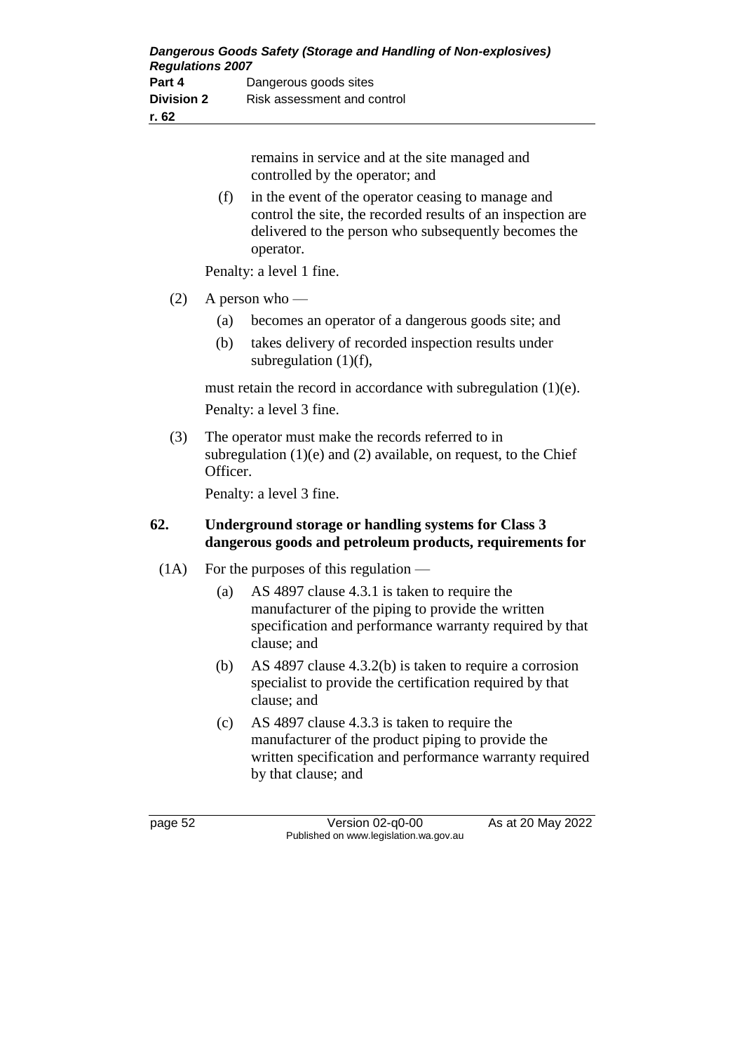remains in service and at the site managed and controlled by the operator; and

(f) in the event of the operator ceasing to manage and control the site, the recorded results of an inspection are delivered to the person who subsequently becomes the operator.

Penalty: a level 1 fine.

(2) A person who —

(a) becomes an operator of a dangerous goods site; and

(b) takes delivery of recorded inspection results under subregulation (1)(f),

must retain the record in accordance with subregulation (1)(e).

Penalty: a level 3 fine.

(3) The operator must make the records referred to in subregulation (1)(e) and (2) available, on request, to the Chief Officer.

Penalty: a level 3 fine.

**62. Underground storage or handling systems for Class 3 dangerous goods and petroleum products, requirements for**

(1A) For the purposes of this regulation —

(a) AS 4897 clause 4.3.1 is taken to require the manufacturer of the piping to provide the written specification and performance warranty required by that clause; and

(b) AS 4897 clause 4.3.2(b) is taken to require a corrosion specialist to provide the certification required by that clause; and

(c) AS 4897 clause 4.3.3 is taken to require the manufacturer of the product piping to provide the written specification and performance warranty required by that clause; and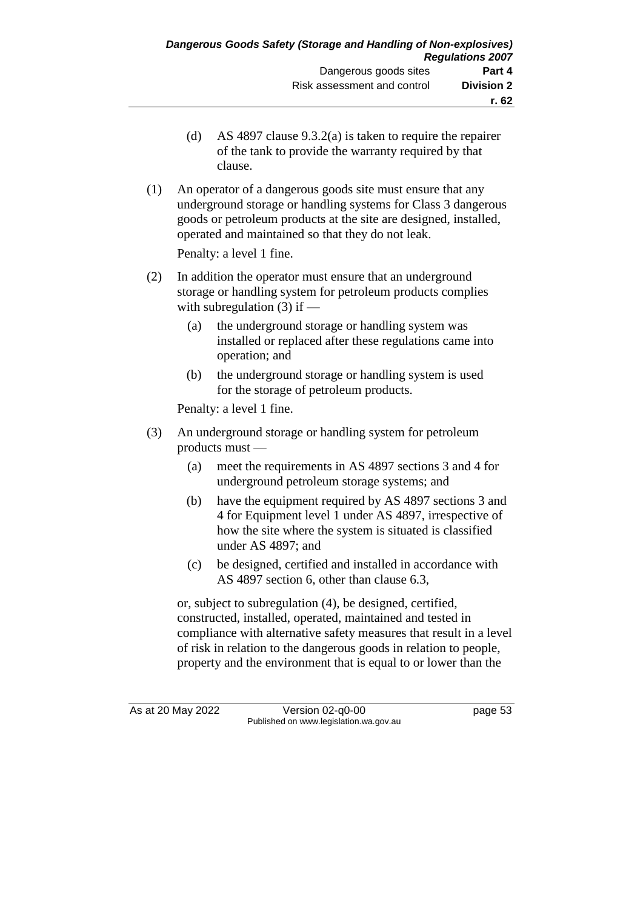(d) AS 4897 clause 9.3.2(a) is taken to require the repairer of the tank to provide the warranty required by that clause.

(1) An operator of a dangerous goods site must ensure that any underground storage or handling systems for Class 3 dangerous goods or petroleum products at the site are designed, installed, operated and maintained so that they do not leak.

Penalty: a level 1 fine.

(2) In addition the operator must ensure that an underground storage or handling system for petroleum products complies with subregulation (3) if —

(a) the underground storage or handling system was installed or replaced after these regulations came into operation; and

(b) the underground storage or handling system is used for the storage of petroleum products.

Penalty: a level 1 fine.

(3) An underground storage or handling system for petroleum products must —

(a) meet the requirements in AS 4897 sections 3 and 4 for underground petroleum storage systems; and

(b) have the equipment required by AS 4897 sections 3 and 4 for Equipment level 1 under AS 4897, irrespective of how the site where the system is situated is classified under AS 4897; and

(c) be designed, certified and installed in accordance with AS 4897 section 6, other than clause 6.3,

or, subject to subregulation (4), be designed, certified, constructed, installed, operated, maintained and tested in compliance with alternative safety measures that result in a level of risk in relation to the dangerous goods in relation to people, property and the environment that is equal to or lower than the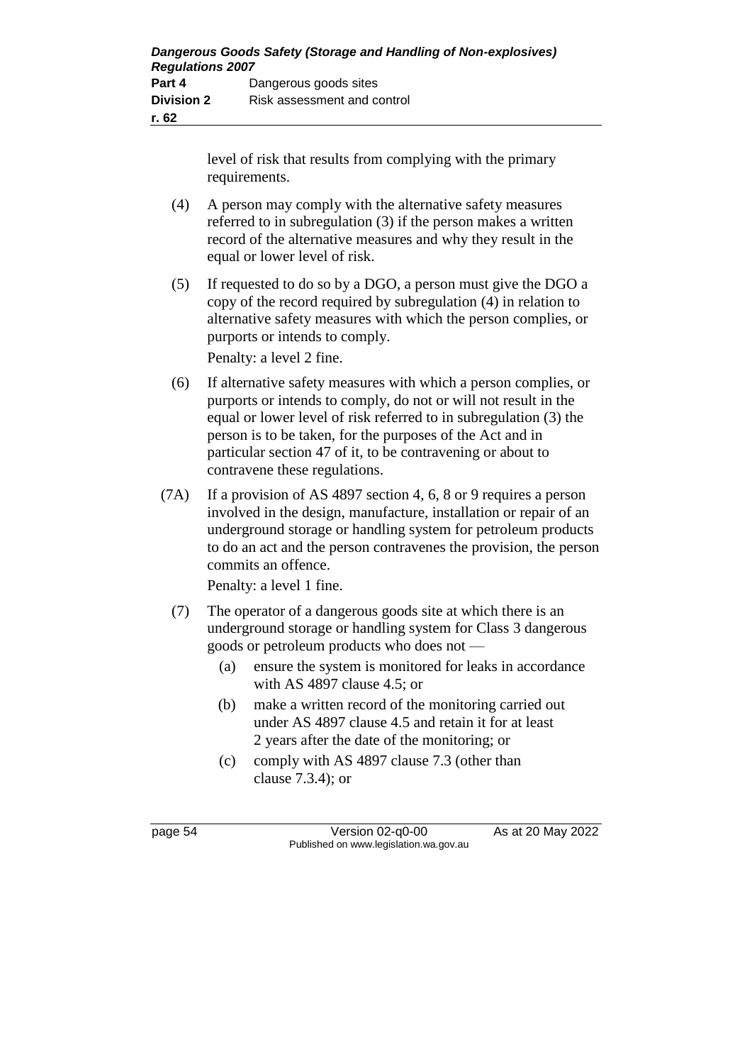level of risk that results from complying with the primary requirements.

(4) A person may comply with the alternative safety measures referred to in subregulation (3) if the person makes a written record of the alternative measures and why they result in the equal or lower level of risk.

(5) If requested to do so by a DGO, a person must give the DGO a copy of the record required by subregulation (4) in relation to alternative safety measures with which the person complies, or purports or intends to comply.

Penalty: a level 2 fine.

(6) If alternative safety measures with which a person complies, or purports or intends to comply, do not or will not result in the equal or lower level of risk referred to in subregulation (3) the person is to be taken, for the purposes of the Act and in particular section 47 of it, to be contravening or about to contravene these regulations.

(7A) If a provision of AS 4897 section 4, 6, 8 or 9 requires a person involved in the design, manufacture, installation or repair of an underground storage or handling system for petroleum products to do an act and the person contravenes the provision, the person commits an offence.

Penalty: a level 1 fine.

(7) The operator of a dangerous goods site at which there is an underground storage or handling system for Class 3 dangerous goods or petroleum products who does not —

(a) ensure the system is monitored for leaks in accordance with AS 4897 clause 4.5; or

(b) make a written record of the monitoring carried out under AS 4897 clause 4.5 and retain it for at least 2 years after the date of the monitoring; or

(c) comply with AS 4897 clause 7.3 (other than clause 7.3.4); or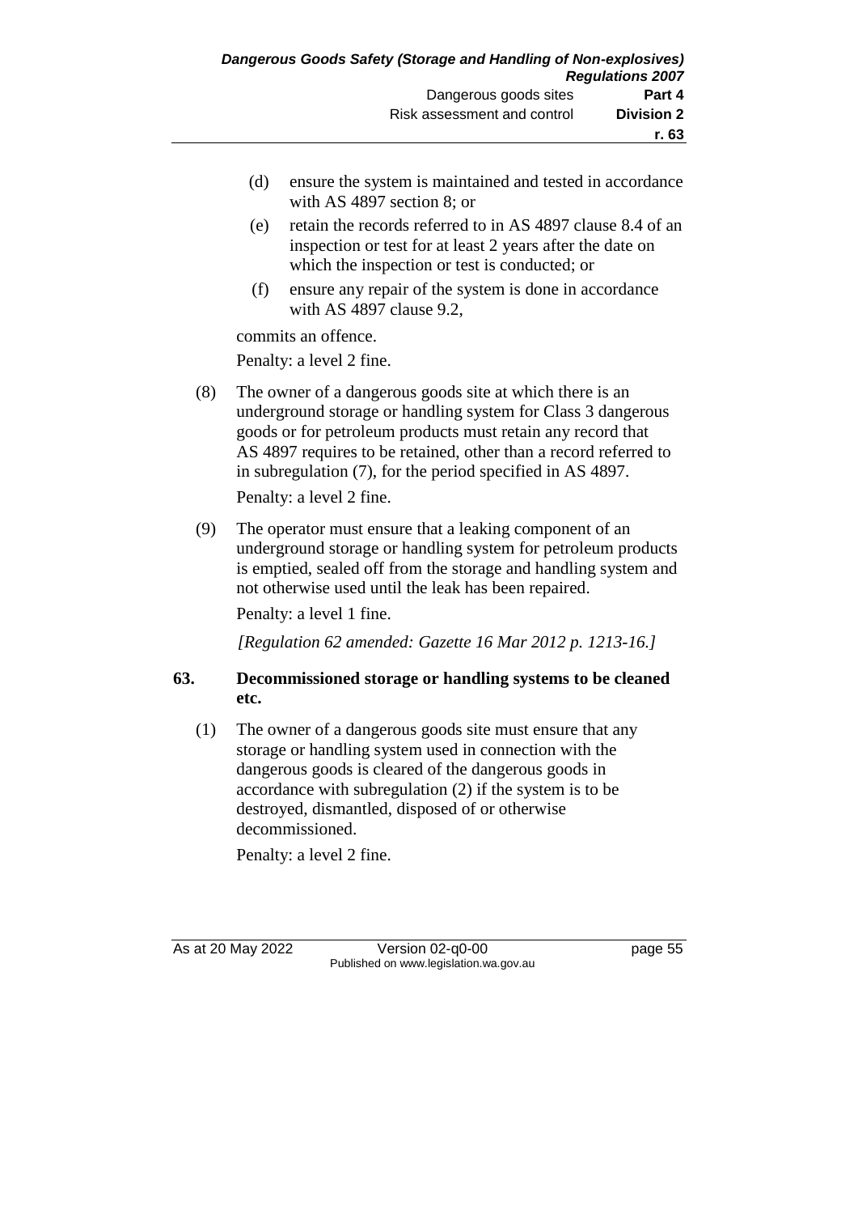(d) ensure the system is maintained and tested in accordance with AS 4897 section 8; or

(e) retain the records referred to in AS 4897 clause 8.4 of an inspection or test for at least 2 years after the date on which the inspection or test is conducted; or

(f) ensure any repair of the system is done in accordance with AS 4897 clause 9.2,

commits an offence.

Penalty: a level 2 fine.

(8) The owner of a dangerous goods site at which there is an underground storage or handling system for Class 3 dangerous goods or for petroleum products must retain any record that AS 4897 requires to be retained, other than a record referred to in subregulation (7), for the period specified in AS 4897.

Penalty: a level 2 fine.

(9) The operator must ensure that a leaking component of an underground storage or handling system for petroleum products is emptied, sealed off from the storage and handling system and not otherwise used until the leak has been repaired.

Penalty: a level 1 fine.

*[Regulation 62 amended: Gazette 16 Mar 2012 p. 1213-16.]*

### 63. Decommissioned storage or handling systems to be cleaned etc.

(1) The owner of a dangerous goods site must ensure that any storage or handling system used in connection with the dangerous goods is cleared of the dangerous goods in accordance with subregulation (2) if the system is to be destroyed, dismantled, disposed of or otherwise decommissioned.

Penalty: a level 2 fine.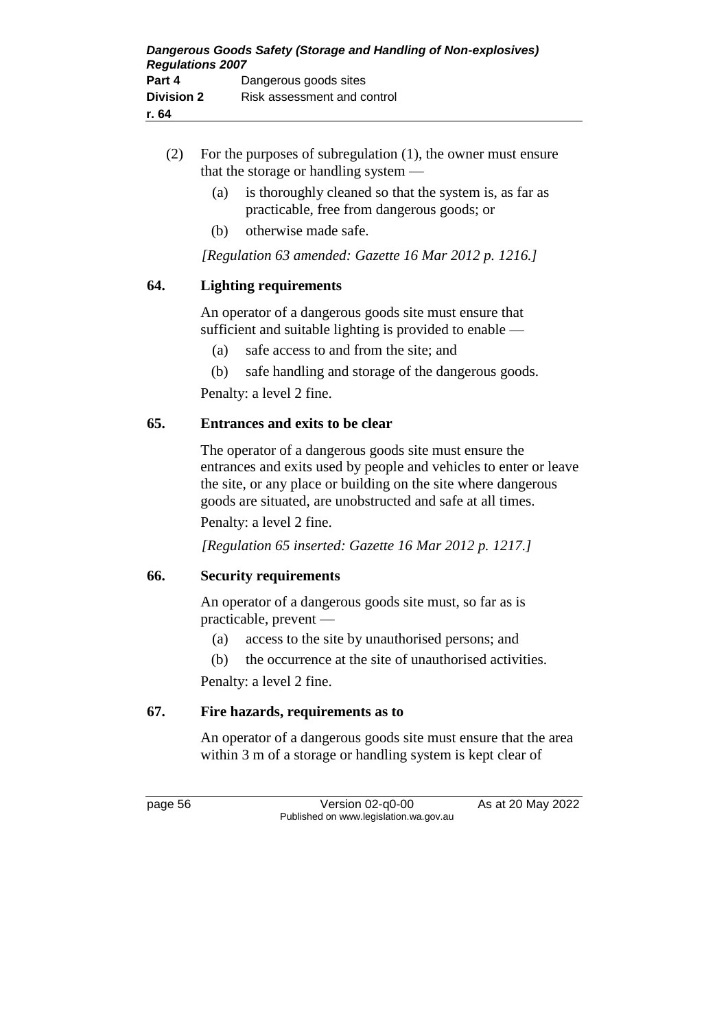(2) For the purposes of subregulation (1), the owner must ensure that the storage or handling system —

(a) is thoroughly cleaned so that the system is, as far as practicable, free from dangerous goods; or

(b) otherwise made safe.

*[Regulation 63 amended: Gazette 16 Mar 2012 p. 1216.]*

### 64. Lighting requirements

An operator of a dangerous goods site must ensure that sufficient and suitable lighting is provided to enable —

(a) safe access to and from the site; and

(b) safe handling and storage of the dangerous goods.

Penalty: a level 2 fine.

### 65. Entrances and exits to be clear

The operator of a dangerous goods site must ensure the entrances and exits used by people and vehicles to enter or leave the site, or any place or building on the site where dangerous goods are situated, are unobstructed and safe at all times.

Penalty: a level 2 fine.

*[Regulation 65 inserted: Gazette 16 Mar 2012 p. 1217.]*

### 66. Security requirements

An operator of a dangerous goods site must, so far as is practicable, prevent —

(a) access to the site by unauthorised persons; and

(b) the occurrence at the site of unauthorised activities.

Penalty: a level 2 fine.

### 67. Fire hazards, requirements as to

An operator of a dangerous goods site must ensure that the area within 3 m of a storage or handling system is kept clear of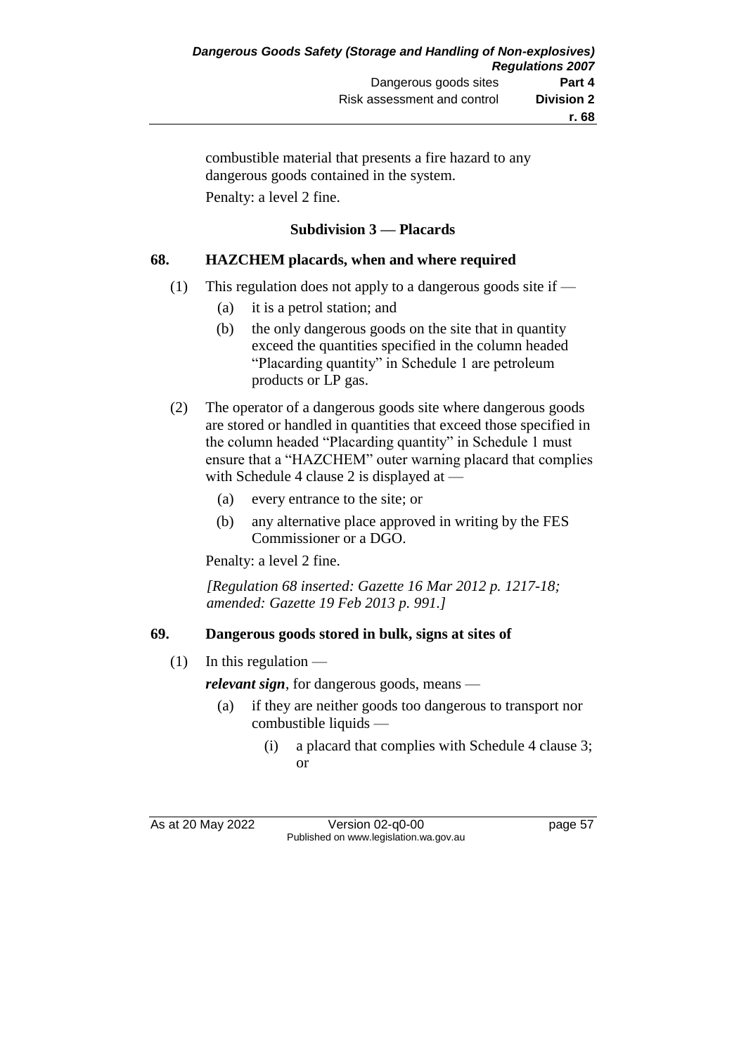combustible material that presents a fire hazard to any dangerous goods contained in the system.

Penalty: a level 2 fine.

### Subdivision 3 — Placards

#### 68. HAZCHEM placards, when and where required

(1) This regulation does not apply to a dangerous goods site if —

(a) it is a petrol station; and

(b) the only dangerous goods on the site that in quantity exceed the quantities specified in the column headed "Placarding quantity" in Schedule 1 are petroleum products or LP gas.

(2) The operator of a dangerous goods site where dangerous goods are stored or handled in quantities that exceed those specified in the column headed "Placarding quantity" in Schedule 1 must ensure that a "HAZCHEM" outer warning placard that complies with Schedule 4 clause 2 is displayed at —

(a) every entrance to the site; or

(b) any alternative place approved in writing by the FES Commissioner or a DGO.

Penalty: a level 2 fine.

*[Regulation 68 inserted: Gazette 16 Mar 2012 p. 1217-18; amended: Gazette 19 Feb 2013 p. 991.]*

#### 69. Dangerous goods stored in bulk, signs at sites of

(1) In this regulation —

***relevant sign***, for dangerous goods, means —

(a) if they are neither goods too dangerous to transport nor combustible liquids —

(i) a placard that complies with Schedule 4 clause 3; or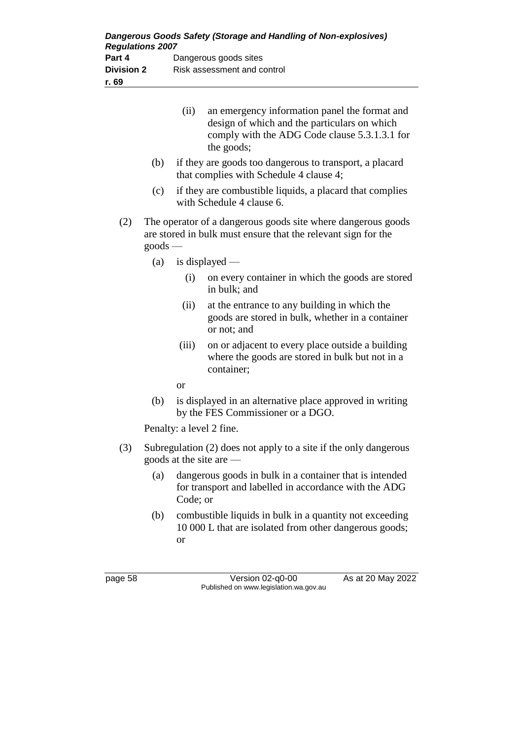(ii) an emergency information panel the format and design of which and the particulars on which comply with the ADG Code clause 5.3.1.3.1 for the goods;

(b) if they are goods too dangerous to transport, a placard that complies with Schedule 4 clause 4;

(c) if they are combustible liquids, a placard that complies with Schedule 4 clause 6.

(2) The operator of a dangerous goods site where dangerous goods are stored in bulk must ensure that the relevant sign for the goods —

(a) is displayed —

(i) on every container in which the goods are stored in bulk; and

(ii) at the entrance to any building in which the goods are stored in bulk, whether in a container or not; and

(iii) on or adjacent to every place outside a building where the goods are stored in bulk but not in a container;

or

(b) is displayed in an alternative place approved in writing by the FES Commissioner or a DGO.

Penalty: a level 2 fine.

(3) Subregulation (2) does not apply to a site if the only dangerous goods at the site are —

(a) dangerous goods in bulk in a container that is intended for transport and labelled in accordance with the ADG Code; or

(b) combustible liquids in bulk in a quantity not exceeding 10 000 L that are isolated from other dangerous goods; or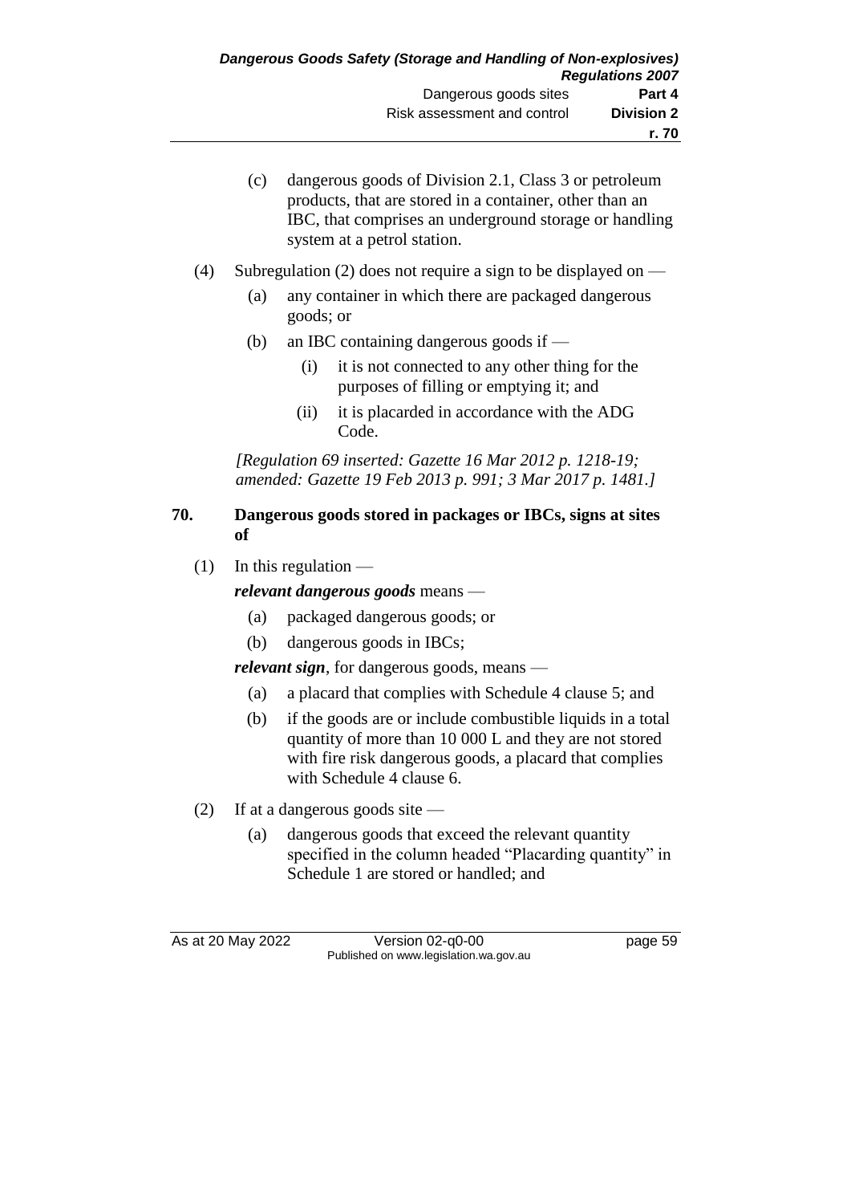(c) dangerous goods of Division 2.1, Class 3 or petroleum products, that are stored in a container, other than an IBC, that comprises an underground storage or handling system at a petrol station.

(4) Subregulation (2) does not require a sign to be displayed on —

(a) any container in which there are packaged dangerous goods; or

(b) an IBC containing dangerous goods if —

(i) it is not connected to any other thing for the purposes of filling or emptying it; and

(ii) it is placarded in accordance with the ADG Code.

*[Regulation 69 inserted: Gazette 16 Mar 2012 p. 1218-19; amended: Gazette 19 Feb 2013 p. 991; 3 Mar 2017 p. 1481.]*

### 70. Dangerous goods stored in packages or IBCs, signs at sites of

(1) In this regulation —

***relevant dangerous goods*** means —

(a) packaged dangerous goods; or

(b) dangerous goods in IBCs;

***relevant sign***, for dangerous goods, means —

(a) a placard that complies with Schedule 4 clause 5; and

(b) if the goods are or include combustible liquids in a total quantity of more than 10 000 L and they are not stored with fire risk dangerous goods, a placard that complies with Schedule 4 clause 6.

(2) If at a dangerous goods site —

(a) dangerous goods that exceed the relevant quantity specified in the column headed "Placarding quantity" in Schedule 1 are stored or handled; and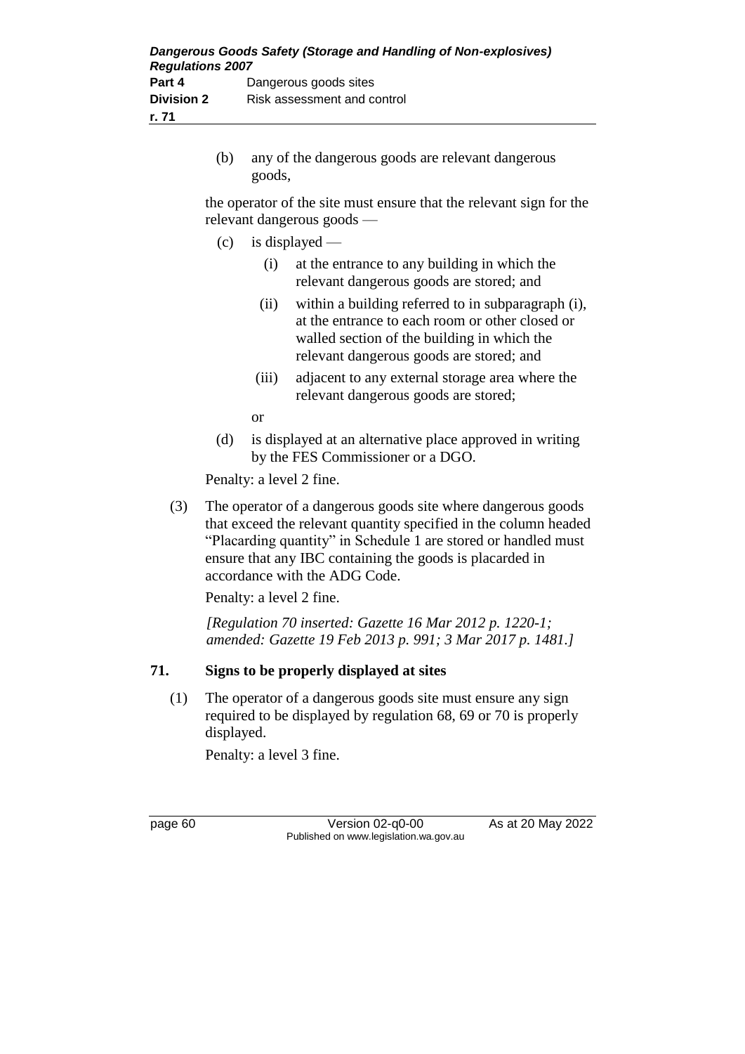(b) any of the dangerous goods are relevant dangerous goods,

the operator of the site must ensure that the relevant sign for the relevant dangerous goods —

(c) is displayed —

(i) at the entrance to any building in which the relevant dangerous goods are stored; and

(ii) within a building referred to in subparagraph (i), at the entrance to each room or other closed or walled section of the building in which the relevant dangerous goods are stored; and

(iii) adjacent to any external storage area where the relevant dangerous goods are stored;

or

(d) is displayed at an alternative place approved in writing by the FES Commissioner or a DGO.

Penalty: a level 2 fine.

(3) The operator of a dangerous goods site where dangerous goods that exceed the relevant quantity specified in the column headed "Placarding quantity" in Schedule 1 are stored or handled must ensure that any IBC containing the goods is placarded in accordance with the ADG Code.

Penalty: a level 2 fine.

*[Regulation 70 inserted: Gazette 16 Mar 2012 p. 1220-1; amended: Gazette 19 Feb 2013 p. 991; 3 Mar 2017 p. 1481.]*

### 71. Signs to be properly displayed at sites

(1) The operator of a dangerous goods site must ensure any sign required to be displayed by regulation 68, 69 or 70 is properly displayed.

Penalty: a level 3 fine.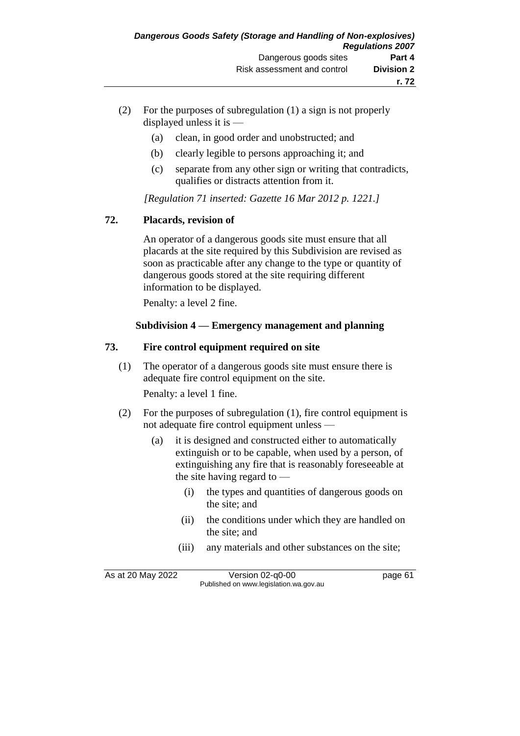(2) For the purposes of subregulation (1) a sign is not properly displayed unless it is —

  (a) clean, in good order and unobstructed; and

  (b) clearly legible to persons approaching it; and

  (c) separate from any other sign or writing that contradicts, qualifies or distracts attention from it.

*[Regulation 71 inserted: Gazette 16 Mar 2012 p. 1221.]*

## 72. Placards, revision of

An operator of a dangerous goods site must ensure that all placards at the site required by this Subdivision are revised as soon as practicable after any change to the type or quantity of dangerous goods stored at the site requiring different information to be displayed.

Penalty: a level 2 fine.

### Subdivision 4 — Emergency management and planning

## 73. Fire control equipment required on site

(1) The operator of a dangerous goods site must ensure there is adequate fire control equipment on the site.

Penalty: a level 1 fine.

(2) For the purposes of subregulation (1), fire control equipment is not adequate fire control equipment unless —

  (a) it is designed and constructed either to automatically extinguish or to be capable, when used by a person, of extinguishing any fire that is reasonably foreseeable at the site having regard to —

    (i) the types and quantities of dangerous goods on the site; and

    (ii) the conditions under which they are handled on the site; and

    (iii) any materials and other substances on the site;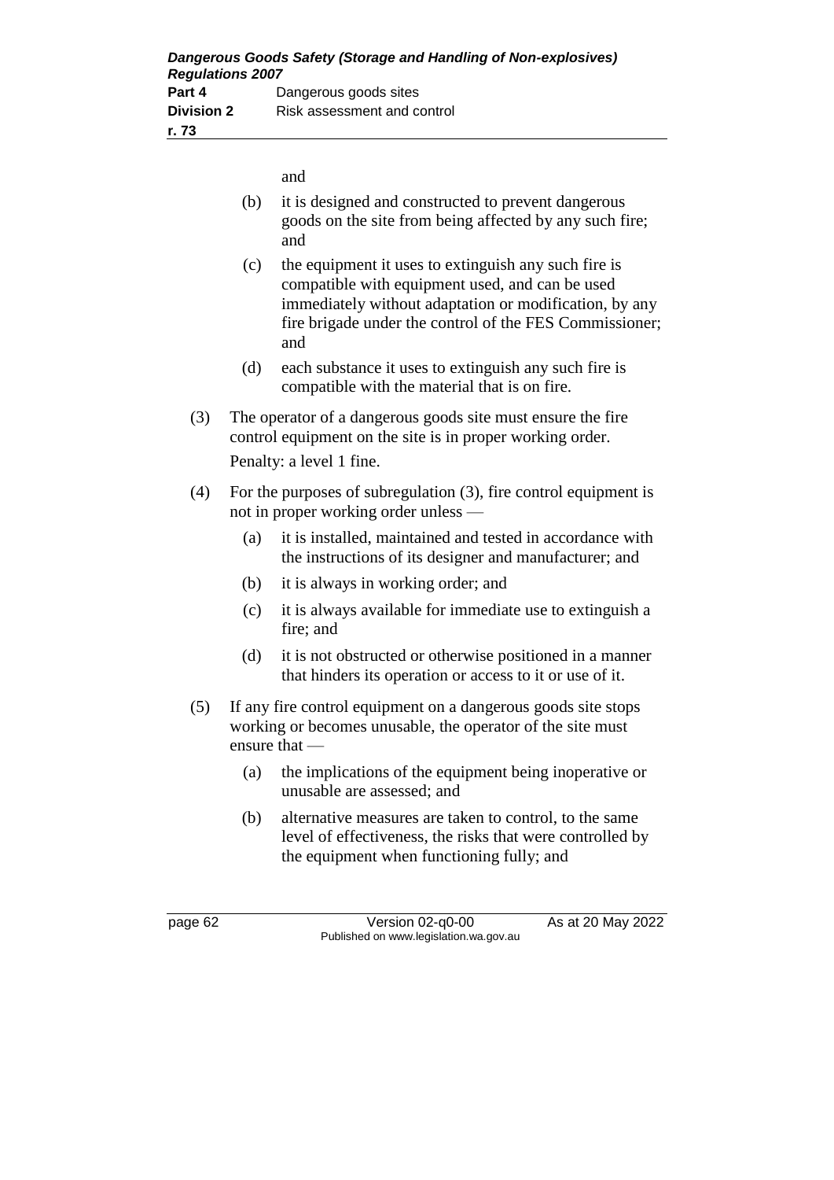and

(b) it is designed and constructed to prevent dangerous goods on the site from being affected by any such fire; and

(c) the equipment it uses to extinguish any such fire is compatible with equipment used, and can be used immediately without adaptation or modification, by any fire brigade under the control of the FES Commissioner; and

(d) each substance it uses to extinguish any such fire is compatible with the material that is on fire.

(3) The operator of a dangerous goods site must ensure the fire control equipment on the site is in proper working order.

Penalty: a level 1 fine.

(4) For the purposes of subregulation (3), fire control equipment is not in proper working order unless —

(a) it is installed, maintained and tested in accordance with the instructions of its designer and manufacturer; and

(b) it is always in working order; and

(c) it is always available for immediate use to extinguish a fire; and

(d) it is not obstructed or otherwise positioned in a manner that hinders its operation or access to it or use of it.

(5) If any fire control equipment on a dangerous goods site stops working or becomes unusable, the operator of the site must ensure that —

(a) the implications of the equipment being inoperative or unusable are assessed; and

(b) alternative measures are taken to control, to the same level of effectiveness, the risks that were controlled by the equipment when functioning fully; and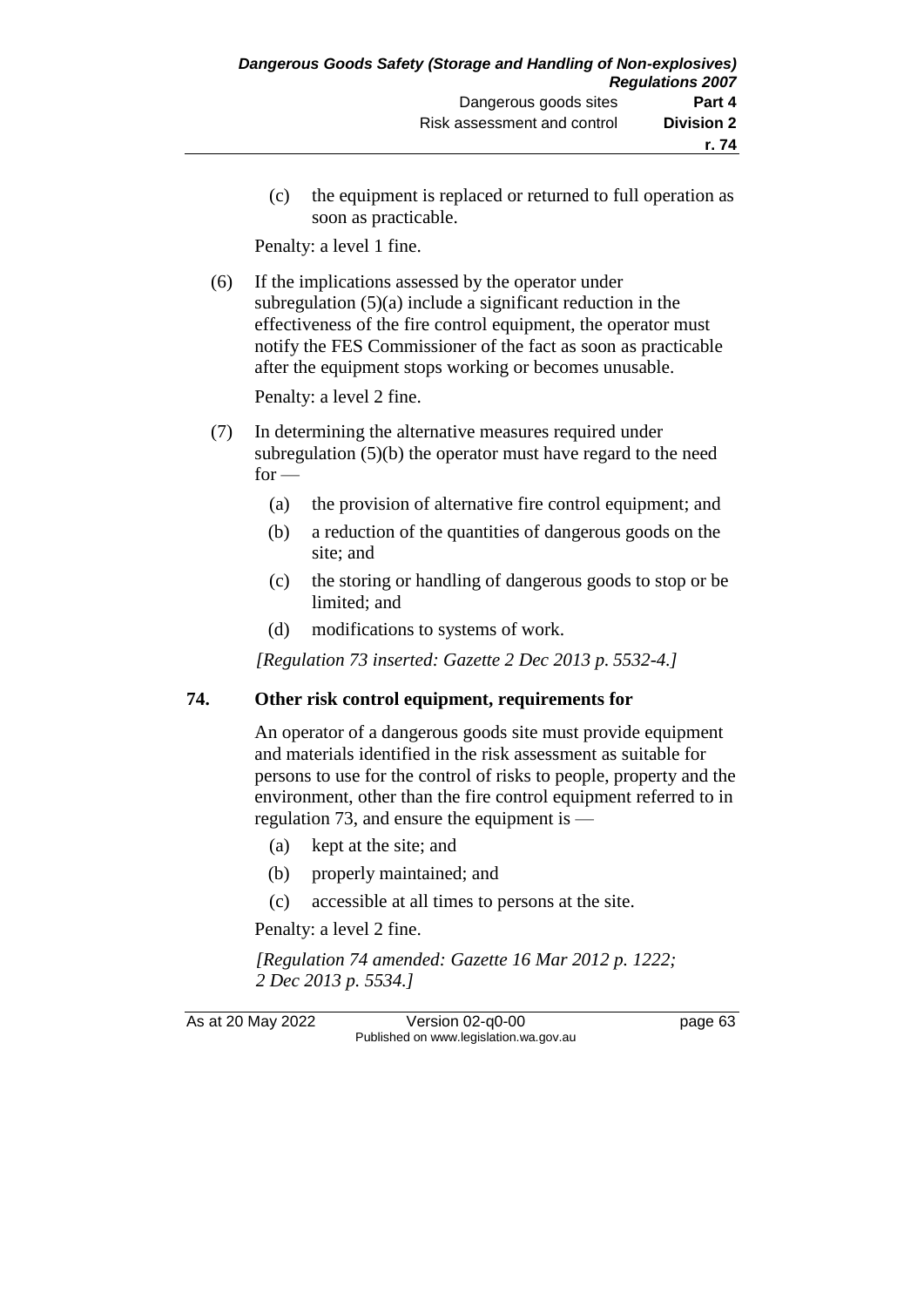(c) the equipment is replaced or returned to full operation as soon as practicable.

Penalty: a level 1 fine.

(6) If the implications assessed by the operator under subregulation (5)(a) include a significant reduction in the effectiveness of the fire control equipment, the operator must notify the FES Commissioner of the fact as soon as practicable after the equipment stops working or becomes unusable.

Penalty: a level 2 fine.

(7) In determining the alternative measures required under subregulation (5)(b) the operator must have regard to the need for —

(a) the provision of alternative fire control equipment; and

(b) a reduction of the quantities of dangerous goods on the site; and

(c) the storing or handling of dangerous goods to stop or be limited; and

(d) modifications to systems of work.

*[Regulation 73 inserted: Gazette 2 Dec 2013 p. 5532-4.]*

## 74. Other risk control equipment, requirements for

An operator of a dangerous goods site must provide equipment and materials identified in the risk assessment as suitable for persons to use for the control of risks to people, property and the environment, other than the fire control equipment referred to in regulation 73, and ensure the equipment is —

(a) kept at the site; and

(b) properly maintained; and

(c) accessible at all times to persons at the site.

Penalty: a level 2 fine.

*[Regulation 74 amended: Gazette 16 Mar 2012 p. 1222; 2 Dec 2013 p. 5534.]*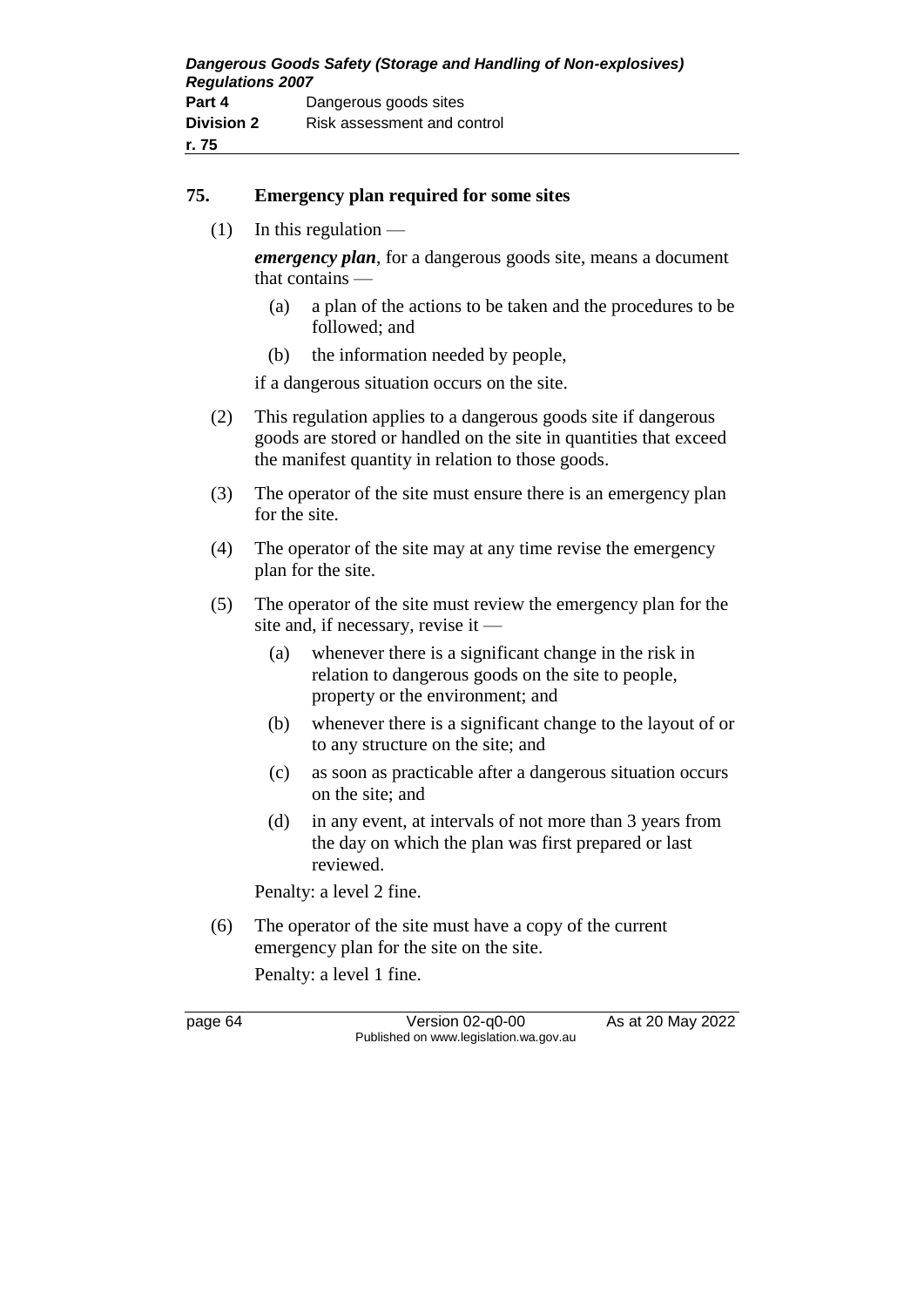## 75. Emergency plan required for some sites

(1) In this regulation —

***emergency plan***, for a dangerous goods site, means a document that contains —

(a) a plan of the actions to be taken and the procedures to be followed; and

(b) the information needed by people,

if a dangerous situation occurs on the site.

(2) This regulation applies to a dangerous goods site if dangerous goods are stored or handled on the site in quantities that exceed the manifest quantity in relation to those goods.

(3) The operator of the site must ensure there is an emergency plan for the site.

(4) The operator of the site may at any time revise the emergency plan for the site.

(5) The operator of the site must review the emergency plan for the site and, if necessary, revise it —

(a) whenever there is a significant change in the risk in relation to dangerous goods on the site to people, property or the environment; and

(b) whenever there is a significant change to the layout of or to any structure on the site; and

(c) as soon as practicable after a dangerous situation occurs on the site; and

(d) in any event, at intervals of not more than 3 years from the day on which the plan was first prepared or last reviewed.

Penalty: a level 2 fine.

(6) The operator of the site must have a copy of the current emergency plan for the site on the site.

Penalty: a level 1 fine.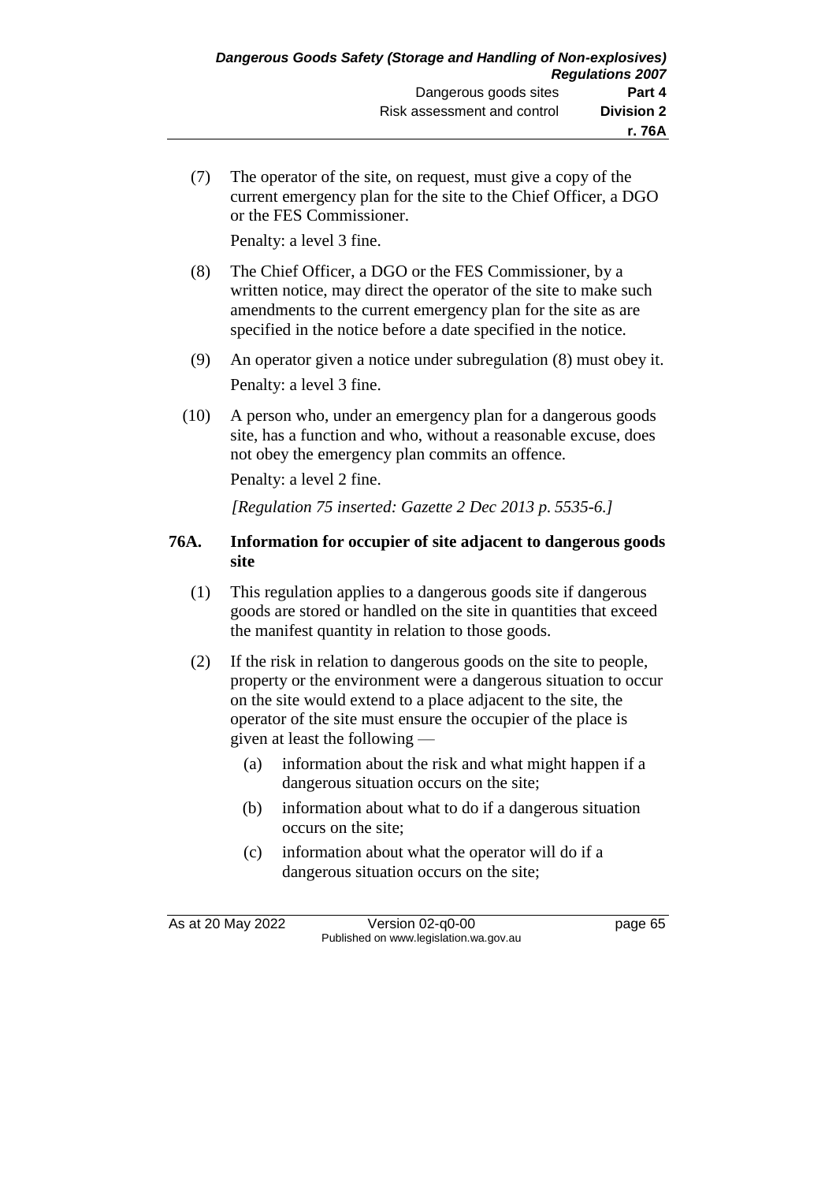(7) The operator of the site, on request, must give a copy of the current emergency plan for the site to the Chief Officer, a DGO or the FES Commissioner.

Penalty: a level 3 fine.

(8) The Chief Officer, a DGO or the FES Commissioner, by a written notice, may direct the operator of the site to make such amendments to the current emergency plan for the site as are specified in the notice before a date specified in the notice.

(9) An operator given a notice under subregulation (8) must obey it.

Penalty: a level 3 fine.

(10) A person who, under an emergency plan for a dangerous goods site, has a function and who, without a reasonable excuse, does not obey the emergency plan commits an offence.

Penalty: a level 2 fine.

*[Regulation 75 inserted: Gazette 2 Dec 2013 p. 5535-6.]*

### 76A. Information for occupier of site adjacent to dangerous goods site

(1) This regulation applies to a dangerous goods site if dangerous goods are stored or handled on the site in quantities that exceed the manifest quantity in relation to those goods.

(2) If the risk in relation to dangerous goods on the site to people, property or the environment were a dangerous situation to occur on the site would extend to a place adjacent to the site, the operator of the site must ensure the occupier of the place is given at least the following —

- (a) information about the risk and what might happen if a dangerous situation occurs on the site;
- (b) information about what to do if a dangerous situation occurs on the site;
- (c) information about what the operator will do if a dangerous situation occurs on the site;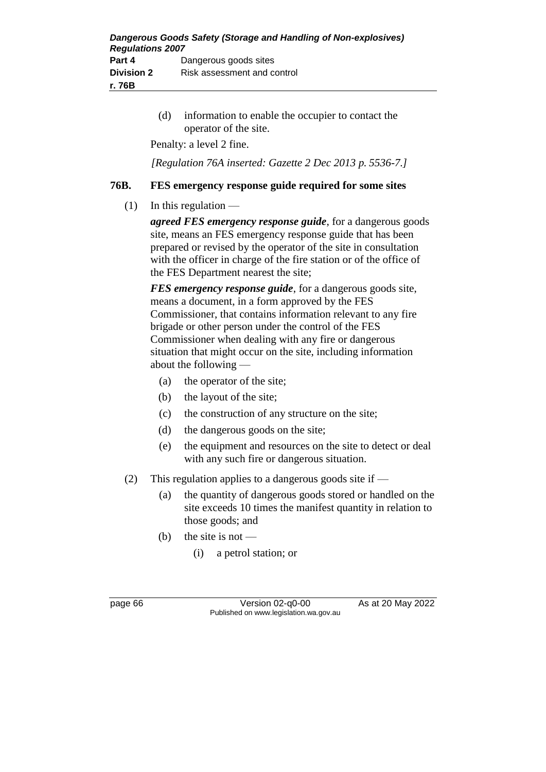(d) information to enable the occupier to contact the operator of the site.

Penalty: a level 2 fine.

*[Regulation 76A inserted: Gazette 2 Dec 2013 p. 5536-7.]*

### 76B. FES emergency response guide required for some sites

(1) In this regulation —

***agreed FES emergency response guide***, for a dangerous goods site, means an FES emergency response guide that has been prepared or revised by the operator of the site in consultation with the officer in charge of the fire station or of the office of the FES Department nearest the site;

***FES emergency response guide***, for a dangerous goods site, means a document, in a form approved by the FES Commissioner, that contains information relevant to any fire brigade or other person under the control of the FES Commissioner when dealing with any fire or dangerous situation that might occur on the site, including information about the following —

- (a) the operator of the site;
- (b) the layout of the site;
- (c) the construction of any structure on the site;
- (d) the dangerous goods on the site;
- (e) the equipment and resources on the site to detect or deal with any such fire or dangerous situation.

(2) This regulation applies to a dangerous goods site if —

- (a) the quantity of dangerous goods stored or handled on the site exceeds 10 times the manifest quantity in relation to those goods; and
- (b) the site is not —
  - (i) a petrol station; or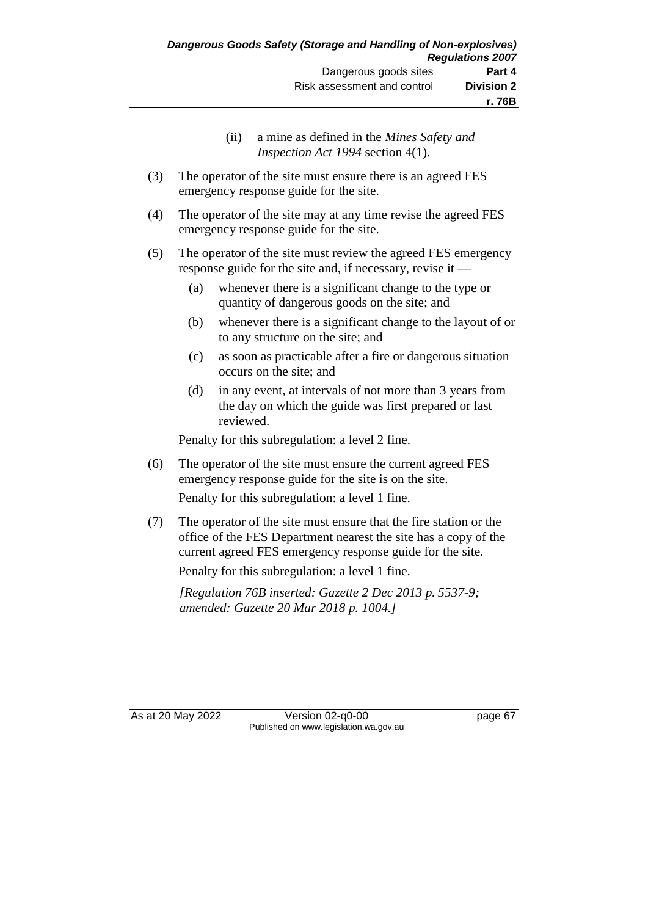(ii) a mine as defined in the *Mines Safety and Inspection Act 1994* section 4(1).

(3) The operator of the site must ensure there is an agreed FES emergency response guide for the site.

(4) The operator of the site may at any time revise the agreed FES emergency response guide for the site.

(5) The operator of the site must review the agreed FES emergency response guide for the site and, if necessary, revise it —

(a) whenever there is a significant change to the type or quantity of dangerous goods on the site; and

(b) whenever there is a significant change to the layout of or to any structure on the site; and

(c) as soon as practicable after a fire or dangerous situation occurs on the site; and

(d) in any event, at intervals of not more than 3 years from the day on which the guide was first prepared or last reviewed.

Penalty for this subregulation: a level 2 fine.

(6) The operator of the site must ensure the current agreed FES emergency response guide for the site is on the site.

Penalty for this subregulation: a level 1 fine.

(7) The operator of the site must ensure that the fire station or the office of the FES Department nearest the site has a copy of the current agreed FES emergency response guide for the site.

Penalty for this subregulation: a level 1 fine.

*[Regulation 76B inserted: Gazette 2 Dec 2013 p. 5537-9; amended: Gazette 20 Mar 2018 p. 1004.]*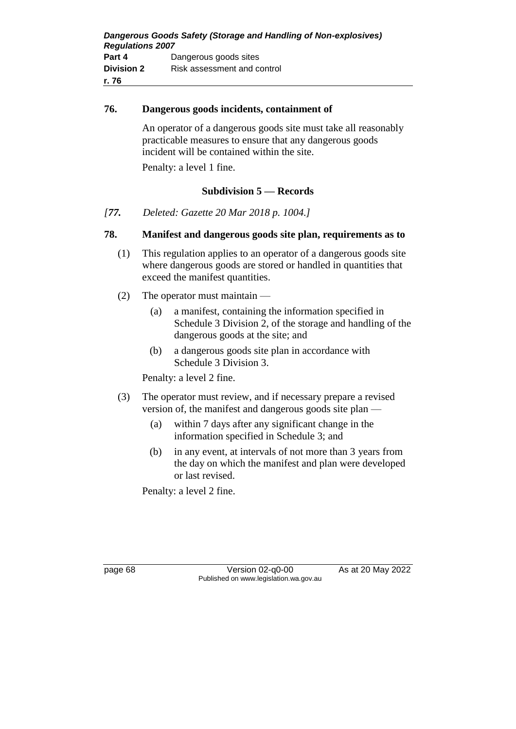**76. Dangerous goods incidents, containment of**

An operator of a dangerous goods site must take all reasonably practicable measures to ensure that any dangerous goods incident will be contained within the site.

Penalty: a level 1 fine.

### Subdivision 5 — Records

*[77. Deleted: Gazette 20 Mar 2018 p. 1004.]*

**78. Manifest and dangerous goods site plan, requirements as to**

(1) This regulation applies to an operator of a dangerous goods site where dangerous goods are stored or handled in quantities that exceed the manifest quantities.

(2) The operator must maintain —

(a) a manifest, containing the information specified in Schedule 3 Division 2, of the storage and handling of the dangerous goods at the site; and

(b) a dangerous goods site plan in accordance with Schedule 3 Division 3.

Penalty: a level 2 fine.

(3) The operator must review, and if necessary prepare a revised version of, the manifest and dangerous goods site plan —

(a) within 7 days after any significant change in the information specified in Schedule 3; and

(b) in any event, at intervals of not more than 3 years from the day on which the manifest and plan were developed or last revised.

Penalty: a level 2 fine.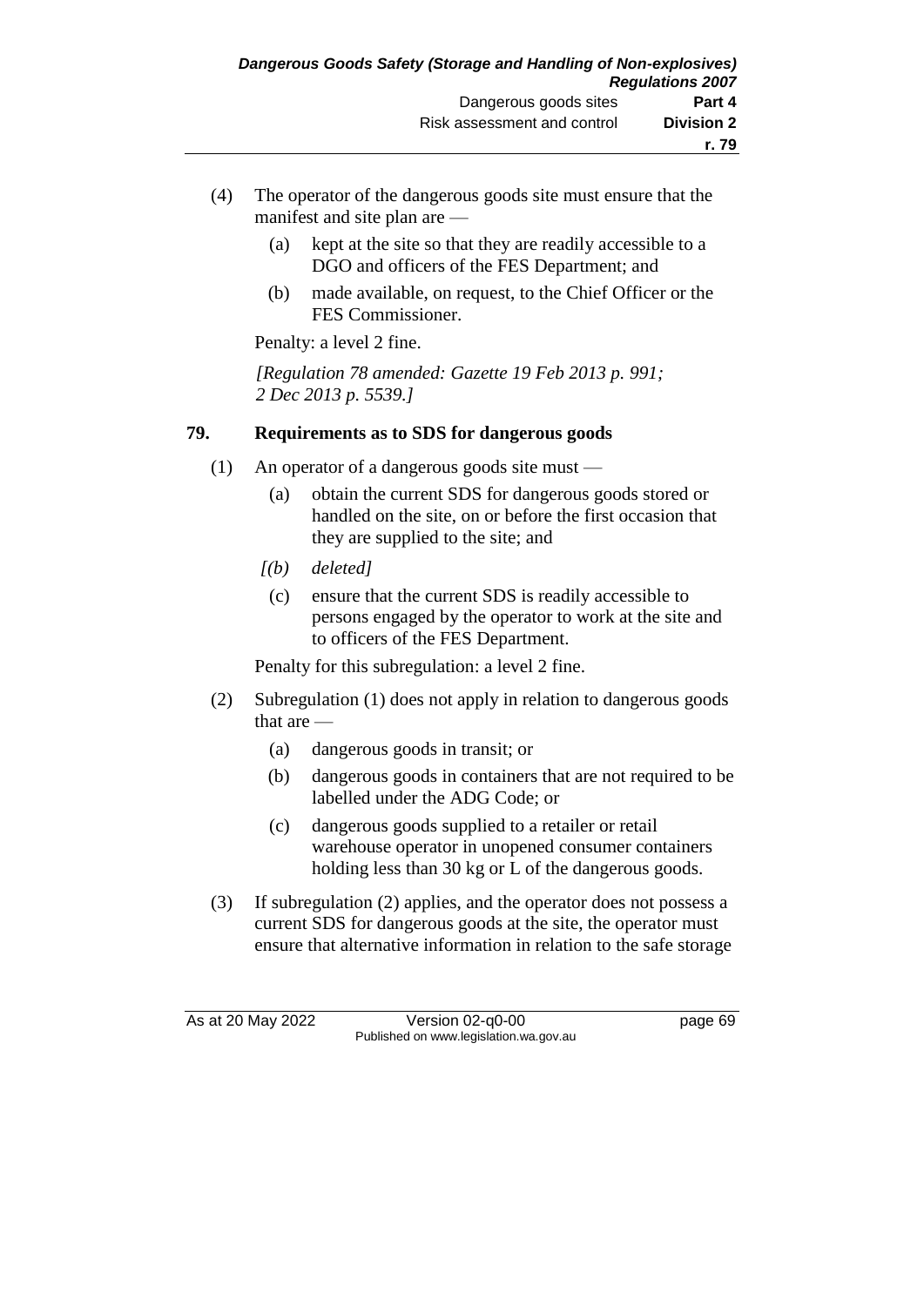(4) The operator of the dangerous goods site must ensure that the manifest and site plan are —

(a) kept at the site so that they are readily accessible to a DGO and officers of the FES Department; and

(b) made available, on request, to the Chief Officer or the FES Commissioner.

Penalty: a level 2 fine.

*[Regulation 78 amended: Gazette 19 Feb 2013 p. 991; 2 Dec 2013 p. 5539.]*

## 79. Requirements as to SDS for dangerous goods

(1) An operator of a dangerous goods site must —

(a) obtain the current SDS for dangerous goods stored or handled on the site, on or before the first occasion that they are supplied to the site; and

*[(b) deleted]*

(c) ensure that the current SDS is readily accessible to persons engaged by the operator to work at the site and to officers of the FES Department.

Penalty for this subregulation: a level 2 fine.

(2) Subregulation (1) does not apply in relation to dangerous goods that are —

(a) dangerous goods in transit; or

(b) dangerous goods in containers that are not required to be labelled under the ADG Code; or

(c) dangerous goods supplied to a retailer or retail warehouse operator in unopened consumer containers holding less than 30 kg or L of the dangerous goods.

(3) If subregulation (2) applies, and the operator does not possess a current SDS for dangerous goods at the site, the operator must ensure that alternative information in relation to the safe storage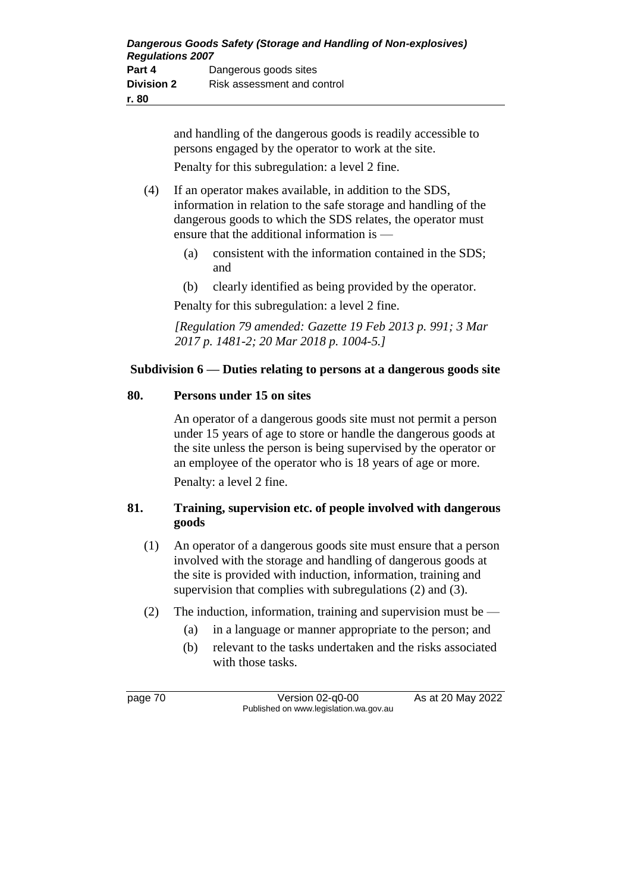and handling of the dangerous goods is readily accessible to persons engaged by the operator to work at the site.

Penalty for this subregulation: a level 2 fine.

(4) If an operator makes available, in addition to the SDS, information in relation to the safe storage and handling of the dangerous goods to which the SDS relates, the operator must ensure that the additional information is —

(a) consistent with the information contained in the SDS; and

(b) clearly identified as being provided by the operator.

Penalty for this subregulation: a level 2 fine.

*[Regulation 79 amended: Gazette 19 Feb 2013 p. 991; 3 Mar 2017 p. 1481-2; 20 Mar 2018 p. 1004-5.]*

### Subdivision 6 — Duties relating to persons at a dangerous goods site

**80. Persons under 15 on sites**

An operator of a dangerous goods site must not permit a person under 15 years of age to store or handle the dangerous goods at the site unless the person is being supervised by the operator or an employee of the operator who is 18 years of age or more.

Penalty: a level 2 fine.

**81. Training, supervision etc. of people involved with dangerous goods**

(1) An operator of a dangerous goods site must ensure that a person involved with the storage and handling of dangerous goods at the site is provided with induction, information, training and supervision that complies with subregulations (2) and (3).

(2) The induction, information, training and supervision must be —

(a) in a language or manner appropriate to the person; and

(b) relevant to the tasks undertaken and the risks associated with those tasks.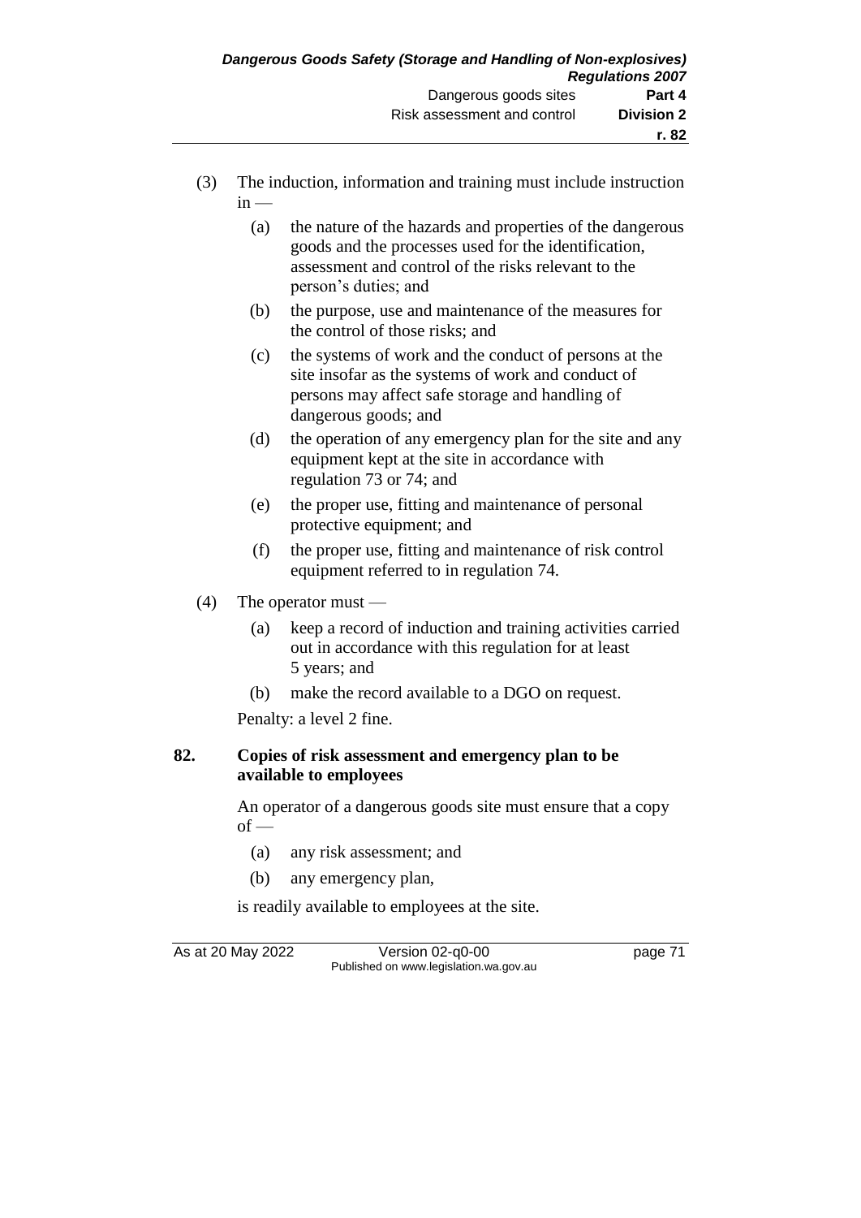(3) The induction, information and training must include instruction in —

  (a) the nature of the hazards and properties of the dangerous goods and the processes used for the identification, assessment and control of the risks relevant to the person's duties; and

  (b) the purpose, use and maintenance of the measures for the control of those risks; and

  (c) the systems of work and the conduct of persons at the site insofar as the systems of work and conduct of persons may affect safe storage and handling of dangerous goods; and

  (d) the operation of any emergency plan for the site and any equipment kept at the site in accordance with regulation 73 or 74; and

  (e) the proper use, fitting and maintenance of personal protective equipment; and

  (f) the proper use, fitting and maintenance of risk control equipment referred to in regulation 74.

(4) The operator must —

  (a) keep a record of induction and training activities carried out in accordance with this regulation for at least 5 years; and

  (b) make the record available to a DGO on request.

Penalty: a level 2 fine.

**82. Copies of risk assessment and emergency plan to be available to employees**

An operator of a dangerous goods site must ensure that a copy of —

  (a) any risk assessment; and

  (b) any emergency plan,

is readily available to employees at the site.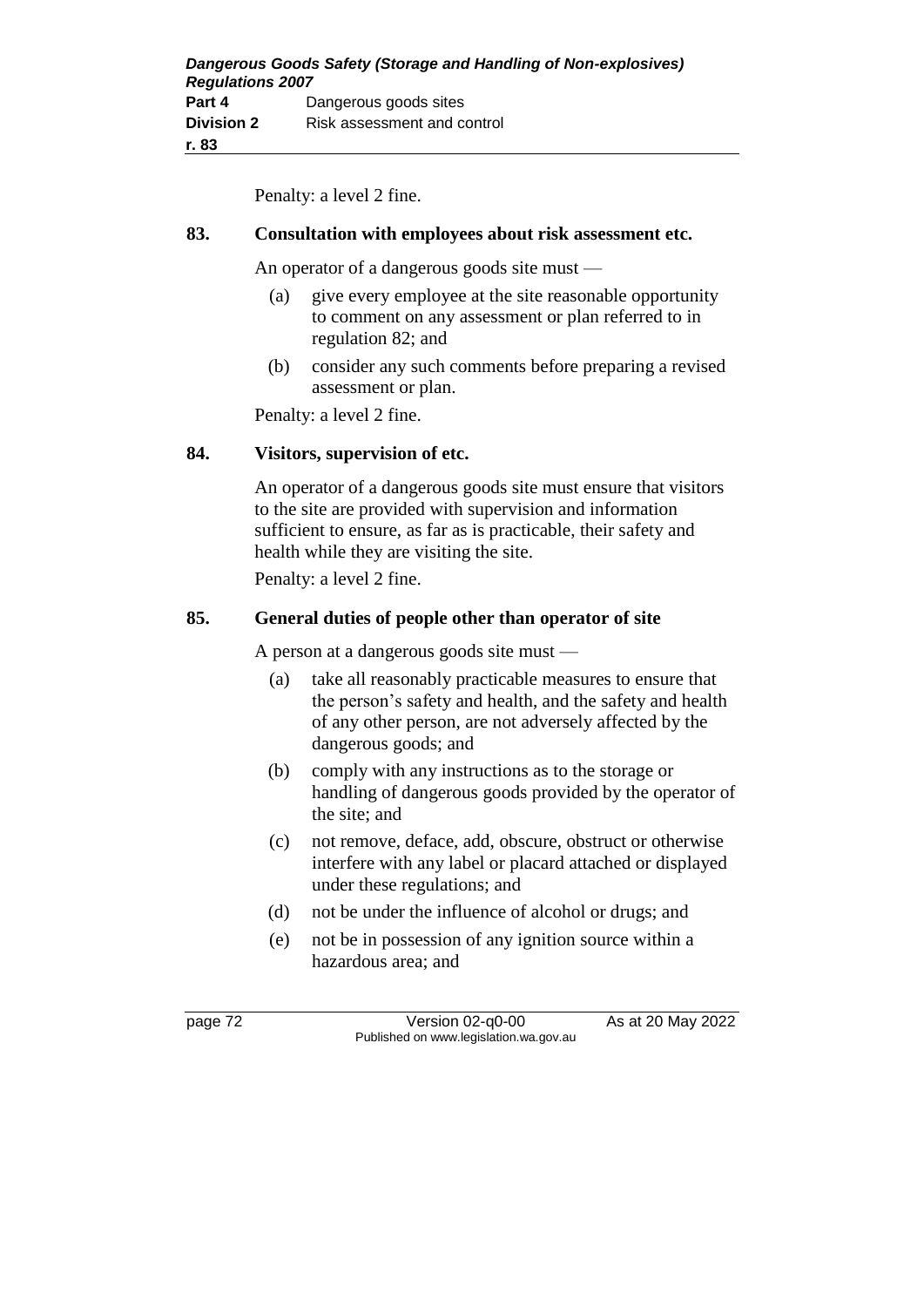Penalty: a level 2 fine.

### 83. Consultation with employees about risk assessment etc.

An operator of a dangerous goods site must —

(a) give every employee at the site reasonable opportunity to comment on any assessment or plan referred to in regulation 82; and

(b) consider any such comments before preparing a revised assessment or plan.

Penalty: a level 2 fine.

### 84. Visitors, supervision of etc.

An operator of a dangerous goods site must ensure that visitors to the site are provided with supervision and information sufficient to ensure, as far as is practicable, their safety and health while they are visiting the site.

Penalty: a level 2 fine.

### 85. General duties of people other than operator of site

A person at a dangerous goods site must —

(a) take all reasonably practicable measures to ensure that the person's safety and health, and the safety and health of any other person, are not adversely affected by the dangerous goods; and

(b) comply with any instructions as to the storage or handling of dangerous goods provided by the operator of the site; and

(c) not remove, deface, add, obscure, obstruct or otherwise interfere with any label or placard attached or displayed under these regulations; and

(d) not be under the influence of alcohol or drugs; and

(e) not be in possession of any ignition source within a hazardous area; and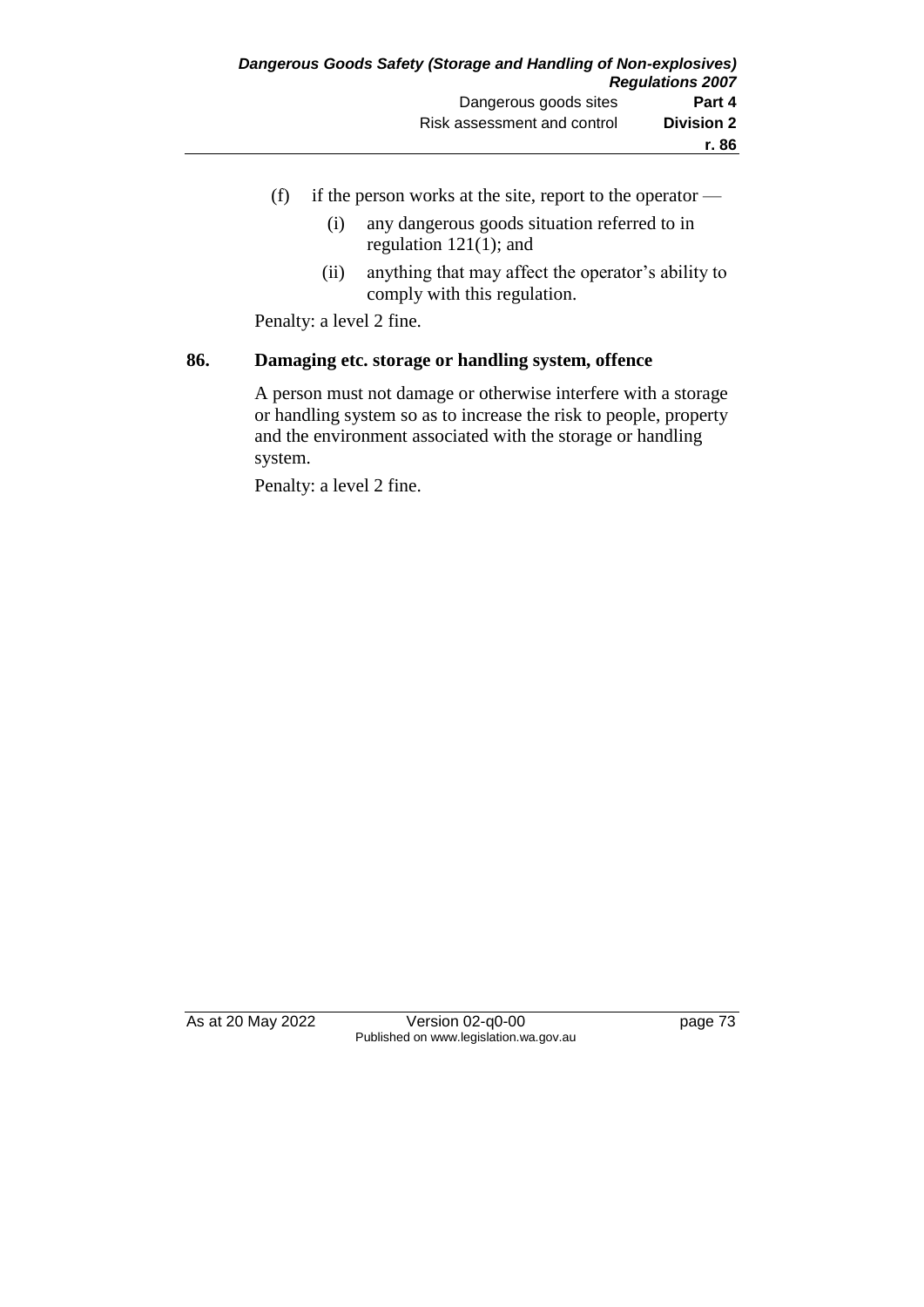(f) if the person works at the site, report to the operator —

  (i) any dangerous goods situation referred to in regulation 121(1); and

  (ii) anything that may affect the operator's ability to comply with this regulation.

Penalty: a level 2 fine.

## 86. Damaging etc. storage or handling system, offence

A person must not damage or otherwise interfere with a storage or handling system so as to increase the risk to people, property and the environment associated with the storage or handling system.

Penalty: a level 2 fine.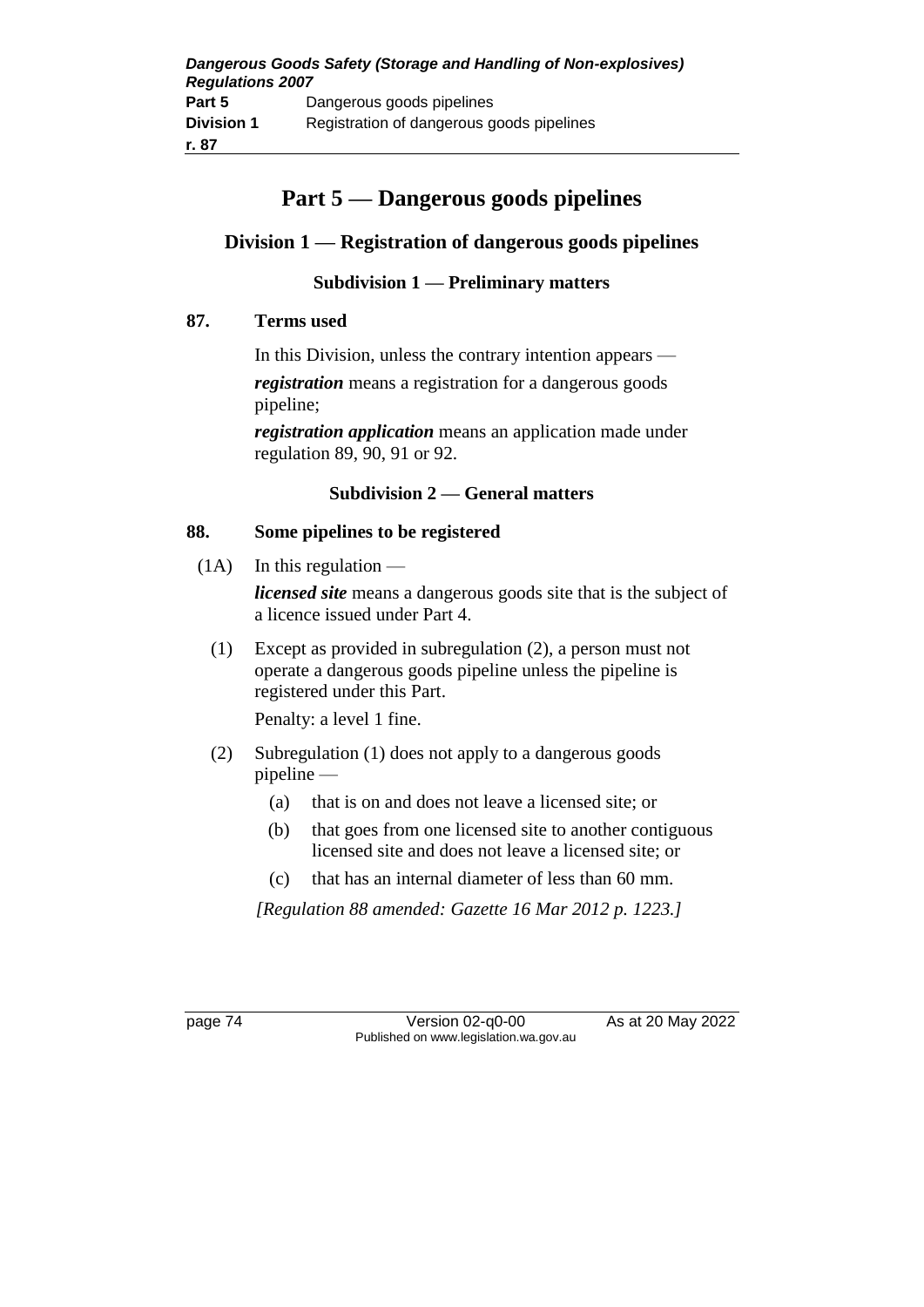# Part 5 — Dangerous goods pipelines

## Division 1 — Registration of dangerous goods pipelines

### Subdivision 1 — Preliminary matters

**87. Terms used**

In this Division, unless the contrary intention appears —

***registration*** means a registration for a dangerous goods pipeline;

***registration application*** means an application made under regulation 89, 90, 91 or 92.

### Subdivision 2 — General matters

**88. Some pipelines to be registered**

(1A) In this regulation —

***licensed site*** means a dangerous goods site that is the subject of a licence issued under Part 4.

(1) Except as provided in subregulation (2), a person must not operate a dangerous goods pipeline unless the pipeline is registered under this Part.

Penalty: a level 1 fine.

(2) Subregulation (1) does not apply to a dangerous goods pipeline —

- (a) that is on and does not leave a licensed site; or
- (b) that goes from one licensed site to another contiguous licensed site and does not leave a licensed site; or
- (c) that has an internal diameter of less than 60 mm.

*[Regulation 88 amended: Gazette 16 Mar 2012 p. 1223.]*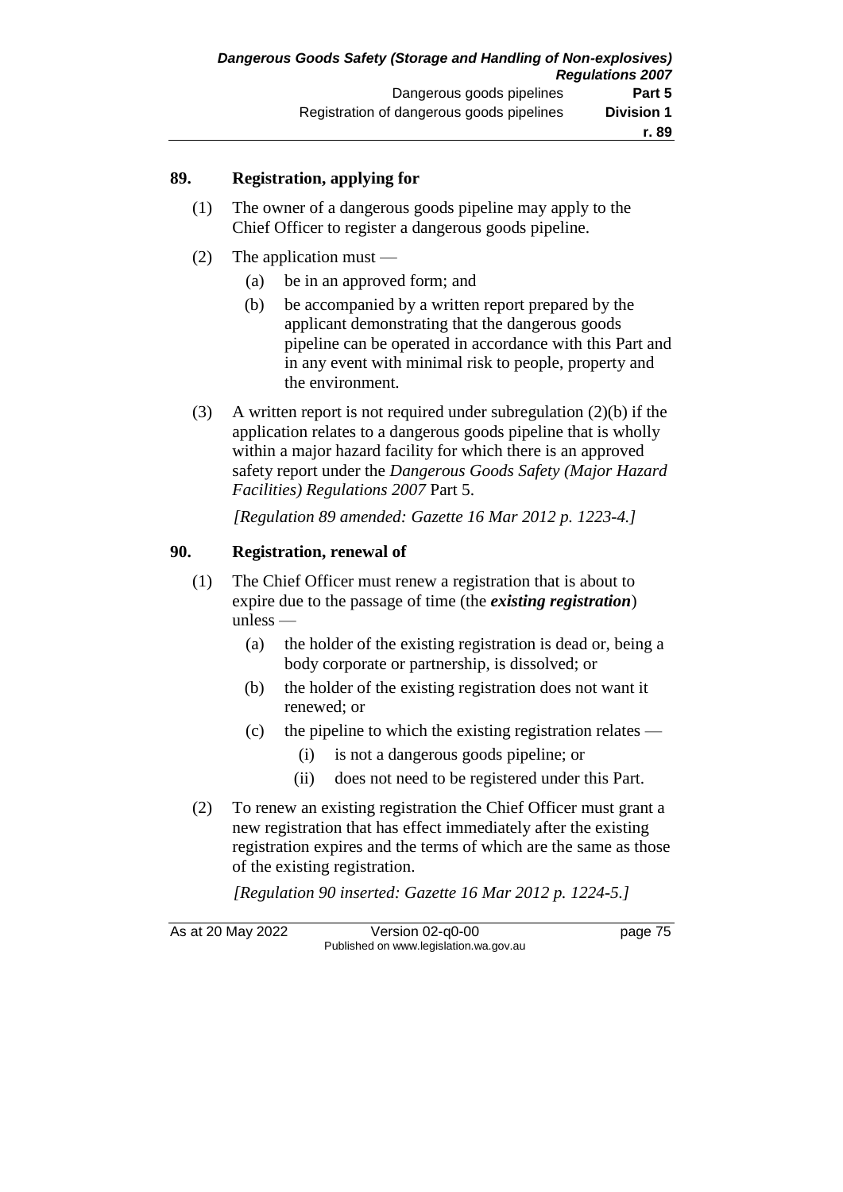### 89. Registration, applying for

(1) The owner of a dangerous goods pipeline may apply to the Chief Officer to register a dangerous goods pipeline.

(2) The application must —

(a) be in an approved form; and

(b) be accompanied by a written report prepared by the applicant demonstrating that the dangerous goods pipeline can be operated in accordance with this Part and in any event with minimal risk to people, property and the environment.

(3) A written report is not required under subregulation (2)(b) if the application relates to a dangerous goods pipeline that is wholly within a major hazard facility for which there is an approved safety report under the *Dangerous Goods Safety (Major Hazard Facilities) Regulations 2007* Part 5.

*[Regulation 89 amended: Gazette 16 Mar 2012 p. 1223-4.]*

### 90. Registration, renewal of

(1) The Chief Officer must renew a registration that is about to expire due to the passage of time (the ***existing registration***) unless —

(a) the holder of the existing registration is dead or, being a body corporate or partnership, is dissolved; or

(b) the holder of the existing registration does not want it renewed; or

(c) the pipeline to which the existing registration relates —

(i) is not a dangerous goods pipeline; or

(ii) does not need to be registered under this Part.

(2) To renew an existing registration the Chief Officer must grant a new registration that has effect immediately after the existing registration expires and the terms of which are the same as those of the existing registration.

*[Regulation 90 inserted: Gazette 16 Mar 2012 p. 1224-5.]*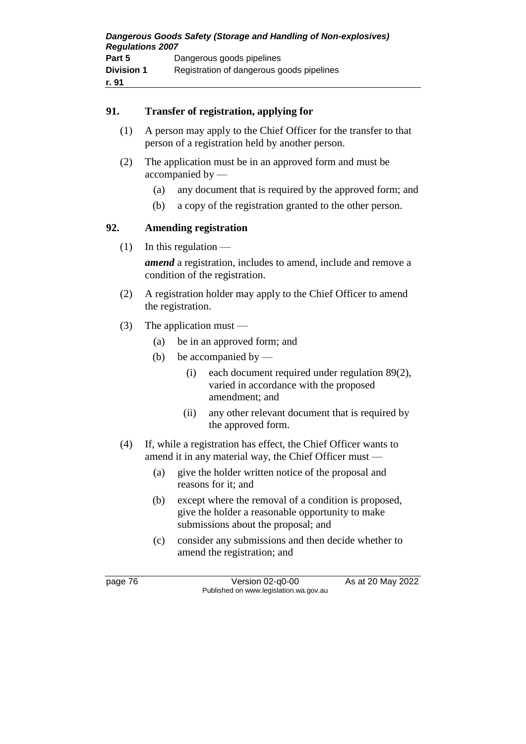## 91. Transfer of registration, applying for

(1) A person may apply to the Chief Officer for the transfer to that person of a registration held by another person.

(2) The application must be in an approved form and must be accompanied by —

- (a) any document that is required by the approved form; and
- (b) a copy of the registration granted to the other person.

## 92. Amending registration

(1) In this regulation —

***amend*** a registration, includes to amend, include and remove a condition of the registration.

(2) A registration holder may apply to the Chief Officer to amend the registration.

(3) The application must —

- (a) be in an approved form; and
- (b) be accompanied by —
  - (i) each document required under regulation 89(2), varied in accordance with the proposed amendment; and
  - (ii) any other relevant document that is required by the approved form.

(4) If, while a registration has effect, the Chief Officer wants to amend it in any material way, the Chief Officer must —

- (a) give the holder written notice of the proposal and reasons for it; and
- (b) except where the removal of a condition is proposed, give the holder a reasonable opportunity to make submissions about the proposal; and
- (c) consider any submissions and then decide whether to amend the registration; and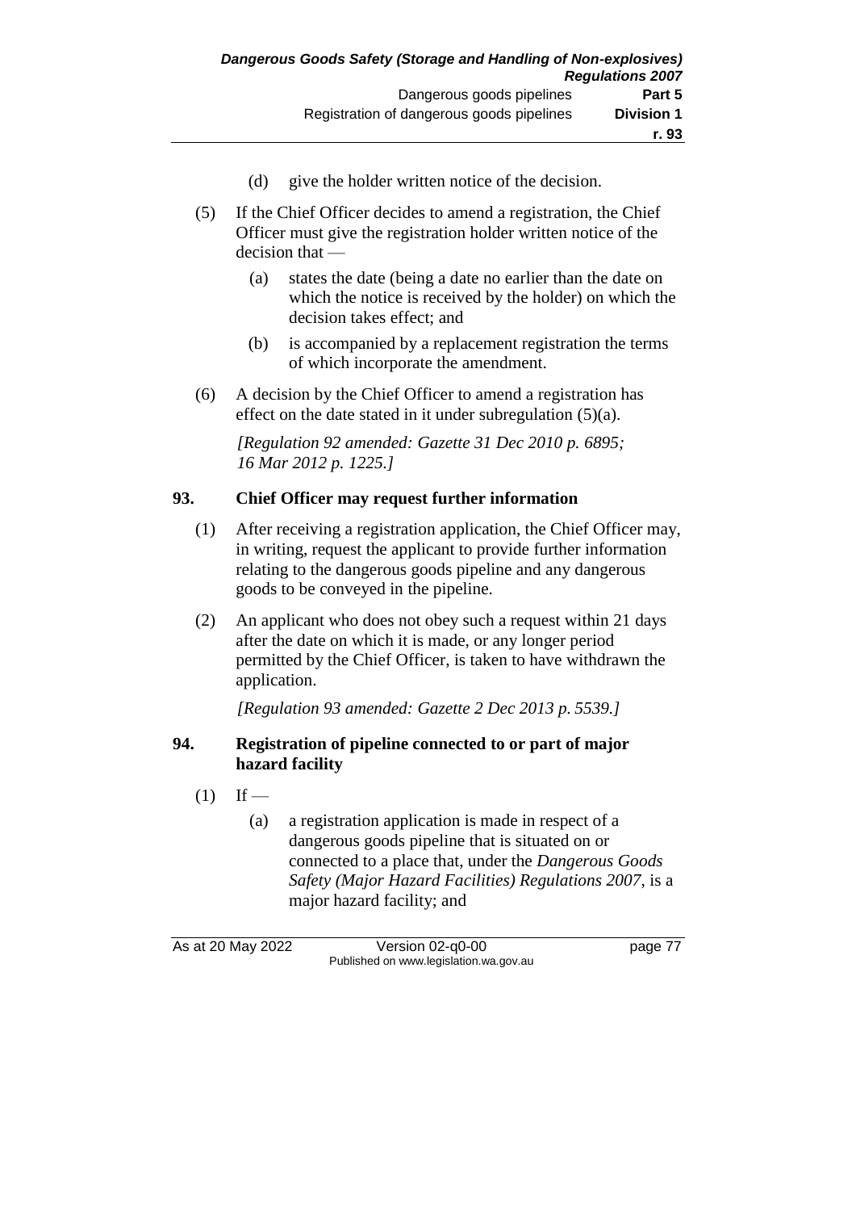(d) give the holder written notice of the decision.

(5) If the Chief Officer decides to amend a registration, the Chief Officer must give the registration holder written notice of the decision that —

  (a) states the date (being a date no earlier than the date on which the notice is received by the holder) on which the decision takes effect; and

  (b) is accompanied by a replacement registration the terms of which incorporate the amendment.

(6) A decision by the Chief Officer to amend a registration has effect on the date stated in it under subregulation (5)(a).

*[Regulation 92 amended: Gazette 31 Dec 2010 p. 6895; 16 Mar 2012 p. 1225.]*

### 93. Chief Officer may request further information

(1) After receiving a registration application, the Chief Officer may, in writing, request the applicant to provide further information relating to the dangerous goods pipeline and any dangerous goods to be conveyed in the pipeline.

(2) An applicant who does not obey such a request within 21 days after the date on which it is made, or any longer period permitted by the Chief Officer, is taken to have withdrawn the application.

*[Regulation 93 amended: Gazette 2 Dec 2013 p. 5539.]*

### 94. Registration of pipeline connected to or part of major hazard facility

(1) If —

  (a) a registration application is made in respect of a dangerous goods pipeline that is situated on or connected to a place that, under the *Dangerous Goods Safety (Major Hazard Facilities) Regulations 2007*, is a major hazard facility; and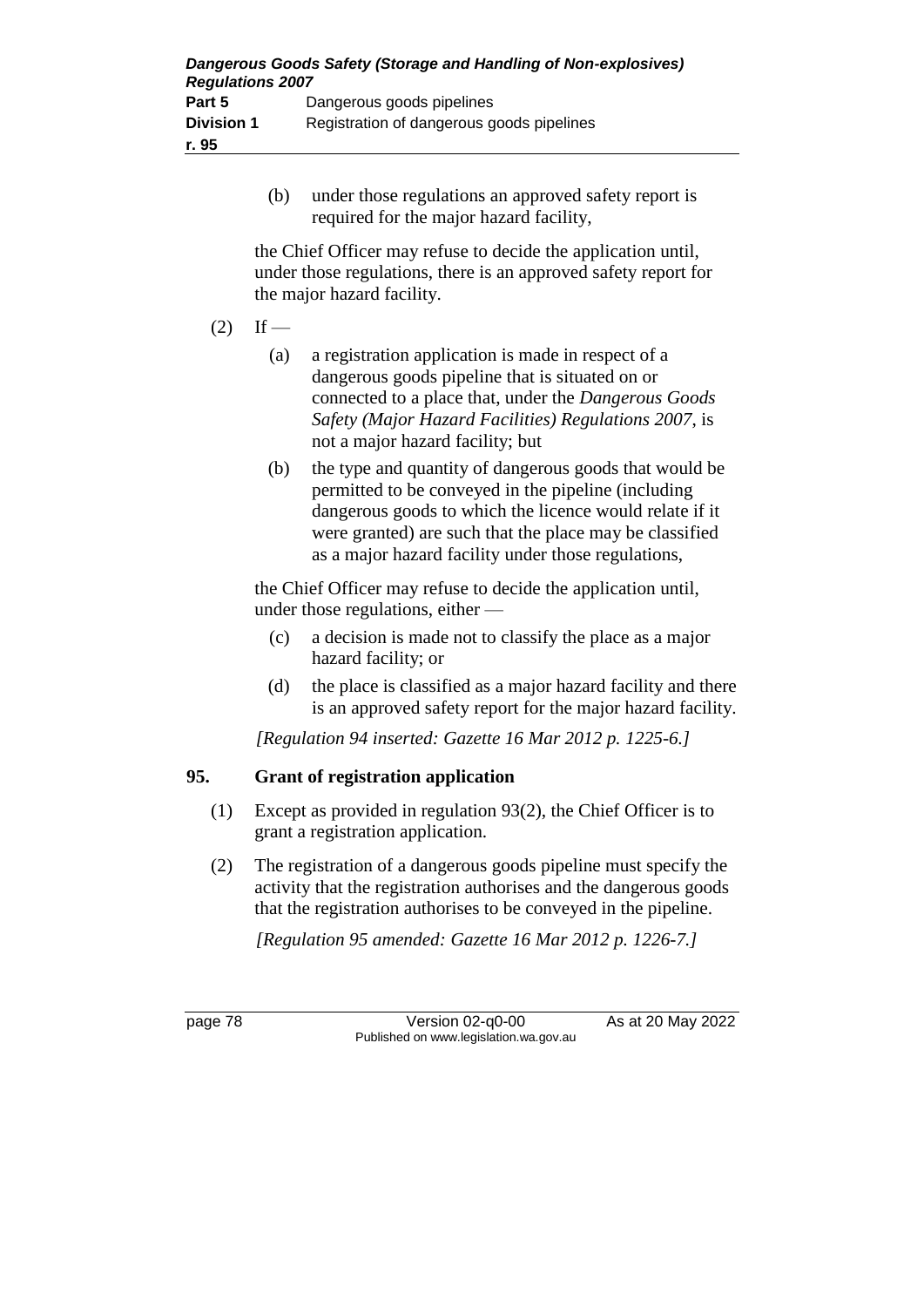(b) under those regulations an approved safety report is required for the major hazard facility,

the Chief Officer may refuse to decide the application until, under those regulations, there is an approved safety report for the major hazard facility.

(2) If —

(a) a registration application is made in respect of a dangerous goods pipeline that is situated on or connected to a place that, under the *Dangerous Goods Safety (Major Hazard Facilities) Regulations 2007*, is not a major hazard facility; but

(b) the type and quantity of dangerous goods that would be permitted to be conveyed in the pipeline (including dangerous goods to which the licence would relate if it were granted) are such that the place may be classified as a major hazard facility under those regulations,

the Chief Officer may refuse to decide the application until, under those regulations, either —

(c) a decision is made not to classify the place as a major hazard facility; or

(d) the place is classified as a major hazard facility and there is an approved safety report for the major hazard facility.

*[Regulation 94 inserted: Gazette 16 Mar 2012 p. 1225-6.]*

## 95. Grant of registration application

(1) Except as provided in regulation 93(2), the Chief Officer is to grant a registration application.

(2) The registration of a dangerous goods pipeline must specify the activity that the registration authorises and the dangerous goods that the registration authorises to be conveyed in the pipeline.

*[Regulation 95 amended: Gazette 16 Mar 2012 p. 1226-7.]*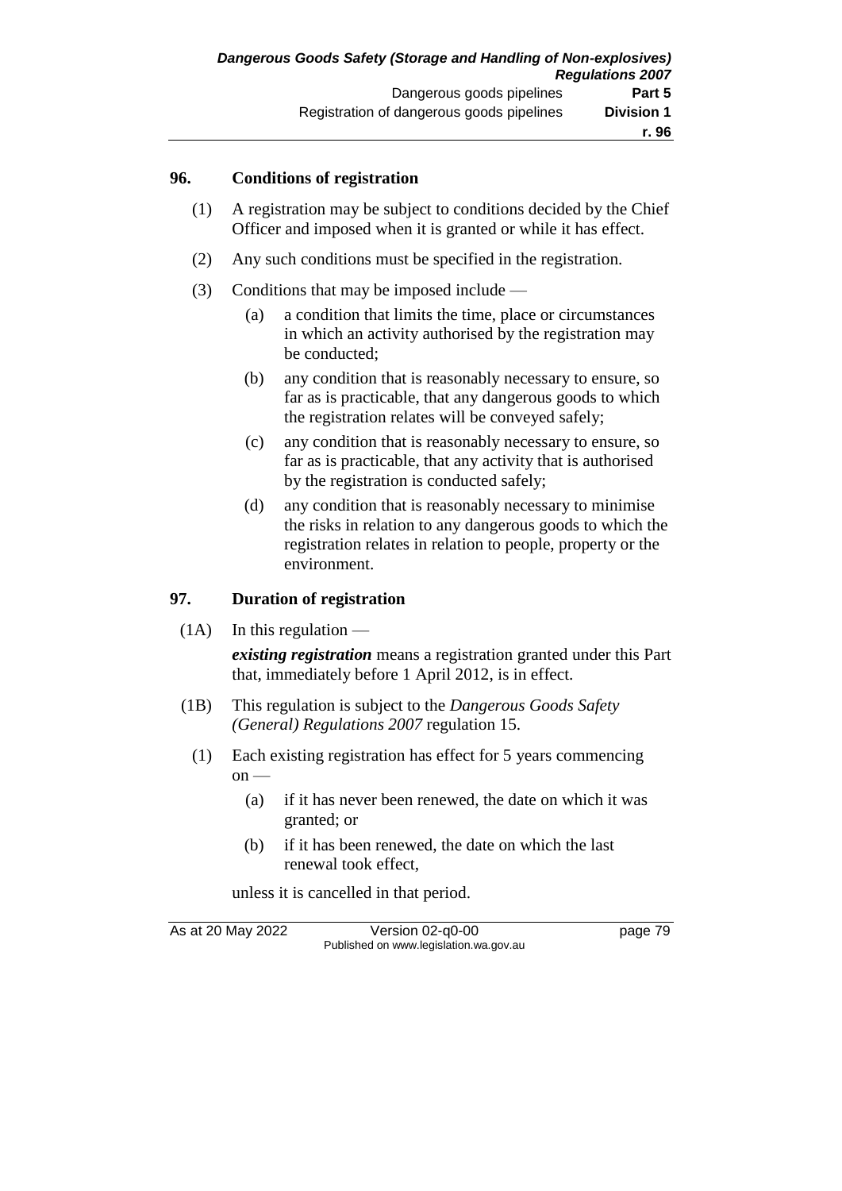## 96. Conditions of registration

(1) A registration may be subject to conditions decided by the Chief Officer and imposed when it is granted or while it has effect.

(2) Any such conditions must be specified in the registration.

(3) Conditions that may be imposed include —

- (a) a condition that limits the time, place or circumstances in which an activity authorised by the registration may be conducted;
- (b) any condition that is reasonably necessary to ensure, so far as is practicable, that any dangerous goods to which the registration relates will be conveyed safely;
- (c) any condition that is reasonably necessary to ensure, so far as is practicable, that any activity that is authorised by the registration is conducted safely;
- (d) any condition that is reasonably necessary to minimise the risks in relation to any dangerous goods to which the registration relates in relation to people, property or the environment.

## 97. Duration of registration

(1A) In this regulation —

***existing registration*** means a registration granted under this Part that, immediately before 1 April 2012, is in effect.

(1B) This regulation is subject to the *Dangerous Goods Safety (General) Regulations 2007* regulation 15.

(1) Each existing registration has effect for 5 years commencing on —

- (a) if it has never been renewed, the date on which it was granted; or
- (b) if it has been renewed, the date on which the last renewal took effect,

unless it is cancelled in that period.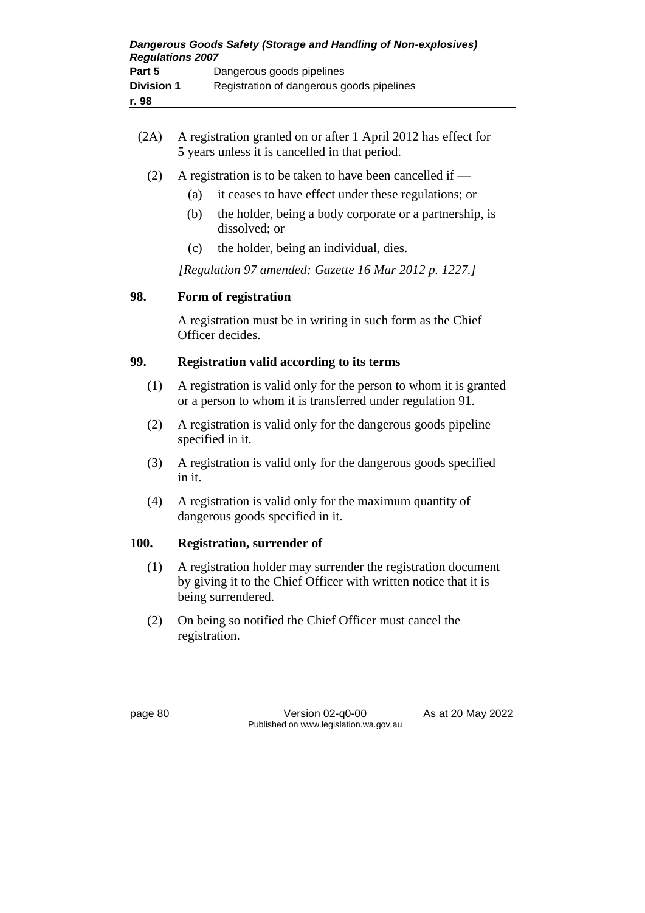(2A) A registration granted on or after 1 April 2012 has effect for 5 years unless it is cancelled in that period.

(2) A registration is to be taken to have been cancelled if —

(a) it ceases to have effect under these regulations; or

(b) the holder, being a body corporate or a partnership, is dissolved; or

(c) the holder, being an individual, dies.

*[Regulation 97 amended: Gazette 16 Mar 2012 p. 1227.]*

## 98. Form of registration

A registration must be in writing in such form as the Chief Officer decides.

## 99. Registration valid according to its terms

(1) A registration is valid only for the person to whom it is granted or a person to whom it is transferred under regulation 91.

(2) A registration is valid only for the dangerous goods pipeline specified in it.

(3) A registration is valid only for the dangerous goods specified in it.

(4) A registration is valid only for the maximum quantity of dangerous goods specified in it.

## 100. Registration, surrender of

(1) A registration holder may surrender the registration document by giving it to the Chief Officer with written notice that it is being surrendered.

(2) On being so notified the Chief Officer must cancel the registration.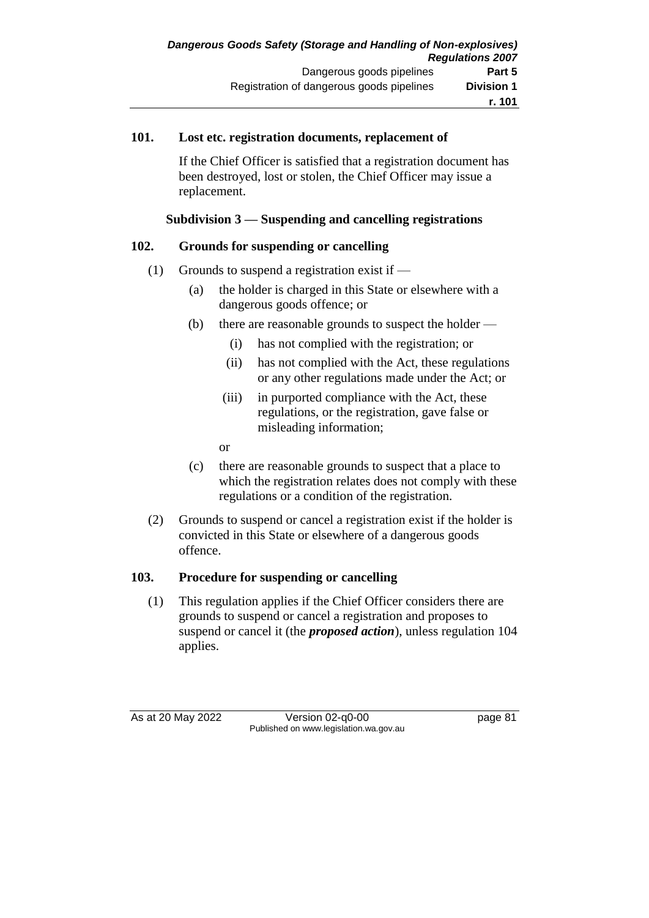### 101. Lost etc. registration documents, replacement of

If the Chief Officer is satisfied that a registration document has been destroyed, lost or stolen, the Chief Officer may issue a replacement.

#### Subdivision 3 — Suspending and cancelling registrations

### 102. Grounds for suspending or cancelling

(1) Grounds to suspend a registration exist if —

  (a) the holder is charged in this State or elsewhere with a dangerous goods offence; or

  (b) there are reasonable grounds to suspect the holder —

    (i) has not complied with the registration; or

    (ii) has not complied with the Act, these regulations or any other regulations made under the Act; or

    (iii) in purported compliance with the Act, these regulations, or the registration, gave false or misleading information;

  or

  (c) there are reasonable grounds to suspect that a place to which the registration relates does not comply with these regulations or a condition of the registration.

(2) Grounds to suspend or cancel a registration exist if the holder is convicted in this State or elsewhere of a dangerous goods offence.

### 103. Procedure for suspending or cancelling

(1) This regulation applies if the Chief Officer considers there are grounds to suspend or cancel a registration and proposes to suspend or cancel it (the ***proposed action***), unless regulation 104 applies.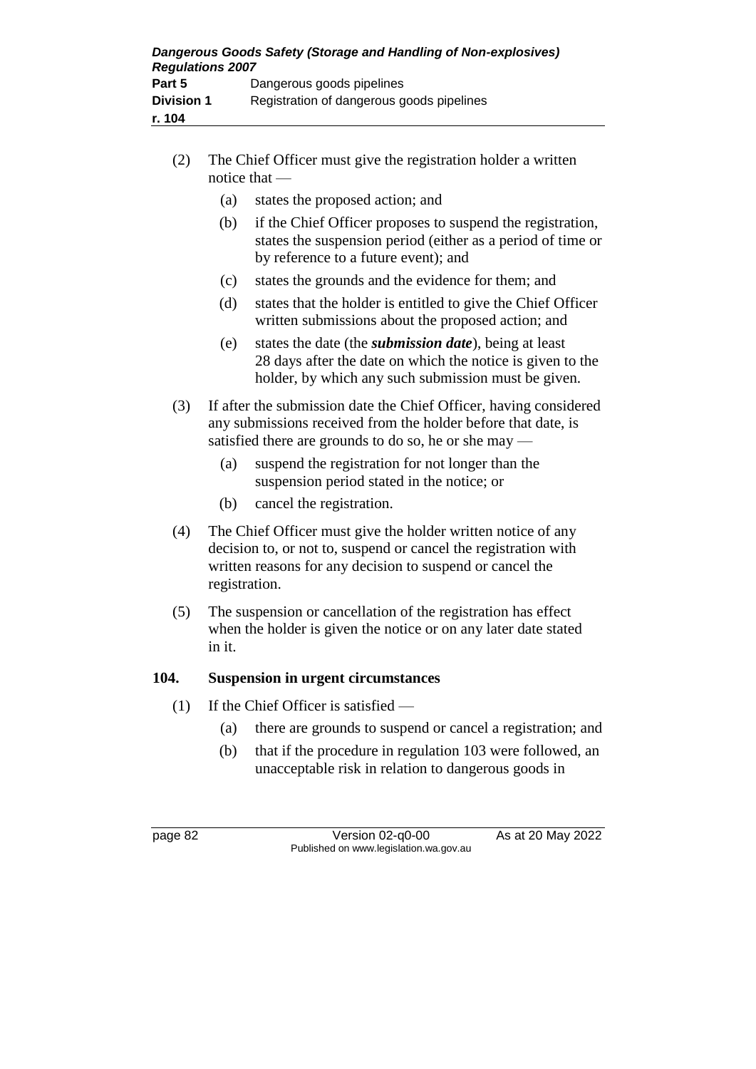(2) The Chief Officer must give the registration holder a written notice that —

(a) states the proposed action; and

(b) if the Chief Officer proposes to suspend the registration, states the suspension period (either as a period of time or by reference to a future event); and

(c) states the grounds and the evidence for them; and

(d) states that the holder is entitled to give the Chief Officer written submissions about the proposed action; and

(e) states the date (the ***submission date***), being at least 28 days after the date on which the notice is given to the holder, by which any such submission must be given.

(3) If after the submission date the Chief Officer, having considered any submissions received from the holder before that date, is satisfied there are grounds to do so, he or she may —

(a) suspend the registration for not longer than the suspension period stated in the notice; or

(b) cancel the registration.

(4) The Chief Officer must give the holder written notice of any decision to, or not to, suspend or cancel the registration with written reasons for any decision to suspend or cancel the registration.

(5) The suspension or cancellation of the registration has effect when the holder is given the notice or on any later date stated in it.

## 104. Suspension in urgent circumstances

(1) If the Chief Officer is satisfied —

(a) there are grounds to suspend or cancel a registration; and

(b) that if the procedure in regulation 103 were followed, an unacceptable risk in relation to dangerous goods in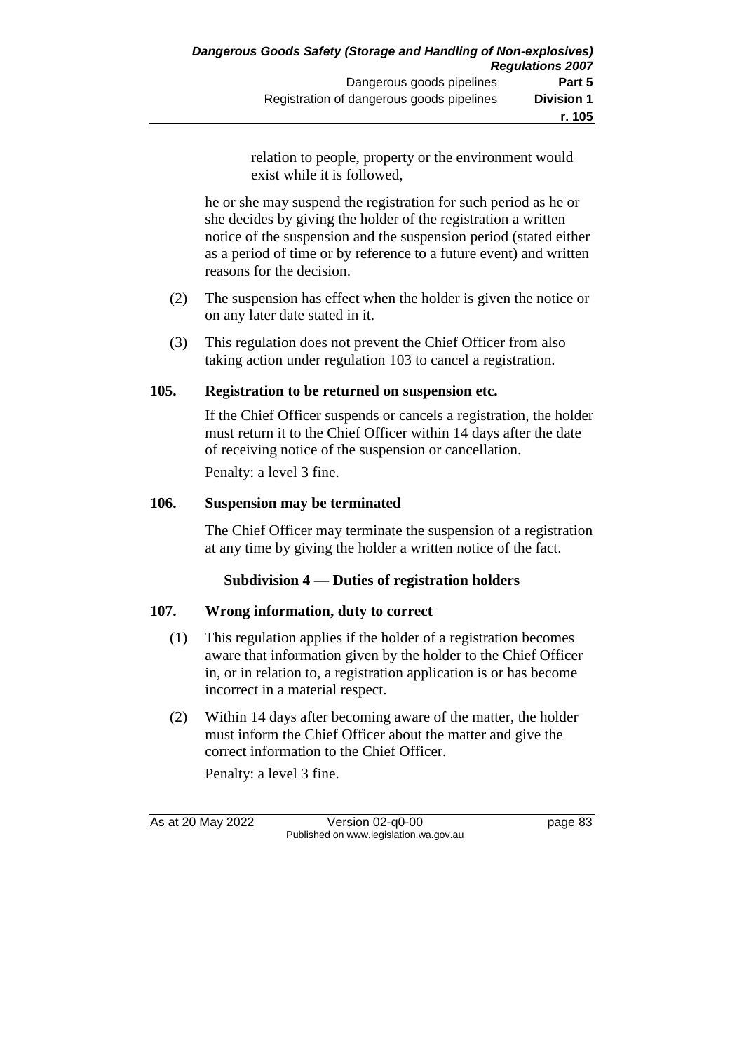relation to people, property or the environment would exist while it is followed,

he or she may suspend the registration for such period as he or she decides by giving the holder of the registration a written notice of the suspension and the suspension period (stated either as a period of time or by reference to a future event) and written reasons for the decision.

(2) The suspension has effect when the holder is given the notice or on any later date stated in it.

(3) This regulation does not prevent the Chief Officer from also taking action under regulation 103 to cancel a registration.

## 105. Registration to be returned on suspension etc.

If the Chief Officer suspends or cancels a registration, the holder must return it to the Chief Officer within 14 days after the date of receiving notice of the suspension or cancellation.

Penalty: a level 3 fine.

## 106. Suspension may be terminated

The Chief Officer may terminate the suspension of a registration at any time by giving the holder a written notice of the fact.

### Subdivision 4 — Duties of registration holders

## 107. Wrong information, duty to correct

(1) This regulation applies if the holder of a registration becomes aware that information given by the holder to the Chief Officer in, or in relation to, a registration application is or has become incorrect in a material respect.

(2) Within 14 days after becoming aware of the matter, the holder must inform the Chief Officer about the matter and give the correct information to the Chief Officer.

Penalty: a level 3 fine.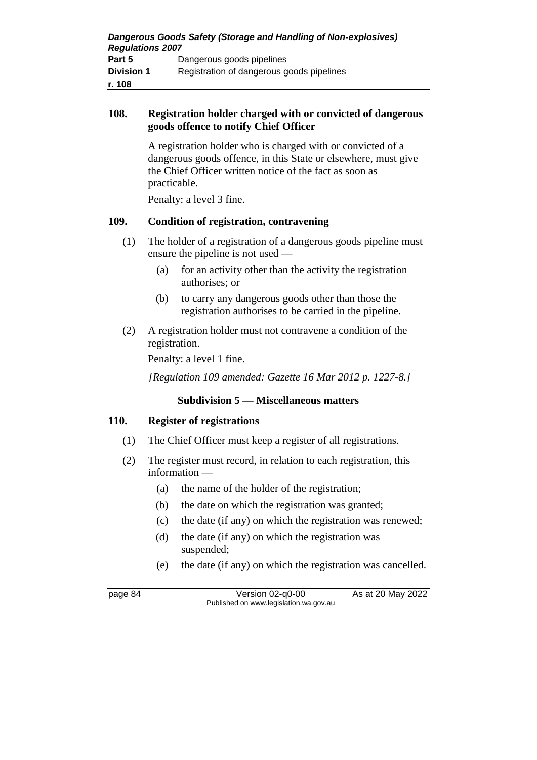### 108. Registration holder charged with or convicted of dangerous goods offence to notify Chief Officer

A registration holder who is charged with or convicted of a dangerous goods offence, in this State or elsewhere, must give the Chief Officer written notice of the fact as soon as practicable.

Penalty: a level 3 fine.

### 109. Condition of registration, contravening

(1) The holder of a registration of a dangerous goods pipeline must ensure the pipeline is not used —

- (a) for an activity other than the activity the registration authorises; or
- (b) to carry any dangerous goods other than those the registration authorises to be carried in the pipeline.

(2) A registration holder must not contravene a condition of the registration.

Penalty: a level 1 fine.

*[Regulation 109 amended: Gazette 16 Mar 2012 p. 1227-8.]*

#### Subdivision 5 — Miscellaneous matters

### 110. Register of registrations

(1) The Chief Officer must keep a register of all registrations.

(2) The register must record, in relation to each registration, this information —

- (a) the name of the holder of the registration;
- (b) the date on which the registration was granted;
- (c) the date (if any) on which the registration was renewed;
- (d) the date (if any) on which the registration was suspended;
- (e) the date (if any) on which the registration was cancelled.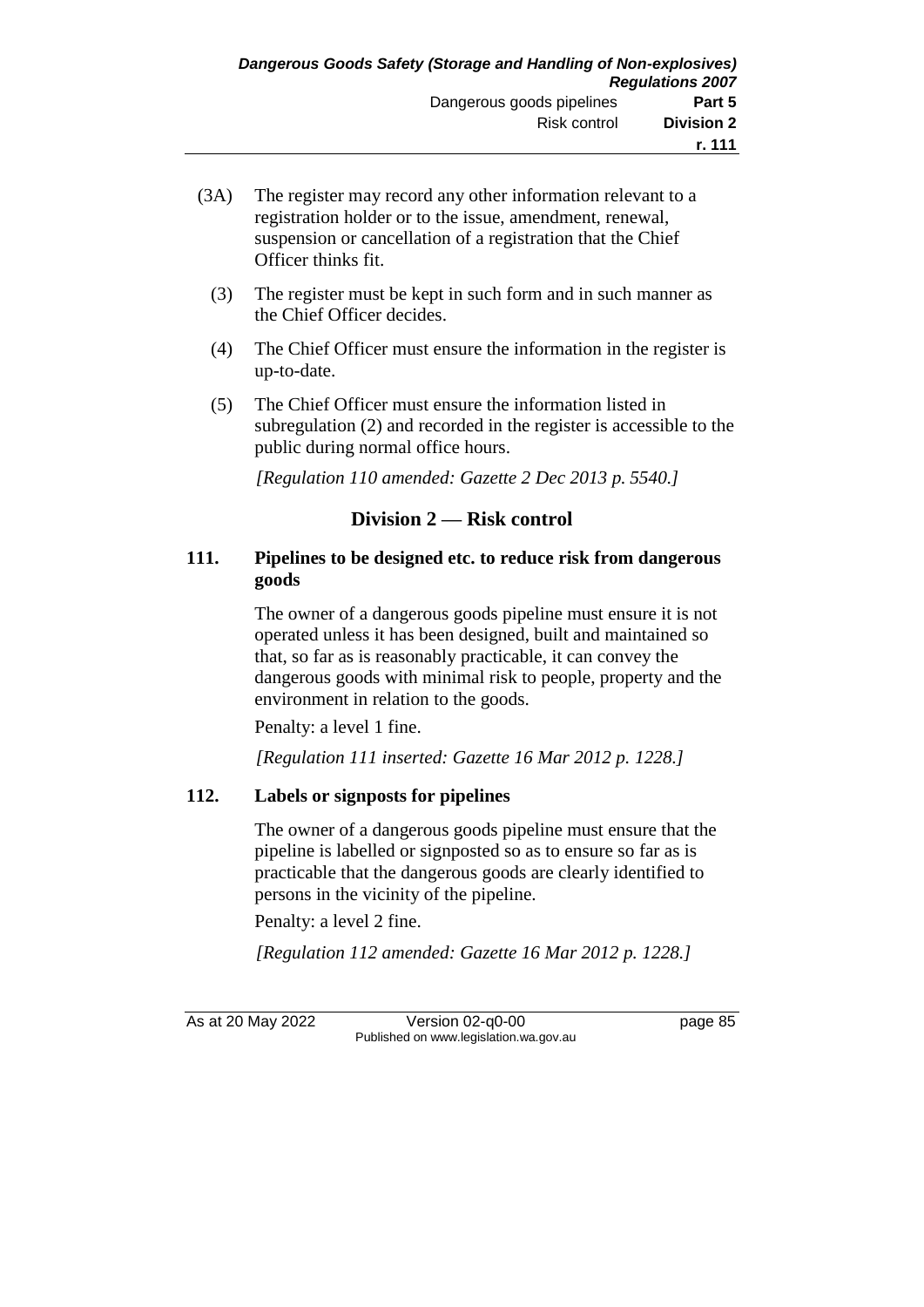(3A) The register may record any other information relevant to a registration holder or to the issue, amendment, renewal, suspension or cancellation of a registration that the Chief Officer thinks fit.

(3) The register must be kept in such form and in such manner as the Chief Officer decides.

(4) The Chief Officer must ensure the information in the register is up-to-date.

(5) The Chief Officer must ensure the information listed in subregulation (2) and recorded in the register is accessible to the public during normal office hours.

*[Regulation 110 amended: Gazette 2 Dec 2013 p. 5540.]*

## Division 2 — Risk control

### 111. Pipelines to be designed etc. to reduce risk from dangerous goods

The owner of a dangerous goods pipeline must ensure it is not operated unless it has been designed, built and maintained so that, so far as is reasonably practicable, it can convey the dangerous goods with minimal risk to people, property and the environment in relation to the goods.

Penalty: a level 1 fine.

*[Regulation 111 inserted: Gazette 16 Mar 2012 p. 1228.]*

### 112. Labels or signposts for pipelines

The owner of a dangerous goods pipeline must ensure that the pipeline is labelled or signposted so as to ensure so far as is practicable that the dangerous goods are clearly identified to persons in the vicinity of the pipeline.

Penalty: a level 2 fine.

*[Regulation 112 amended: Gazette 16 Mar 2012 p. 1228.]*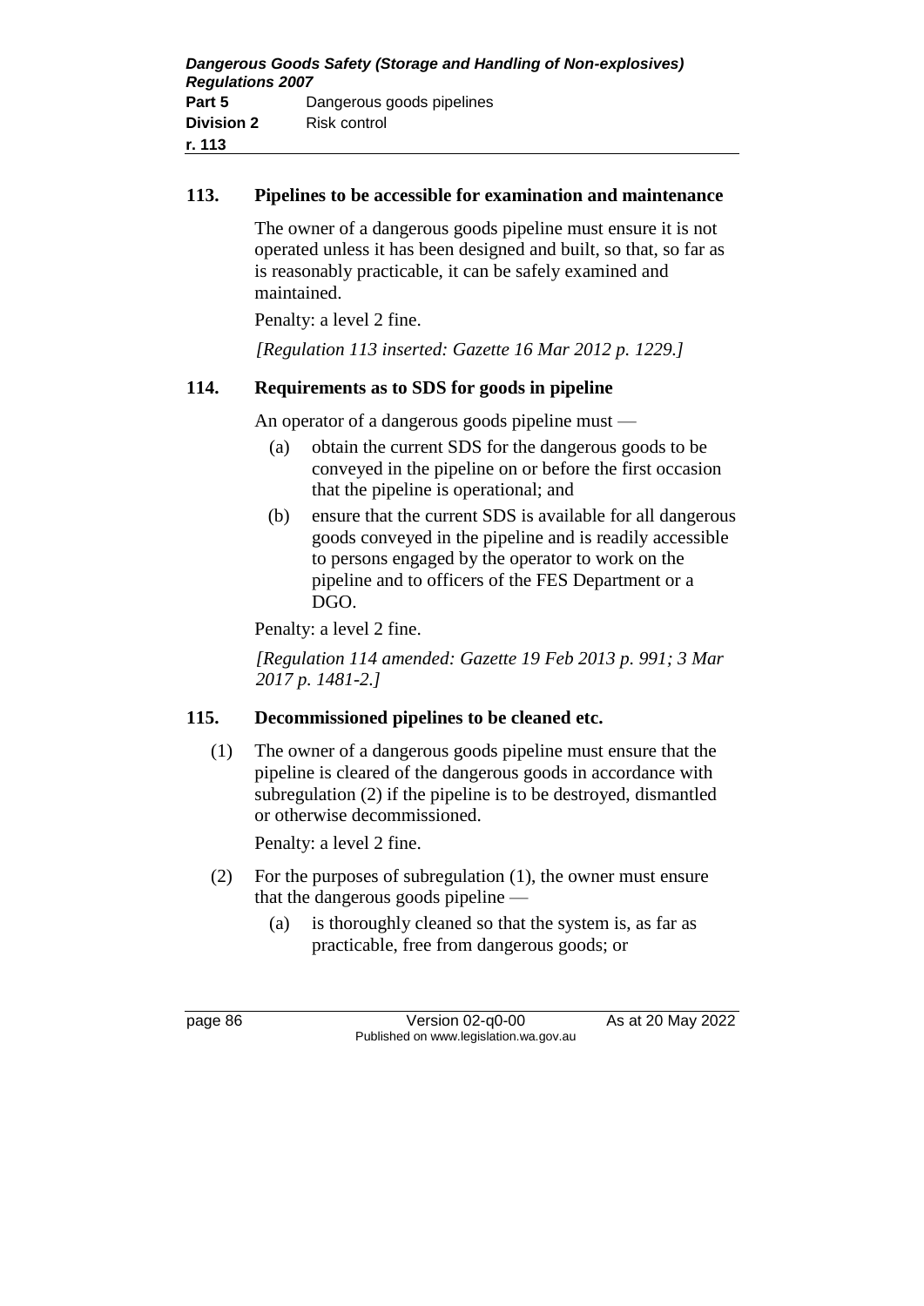### 113. Pipelines to be accessible for examination and maintenance

The owner of a dangerous goods pipeline must ensure it is not operated unless it has been designed and built, so that, so far as is reasonably practicable, it can be safely examined and maintained.

Penalty: a level 2 fine.

*[Regulation 113 inserted: Gazette 16 Mar 2012 p. 1229.]*

### 114. Requirements as to SDS for goods in pipeline

An operator of a dangerous goods pipeline must —

(a) obtain the current SDS for the dangerous goods to be conveyed in the pipeline on or before the first occasion that the pipeline is operational; and

(b) ensure that the current SDS is available for all dangerous goods conveyed in the pipeline and is readily accessible to persons engaged by the operator to work on the pipeline and to officers of the FES Department or a DGO.

Penalty: a level 2 fine.

*[Regulation 114 amended: Gazette 19 Feb 2013 p. 991; 3 Mar 2017 p. 1481-2.]*

### 115. Decommissioned pipelines to be cleaned etc.

(1) The owner of a dangerous goods pipeline must ensure that the pipeline is cleared of the dangerous goods in accordance with subregulation (2) if the pipeline is to be destroyed, dismantled or otherwise decommissioned.

Penalty: a level 2 fine.

(2) For the purposes of subregulation (1), the owner must ensure that the dangerous goods pipeline —

(a) is thoroughly cleaned so that the system is, as far as practicable, free from dangerous goods; or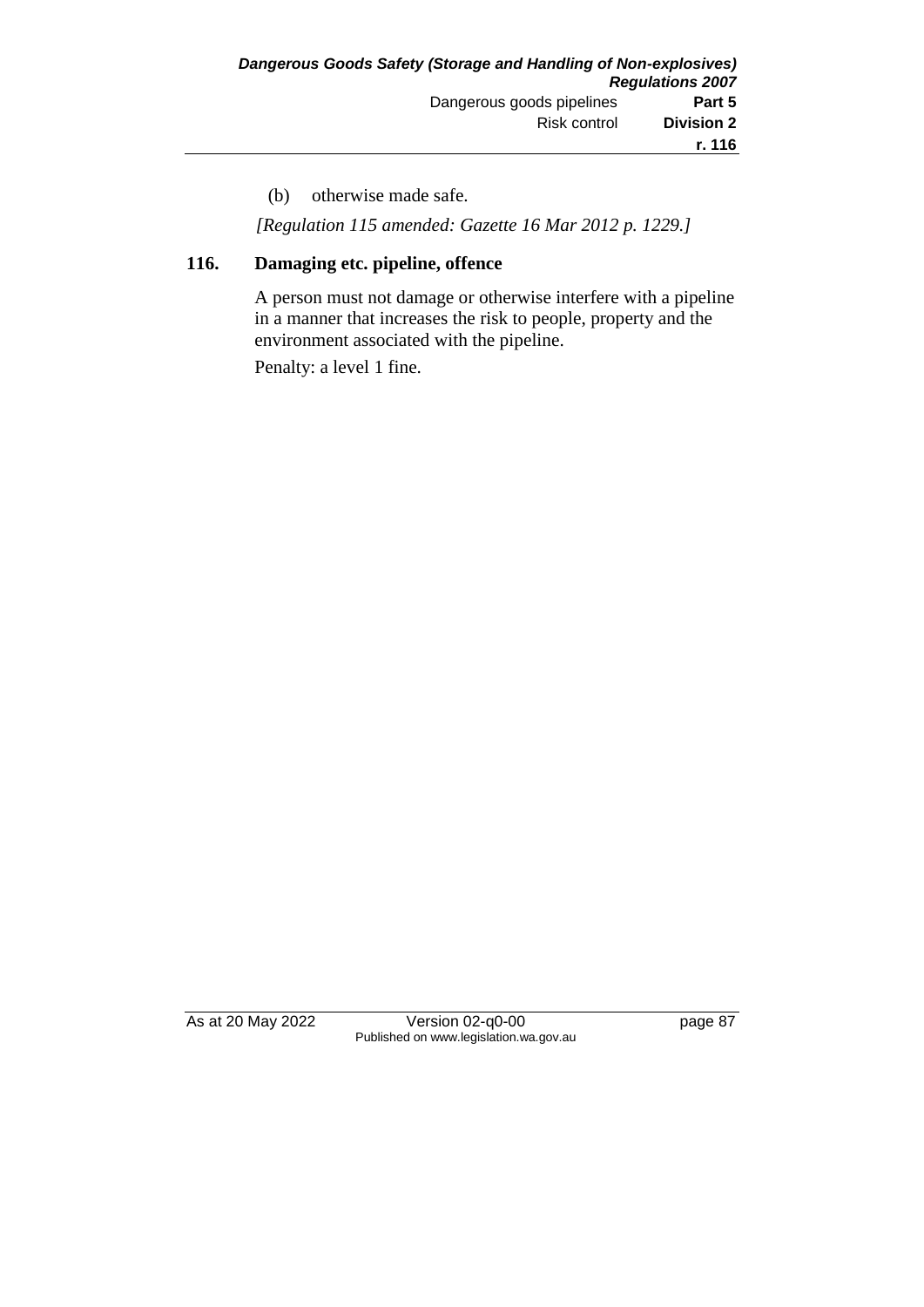(b) otherwise made safe.

*[Regulation 115 amended: Gazette 16 Mar 2012 p. 1229.]*

### 116. Damaging etc. pipeline, offence

A person must not damage or otherwise interfere with a pipeline in a manner that increases the risk to people, property and the environment associated with the pipeline.

Penalty: a level 1 fine.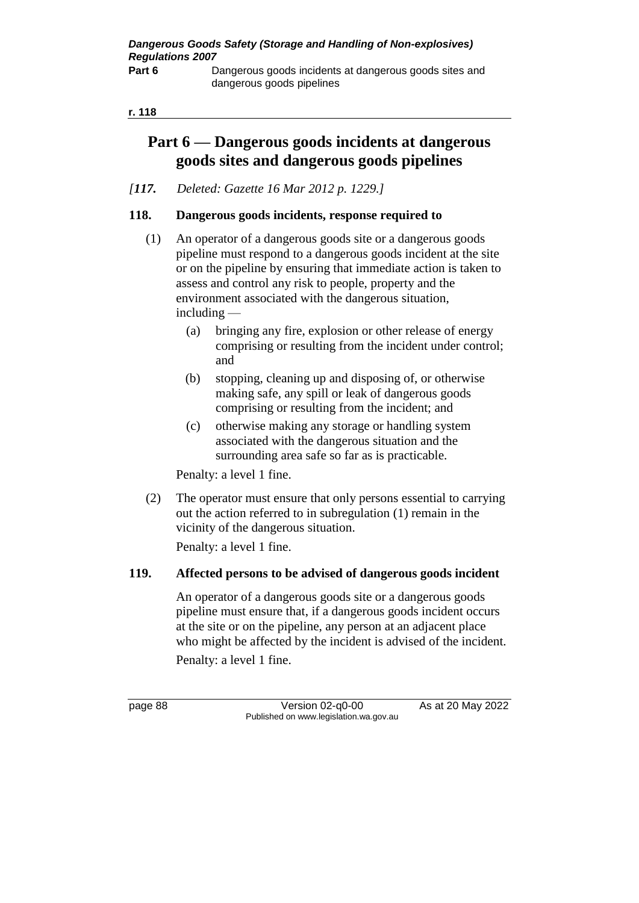# Part 6 — Dangerous goods incidents at dangerous goods sites and dangerous goods pipelines

*[**117.** Deleted: Gazette 16 Mar 2012 p. 1229.]*

### 118. Dangerous goods incidents, response required to

(1) An operator of a dangerous goods site or a dangerous goods pipeline must respond to a dangerous goods incident at the site or on the pipeline by ensuring that immediate action is taken to assess and control any risk to people, property and the environment associated with the dangerous situation, including —

  (a) bringing any fire, explosion or other release of energy comprising or resulting from the incident under control; and

  (b) stopping, cleaning up and disposing of, or otherwise making safe, any spill or leak of dangerous goods comprising or resulting from the incident; and

  (c) otherwise making any storage or handling system associated with the dangerous situation and the surrounding area safe so far as is practicable.

Penalty: a level 1 fine.

(2) The operator must ensure that only persons essential to carrying out the action referred to in subregulation (1) remain in the vicinity of the dangerous situation.

Penalty: a level 1 fine.

### 119. Affected persons to be advised of dangerous goods incident

An operator of a dangerous goods site or a dangerous goods pipeline must ensure that, if a dangerous goods incident occurs at the site or on the pipeline, any person at an adjacent place who might be affected by the incident is advised of the incident.

Penalty: a level 1 fine.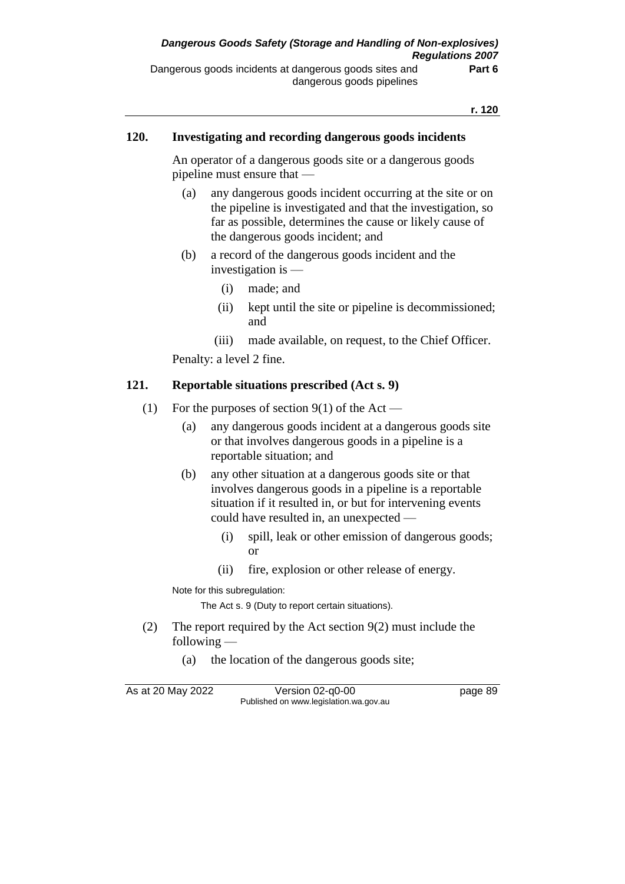### 120. Investigating and recording dangerous goods incidents

An operator of a dangerous goods site or a dangerous goods pipeline must ensure that —

(a) any dangerous goods incident occurring at the site or on the pipeline is investigated and that the investigation, so far as possible, determines the cause or likely cause of the dangerous goods incident; and

(b) a record of the dangerous goods incident and the investigation is —

(i) made; and

(ii) kept until the site or pipeline is decommissioned; and

(iii) made available, on request, to the Chief Officer.

Penalty: a level 2 fine.

### 121. Reportable situations prescribed (Act s. 9)

(1) For the purposes of section 9(1) of the Act —

(a) any dangerous goods incident at a dangerous goods site or that involves dangerous goods in a pipeline is a reportable situation; and

(b) any other situation at a dangerous goods site or that involves dangerous goods in a pipeline is a reportable situation if it resulted in, or but for intervening events could have resulted in, an unexpected —

(i) spill, leak or other emission of dangerous goods; or

(ii) fire, explosion or other release of energy.

Note for this subregulation:

The Act s. 9 (Duty to report certain situations).

(2) The report required by the Act section 9(2) must include the following —

(a) the location of the dangerous goods site;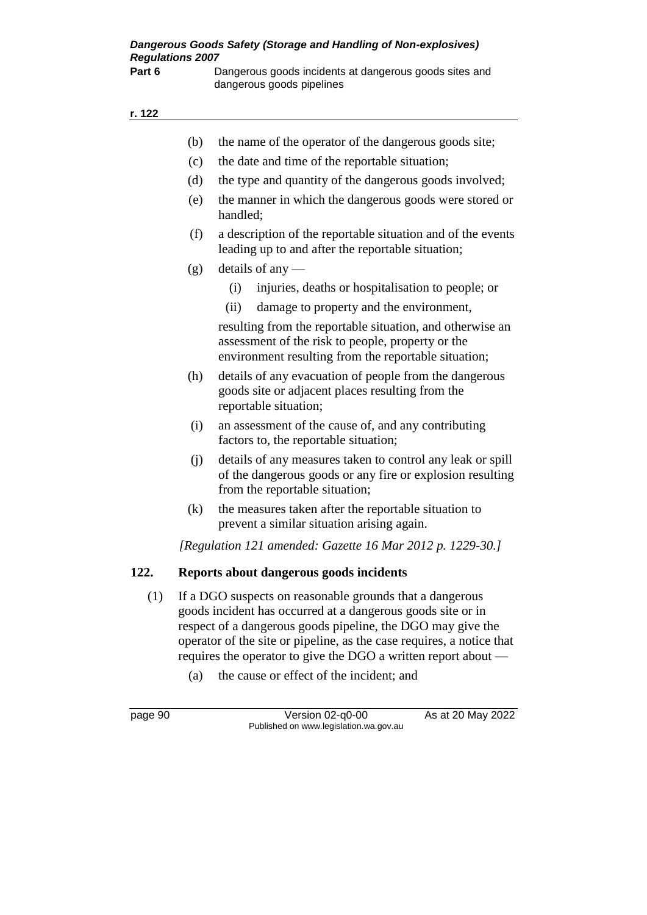(b) the name of the operator of the dangerous goods site;

(c) the date and time of the reportable situation;

(d) the type and quantity of the dangerous goods involved;

(e) the manner in which the dangerous goods were stored or handled;

(f) a description of the reportable situation and of the events leading up to and after the reportable situation;

(g) details of any —

 (i) injuries, deaths or hospitalisation to people; or

 (ii) damage to property and the environment,

 resulting from the reportable situation, and otherwise an assessment of the risk to people, property or the environment resulting from the reportable situation;

(h) details of any evacuation of people from the dangerous goods site or adjacent places resulting from the reportable situation;

(i) an assessment of the cause of, and any contributing factors to, the reportable situation;

(j) details of any measures taken to control any leak or spill of the dangerous goods or any fire or explosion resulting from the reportable situation;

(k) the measures taken after the reportable situation to prevent a similar situation arising again.

*[Regulation 121 amended: Gazette 16 Mar 2012 p. 1229-30.]*

## 122. Reports about dangerous goods incidents

(1) If a DGO suspects on reasonable grounds that a dangerous goods incident has occurred at a dangerous goods site or in respect of a dangerous goods pipeline, the DGO may give the operator of the site or pipeline, as the case requires, a notice that requires the operator to give the DGO a written report about —

 (a) the cause or effect of the incident; and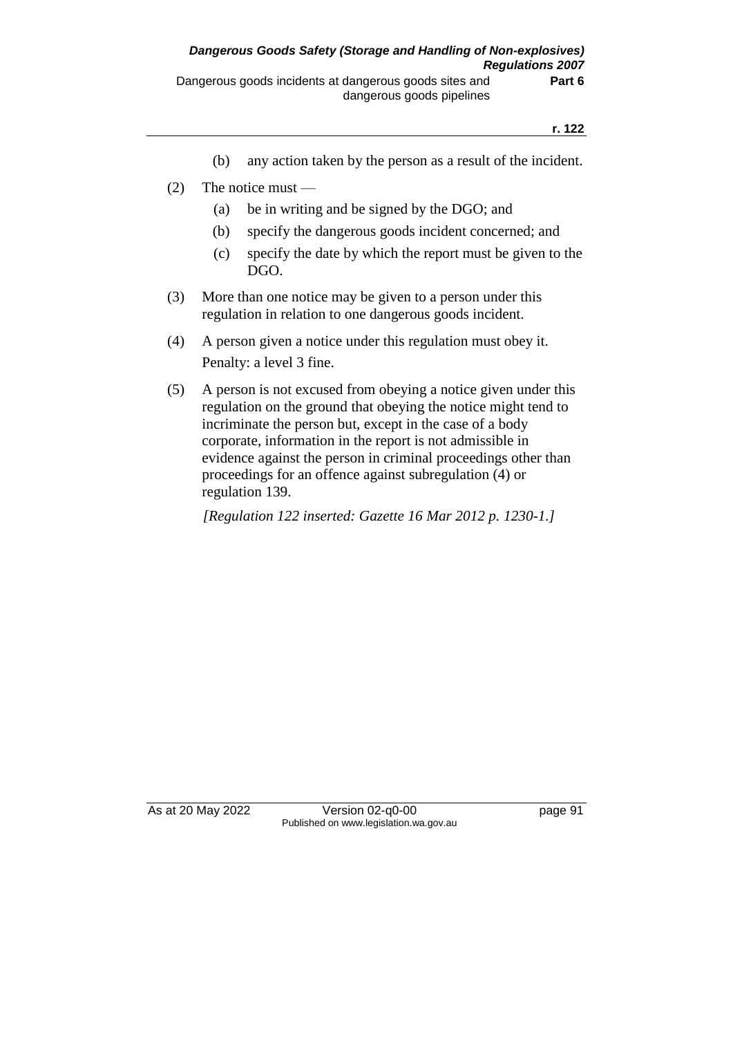(b) any action taken by the person as a result of the incident.

(2) The notice must —

(a) be in writing and be signed by the DGO; and

(b) specify the dangerous goods incident concerned; and

(c) specify the date by which the report must be given to the DGO.

(3) More than one notice may be given to a person under this regulation in relation to one dangerous goods incident.

(4) A person given a notice under this regulation must obey it.

Penalty: a level 3 fine.

(5) A person is not excused from obeying a notice given under this regulation on the ground that obeying the notice might tend to incriminate the person but, except in the case of a body corporate, information in the report is not admissible in evidence against the person in criminal proceedings other than proceedings for an offence against subregulation (4) or regulation 139.

*[Regulation 122 inserted: Gazette 16 Mar 2012 p. 1230-1.]*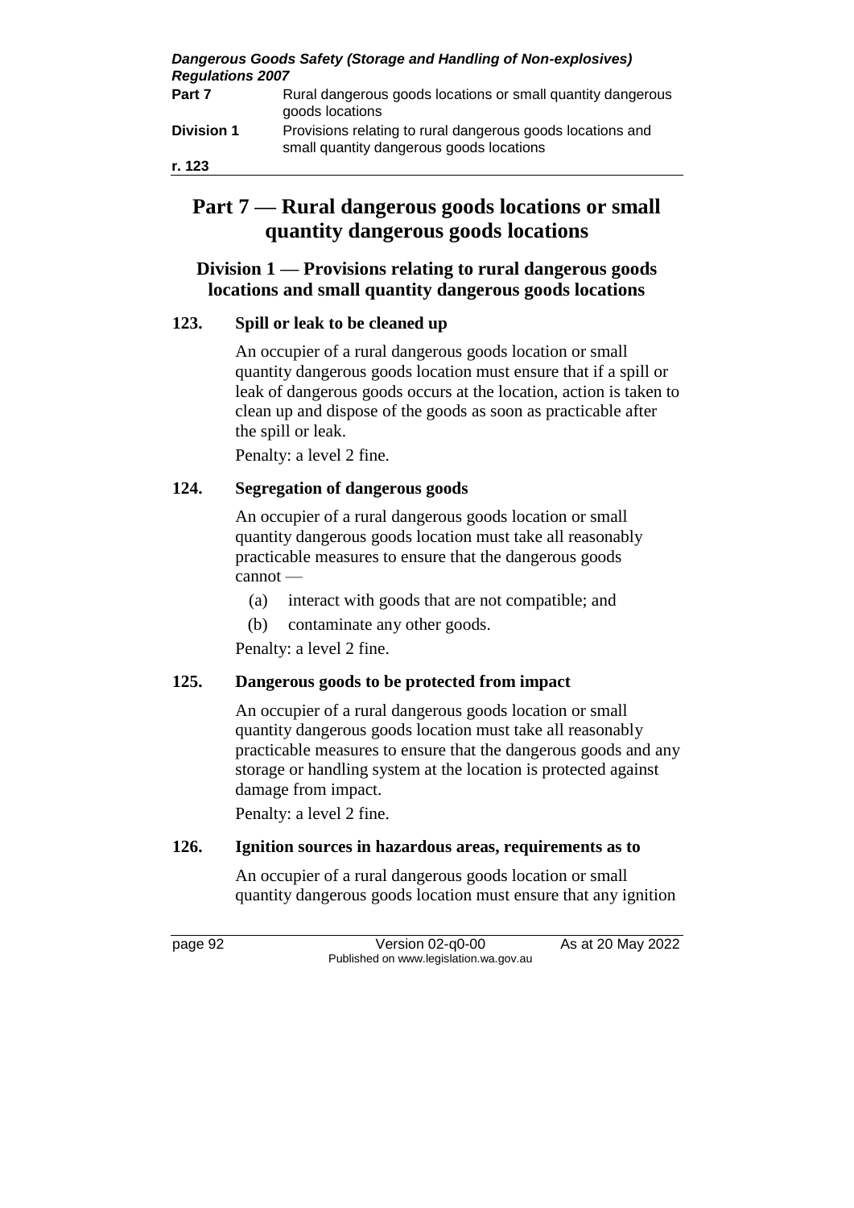# Part 7 — Rural dangerous goods locations or small quantity dangerous goods locations

## Division 1 — Provisions relating to rural dangerous goods locations and small quantity dangerous goods locations

### 123. Spill or leak to be cleaned up

An occupier of a rural dangerous goods location or small quantity dangerous goods location must ensure that if a spill or leak of dangerous goods occurs at the location, action is taken to clean up and dispose of the goods as soon as practicable after the spill or leak.

Penalty: a level 2 fine.

### 124. Segregation of dangerous goods

An occupier of a rural dangerous goods location or small quantity dangerous goods location must take all reasonably practicable measures to ensure that the dangerous goods cannot —

(a) interact with goods that are not compatible; and

(b) contaminate any other goods.

Penalty: a level 2 fine.

### 125. Dangerous goods to be protected from impact

An occupier of a rural dangerous goods location or small quantity dangerous goods location must take all reasonably practicable measures to ensure that the dangerous goods and any storage or handling system at the location is protected against damage from impact.

Penalty: a level 2 fine.

### 126. Ignition sources in hazardous areas, requirements as to

An occupier of a rural dangerous goods location or small quantity dangerous goods location must ensure that any ignition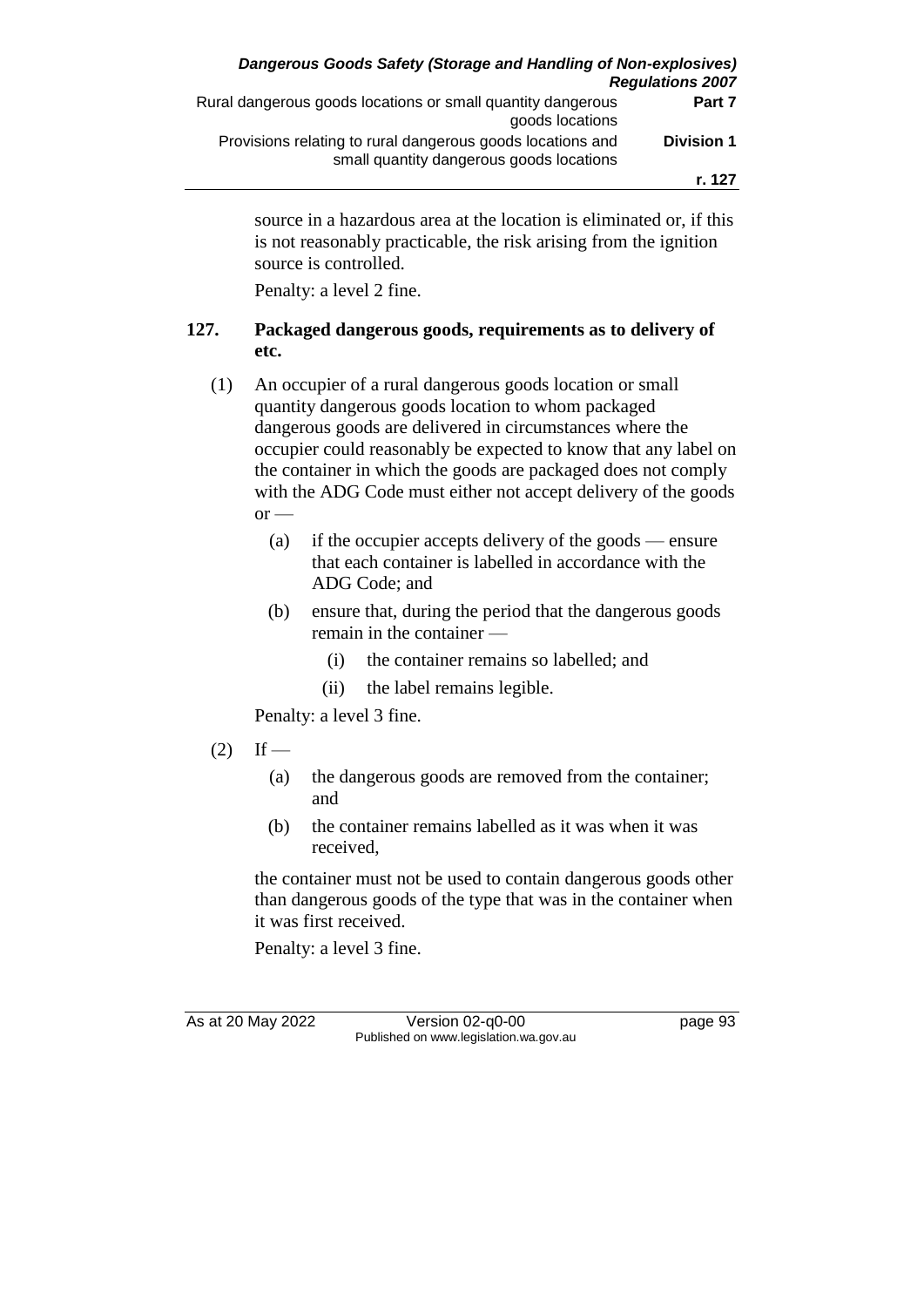source in a hazardous area at the location is eliminated or, if this is not reasonably practicable, the risk arising from the ignition source is controlled.

Penalty: a level 2 fine.

### 127. Packaged dangerous goods, requirements as to delivery of etc.

(1) An occupier of a rural dangerous goods location or small quantity dangerous goods location to whom packaged dangerous goods are delivered in circumstances where the occupier could reasonably be expected to know that any label on the container in which the goods are packaged does not comply with the ADG Code must either not accept delivery of the goods or —

- (a) if the occupier accepts delivery of the goods — ensure that each container is labelled in accordance with the ADG Code; and
- (b) ensure that, during the period that the dangerous goods remain in the container —
  - (i) the container remains so labelled; and
  - (ii) the label remains legible.

Penalty: a level 3 fine.

(2) If —

- (a) the dangerous goods are removed from the container; and
- (b) the container remains labelled as it was when it was received,

the container must not be used to contain dangerous goods other than dangerous goods of the type that was in the container when it was first received.

Penalty: a level 3 fine.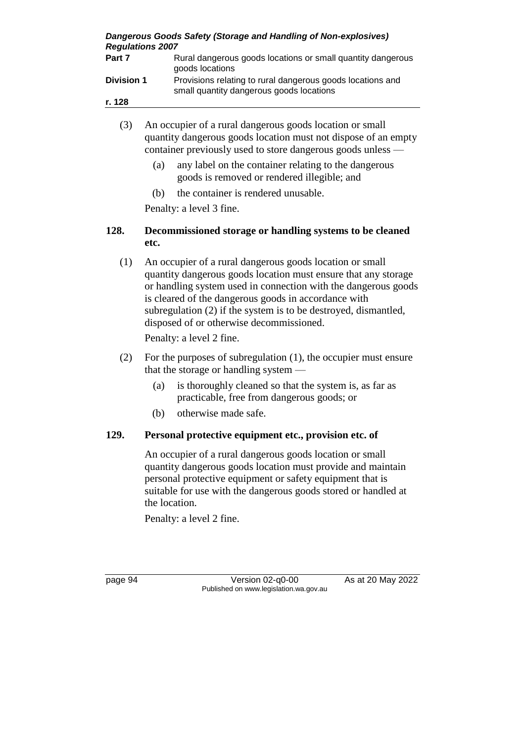(3) An occupier of a rural dangerous goods location or small quantity dangerous goods location must not dispose of an empty container previously used to store dangerous goods unless —

(a) any label on the container relating to the dangerous goods is removed or rendered illegible; and

(b) the container is rendered unusable.

Penalty: a level 3 fine.

## 128. Decommissioned storage or handling systems to be cleaned etc.

(1) An occupier of a rural dangerous goods location or small quantity dangerous goods location must ensure that any storage or handling system used in connection with the dangerous goods is cleared of the dangerous goods in accordance with subregulation (2) if the system is to be destroyed, dismantled, disposed of or otherwise decommissioned.

Penalty: a level 2 fine.

(2) For the purposes of subregulation (1), the occupier must ensure that the storage or handling system —

(a) is thoroughly cleaned so that the system is, as far as practicable, free from dangerous goods; or

(b) otherwise made safe.

## 129. Personal protective equipment etc., provision etc. of

An occupier of a rural dangerous goods location or small quantity dangerous goods location must provide and maintain personal protective equipment or safety equipment that is suitable for use with the dangerous goods stored or handled at the location.

Penalty: a level 2 fine.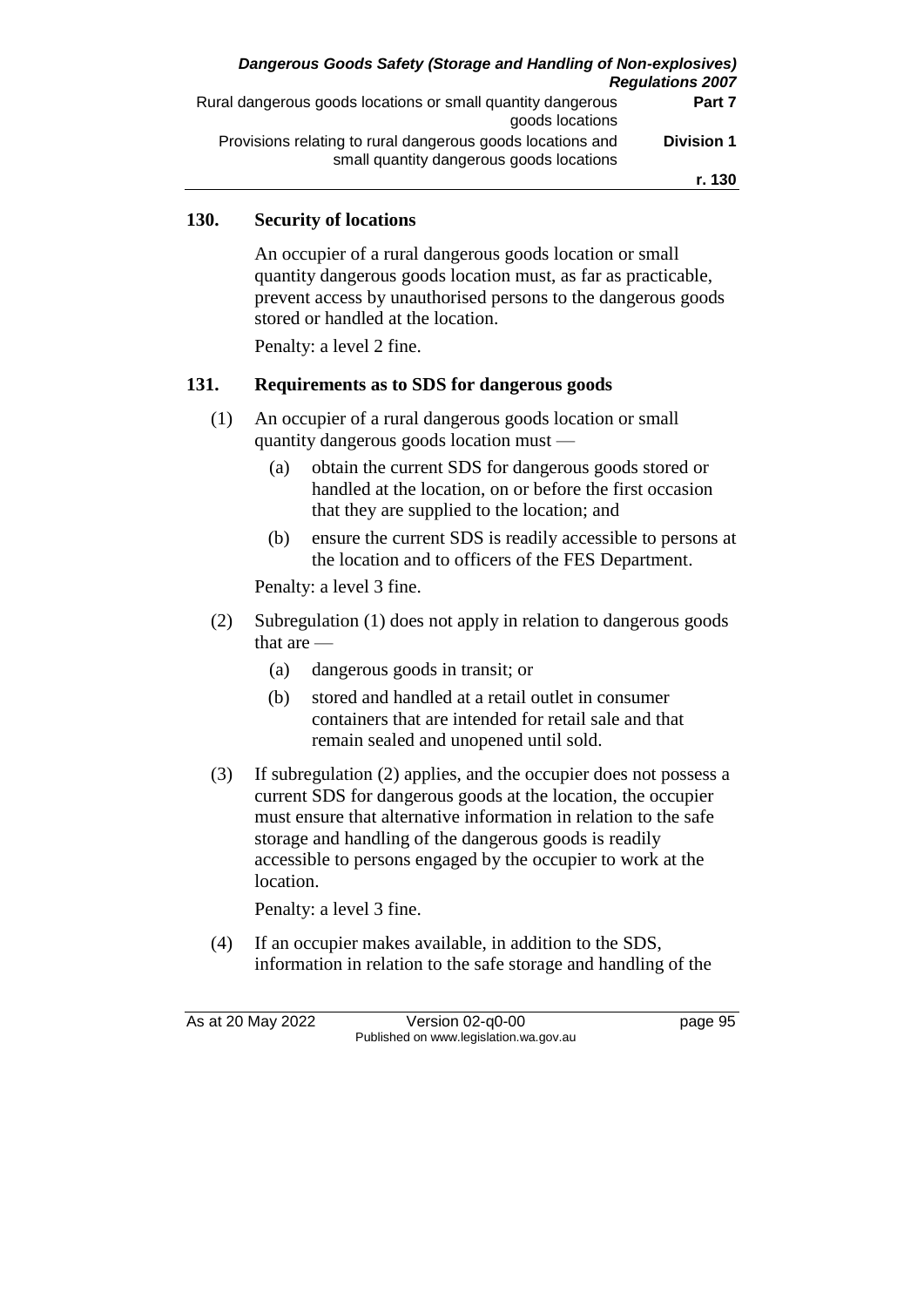## 130. Security of locations

An occupier of a rural dangerous goods location or small quantity dangerous goods location must, as far as practicable, prevent access by unauthorised persons to the dangerous goods stored or handled at the location.

Penalty: a level 2 fine.

## 131. Requirements as to SDS for dangerous goods

(1) An occupier of a rural dangerous goods location or small quantity dangerous goods location must —

(a) obtain the current SDS for dangerous goods stored or handled at the location, on or before the first occasion that they are supplied to the location; and

(b) ensure the current SDS is readily accessible to persons at the location and to officers of the FES Department.

Penalty: a level 3 fine.

(2) Subregulation (1) does not apply in relation to dangerous goods that are —

(a) dangerous goods in transit; or

(b) stored and handled at a retail outlet in consumer containers that are intended for retail sale and that remain sealed and unopened until sold.

(3) If subregulation (2) applies, and the occupier does not possess a current SDS for dangerous goods at the location, the occupier must ensure that alternative information in relation to the safe storage and handling of the dangerous goods is readily accessible to persons engaged by the occupier to work at the location.

Penalty: a level 3 fine.

(4) If an occupier makes available, in addition to the SDS, information in relation to the safe storage and handling of the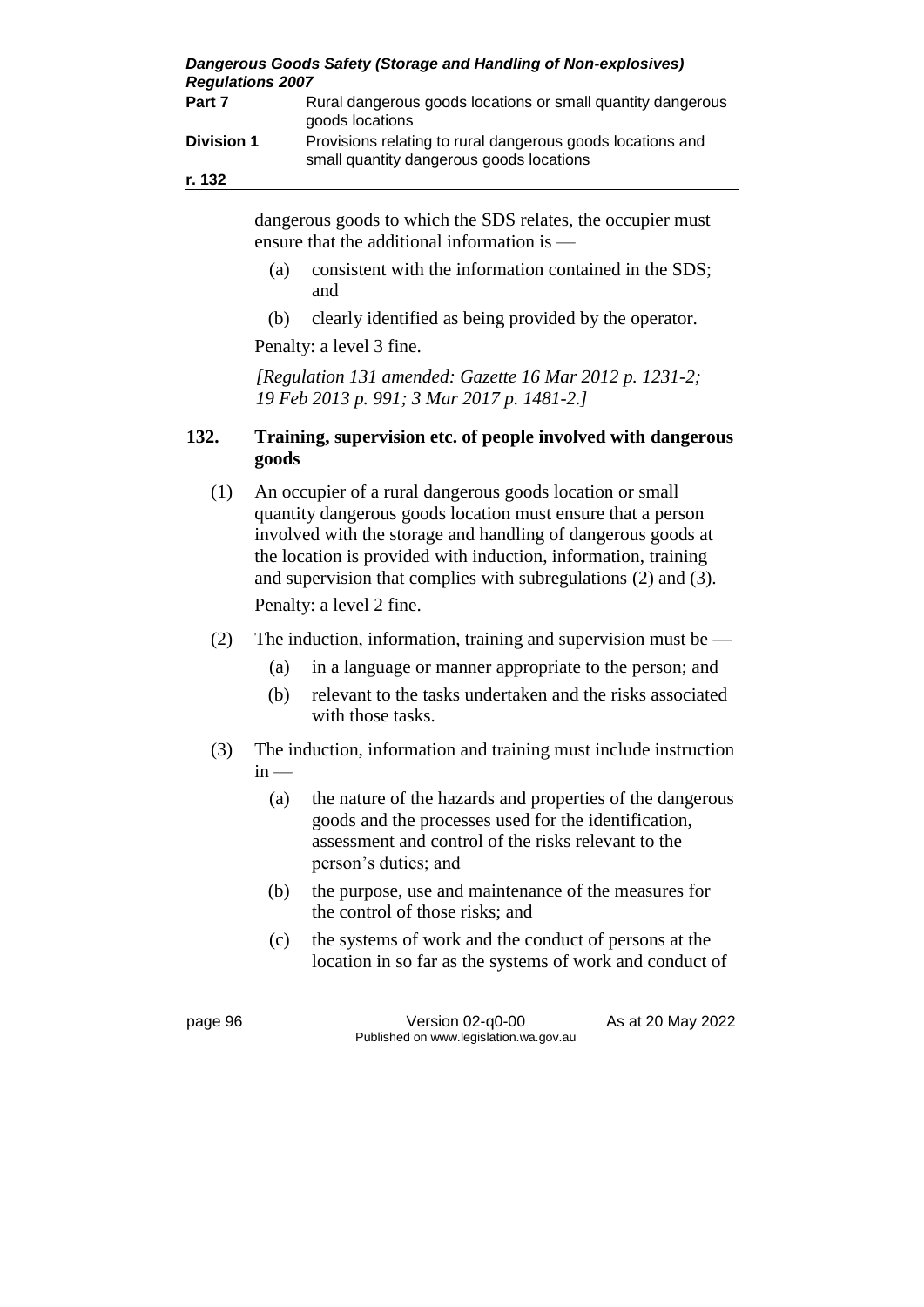dangerous goods to which the SDS relates, the occupier must ensure that the additional information is —

(a) consistent with the information contained in the SDS; and

(b) clearly identified as being provided by the operator.

Penalty: a level 3 fine.

*[Regulation 131 amended: Gazette 16 Mar 2012 p. 1231-2; 19 Feb 2013 p. 991; 3 Mar 2017 p. 1481-2.]*

## 132. Training, supervision etc. of people involved with dangerous goods

(1) An occupier of a rural dangerous goods location or small quantity dangerous goods location must ensure that a person involved with the storage and handling of dangerous goods at the location is provided with induction, information, training and supervision that complies with subregulations (2) and (3).

Penalty: a level 2 fine.

(2) The induction, information, training and supervision must be —

(a) in a language or manner appropriate to the person; and

(b) relevant to the tasks undertaken and the risks associated with those tasks.

(3) The induction, information and training must include instruction in —

(a) the nature of the hazards and properties of the dangerous goods and the processes used for the identification, assessment and control of the risks relevant to the person's duties; and

(b) the purpose, use and maintenance of the measures for the control of those risks; and

(c) the systems of work and the conduct of persons at the location in so far as the systems of work and conduct of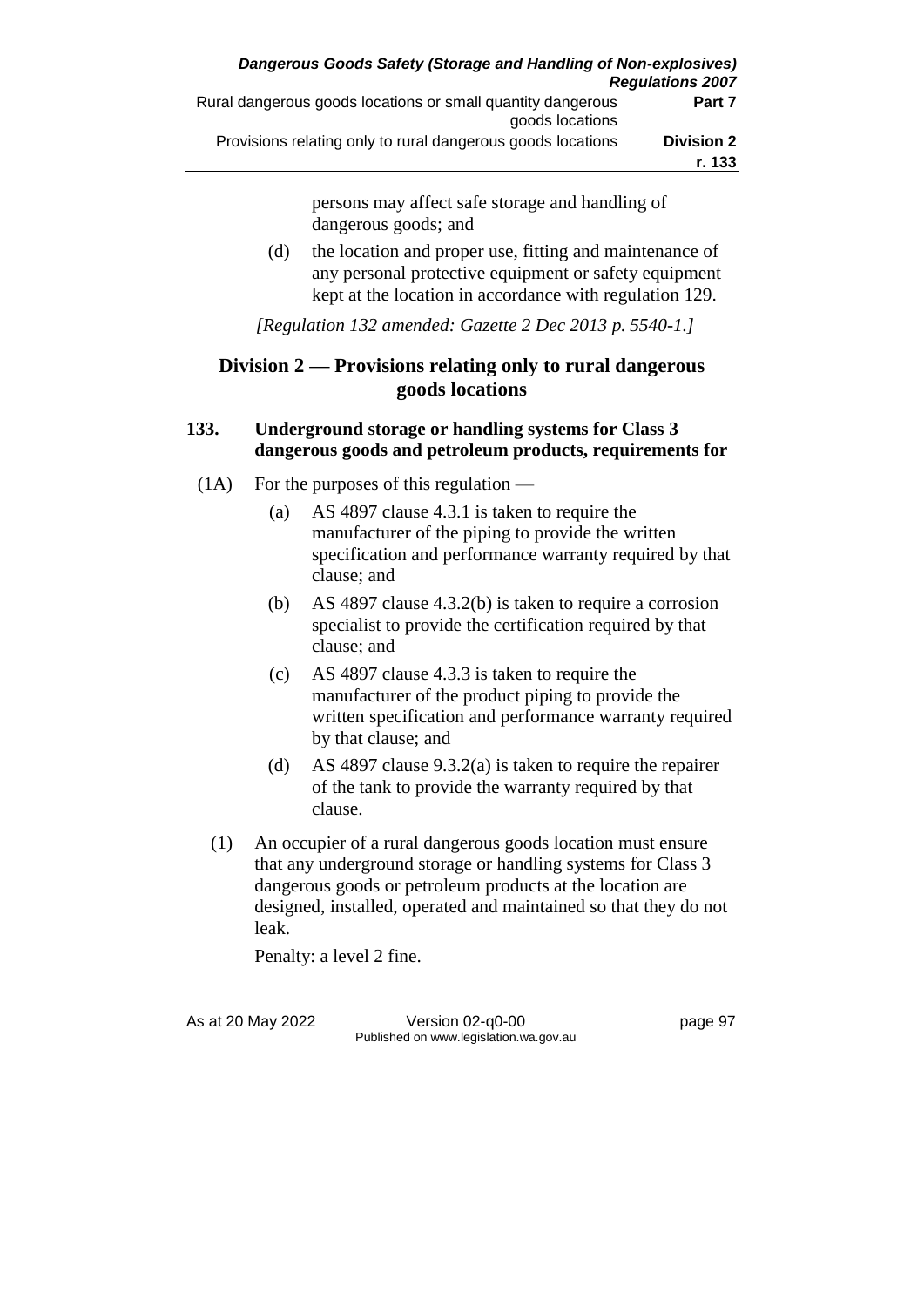persons may affect safe storage and handling of dangerous goods; and

(d) the location and proper use, fitting and maintenance of any personal protective equipment or safety equipment kept at the location in accordance with regulation 129.

*[Regulation 132 amended: Gazette 2 Dec 2013 p. 5540-1.]*

## Division 2 — Provisions relating only to rural dangerous goods locations

### 133. Underground storage or handling systems for Class 3 dangerous goods and petroleum products, requirements for

(1A) For the purposes of this regulation —

(a) AS 4897 clause 4.3.1 is taken to require the manufacturer of the piping to provide the written specification and performance warranty required by that clause; and

(b) AS 4897 clause 4.3.2(b) is taken to require a corrosion specialist to provide the certification required by that clause; and

(c) AS 4897 clause 4.3.3 is taken to require the manufacturer of the product piping to provide the written specification and performance warranty required by that clause; and

(d) AS 4897 clause 9.3.2(a) is taken to require the repairer of the tank to provide the warranty required by that clause.

(1) An occupier of a rural dangerous goods location must ensure that any underground storage or handling systems for Class 3 dangerous goods or petroleum products at the location are designed, installed, operated and maintained so that they do not leak.

Penalty: a level 2 fine.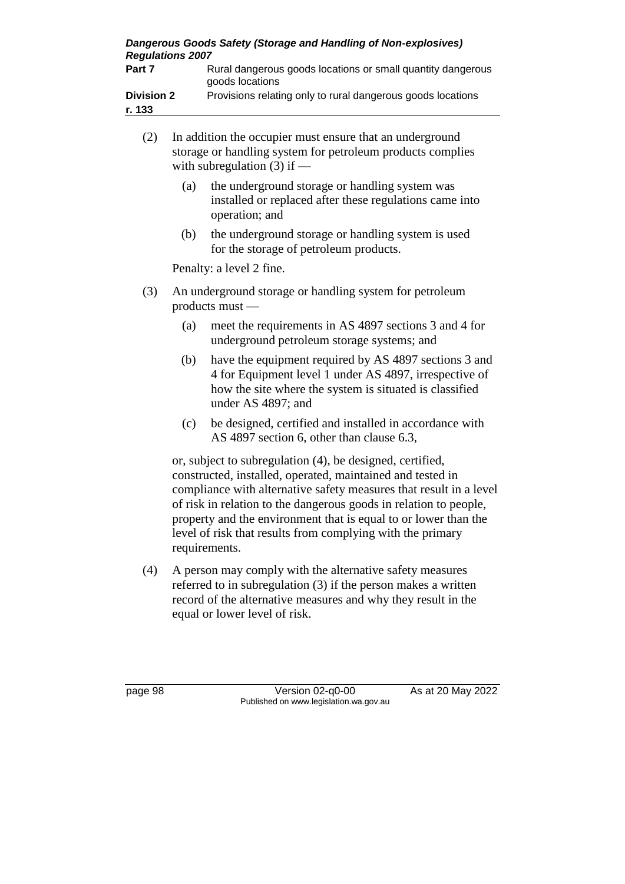(2) In addition the occupier must ensure that an underground storage or handling system for petroleum products complies with subregulation (3) if —

(a) the underground storage or handling system was installed or replaced after these regulations came into operation; and

(b) the underground storage or handling system is used for the storage of petroleum products.

Penalty: a level 2 fine.

(3) An underground storage or handling system for petroleum products must —

(a) meet the requirements in AS 4897 sections 3 and 4 for underground petroleum storage systems; and

(b) have the equipment required by AS 4897 sections 3 and 4 for Equipment level 1 under AS 4897, irrespective of how the site where the system is situated is classified under AS 4897; and

(c) be designed, certified and installed in accordance with AS 4897 section 6, other than clause 6.3,

or, subject to subregulation (4), be designed, certified, constructed, installed, operated, maintained and tested in compliance with alternative safety measures that result in a level of risk in relation to the dangerous goods in relation to people, property and the environment that is equal to or lower than the level of risk that results from complying with the primary requirements.

(4) A person may comply with the alternative safety measures referred to in subregulation (3) if the person makes a written record of the alternative measures and why they result in the equal or lower level of risk.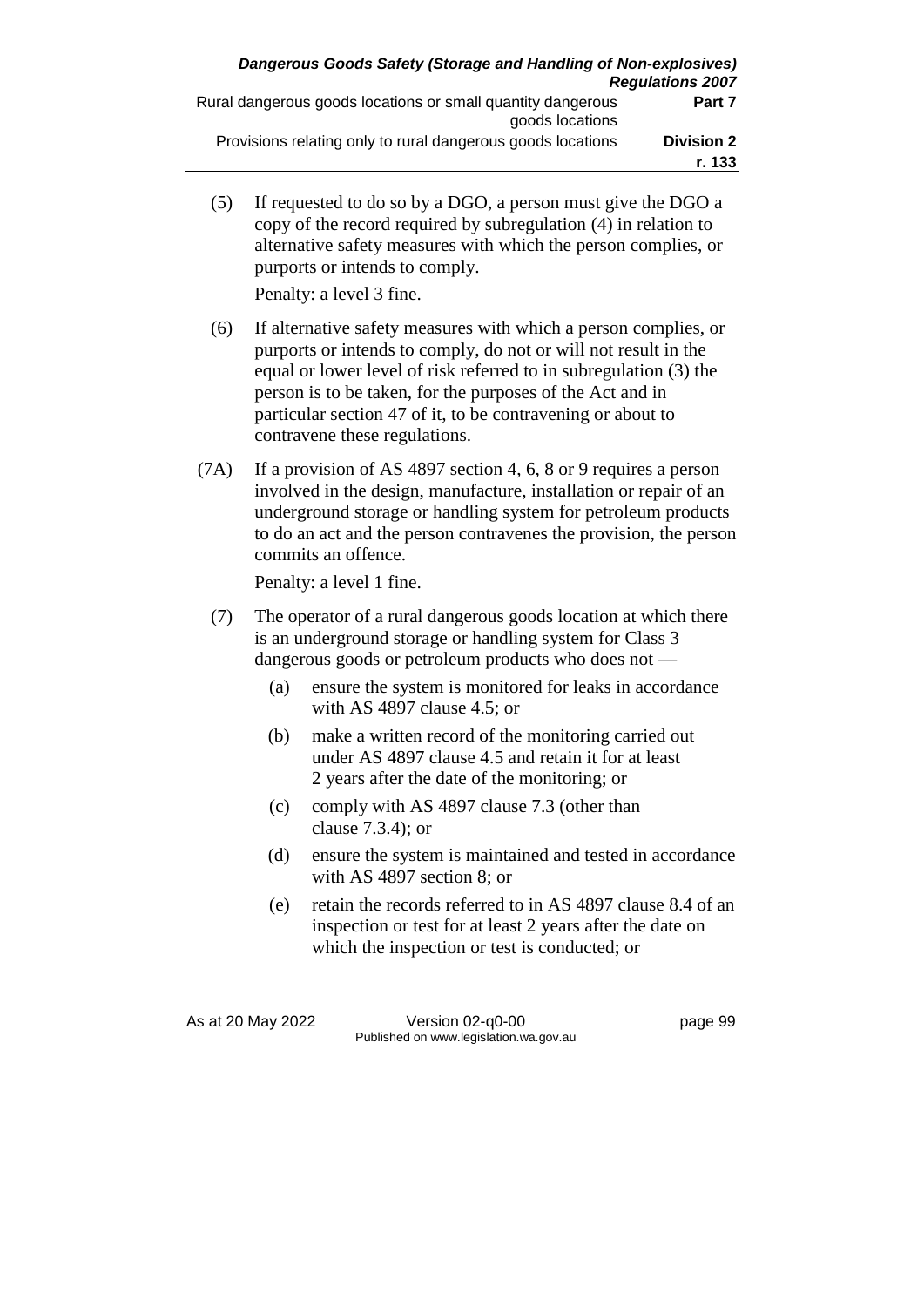(5) If requested to do so by a DGO, a person must give the DGO a copy of the record required by subregulation (4) in relation to alternative safety measures with which the person complies, or purports or intends to comply.

Penalty: a level 3 fine.

(6) If alternative safety measures with which a person complies, or purports or intends to comply, do not or will not result in the equal or lower level of risk referred to in subregulation (3) the person is to be taken, for the purposes of the Act and in particular section 47 of it, to be contravening or about to contravene these regulations.

(7A) If a provision of AS 4897 section 4, 6, 8 or 9 requires a person involved in the design, manufacture, installation or repair of an underground storage or handling system for petroleum products to do an act and the person contravenes the provision, the person commits an offence.

Penalty: a level 1 fine.

(7) The operator of a rural dangerous goods location at which there is an underground storage or handling system for Class 3 dangerous goods or petroleum products who does not —

(a) ensure the system is monitored for leaks in accordance with AS 4897 clause 4.5; or

(b) make a written record of the monitoring carried out under AS 4897 clause 4.5 and retain it for at least 2 years after the date of the monitoring; or

(c) comply with AS 4897 clause 7.3 (other than clause 7.3.4); or

(d) ensure the system is maintained and tested in accordance with AS 4897 section 8; or

(e) retain the records referred to in AS 4897 clause 8.4 of an inspection or test for at least 2 years after the date on which the inspection or test is conducted; or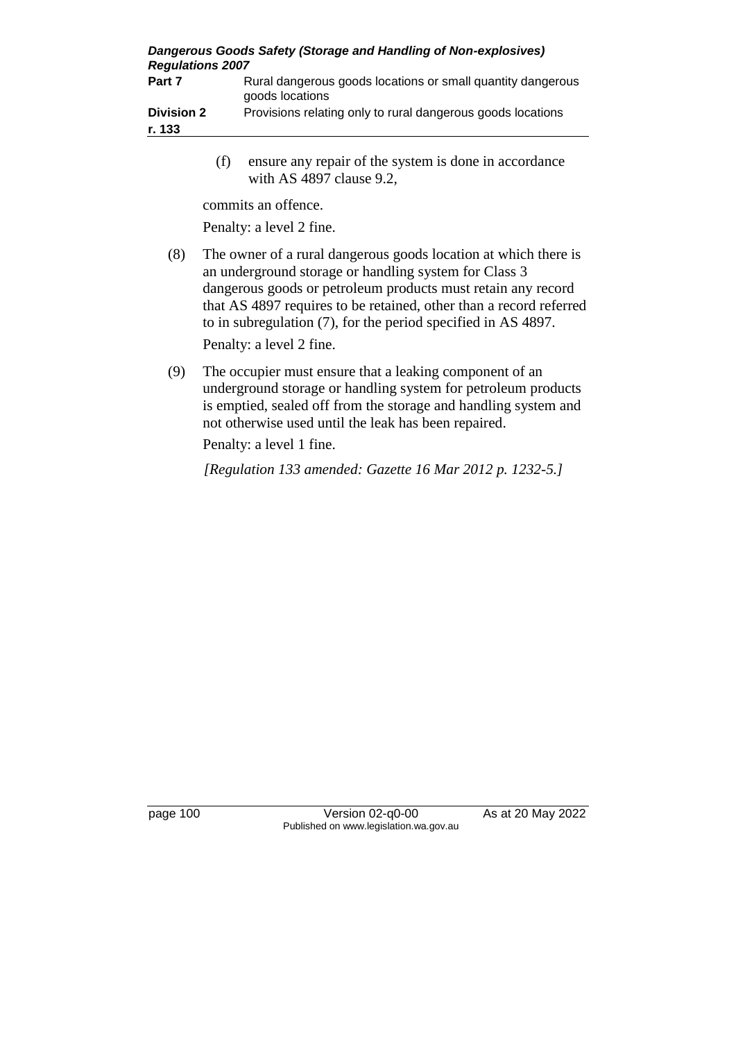(f) ensure any repair of the system is done in accordance with AS 4897 clause 9.2,

commits an offence.

Penalty: a level 2 fine.

(8) The owner of a rural dangerous goods location at which there is an underground storage or handling system for Class 3 dangerous goods or petroleum products must retain any record that AS 4897 requires to be retained, other than a record referred to in subregulation (7), for the period specified in AS 4897.

Penalty: a level 2 fine.

(9) The occupier must ensure that a leaking component of an underground storage or handling system for petroleum products is emptied, sealed off from the storage and handling system and not otherwise used until the leak has been repaired.

Penalty: a level 1 fine.

*[Regulation 133 amended: Gazette 16 Mar 2012 p. 1232-5.]*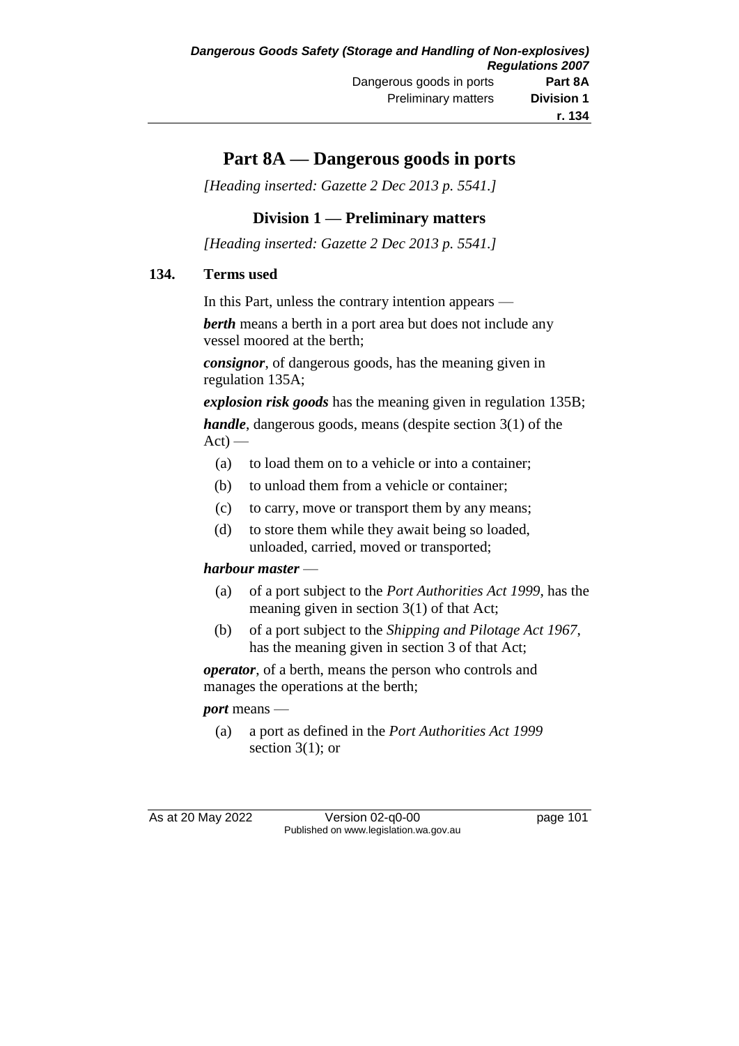# Part 8A — Dangerous goods in ports

*[Heading inserted: Gazette 2 Dec 2013 p. 5541.]*

## Division 1 — Preliminary matters

*[Heading inserted: Gazette 2 Dec 2013 p. 5541.]*

### 134. Terms used

In this Part, unless the contrary intention appears —

***berth*** means a berth in a port area but does not include any vessel moored at the berth;

***consignor***, of dangerous goods, has the meaning given in regulation 135A;

***explosion risk goods*** has the meaning given in regulation 135B;

***handle***, dangerous goods, means (despite section 3(1) of the Act) —

- (a) to load them on to a vehicle or into a container;
- (b) to unload them from a vehicle or container;
- (c) to carry, move or transport them by any means;
- (d) to store them while they await being so loaded, unloaded, carried, moved or transported;

***harbour master*** —

- (a) of a port subject to the *Port Authorities Act 1999*, has the meaning given in section 3(1) of that Act;
- (b) of a port subject to the *Shipping and Pilotage Act 1967*, has the meaning given in section 3 of that Act;

***operator***, of a berth, means the person who controls and manages the operations at the berth;

***port*** means —

- (a) a port as defined in the *Port Authorities Act 1999* section 3(1); or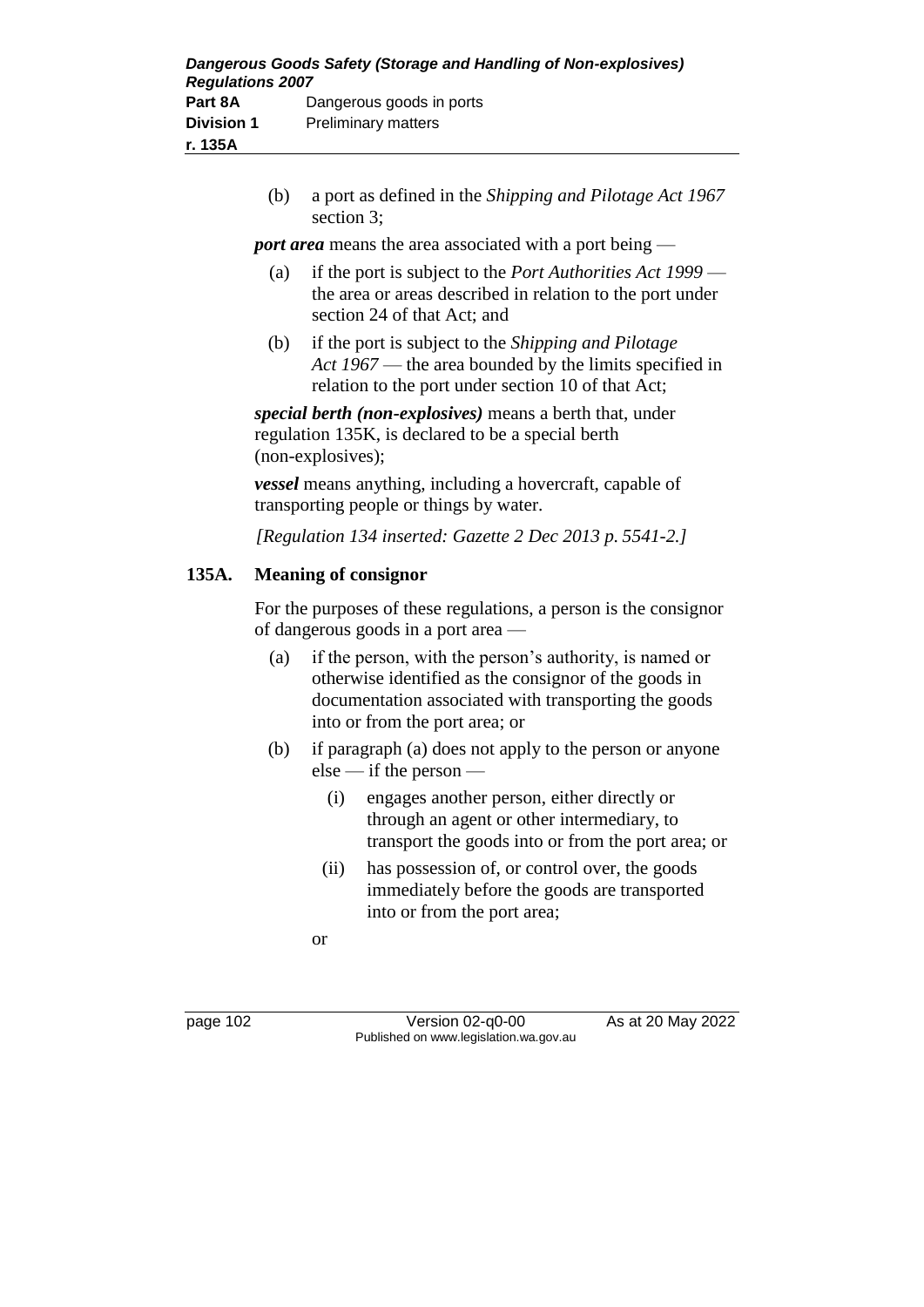(b) a port as defined in the *Shipping and Pilotage Act 1967* section 3;

***port area*** means the area associated with a port being —

(a) if the port is subject to the *Port Authorities Act 1999* — the area or areas described in relation to the port under section 24 of that Act; and

(b) if the port is subject to the *Shipping and Pilotage Act 1967* — the area bounded by the limits specified in relation to the port under section 10 of that Act;

***special berth (non-explosives)*** means a berth that, under regulation 135K, is declared to be a special berth (non-explosives);

***vessel*** means anything, including a hovercraft, capable of transporting people or things by water.

*[Regulation 134 inserted: Gazette 2 Dec 2013 p. 5541-2.]*

## 135A. Meaning of consignor

For the purposes of these regulations, a person is the consignor of dangerous goods in a port area —

(a) if the person, with the person's authority, is named or otherwise identified as the consignor of the goods in documentation associated with transporting the goods into or from the port area; or

(b) if paragraph (a) does not apply to the person or anyone else — if the person —

(i) engages another person, either directly or through an agent or other intermediary, to transport the goods into or from the port area; or

(ii) has possession of, or control over, the goods immediately before the goods are transported into or from the port area;

or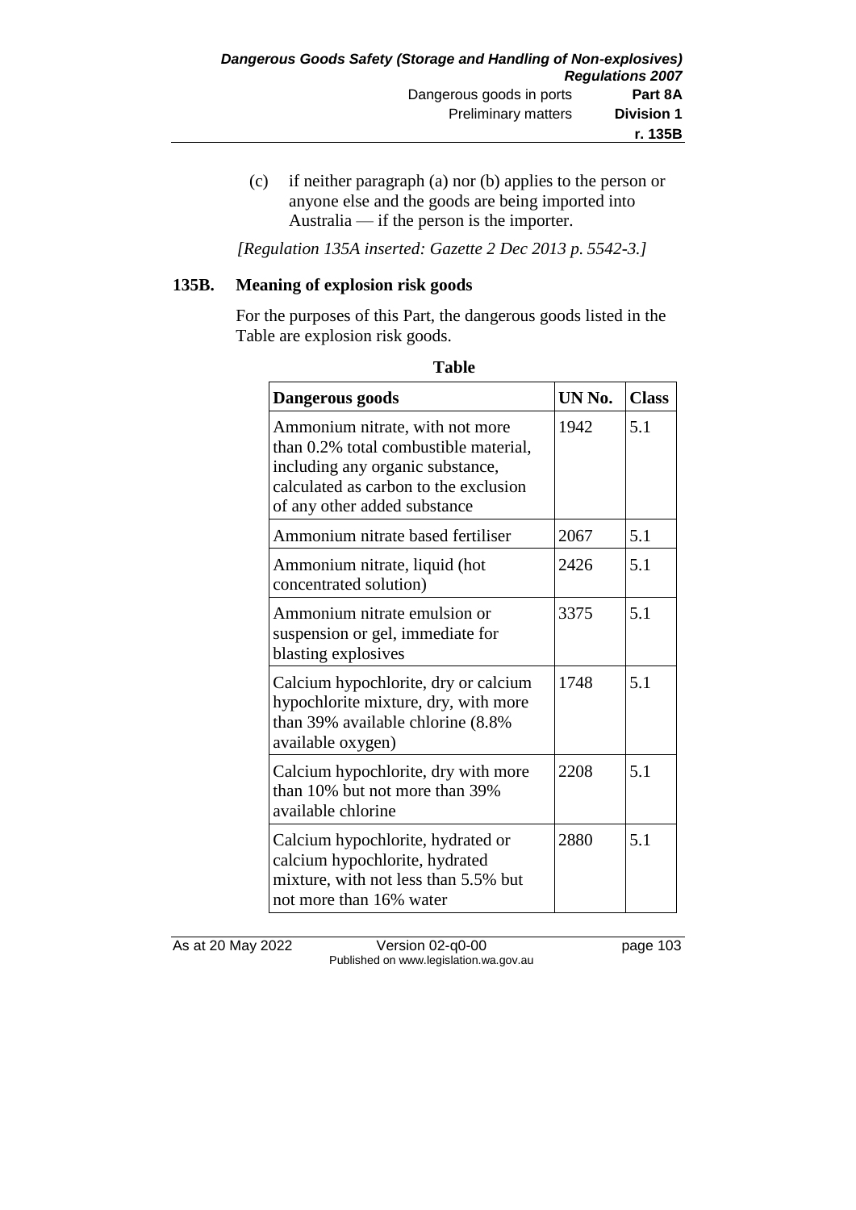(c) if neither paragraph (a) nor (b) applies to the person or anyone else and the goods are being imported into Australia — if the person is the importer.

*[Regulation 135A inserted: Gazette 2 Dec 2013 p. 5542-3.]*

## 135B. Meaning of explosion risk goods

For the purposes of this Part, the dangerous goods listed in the Table are explosion risk goods.

**Table**

| Dangerous goods | UN No. | Class |
|---|---|---|
| Ammonium nitrate, with not more than 0.2% total combustible material, including any organic substance, calculated as carbon to the exclusion of any other added substance | 1942 | 5.1 |
| Ammonium nitrate based fertiliser | 2067 | 5.1 |
| Ammonium nitrate, liquid (hot concentrated solution) | 2426 | 5.1 |
| Ammonium nitrate emulsion or suspension or gel, immediate for blasting explosives | 3375 | 5.1 |
| Calcium hypochlorite, dry or calcium hypochlorite mixture, dry, with more than 39% available chlorine (8.8% available oxygen) | 1748 | 5.1 |
| Calcium hypochlorite, dry with more than 10% but not more than 39% available chlorine | 2208 | 5.1 |
| Calcium hypochlorite, hydrated or calcium hypochlorite, hydrated mixture, with not less than 5.5% but not more than 16% water | 2880 | 5.1 |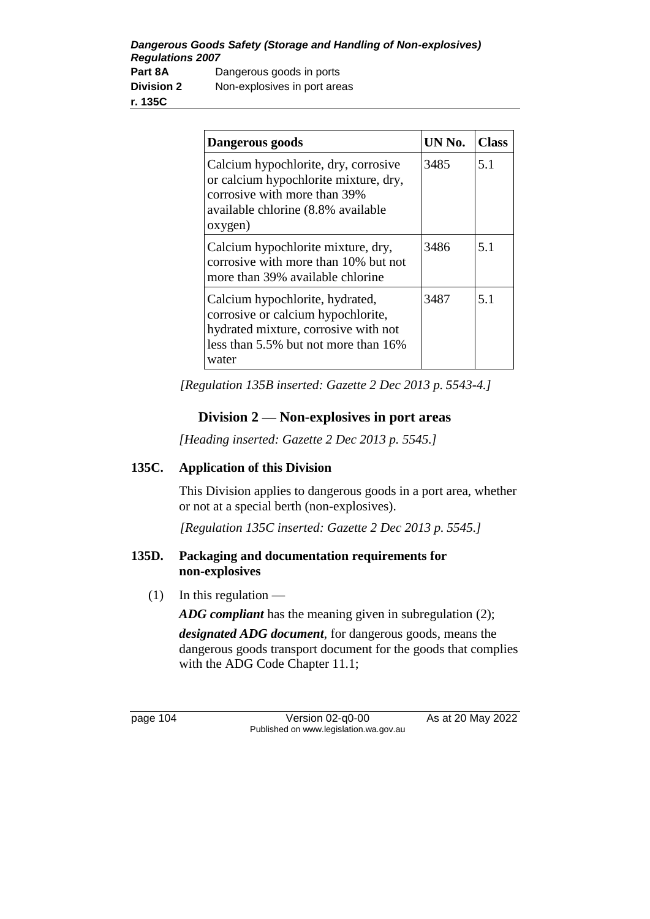| Dangerous goods | UN No. | Class |
|---|---|---|
| Calcium hypochlorite, dry, corrosive or calcium hypochlorite mixture, dry, corrosive with more than 39% available chlorine (8.8% available oxygen) | 3485 | 5.1 |
| Calcium hypochlorite mixture, dry, corrosive with more than 10% but not more than 39% available chlorine | 3486 | 5.1 |
| Calcium hypochlorite, hydrated, corrosive or calcium hypochlorite, hydrated mixture, corrosive with not less than 5.5% but not more than 16% water | 3487 | 5.1 |

*[Regulation 135B inserted: Gazette 2 Dec 2013 p. 5543-4.]*

## Division 2 — Non-explosives in port areas

*[Heading inserted: Gazette 2 Dec 2013 p. 5545.]*

### 135C. Application of this Division

This Division applies to dangerous goods in a port area, whether or not at a special berth (non-explosives).

*[Regulation 135C inserted: Gazette 2 Dec 2013 p. 5545.]*

### 135D. Packaging and documentation requirements for non-explosives

(1) In this regulation —

***ADG compliant*** has the meaning given in subregulation (2);

***designated ADG document***, for dangerous goods, means the dangerous goods transport document for the goods that complies with the ADG Code Chapter 11.1;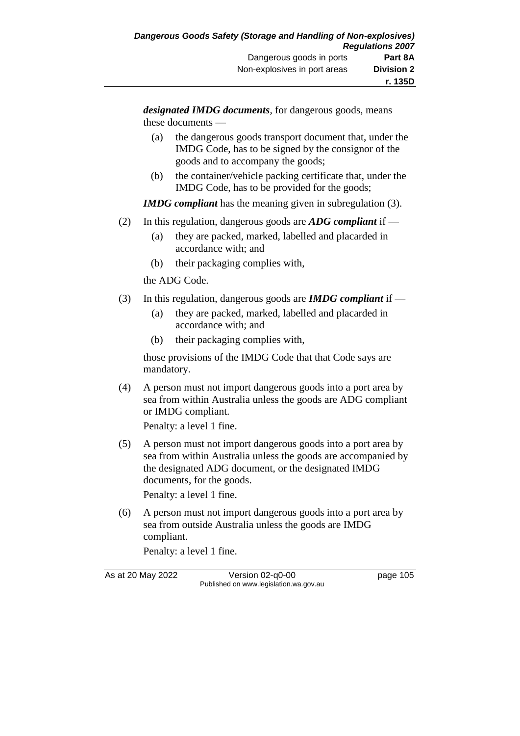***designated IMDG documents***, for dangerous goods, means these documents —

(a) the dangerous goods transport document that, under the IMDG Code, has to be signed by the consignor of the goods and to accompany the goods;

(b) the container/vehicle packing certificate that, under the IMDG Code, has to be provided for the goods;

***IMDG compliant*** has the meaning given in subregulation (3).

(2) In this regulation, dangerous goods are ***ADG compliant*** if —

(a) they are packed, marked, labelled and placarded in accordance with; and

(b) their packaging complies with,

the ADG Code.

(3) In this regulation, dangerous goods are ***IMDG compliant*** if —

(a) they are packed, marked, labelled and placarded in accordance with; and

(b) their packaging complies with,

those provisions of the IMDG Code that that Code says are mandatory.

(4) A person must not import dangerous goods into a port area by sea from within Australia unless the goods are ADG compliant or IMDG compliant.

Penalty: a level 1 fine.

(5) A person must not import dangerous goods into a port area by sea from within Australia unless the goods are accompanied by the designated ADG document, or the designated IMDG documents, for the goods.

Penalty: a level 1 fine.

(6) A person must not import dangerous goods into a port area by sea from outside Australia unless the goods are IMDG compliant.

Penalty: a level 1 fine.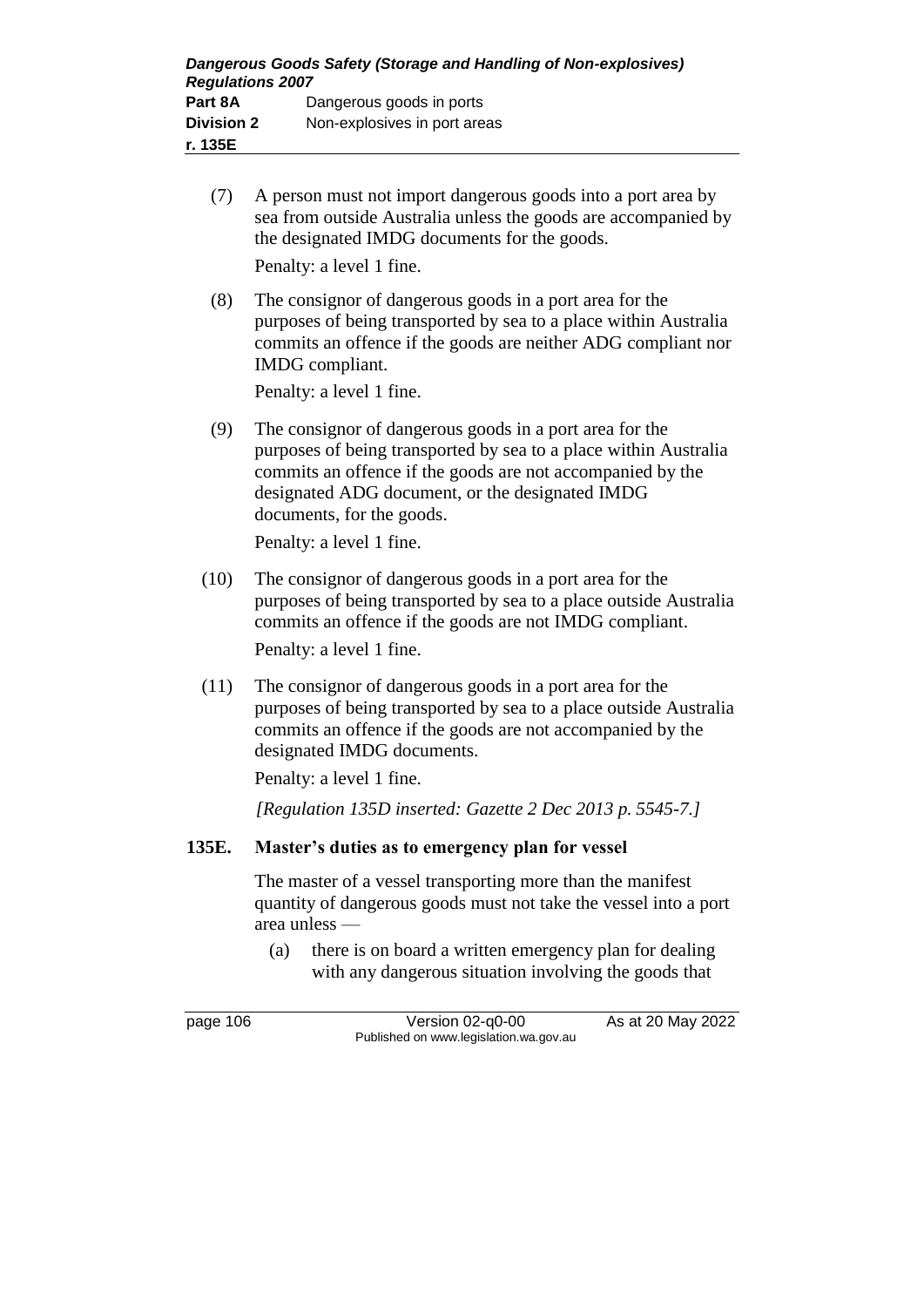(7) A person must not import dangerous goods into a port area by sea from outside Australia unless the goods are accompanied by the designated IMDG documents for the goods.

Penalty: a level 1 fine.

(8) The consignor of dangerous goods in a port area for the purposes of being transported by sea to a place within Australia commits an offence if the goods are neither ADG compliant nor IMDG compliant.

Penalty: a level 1 fine.

(9) The consignor of dangerous goods in a port area for the purposes of being transported by sea to a place within Australia commits an offence if the goods are not accompanied by the designated ADG document, or the designated IMDG documents, for the goods.

Penalty: a level 1 fine.

(10) The consignor of dangerous goods in a port area for the purposes of being transported by sea to a place outside Australia commits an offence if the goods are not IMDG compliant.

Penalty: a level 1 fine.

(11) The consignor of dangerous goods in a port area for the purposes of being transported by sea to a place outside Australia commits an offence if the goods are not accompanied by the designated IMDG documents.

Penalty: a level 1 fine.

*[Regulation 135D inserted: Gazette 2 Dec 2013 p. 5545-7.]*

### 135E. Master's duties as to emergency plan for vessel

The master of a vessel transporting more than the manifest quantity of dangerous goods must not take the vessel into a port area unless —

(a) there is on board a written emergency plan for dealing with any dangerous situation involving the goods that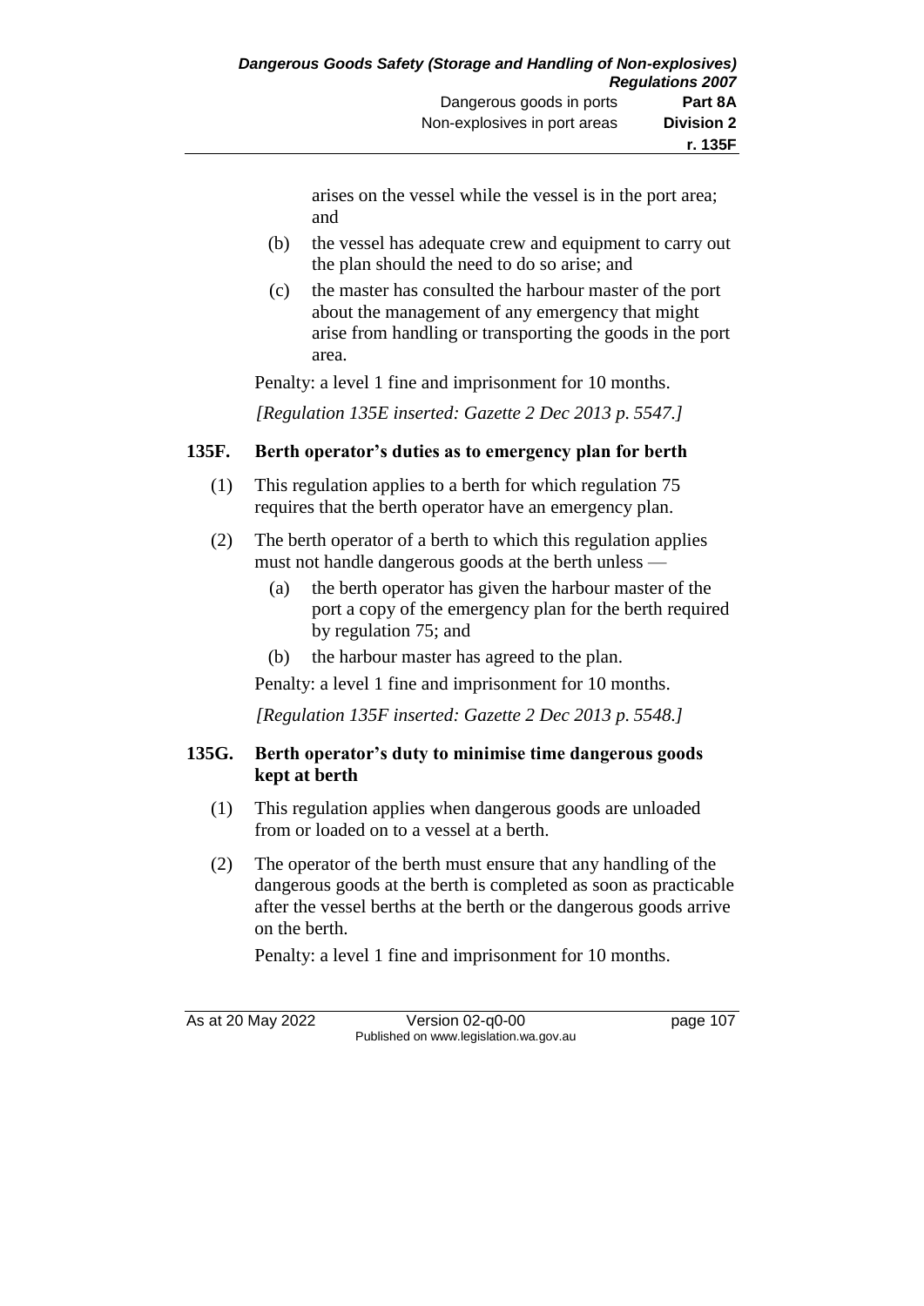arises on the vessel while the vessel is in the port area; and

(b) the vessel has adequate crew and equipment to carry out the plan should the need to do so arise; and

(c) the master has consulted the harbour master of the port about the management of any emergency that might arise from handling or transporting the goods in the port area.

Penalty: a level 1 fine and imprisonment for 10 months.

*[Regulation 135E inserted: Gazette 2 Dec 2013 p. 5547.]*

## 135F. Berth operator's duties as to emergency plan for berth

(1) This regulation applies to a berth for which regulation 75 requires that the berth operator have an emergency plan.

(2) The berth operator of a berth to which this regulation applies must not handle dangerous goods at the berth unless —

(a) the berth operator has given the harbour master of the port a copy of the emergency plan for the berth required by regulation 75; and

(b) the harbour master has agreed to the plan.

Penalty: a level 1 fine and imprisonment for 10 months.

*[Regulation 135F inserted: Gazette 2 Dec 2013 p. 5548.]*

## 135G. Berth operator's duty to minimise time dangerous goods kept at berth

(1) This regulation applies when dangerous goods are unloaded from or loaded on to a vessel at a berth.

(2) The operator of the berth must ensure that any handling of the dangerous goods at the berth is completed as soon as practicable after the vessel berths at the berth or the dangerous goods arrive on the berth.

Penalty: a level 1 fine and imprisonment for 10 months.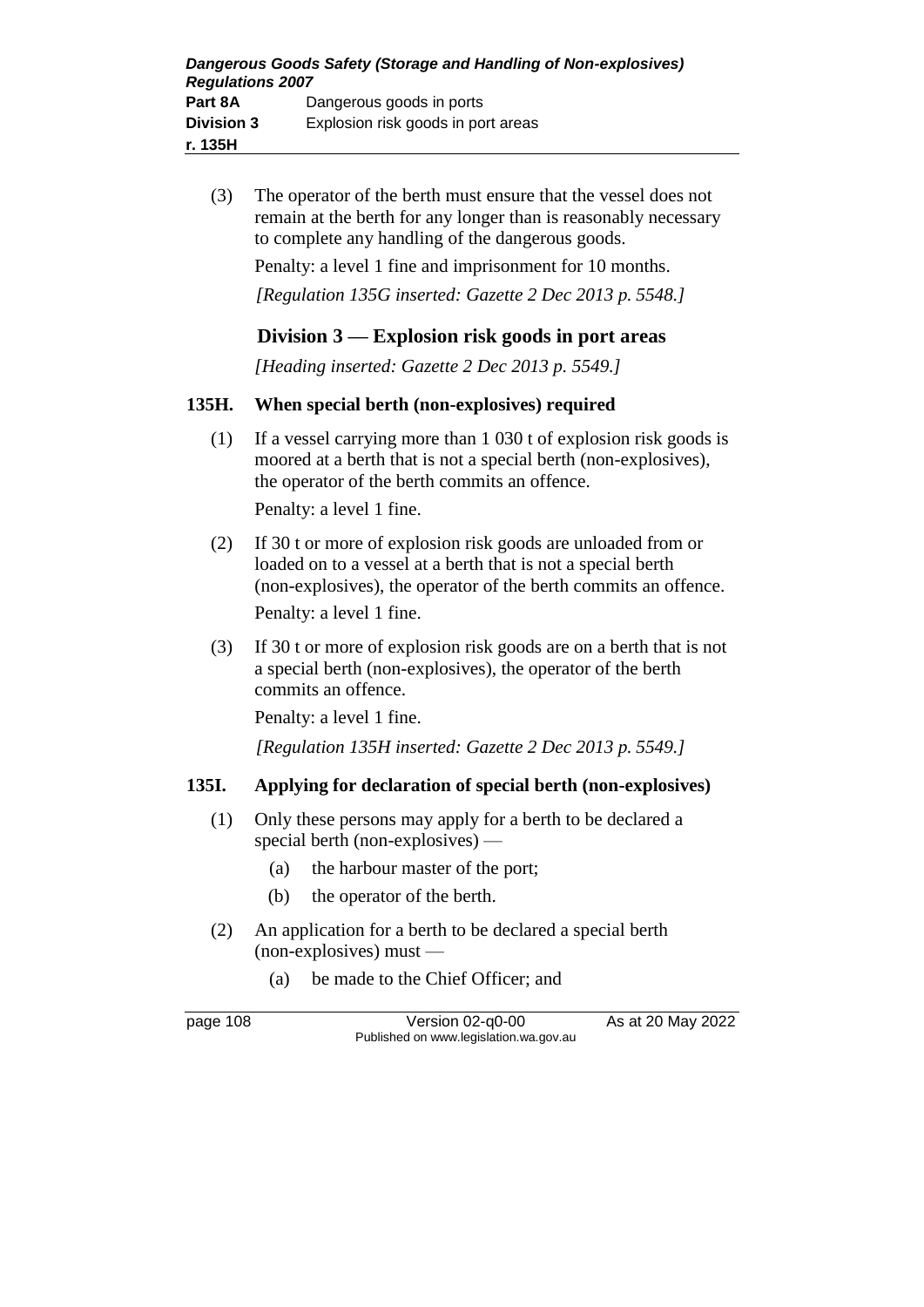(3) The operator of the berth must ensure that the vessel does not remain at the berth for any longer than is reasonably necessary to complete any handling of the dangerous goods.

Penalty: a level 1 fine and imprisonment for 10 months.

*[Regulation 135G inserted: Gazette 2 Dec 2013 p. 5548.]*

## Division 3 — Explosion risk goods in port areas

*[Heading inserted: Gazette 2 Dec 2013 p. 5549.]*

### 135H. When special berth (non-explosives) required

(1) If a vessel carrying more than 1 030 t of explosion risk goods is moored at a berth that is not a special berth (non-explosives), the operator of the berth commits an offence.

Penalty: a level 1 fine.

(2) If 30 t or more of explosion risk goods are unloaded from or loaded on to a vessel at a berth that is not a special berth (non-explosives), the operator of the berth commits an offence.

Penalty: a level 1 fine.

(3) If 30 t or more of explosion risk goods are on a berth that is not a special berth (non-explosives), the operator of the berth commits an offence.

Penalty: a level 1 fine.

*[Regulation 135H inserted: Gazette 2 Dec 2013 p. 5549.]*

### 135I. Applying for declaration of special berth (non-explosives)

(1) Only these persons may apply for a berth to be declared a special berth (non-explosives) —

- (a) the harbour master of the port;
- (b) the operator of the berth.

(2) An application for a berth to be declared a special berth (non-explosives) must —

- (a) be made to the Chief Officer; and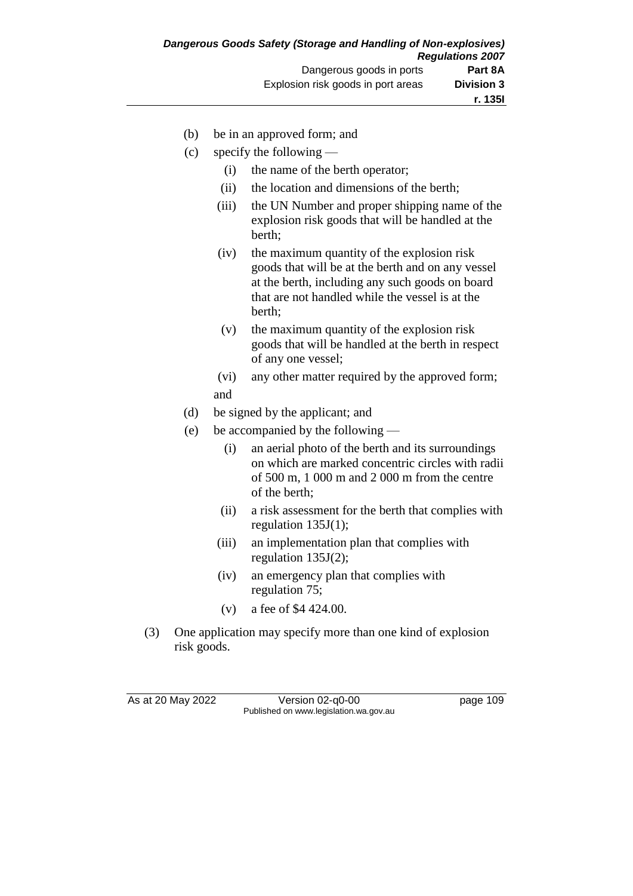(b) be in an approved form; and

(c) specify the following —

  (i) the name of the berth operator;

  (ii) the location and dimensions of the berth;

  (iii) the UN Number and proper shipping name of the explosion risk goods that will be handled at the berth;

  (iv) the maximum quantity of the explosion risk goods that will be at the berth and on any vessel at the berth, including any such goods on board that are not handled while the vessel is at the berth;

  (v) the maximum quantity of the explosion risk goods that will be handled at the berth in respect of any one vessel;

  (vi) any other matter required by the approved form;

  and

(d) be signed by the applicant; and

(e) be accompanied by the following —

  (i) an aerial photo of the berth and its surroundings on which are marked concentric circles with radii of 500 m, 1 000 m and 2 000 m from the centre of the berth;

  (ii) a risk assessment for the berth that complies with regulation 135J(1);

  (iii) an implementation plan that complies with regulation 135J(2);

  (iv) an emergency plan that complies with regulation 75;

  (v) a fee of $4 424.00.

(3) One application may specify more than one kind of explosion risk goods.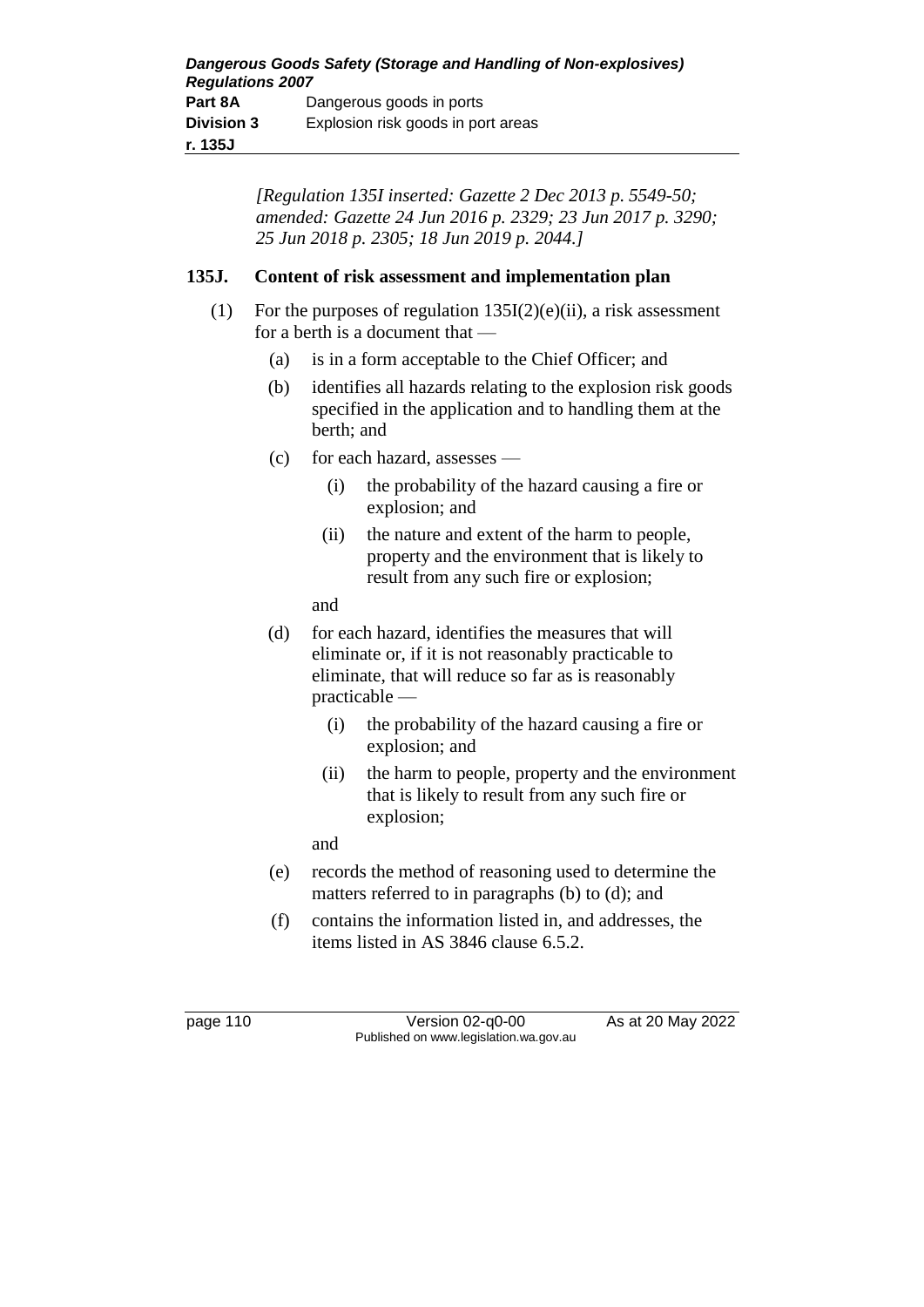*[Regulation 135I inserted: Gazette 2 Dec 2013 p. 5549-50; amended: Gazette 24 Jun 2016 p. 2329; 23 Jun 2017 p. 3290; 25 Jun 2018 p. 2305; 18 Jun 2019 p. 2044.]*

## 135J. Content of risk assessment and implementation plan

(1) For the purposes of regulation 135I(2)(e)(ii), a risk assessment for a berth is a document that —

- (a) is in a form acceptable to the Chief Officer; and
- (b) identifies all hazards relating to the explosion risk goods specified in the application and to handling them at the berth; and
- (c) for each hazard, assesses —
  - (i) the probability of the hazard causing a fire or explosion; and
  - (ii) the nature and extent of the harm to people, property and the environment that is likely to result from any such fire or explosion;

  and
- (d) for each hazard, identifies the measures that will eliminate or, if it is not reasonably practicable to eliminate, that will reduce so far as is reasonably practicable —
  - (i) the probability of the hazard causing a fire or explosion; and
  - (ii) the harm to people, property and the environment that is likely to result from any such fire or explosion;

  and
- (e) records the method of reasoning used to determine the matters referred to in paragraphs (b) to (d); and
- (f) contains the information listed in, and addresses, the items listed in AS 3846 clause 6.5.2.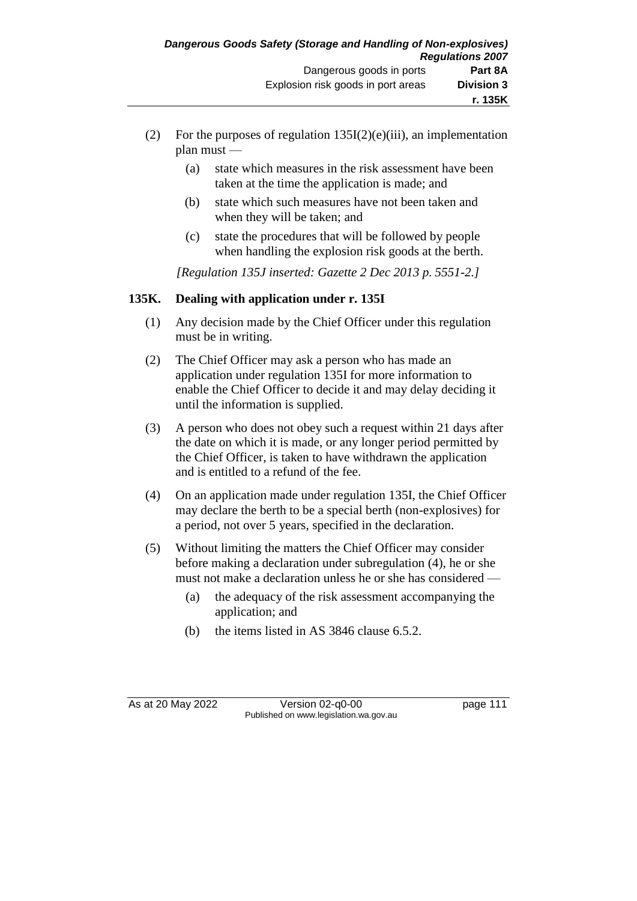(2) For the purposes of regulation 135I(2)(e)(iii), an implementation plan must —

   (a) state which measures in the risk assessment have been taken at the time the application is made; and

   (b) state which such measures have not been taken and when they will be taken; and

   (c) state the procedures that will be followed by people when handling the explosion risk goods at the berth.

*[Regulation 135J inserted: Gazette 2 Dec 2013 p. 5551-2.]*

### 135K. Dealing with application under r. 135I

(1) Any decision made by the Chief Officer under this regulation must be in writing.

(2) The Chief Officer may ask a person who has made an application under regulation 135I for more information to enable the Chief Officer to decide it and may delay deciding it until the information is supplied.

(3) A person who does not obey such a request within 21 days after the date on which it is made, or any longer period permitted by the Chief Officer, is taken to have withdrawn the application and is entitled to a refund of the fee.

(4) On an application made under regulation 135I, the Chief Officer may declare the berth to be a special berth (non-explosives) for a period, not over 5 years, specified in the declaration.

(5) Without limiting the matters the Chief Officer may consider before making a declaration under subregulation (4), he or she must not make a declaration unless he or she has considered —

   (a) the adequacy of the risk assessment accompanying the application; and

   (b) the items listed in AS 3846 clause 6.5.2.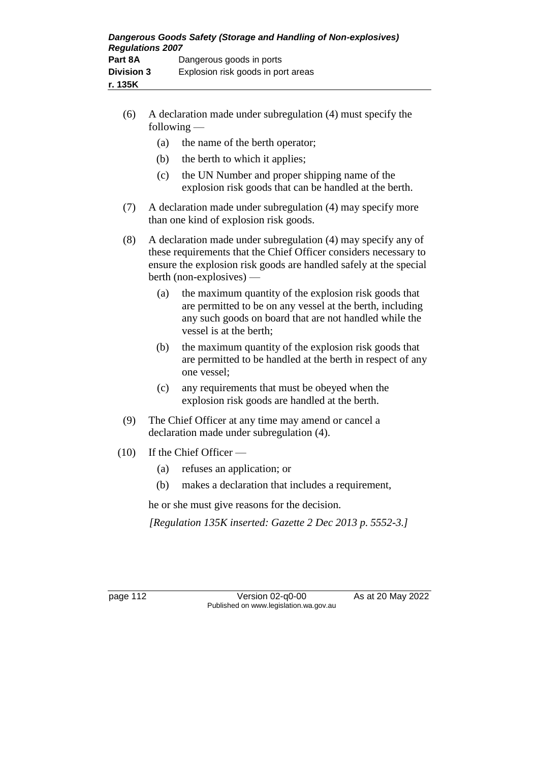(6) A declaration made under subregulation (4) must specify the following —

(a) the name of the berth operator;

(b) the berth to which it applies;

(c) the UN Number and proper shipping name of the explosion risk goods that can be handled at the berth.

(7) A declaration made under subregulation (4) may specify more than one kind of explosion risk goods.

(8) A declaration made under subregulation (4) may specify any of these requirements that the Chief Officer considers necessary to ensure the explosion risk goods are handled safely at the special berth (non-explosives) —

(a) the maximum quantity of the explosion risk goods that are permitted to be on any vessel at the berth, including any such goods on board that are not handled while the vessel is at the berth;

(b) the maximum quantity of the explosion risk goods that are permitted to be handled at the berth in respect of any one vessel;

(c) any requirements that must be obeyed when the explosion risk goods are handled at the berth.

(9) The Chief Officer at any time may amend or cancel a declaration made under subregulation (4).

(10) If the Chief Officer —

(a) refuses an application; or

(b) makes a declaration that includes a requirement,

he or she must give reasons for the decision.

*[Regulation 135K inserted: Gazette 2 Dec 2013 p. 5552-3.]*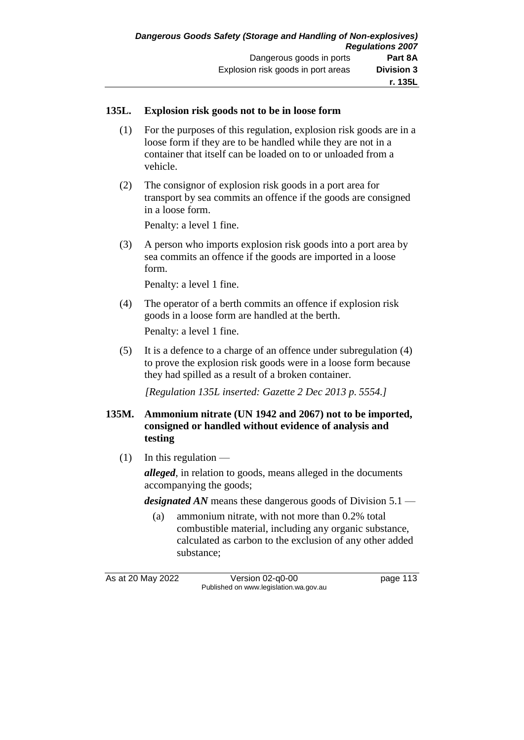### 135L. Explosion risk goods not to be in loose form

(1) For the purposes of this regulation, explosion risk goods are in a loose form if they are to be handled while they are not in a container that itself can be loaded on to or unloaded from a vehicle.

(2) The consignor of explosion risk goods in a port area for transport by sea commits an offence if the goods are consigned in a loose form.

Penalty: a level 1 fine.

(3) A person who imports explosion risk goods into a port area by sea commits an offence if the goods are imported in a loose form.

Penalty: a level 1 fine.

(4) The operator of a berth commits an offence if explosion risk goods in a loose form are handled at the berth.

Penalty: a level 1 fine.

(5) It is a defence to a charge of an offence under subregulation (4) to prove the explosion risk goods were in a loose form because they had spilled as a result of a broken container.

*[Regulation 135L inserted: Gazette 2 Dec 2013 p. 5554.]*

### 135M. Ammonium nitrate (UN 1942 and 2067) not to be imported, consigned or handled without evidence of analysis and testing

(1) In this regulation —

***alleged***, in relation to goods, means alleged in the documents accompanying the goods;

***designated AN*** means these dangerous goods of Division 5.1 —

(a) ammonium nitrate, with not more than 0.2% total combustible material, including any organic substance, calculated as carbon to the exclusion of any other added substance;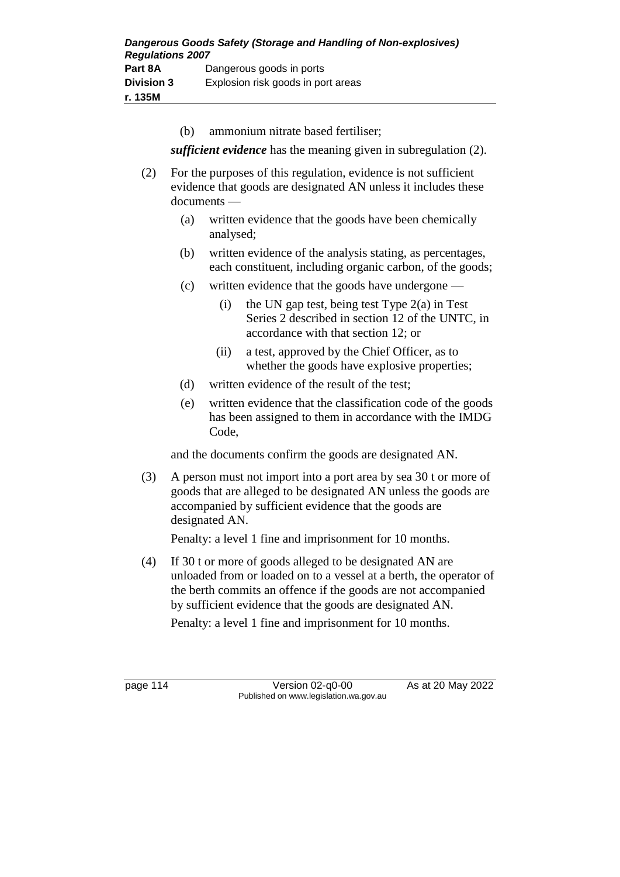(b) ammonium nitrate based fertiliser;

***sufficient evidence*** has the meaning given in subregulation (2).

(2) For the purposes of this regulation, evidence is not sufficient evidence that goods are designated AN unless it includes these documents —

(a) written evidence that the goods have been chemically analysed;

(b) written evidence of the analysis stating, as percentages, each constituent, including organic carbon, of the goods;

(c) written evidence that the goods have undergone —

(i) the UN gap test, being test Type 2(a) in Test Series 2 described in section 12 of the UNTC, in accordance with that section 12; or

(ii) a test, approved by the Chief Officer, as to whether the goods have explosive properties;

(d) written evidence of the result of the test;

(e) written evidence that the classification code of the goods has been assigned to them in accordance with the IMDG Code,

and the documents confirm the goods are designated AN.

(3) A person must not import into a port area by sea 30 t or more of goods that are alleged to be designated AN unless the goods are accompanied by sufficient evidence that the goods are designated AN.

Penalty: a level 1 fine and imprisonment for 10 months.

(4) If 30 t or more of goods alleged to be designated AN are unloaded from or loaded on to a vessel at a berth, the operator of the berth commits an offence if the goods are not accompanied by sufficient evidence that the goods are designated AN.

Penalty: a level 1 fine and imprisonment for 10 months.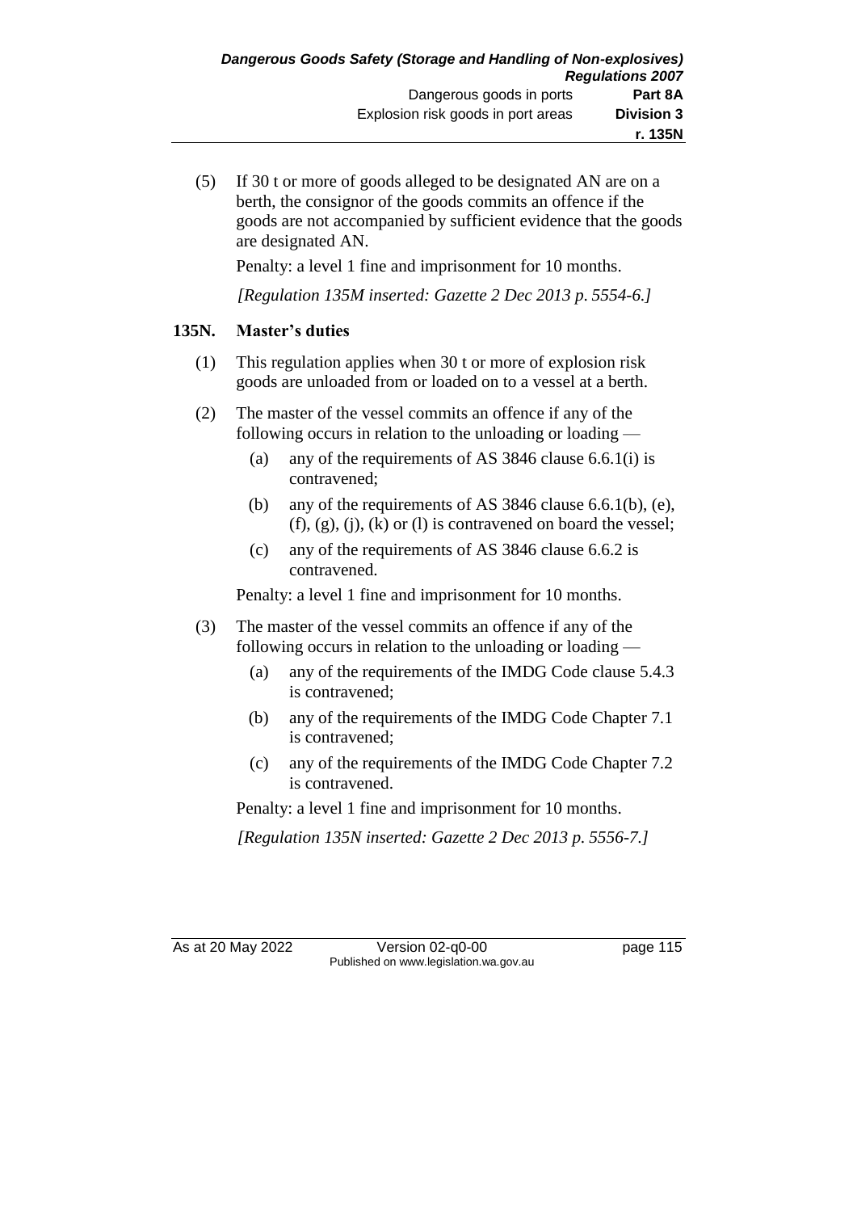(5) If 30 t or more of goods alleged to be designated AN are on a berth, the consignor of the goods commits an offence if the goods are not accompanied by sufficient evidence that the goods are designated AN.

Penalty: a level 1 fine and imprisonment for 10 months.

*[Regulation 135M inserted: Gazette 2 Dec 2013 p. 5554-6.]*

### 135N. Master's duties

(1) This regulation applies when 30 t or more of explosion risk goods are unloaded from or loaded on to a vessel at a berth.

(2) The master of the vessel commits an offence if any of the following occurs in relation to the unloading or loading —

- (a) any of the requirements of AS 3846 clause 6.6.1(i) is contravened;
- (b) any of the requirements of AS 3846 clause 6.6.1(b), (e), (f), (g), (j), (k) or (l) is contravened on board the vessel;
- (c) any of the requirements of AS 3846 clause 6.6.2 is contravened.

Penalty: a level 1 fine and imprisonment for 10 months.

(3) The master of the vessel commits an offence if any of the following occurs in relation to the unloading or loading —

- (a) any of the requirements of the IMDG Code clause 5.4.3 is contravened;
- (b) any of the requirements of the IMDG Code Chapter 7.1 is contravened;
- (c) any of the requirements of the IMDG Code Chapter 7.2 is contravened.

Penalty: a level 1 fine and imprisonment for 10 months.

*[Regulation 135N inserted: Gazette 2 Dec 2013 p. 5556-7.]*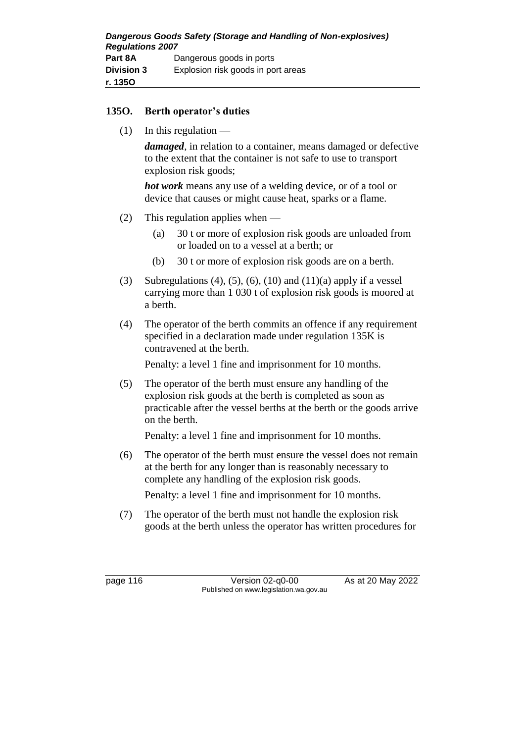## 135O. Berth operator's duties

(1) In this regulation —

***damaged***, in relation to a container, means damaged or defective to the extent that the container is not safe to use to transport explosion risk goods;

***hot work*** means any use of a welding device, or of a tool or device that causes or might cause heat, sparks or a flame.

(2) This regulation applies when —

(a) 30 t or more of explosion risk goods are unloaded from or loaded on to a vessel at a berth; or

(b) 30 t or more of explosion risk goods are on a berth.

(3) Subregulations (4), (5), (6), (10) and (11)(a) apply if a vessel carrying more than 1 030 t of explosion risk goods is moored at a berth.

(4) The operator of the berth commits an offence if any requirement specified in a declaration made under regulation 135K is contravened at the berth.

Penalty: a level 1 fine and imprisonment for 10 months.

(5) The operator of the berth must ensure any handling of the explosion risk goods at the berth is completed as soon as practicable after the vessel berths at the berth or the goods arrive on the berth.

Penalty: a level 1 fine and imprisonment for 10 months.

(6) The operator of the berth must ensure the vessel does not remain at the berth for any longer than is reasonably necessary to complete any handling of the explosion risk goods.

Penalty: a level 1 fine and imprisonment for 10 months.

(7) The operator of the berth must not handle the explosion risk goods at the berth unless the operator has written procedures for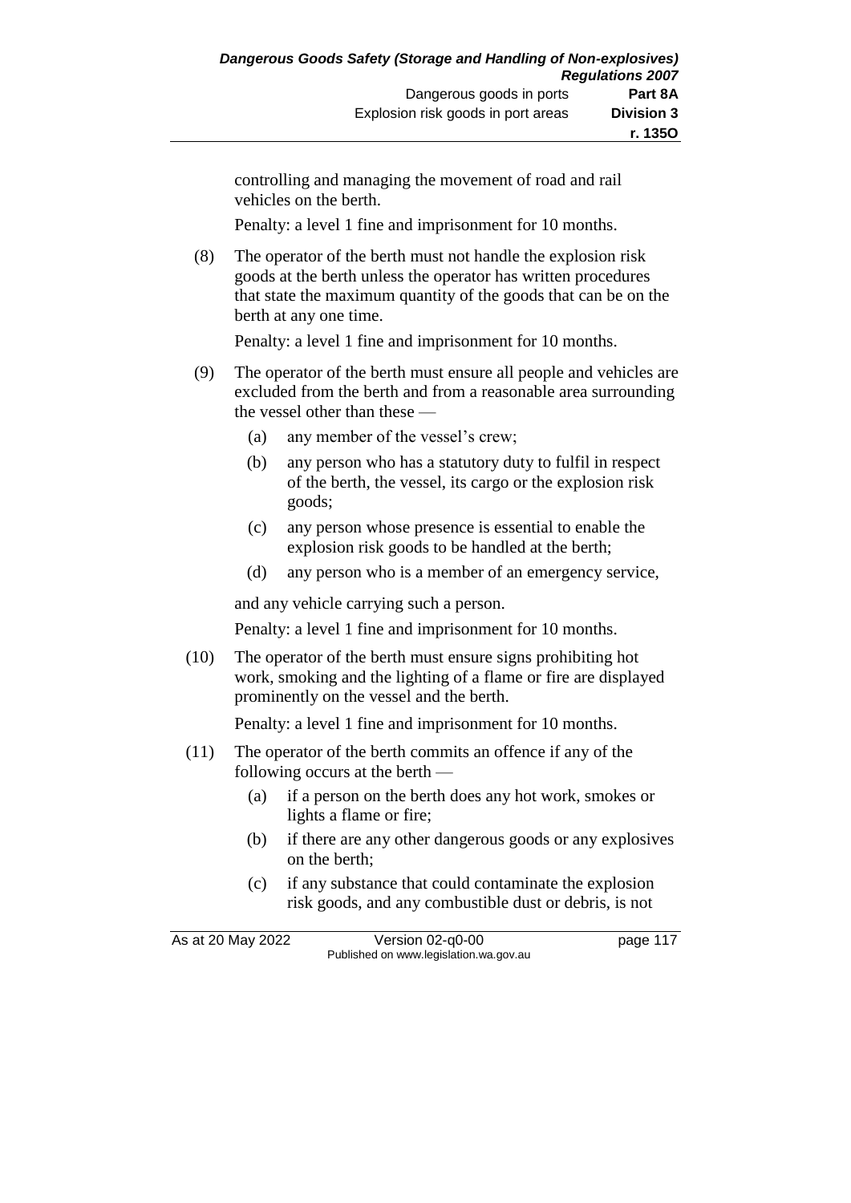controlling and managing the movement of road and rail vehicles on the berth.

Penalty: a level 1 fine and imprisonment for 10 months.

(8) The operator of the berth must not handle the explosion risk goods at the berth unless the operator has written procedures that state the maximum quantity of the goods that can be on the berth at any one time.

Penalty: a level 1 fine and imprisonment for 10 months.

(9) The operator of the berth must ensure all people and vehicles are excluded from the berth and from a reasonable area surrounding the vessel other than these —

- (a) any member of the vessel's crew;
- (b) any person who has a statutory duty to fulfil in respect of the berth, the vessel, its cargo or the explosion risk goods;
- (c) any person whose presence is essential to enable the explosion risk goods to be handled at the berth;
- (d) any person who is a member of an emergency service,

and any vehicle carrying such a person.

Penalty: a level 1 fine and imprisonment for 10 months.

(10) The operator of the berth must ensure signs prohibiting hot work, smoking and the lighting of a flame or fire are displayed prominently on the vessel and the berth.

Penalty: a level 1 fine and imprisonment for 10 months.

(11) The operator of the berth commits an offence if any of the following occurs at the berth —

- (a) if a person on the berth does any hot work, smokes or lights a flame or fire;
- (b) if there are any other dangerous goods or any explosives on the berth;
- (c) if any substance that could contaminate the explosion risk goods, and any combustible dust or debris, is not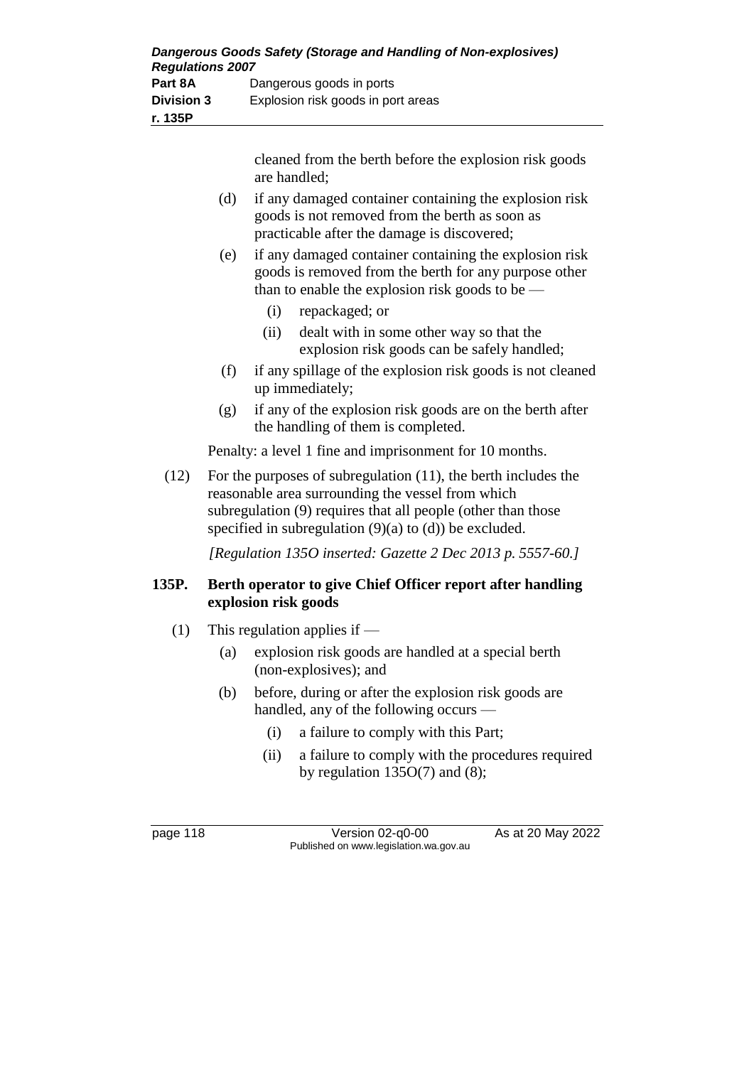cleaned from the berth before the explosion risk goods are handled;

(d) if any damaged container containing the explosion risk goods is not removed from the berth as soon as practicable after the damage is discovered;

(e) if any damaged container containing the explosion risk goods is removed from the berth for any purpose other than to enable the explosion risk goods to be —

  (i) repackaged; or

  (ii) dealt with in some other way so that the explosion risk goods can be safely handled;

(f) if any spillage of the explosion risk goods is not cleaned up immediately;

(g) if any of the explosion risk goods are on the berth after the handling of them is completed.

Penalty: a level 1 fine and imprisonment for 10 months.

(12) For the purposes of subregulation (11), the berth includes the reasonable area surrounding the vessel from which subregulation (9) requires that all people (other than those specified in subregulation (9)(a) to (d)) be excluded.

*[Regulation 135O inserted: Gazette 2 Dec 2013 p. 5557-60.]*

## 135P. Berth operator to give Chief Officer report after handling explosion risk goods

(1) This regulation applies if —

(a) explosion risk goods are handled at a special berth (non-explosives); and

(b) before, during or after the explosion risk goods are handled, any of the following occurs —

  (i) a failure to comply with this Part;

  (ii) a failure to comply with the procedures required by regulation 135O(7) and (8);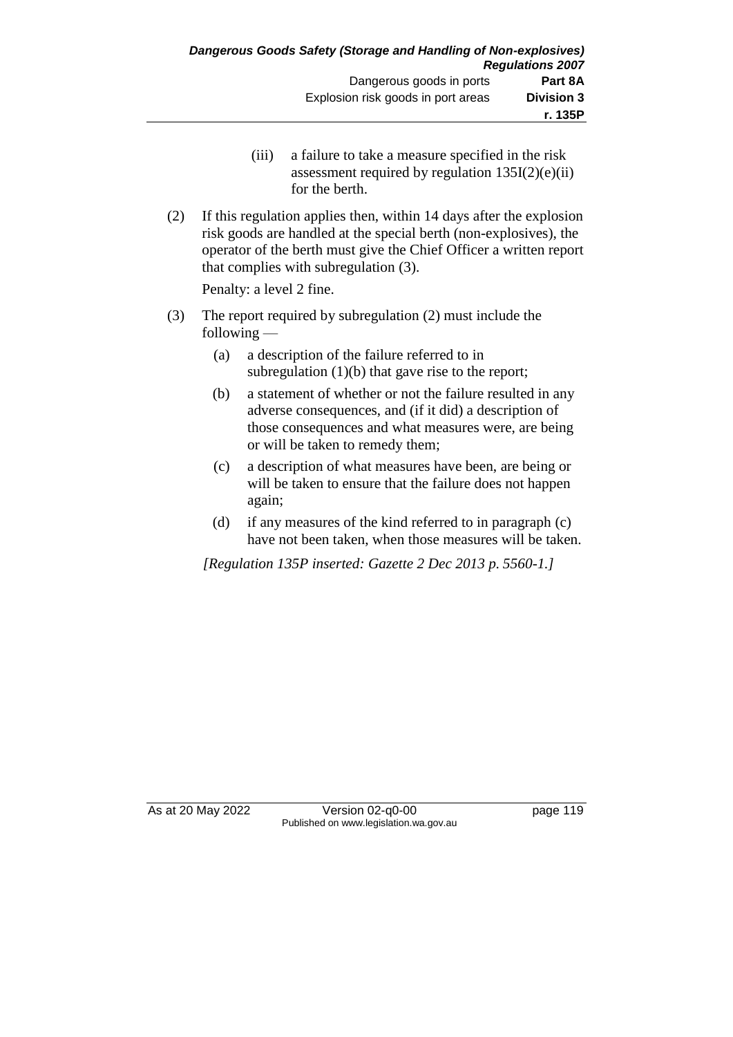(iii) a failure to take a measure specified in the risk assessment required by regulation 135I(2)(e)(ii) for the berth.

(2) If this regulation applies then, within 14 days after the explosion risk goods are handled at the special berth (non-explosives), the operator of the berth must give the Chief Officer a written report that complies with subregulation (3).

Penalty: a level 2 fine.

(3) The report required by subregulation (2) must include the following —

(a) a description of the failure referred to in subregulation (1)(b) that gave rise to the report;

(b) a statement of whether or not the failure resulted in any adverse consequences, and (if it did) a description of those consequences and what measures were, are being or will be taken to remedy them;

(c) a description of what measures have been, are being or will be taken to ensure that the failure does not happen again;

(d) if any measures of the kind referred to in paragraph (c) have not been taken, when those measures will be taken.

*[Regulation 135P inserted: Gazette 2 Dec 2013 p. 5560-1.]*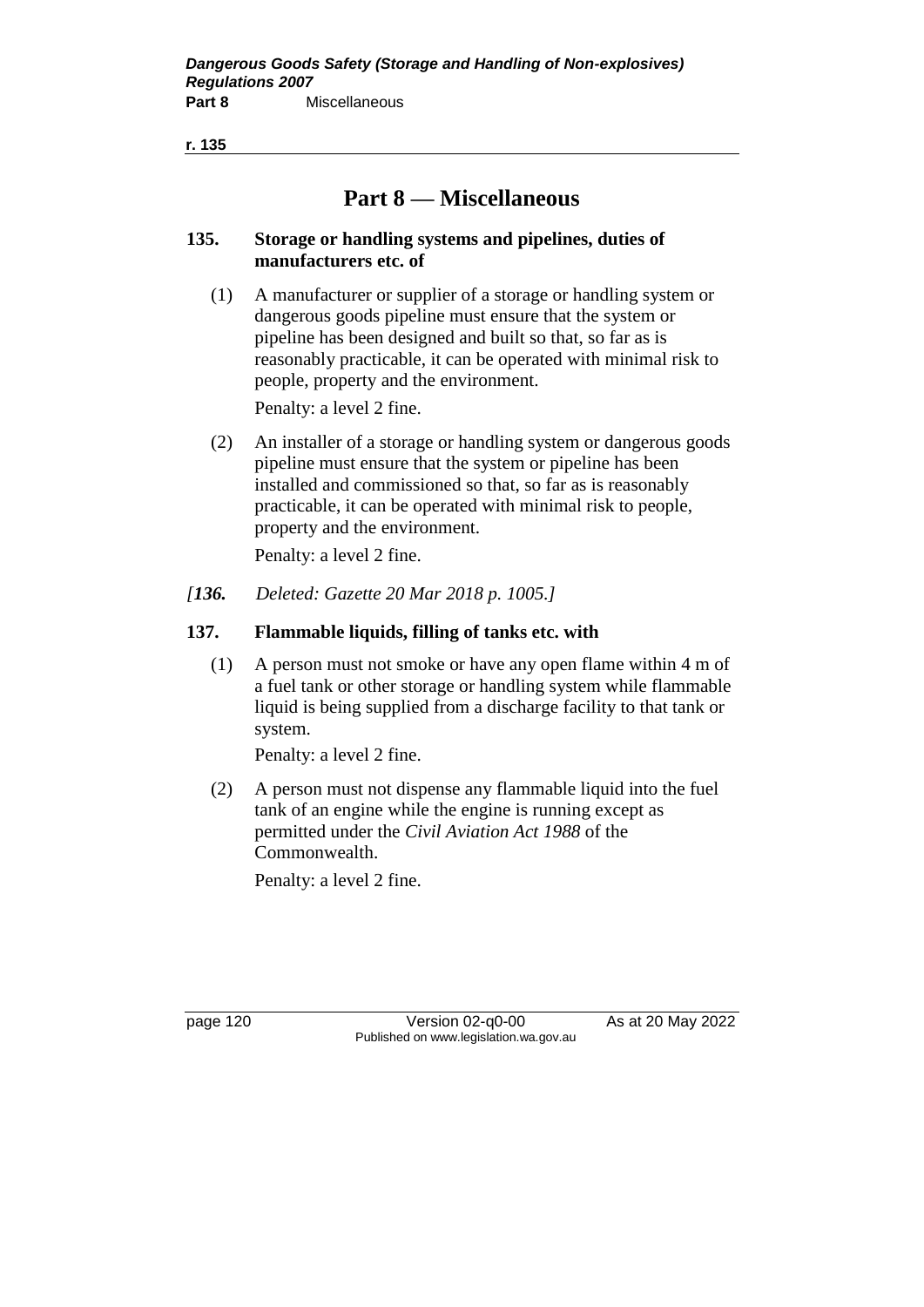# Part 8 — Miscellaneous

### 135. Storage or handling systems and pipelines, duties of manufacturers etc. of

(1) A manufacturer or supplier of a storage or handling system or dangerous goods pipeline must ensure that the system or pipeline has been designed and built so that, so far as is reasonably practicable, it can be operated with minimal risk to people, property and the environment.

Penalty: a level 2 fine.

(2) An installer of a storage or handling system or dangerous goods pipeline must ensure that the system or pipeline has been installed and commissioned so that, so far as is reasonably practicable, it can be operated with minimal risk to people, property and the environment.

Penalty: a level 2 fine.

*[**136.** Deleted: Gazette 20 Mar 2018 p. 1005.]*

### 137. Flammable liquids, filling of tanks etc. with

(1) A person must not smoke or have any open flame within 4 m of a fuel tank or other storage or handling system while flammable liquid is being supplied from a discharge facility to that tank or system.

Penalty: a level 2 fine.

(2) A person must not dispense any flammable liquid into the fuel tank of an engine while the engine is running except as permitted under the *Civil Aviation Act 1988* of the Commonwealth.

Penalty: a level 2 fine.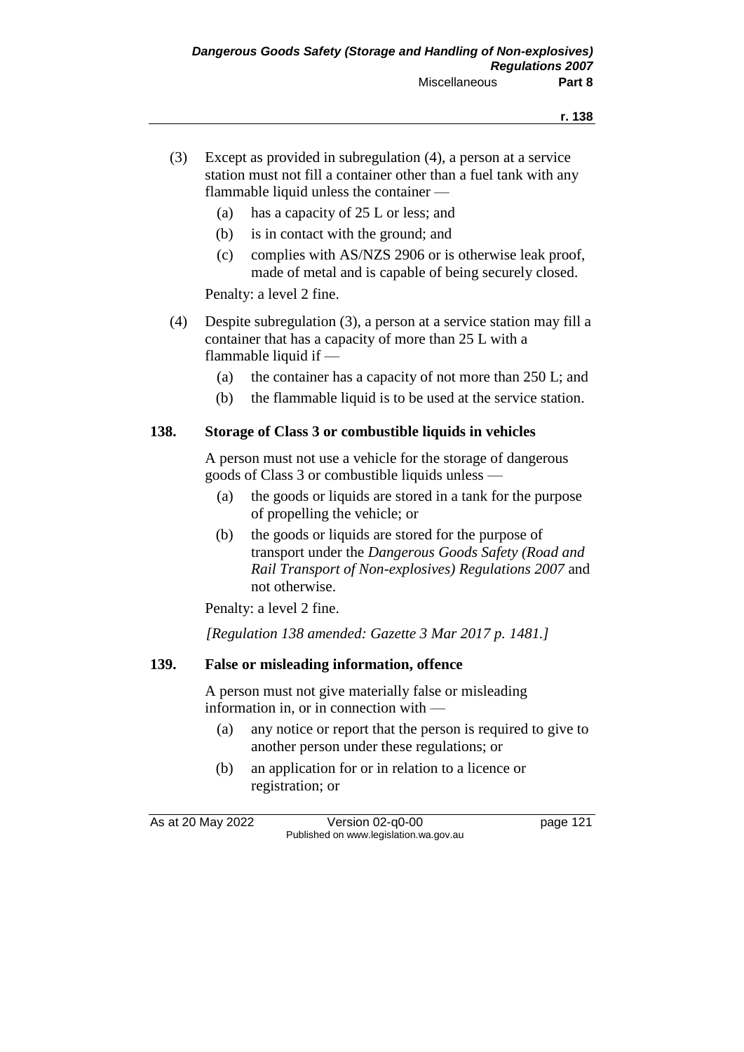(3) Except as provided in subregulation (4), a person at a service station must not fill a container other than a fuel tank with any flammable liquid unless the container —

  (a) has a capacity of 25 L or less; and

  (b) is in contact with the ground; and

  (c) complies with AS/NZS 2906 or is otherwise leak proof, made of metal and is capable of being securely closed.

Penalty: a level 2 fine.

(4) Despite subregulation (3), a person at a service station may fill a container that has a capacity of more than 25 L with a flammable liquid if —

  (a) the container has a capacity of not more than 250 L; and

  (b) the flammable liquid is to be used at the service station.

## 138. Storage of Class 3 or combustible liquids in vehicles

A person must not use a vehicle for the storage of dangerous goods of Class 3 or combustible liquids unless —

  (a) the goods or liquids are stored in a tank for the purpose of propelling the vehicle; or

  (b) the goods or liquids are stored for the purpose of transport under the *Dangerous Goods Safety (Road and Rail Transport of Non-explosives) Regulations 2007* and not otherwise.

Penalty: a level 2 fine.

*[Regulation 138 amended: Gazette 3 Mar 2017 p. 1481.]*

## 139. False or misleading information, offence

A person must not give materially false or misleading information in, or in connection with —

  (a) any notice or report that the person is required to give to another person under these regulations; or

  (b) an application for or in relation to a licence or registration; or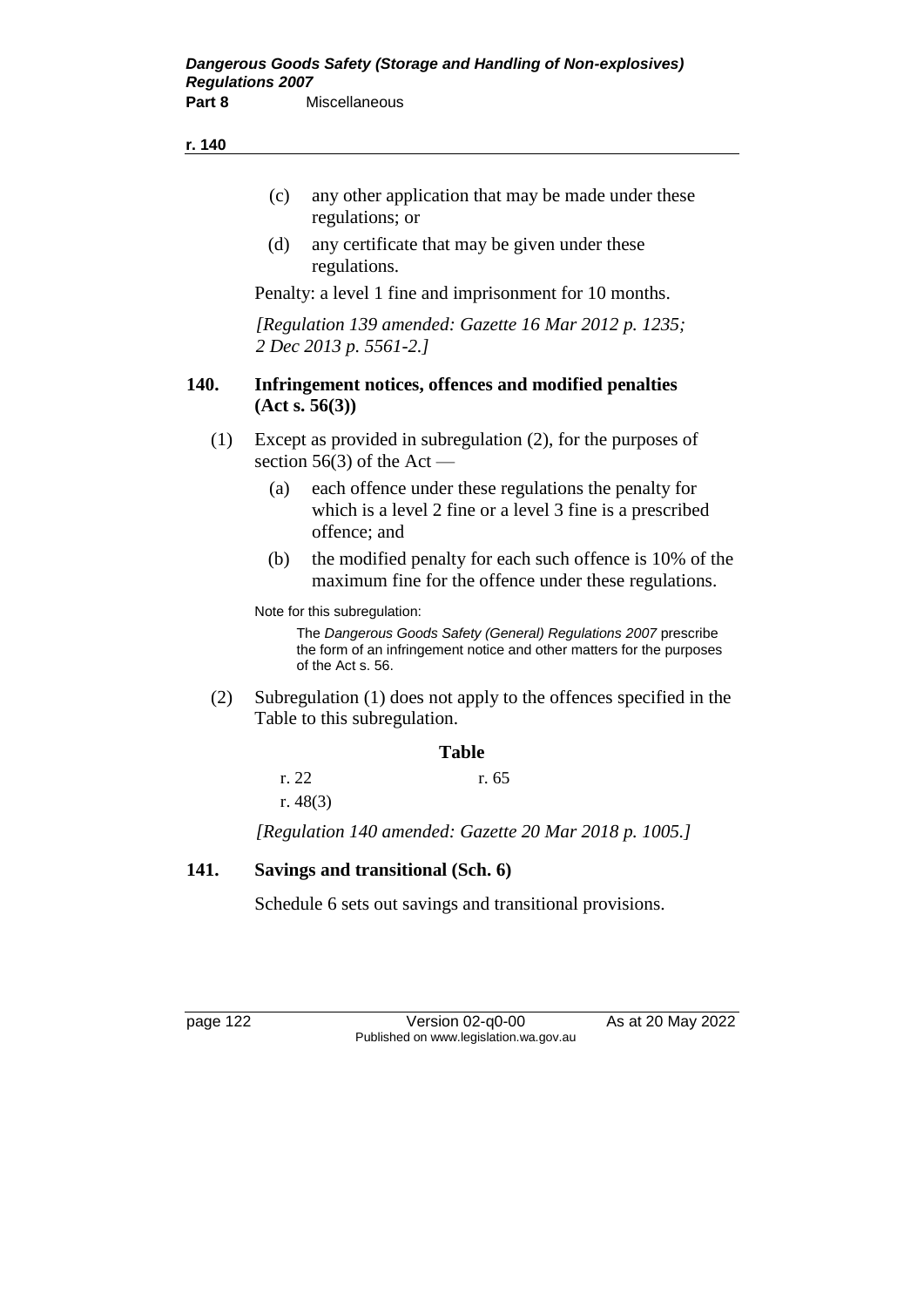(c) any other application that may be made under these regulations; or

(d) any certificate that may be given under these regulations.

Penalty: a level 1 fine and imprisonment for 10 months.

*[Regulation 139 amended: Gazette 16 Mar 2012 p. 1235; 2 Dec 2013 p. 5561-2.]*

## 140. Infringement notices, offences and modified penalties (Act s. 56(3))

(1) Except as provided in subregulation (2), for the purposes of section 56(3) of the Act —

(a) each offence under these regulations the penalty for which is a level 2 fine or a level 3 fine is a prescribed offence; and

(b) the modified penalty for each such offence is 10% of the maximum fine for the offence under these regulations.

Note for this subregulation:

The *Dangerous Goods Safety (General) Regulations 2007* prescribe the form of an infringement notice and other matters for the purposes of the Act s. 56.

(2) Subregulation (1) does not apply to the offences specified in the Table to this subregulation.

**Table**

| | |
|---|---|
| r. 22 | r. 65 |
| r. 48(3) | |

*[Regulation 140 amended: Gazette 20 Mar 2018 p. 1005.]*

## 141. Savings and transitional (Sch. 6)

Schedule 6 sets out savings and transitional provisions.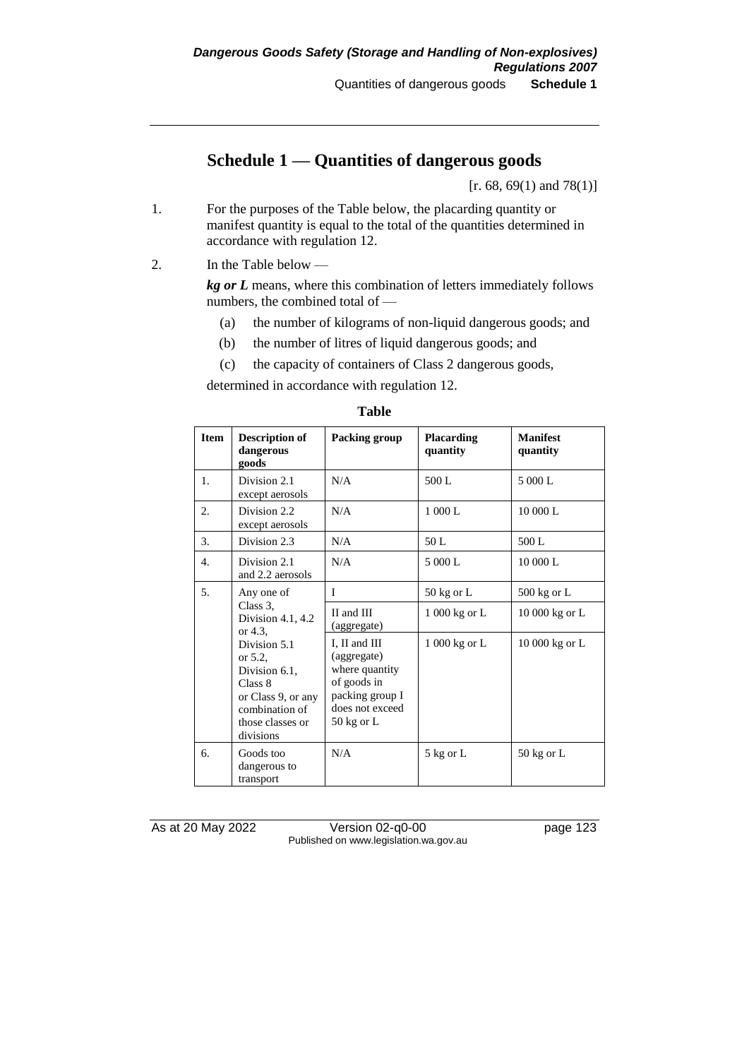# Schedule 1 — Quantities of dangerous goods

[r. 68, 69(1) and 78(1)]

1. For the purposes of the Table below, the placarding quantity or manifest quantity is equal to the total of the quantities determined in accordance with regulation 12.

2. In the Table below —

   ***kg or L*** means, where this combination of letters immediately follows numbers, the combined total of —

   (a) the number of kilograms of non-liquid dangerous goods; and

   (b) the number of litres of liquid dangerous goods; and

   (c) the capacity of containers of Class 2 dangerous goods,

   determined in accordance with regulation 12.

**Table**

| Item | Description of dangerous goods | Packing group | Placarding quantity | Manifest quantity |
|---|---|---|---|---|
| 1. | Division 2.1 except aerosols | N/A | 500 L | 5 000 L |
| 2. | Division 2.2 except aerosols | N/A | 1 000 L | 10 000 L |
| 3. | Division 2.3 | N/A | 50 L | 500 L |
| 4. | Division 2.1 and 2.2 aerosols | N/A | 5 000 L | 10 000 L |
| 5. | Any one of Class 3, Division 4.1, 4.2 or 4.3, Division 5.1 or 5.2, Division 6.1, Class 8 or Class 9, or any combination of those classes or divisions | I | 50 kg or L | 500 kg or L |
| | | II and III (aggregate) | 1 000 kg or L | 10 000 kg or L |
| | | I, II and III (aggregate) where quantity of goods in packing group I does not exceed 50 kg or L | 1 000 kg or L | 10 000 kg or L |
| 6. | Goods too dangerous to transport | N/A | 5 kg or L | 50 kg or L |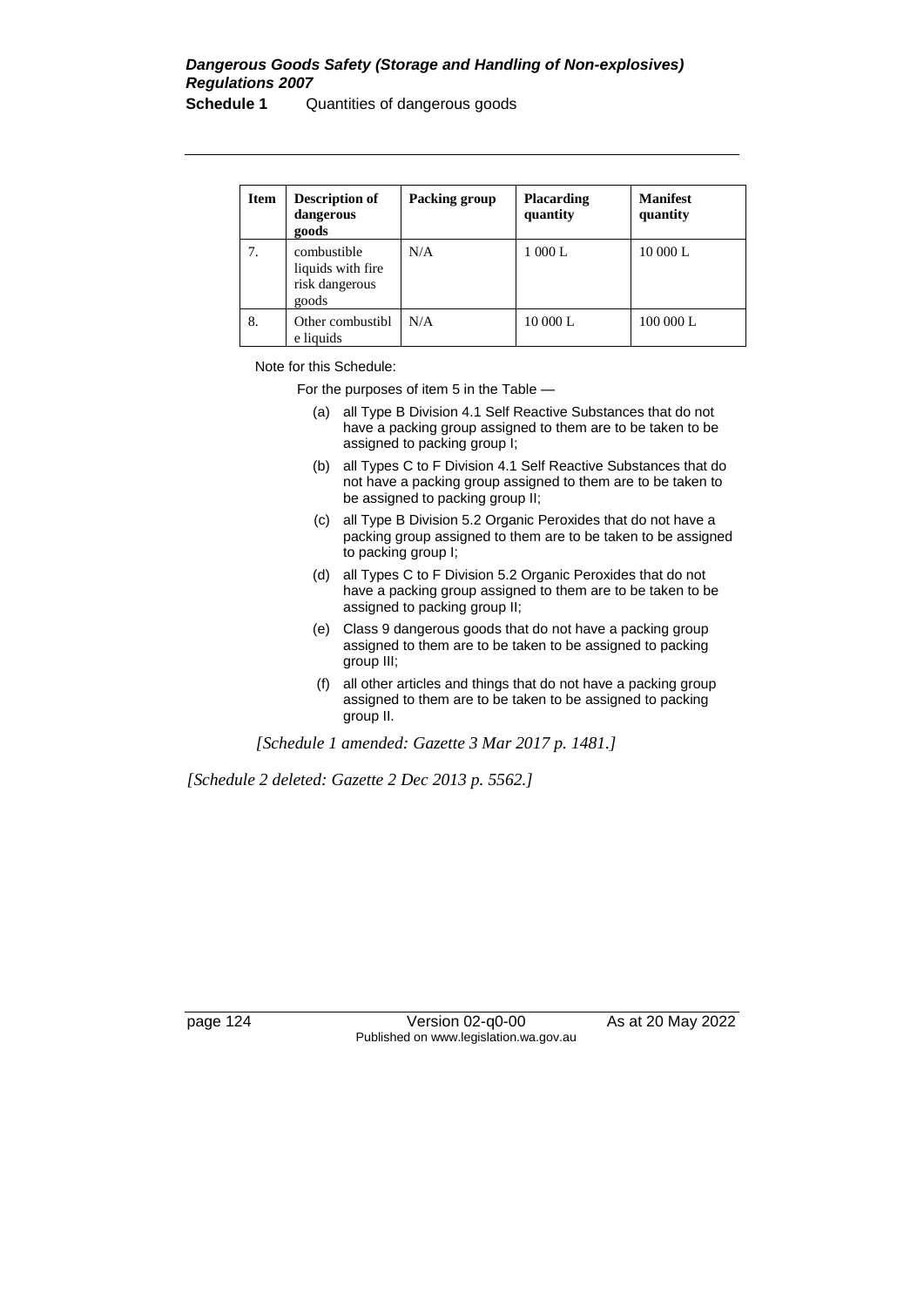| Item | Description of dangerous goods | Packing group | Placarding quantity | Manifest quantity |
|---|---|---|---|---|
| 7. | combustible liquids with fire risk dangerous goods | N/A | 1 000 L | 10 000 L |
| 8. | Other combustible liquids | N/A | 10 000 L | 100 000 L |

Note for this Schedule:

For the purposes of item 5 in the Table —

(a) all Type B Division 4.1 Self Reactive Substances that do not have a packing group assigned to them are to be taken to be assigned to packing group I;

(b) all Types C to F Division 4.1 Self Reactive Substances that do not have a packing group assigned to them are to be taken to be assigned to packing group II;

(c) all Type B Division 5.2 Organic Peroxides that do not have a packing group assigned to them are to be taken to be assigned to packing group I;

(d) all Types C to F Division 5.2 Organic Peroxides that do not have a packing group assigned to them are to be taken to be assigned to packing group II;

(e) Class 9 dangerous goods that do not have a packing group assigned to them are to be taken to be assigned to packing group III;

(f) all other articles and things that do not have a packing group assigned to them are to be taken to be assigned to packing group II.

*[Schedule 1 amended: Gazette 3 Mar 2017 p. 1481.]*

*[Schedule 2 deleted: Gazette 2 Dec 2013 p. 5562.]*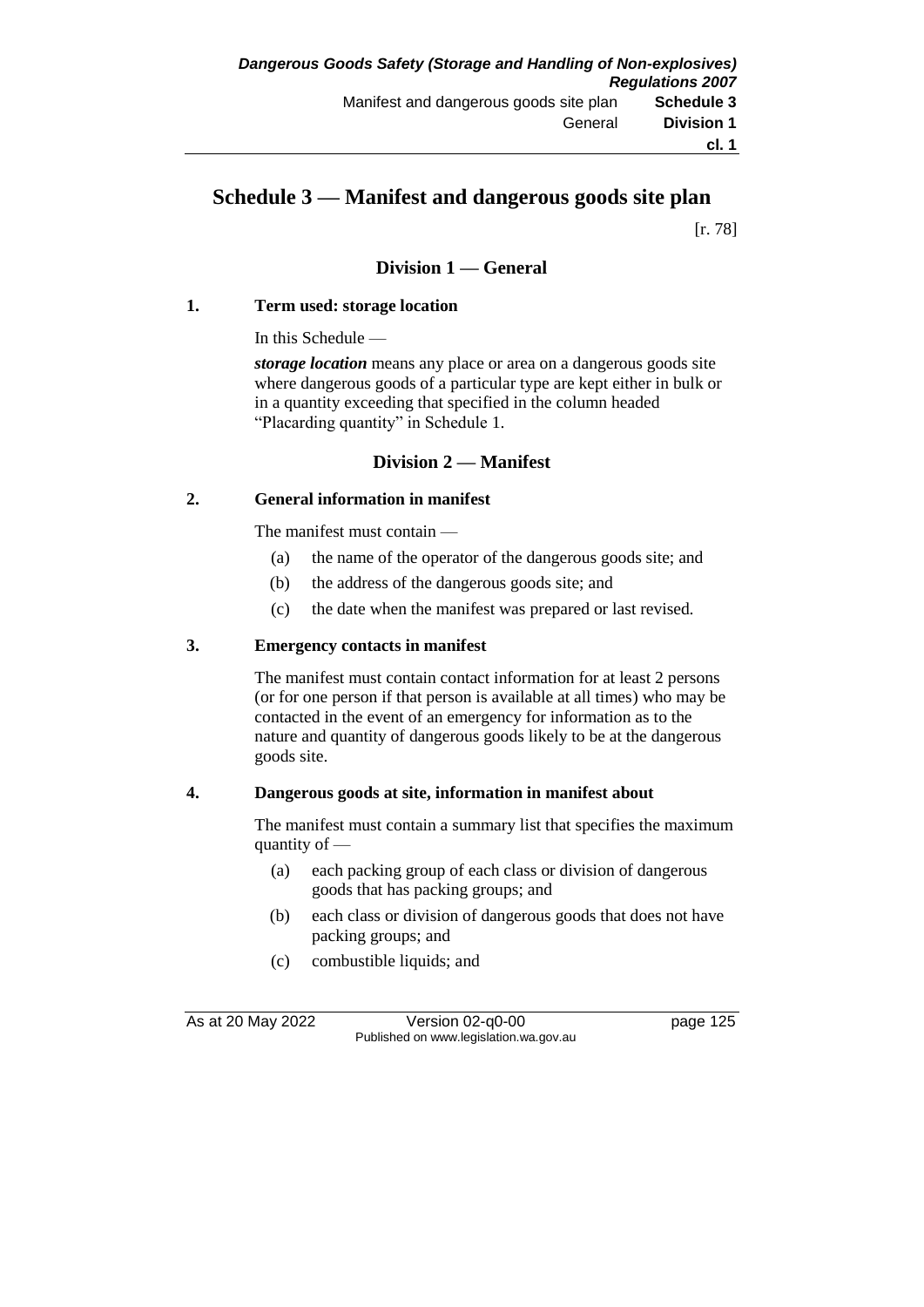# Schedule 3 — Manifest and dangerous goods site plan

[r. 78]

## Division 1 — General

### 1. Term used: storage location

In this Schedule —

***storage location*** means any place or area on a dangerous goods site where dangerous goods of a particular type are kept either in bulk or in a quantity exceeding that specified in the column headed "Placarding quantity" in Schedule 1.

## Division 2 — Manifest

### 2. General information in manifest

The manifest must contain —

- (a) the name of the operator of the dangerous goods site; and
- (b) the address of the dangerous goods site; and
- (c) the date when the manifest was prepared or last revised.

### 3. Emergency contacts in manifest

The manifest must contain contact information for at least 2 persons (or for one person if that person is available at all times) who may be contacted in the event of an emergency for information as to the nature and quantity of dangerous goods likely to be at the dangerous goods site.

### 4. Dangerous goods at site, information in manifest about

The manifest must contain a summary list that specifies the maximum quantity of —

- (a) each packing group of each class or division of dangerous goods that has packing groups; and
- (b) each class or division of dangerous goods that does not have packing groups; and
- (c) combustible liquids; and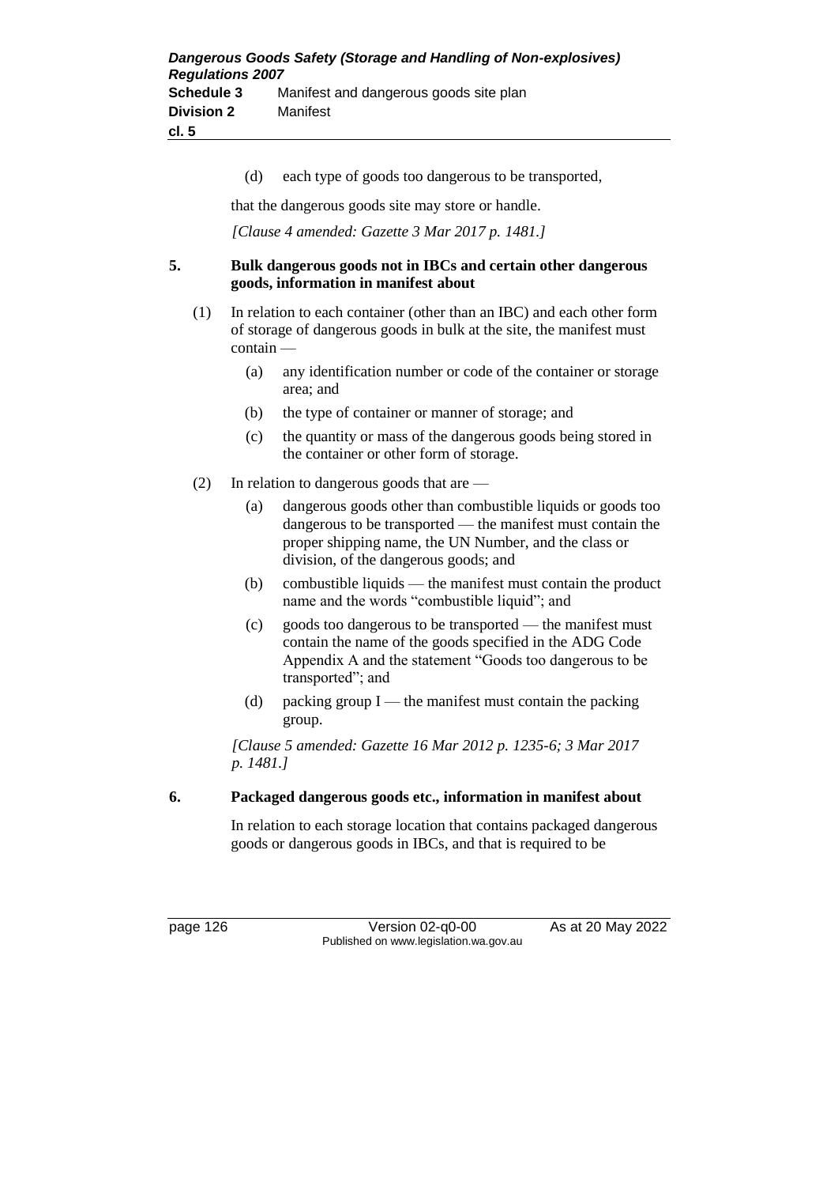(d) each type of goods too dangerous to be transported,

that the dangerous goods site may store or handle.

*[Clause 4 amended: Gazette 3 Mar 2017 p. 1481.]*

**5. Bulk dangerous goods not in IBCs and certain other dangerous goods, information in manifest about**

(1) In relation to each container (other than an IBC) and each other form of storage of dangerous goods in bulk at the site, the manifest must contain —

(a) any identification number or code of the container or storage area; and

(b) the type of container or manner of storage; and

(c) the quantity or mass of the dangerous goods being stored in the container or other form of storage.

(2) In relation to dangerous goods that are —

(a) dangerous goods other than combustible liquids or goods too dangerous to be transported — the manifest must contain the proper shipping name, the UN Number, and the class or division, of the dangerous goods; and

(b) combustible liquids — the manifest must contain the product name and the words "combustible liquid"; and

(c) goods too dangerous to be transported — the manifest must contain the name of the goods specified in the ADG Code Appendix A and the statement "Goods too dangerous to be transported"; and

(d) packing group I — the manifest must contain the packing group.

*[Clause 5 amended: Gazette 16 Mar 2012 p. 1235-6; 3 Mar 2017 p. 1481.]*

**6. Packaged dangerous goods etc., information in manifest about**

In relation to each storage location that contains packaged dangerous goods or dangerous goods in IBCs, and that is required to be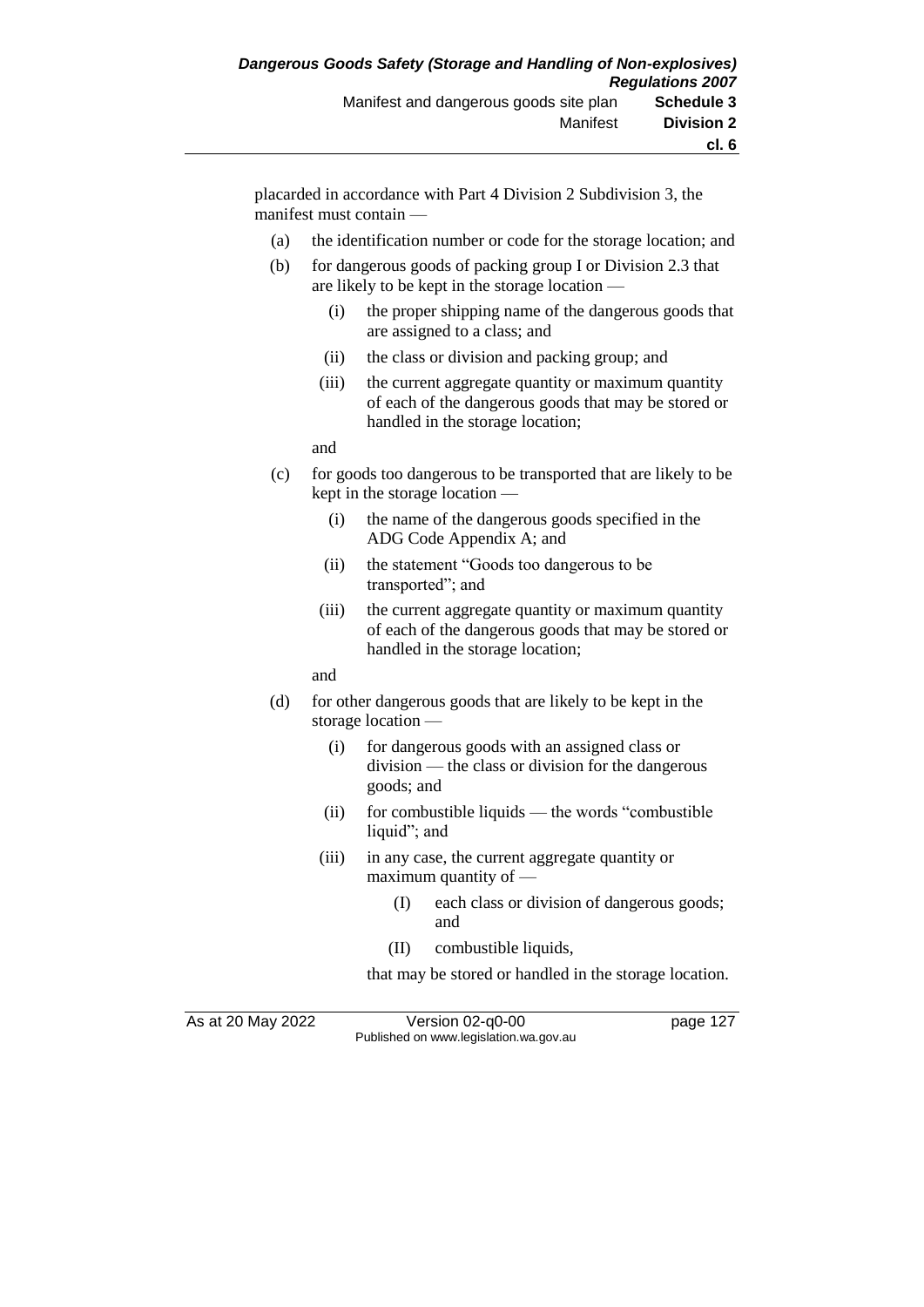placarded in accordance with Part 4 Division 2 Subdivision 3, the manifest must contain —

(a) the identification number or code for the storage location; and

(b) for dangerous goods of packing group I or Division 2.3 that are likely to be kept in the storage location —

   (i) the proper shipping name of the dangerous goods that are assigned to a class; and

   (ii) the class or division and packing group; and

   (iii) the current aggregate quantity or maximum quantity of each of the dangerous goods that may be stored or handled in the storage location;

   and

(c) for goods too dangerous to be transported that are likely to be kept in the storage location —

   (i) the name of the dangerous goods specified in the ADG Code Appendix A; and

   (ii) the statement "Goods too dangerous to be transported"; and

   (iii) the current aggregate quantity or maximum quantity of each of the dangerous goods that may be stored or handled in the storage location;

   and

(d) for other dangerous goods that are likely to be kept in the storage location —

   (i) for dangerous goods with an assigned class or division — the class or division for the dangerous goods; and

   (ii) for combustible liquids — the words "combustible liquid"; and

   (iii) in any case, the current aggregate quantity or maximum quantity of —

      (I) each class or division of dangerous goods; and

      (II) combustible liquids,

   that may be stored or handled in the storage location.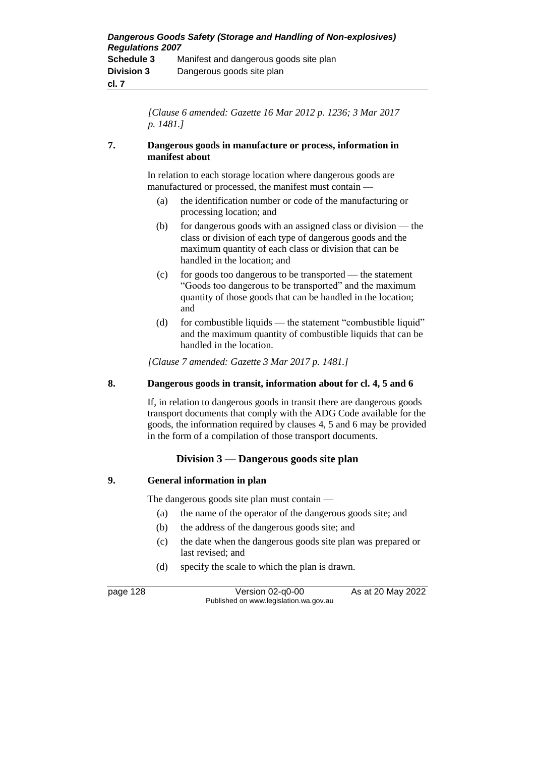*[Clause 6 amended: Gazette 16 Mar 2012 p. 1236; 3 Mar 2017 p. 1481.]*

**7. Dangerous goods in manufacture or process, information in manifest about**

In relation to each storage location where dangerous goods are manufactured or processed, the manifest must contain —

(a) the identification number or code of the manufacturing or processing location; and

(b) for dangerous goods with an assigned class or division — the class or division of each type of dangerous goods and the maximum quantity of each class or division that can be handled in the location; and

(c) for goods too dangerous to be transported — the statement "Goods too dangerous to be transported" and the maximum quantity of those goods that can be handled in the location; and

(d) for combustible liquids — the statement "combustible liquid" and the maximum quantity of combustible liquids that can be handled in the location.

*[Clause 7 amended: Gazette 3 Mar 2017 p. 1481.]*

**8. Dangerous goods in transit, information about for cl. 4, 5 and 6**

If, in relation to dangerous goods in transit there are dangerous goods transport documents that comply with the ADG Code available for the goods, the information required by clauses 4, 5 and 6 may be provided in the form of a compilation of those transport documents.

## Division 3 — Dangerous goods site plan

**9. General information in plan**

The dangerous goods site plan must contain —

(a) the name of the operator of the dangerous goods site; and

(b) the address of the dangerous goods site; and

(c) the date when the dangerous goods site plan was prepared or last revised; and

(d) specify the scale to which the plan is drawn.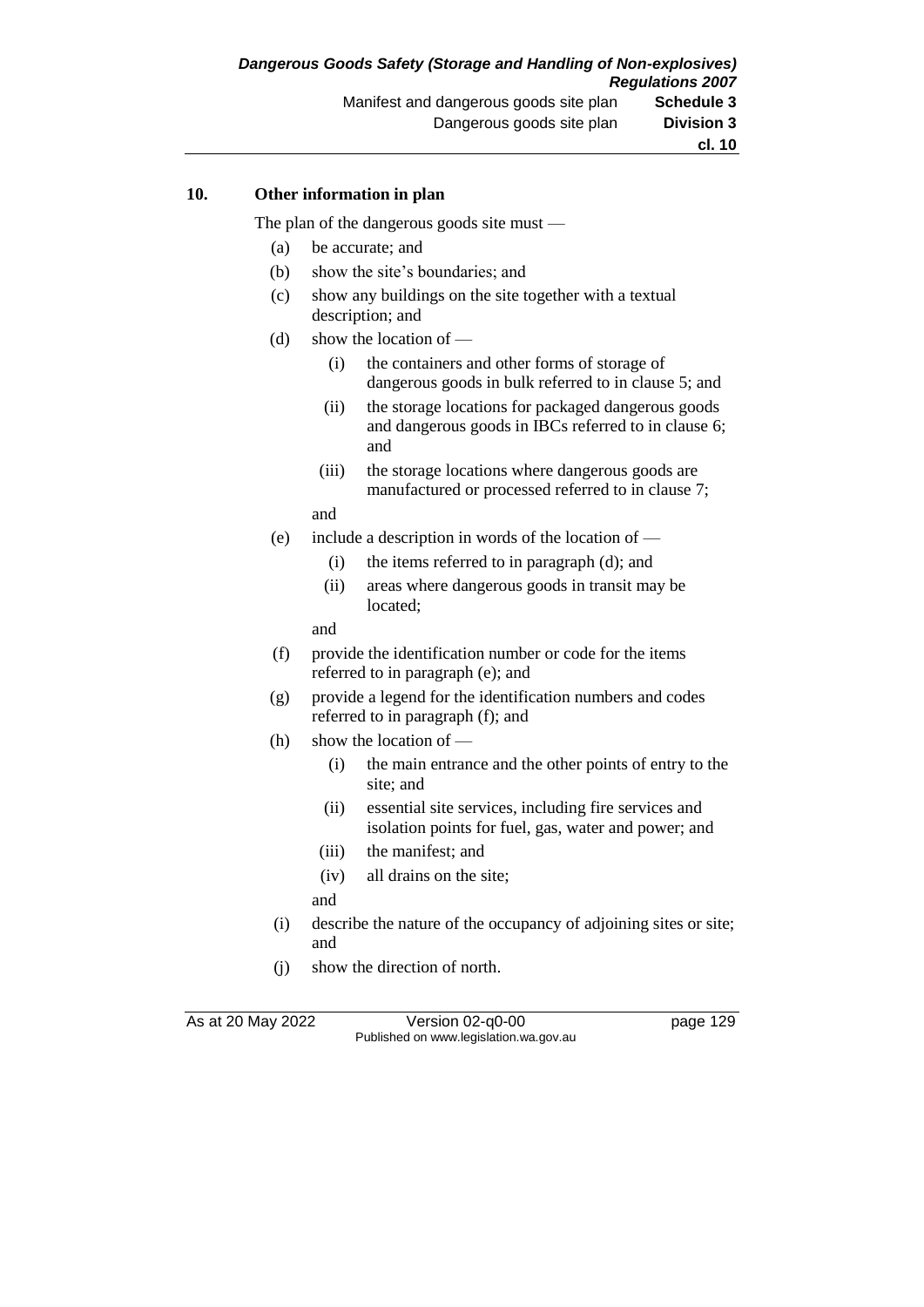**10. Other information in plan**

The plan of the dangerous goods site must —

(a) be accurate; and

(b) show the site's boundaries; and

(c) show any buildings on the site together with a textual description; and

(d) show the location of —

  (i) the containers and other forms of storage of dangerous goods in bulk referred to in clause 5; and

  (ii) the storage locations for packaged dangerous goods and dangerous goods in IBCs referred to in clause 6; and

  (iii) the storage locations where dangerous goods are manufactured or processed referred to in clause 7;

 and

(e) include a description in words of the location of —

  (i) the items referred to in paragraph (d); and

  (ii) areas where dangerous goods in transit may be located;

 and

(f) provide the identification number or code for the items referred to in paragraph (e); and

(g) provide a legend for the identification numbers and codes referred to in paragraph (f); and

(h) show the location of —

  (i) the main entrance and the other points of entry to the site; and

  (ii) essential site services, including fire services and isolation points for fuel, gas, water and power; and

  (iii) the manifest; and

  (iv) all drains on the site;

 and

(i) describe the nature of the occupancy of adjoining sites or site; and

(j) show the direction of north.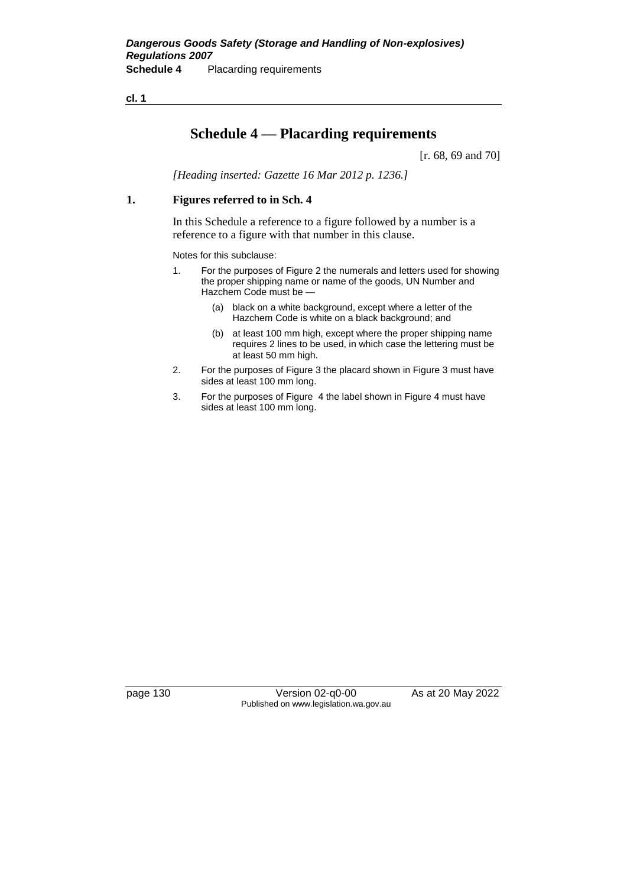# Schedule 4 — Placarding requirements

[r. 68, 69 and 70]

*[Heading inserted: Gazette 16 Mar 2012 p. 1236.]*

## 1. Figures referred to in Sch. 4

In this Schedule a reference to a figure followed by a number is a reference to a figure with that number in this clause.

Notes for this subclause:

1. For the purposes of Figure 2 the numerals and letters used for showing the proper shipping name or name of the goods, UN Number and Hazchem Code must be —
   - (a) black on a white background, except where a letter of the Hazchem Code is white on a black background; and
   - (b) at least 100 mm high, except where the proper shipping name requires 2 lines to be used, in which case the lettering must be at least 50 mm high.
2. For the purposes of Figure 3 the placard shown in Figure 3 must have sides at least 100 mm long.
3. For the purposes of Figure 4 the label shown in Figure 4 must have sides at least 100 mm long.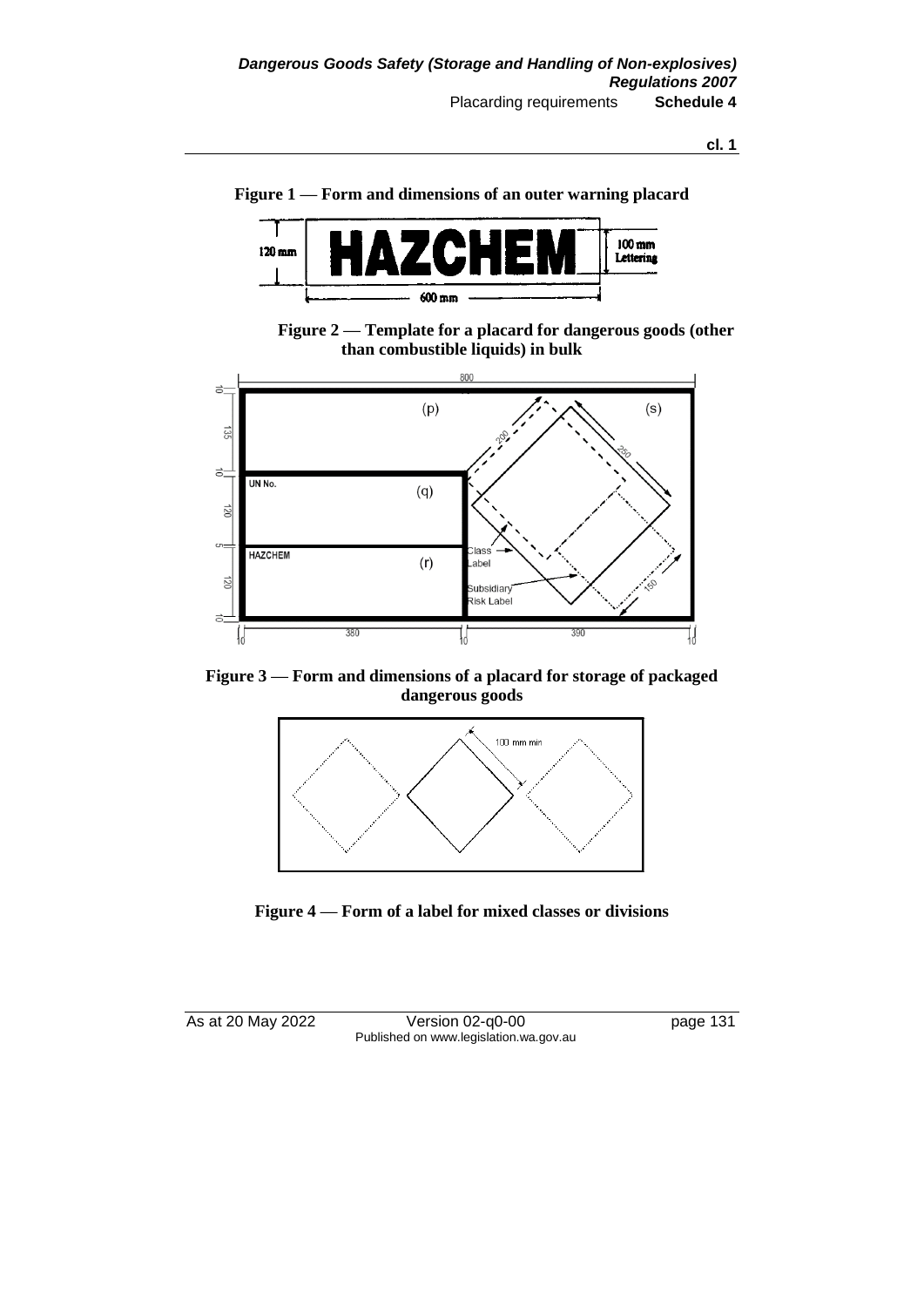**Figure 1 — Form and dimensions of an outer warning placard**

**Figure 2 — Template for a placard for dangerous goods (other than combustible liquids) in bulk**

**Figure 3 — Form and dimensions of a placard for storage of packaged dangerous goods**

**Figure 4 — Form of a label for mixed classes or divisions**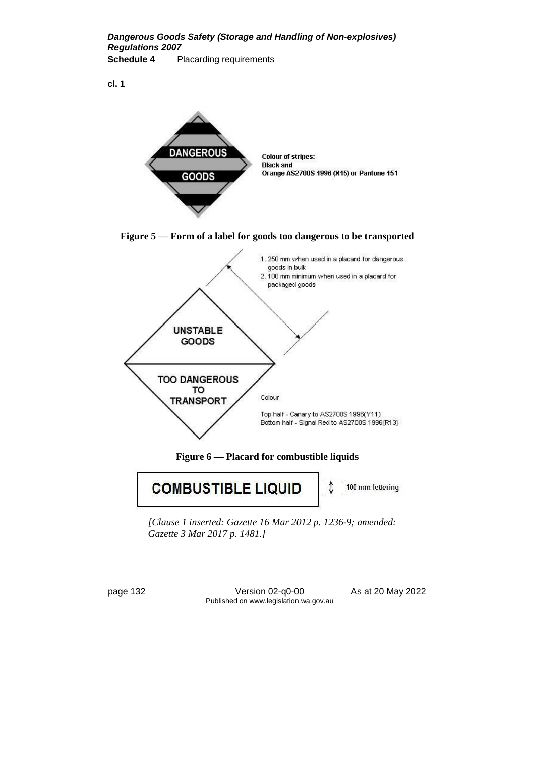Colour of stripes:
Black and
Orange AS2700S 1996 (X15) or Pantone 151

**Figure 5 — Form of a label for goods too dangerous to be transported**

1. 250 mm when used in a placard for dangerous goods in bulk
2. 100 mm minimum when used in a placard for packaged goods

UNSTABLE GOODS

TOO DANGEROUS TO TRANSPORT

Colour

Top half - Canary to AS2700S 1996(Y11)
Bottom half - Signal Red to AS2700S 1996(R13)

**Figure 6 — Placard for combustible liquids**

COMBUSTIBLE LIQUID

100 mm lettering

*[Clause 1 inserted: Gazette 16 Mar 2012 p. 1236-9; amended: Gazette 3 Mar 2017 p. 1481.]*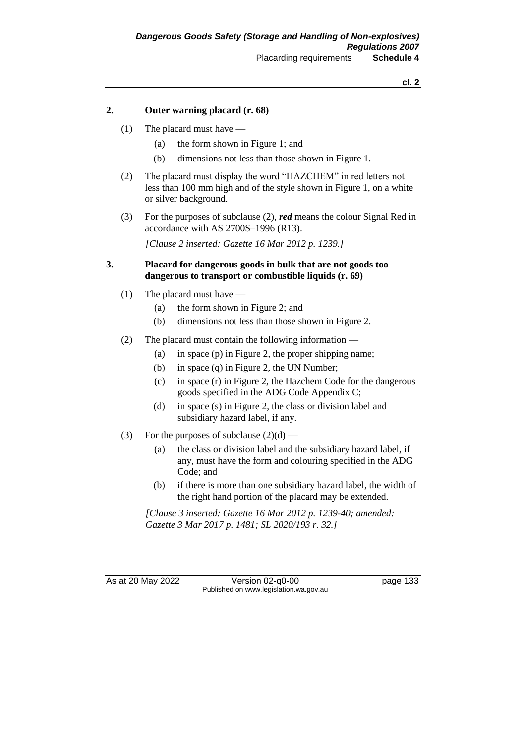## 2. Outer warning placard (r. 68)

(1) The placard must have —

(a) the form shown in Figure 1; and

(b) dimensions not less than those shown in Figure 1.

(2) The placard must display the word "HAZCHEM" in red letters not less than 100 mm high and of the style shown in Figure 1, on a white or silver background.

(3) For the purposes of subclause (2), ***red*** means the colour Signal Red in accordance with AS 2700S–1996 (R13).

*[Clause 2 inserted: Gazette 16 Mar 2012 p. 1239.]*

## 3. Placard for dangerous goods in bulk that are not goods too dangerous to transport or combustible liquids (r. 69)

(1) The placard must have —

(a) the form shown in Figure 2; and

(b) dimensions not less than those shown in Figure 2.

(2) The placard must contain the following information —

(a) in space (p) in Figure 2, the proper shipping name;

(b) in space (q) in Figure 2, the UN Number;

(c) in space (r) in Figure 2, the Hazchem Code for the dangerous goods specified in the ADG Code Appendix C;

(d) in space (s) in Figure 2, the class or division label and subsidiary hazard label, if any.

(3) For the purposes of subclause (2)(d) —

(a) the class or division label and the subsidiary hazard label, if any, must have the form and colouring specified in the ADG Code; and

(b) if there is more than one subsidiary hazard label, the width of the right hand portion of the placard may be extended.

*[Clause 3 inserted: Gazette 16 Mar 2012 p. 1239-40; amended: Gazette 3 Mar 2017 p. 1481; SL 2020/193 r. 32.]*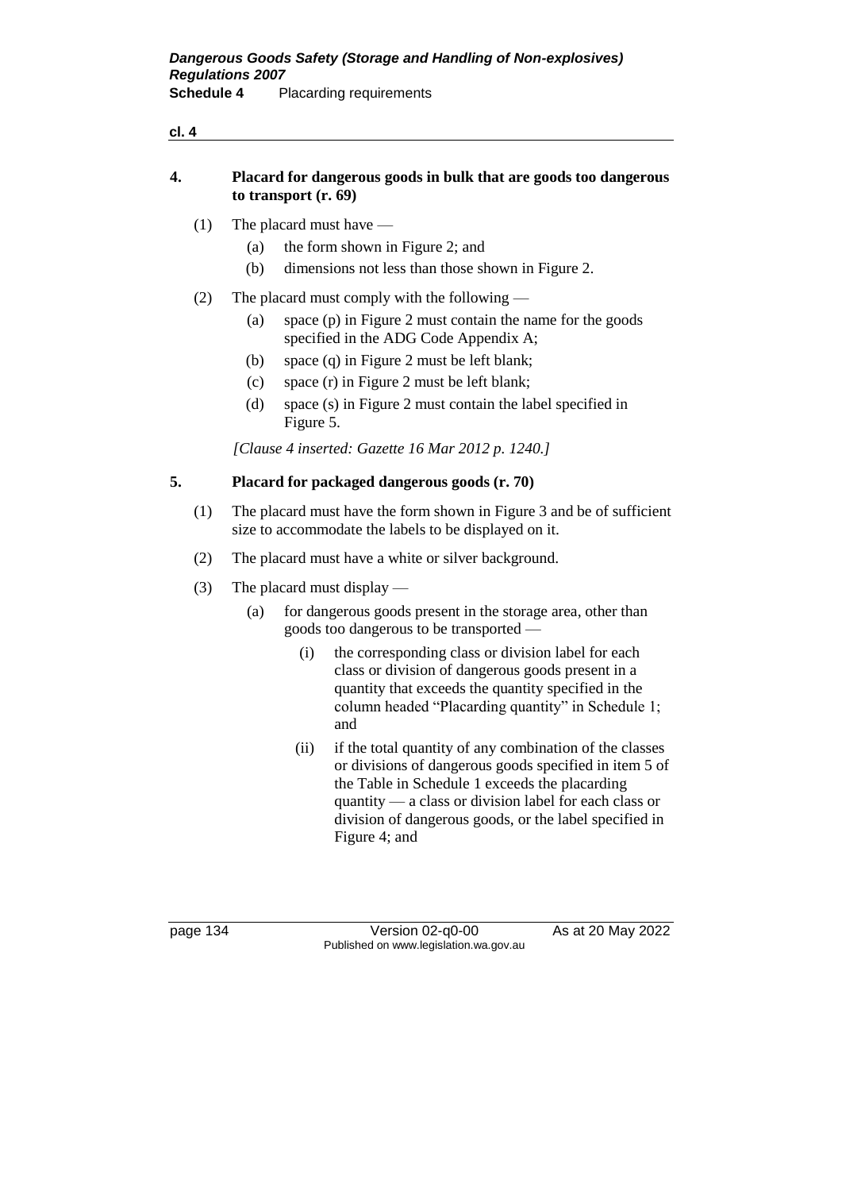## 4. Placard for dangerous goods in bulk that are goods too dangerous to transport (r. 69)

(1) The placard must have —

- (a) the form shown in Figure 2; and
- (b) dimensions not less than those shown in Figure 2.

(2) The placard must comply with the following —

- (a) space (p) in Figure 2 must contain the name for the goods specified in the ADG Code Appendix A;
- (b) space (q) in Figure 2 must be left blank;
- (c) space (r) in Figure 2 must be left blank;
- (d) space (s) in Figure 2 must contain the label specified in Figure 5.

*[Clause 4 inserted: Gazette 16 Mar 2012 p. 1240.]*

## 5. Placard for packaged dangerous goods (r. 70)

(1) The placard must have the form shown in Figure 3 and be of sufficient size to accommodate the labels to be displayed on it.

(2) The placard must have a white or silver background.

(3) The placard must display —

- (a) for dangerous goods present in the storage area, other than goods too dangerous to be transported —
  - (i) the corresponding class or division label for each class or division of dangerous goods present in a quantity that exceeds the quantity specified in the column headed "Placarding quantity" in Schedule 1; and
  - (ii) if the total quantity of any combination of the classes or divisions of dangerous goods specified in item 5 of the Table in Schedule 1 exceeds the placarding quantity — a class or division label for each class or division of dangerous goods, or the label specified in Figure 4; and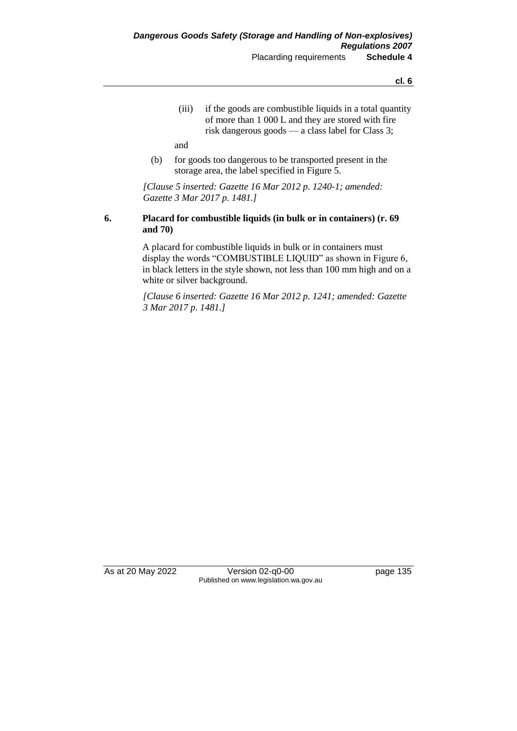(iii) if the goods are combustible liquids in a total quantity of more than 1 000 L and they are stored with fire risk dangerous goods — a class label for Class 3;

and

(b) for goods too dangerous to be transported present in the storage area, the label specified in Figure 5.

*[Clause 5 inserted: Gazette 16 Mar 2012 p. 1240-1; amended: Gazette 3 Mar 2017 p. 1481.]*

**6. Placard for combustible liquids (in bulk or in containers) (r. 69 and 70)**

A placard for combustible liquids in bulk or in containers must display the words "COMBUSTIBLE LIQUID" as shown in Figure 6, in black letters in the style shown, not less than 100 mm high and on a white or silver background.

*[Clause 6 inserted: Gazette 16 Mar 2012 p. 1241; amended: Gazette 3 Mar 2017 p. 1481.]*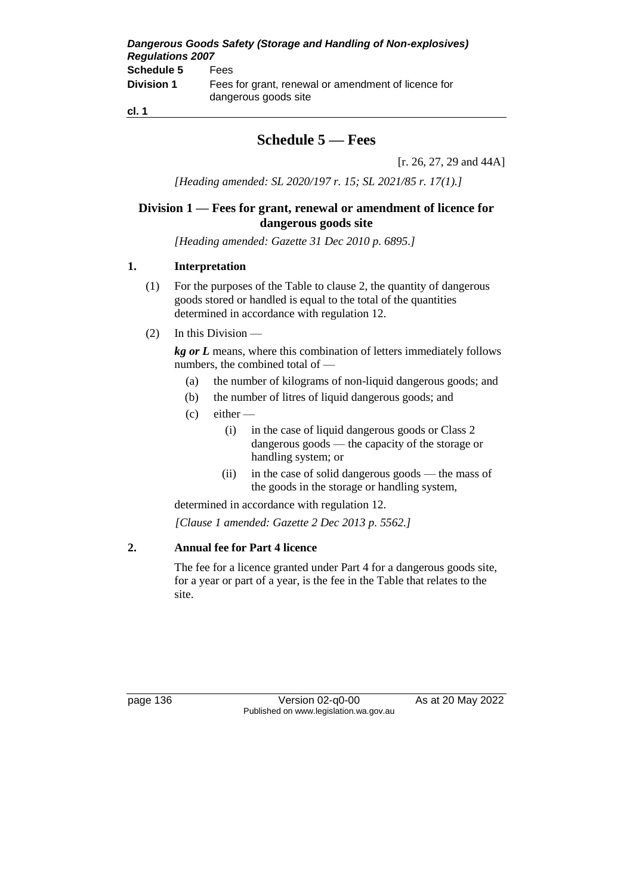# Schedule 5 — Fees

[r. 26, 27, 29 and 44A]

*[Heading amended: SL 2020/197 r. 15; SL 2021/85 r. 17(1).]*

## Division 1 — Fees for grant, renewal or amendment of licence for dangerous goods site

*[Heading amended: Gazette 31 Dec 2010 p. 6895.]*

### 1. Interpretation

(1) For the purposes of the Table to clause 2, the quantity of dangerous goods stored or handled is equal to the total of the quantities determined in accordance with regulation 12.

(2) In this Division —

***kg or L*** means, where this combination of letters immediately follows numbers, the combined total of —

- (a) the number of kilograms of non-liquid dangerous goods; and
- (b) the number of litres of liquid dangerous goods; and
- (c) either —
  - (i) in the case of liquid dangerous goods or Class 2 dangerous goods — the capacity of the storage or handling system; or
  - (ii) in the case of solid dangerous goods — the mass of the goods in the storage or handling system,

determined in accordance with regulation 12.

*[Clause 1 amended: Gazette 2 Dec 2013 p. 5562.]*

### 2. Annual fee for Part 4 licence

The fee for a licence granted under Part 4 for a dangerous goods site, for a year or part of a year, is the fee in the Table that relates to the site.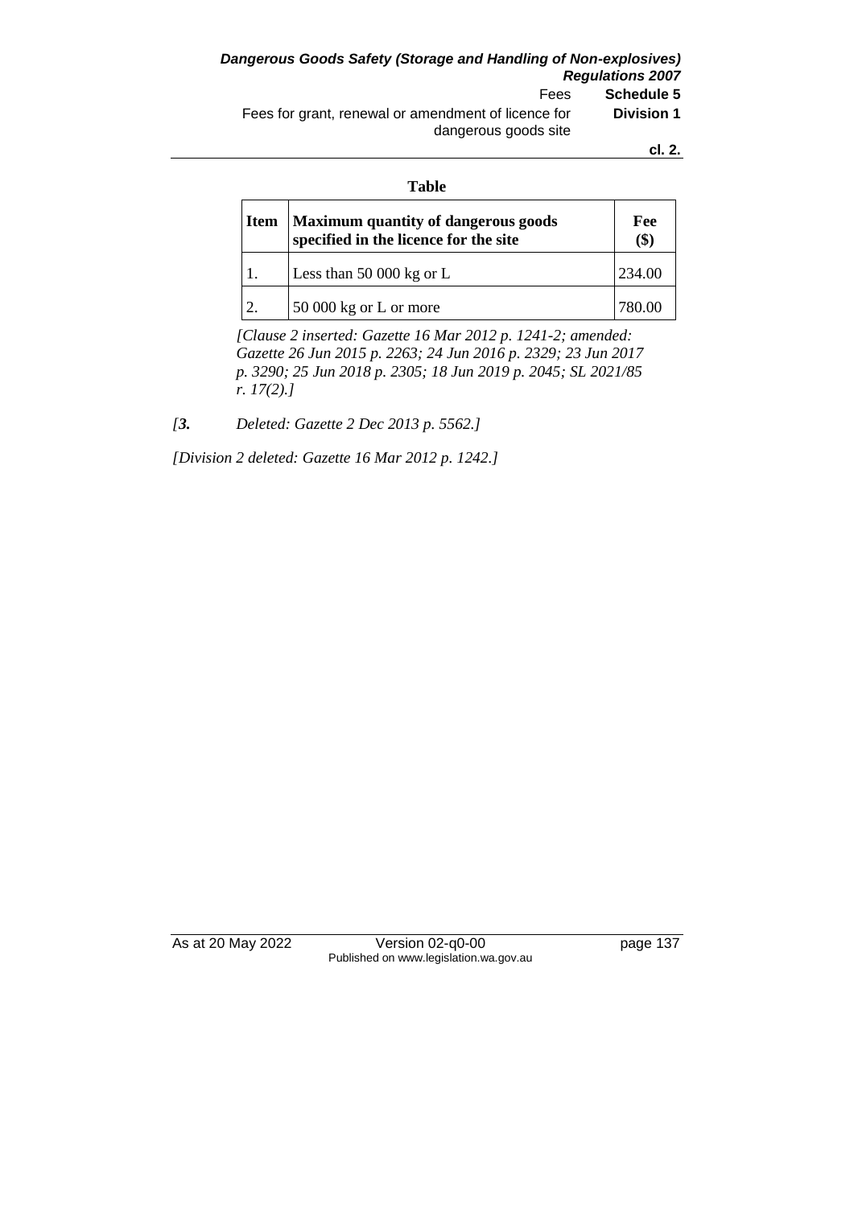**Table**

| Item | Maximum quantity of dangerous goods specified in the licence for the site | Fee ($) |
|---|---|---|
| 1. | Less than 50 000 kg or L | 234.00 |
| 2. | 50 000 kg or L or more | 780.00 |

*[Clause 2 inserted: Gazette 16 Mar 2012 p. 1241-2; amended: Gazette 26 Jun 2015 p. 2263; 24 Jun 2016 p. 2329; 23 Jun 2017 p. 3290; 25 Jun 2018 p. 2305; 18 Jun 2019 p. 2045; SL 2021/85 r. 17(2).]*

*[**3.** Deleted: Gazette 2 Dec 2013 p. 5562.]*

*[Division 2 deleted: Gazette 16 Mar 2012 p. 1242.]*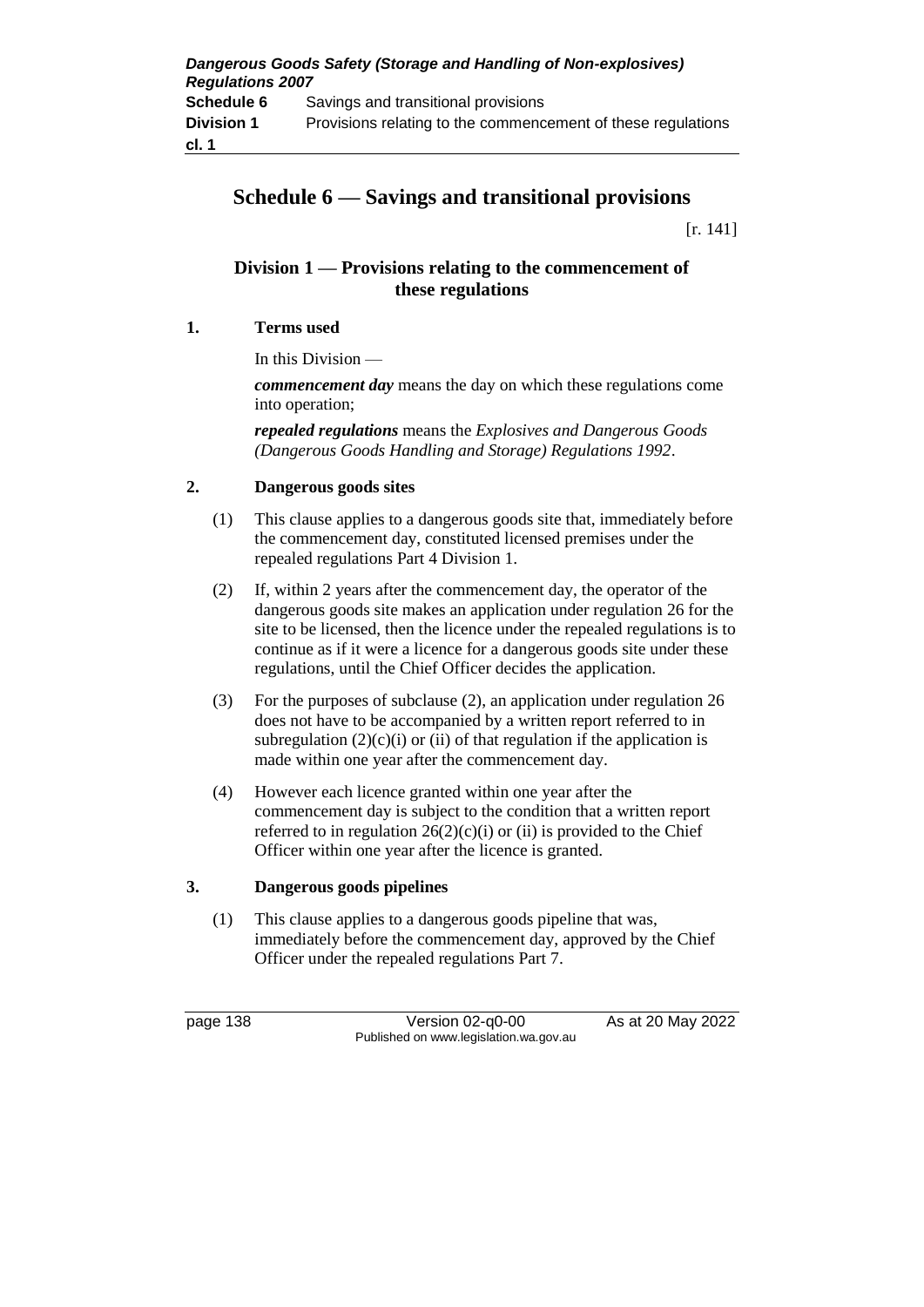# Schedule 6 — Savings and transitional provisions

[r. 141]

## Division 1 — Provisions relating to the commencement of these regulations

### 1. Terms used

In this Division —

***commencement day*** means the day on which these regulations come into operation;

***repealed regulations*** means the *Explosives and Dangerous Goods (Dangerous Goods Handling and Storage) Regulations 1992*.

### 2. Dangerous goods sites

(1) This clause applies to a dangerous goods site that, immediately before the commencement day, constituted licensed premises under the repealed regulations Part 4 Division 1.

(2) If, within 2 years after the commencement day, the operator of the dangerous goods site makes an application under regulation 26 for the site to be licensed, then the licence under the repealed regulations is to continue as if it were a licence for a dangerous goods site under these regulations, until the Chief Officer decides the application.

(3) For the purposes of subclause (2), an application under regulation 26 does not have to be accompanied by a written report referred to in subregulation (2)(c)(i) or (ii) of that regulation if the application is made within one year after the commencement day.

(4) However each licence granted within one year after the commencement day is subject to the condition that a written report referred to in regulation 26(2)(c)(i) or (ii) is provided to the Chief Officer within one year after the licence is granted.

### 3. Dangerous goods pipelines

(1) This clause applies to a dangerous goods pipeline that was, immediately before the commencement day, approved by the Chief Officer under the repealed regulations Part 7.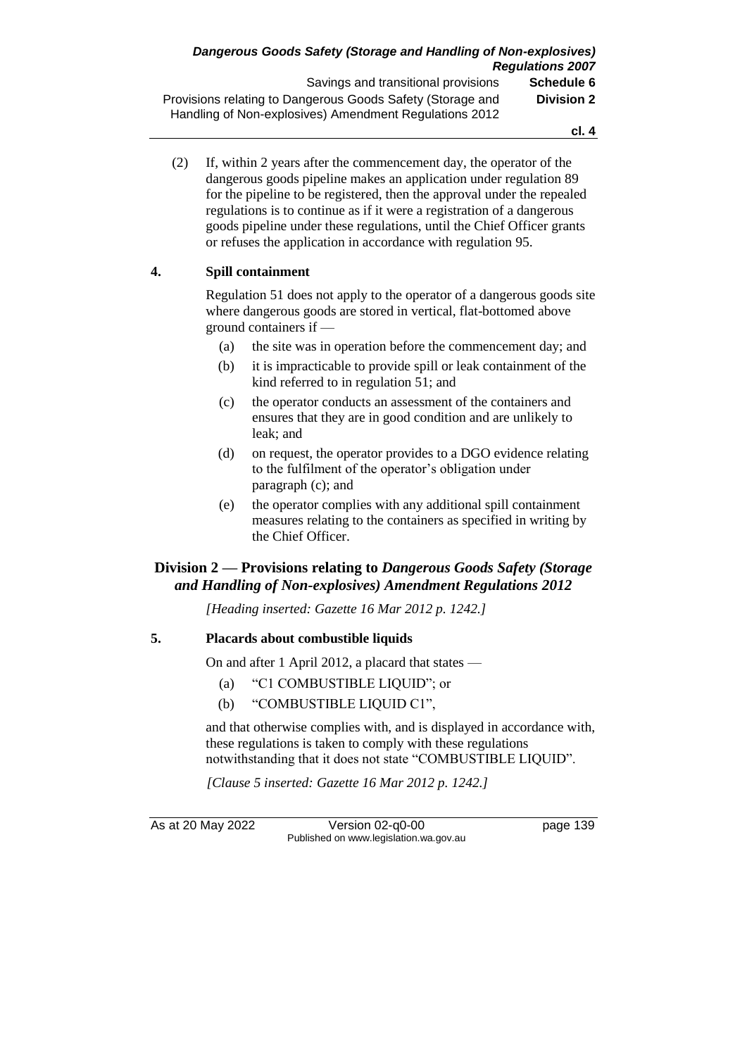(2) If, within 2 years after the commencement day, the operator of the dangerous goods pipeline makes an application under regulation 89 for the pipeline to be registered, then the approval under the repealed regulations is to continue as if it were a registration of a dangerous goods pipeline under these regulations, until the Chief Officer grants or refuses the application in accordance with regulation 95.

**4. Spill containment**

Regulation 51 does not apply to the operator of a dangerous goods site where dangerous goods are stored in vertical, flat-bottomed above ground containers if —

(a) the site was in operation before the commencement day; and

(b) it is impracticable to provide spill or leak containment of the kind referred to in regulation 51; and

(c) the operator conducts an assessment of the containers and ensures that they are in good condition and are unlikely to leak; and

(d) on request, the operator provides to a DGO evidence relating to the fulfilment of the operator's obligation under paragraph (c); and

(e) the operator complies with any additional spill containment measures relating to the containers as specified in writing by the Chief Officer.

## Division 2 — Provisions relating to *Dangerous Goods Safety (Storage and Handling of Non-explosives) Amendment Regulations 2012*

*[Heading inserted: Gazette 16 Mar 2012 p. 1242.]*

**5. Placards about combustible liquids**

On and after 1 April 2012, a placard that states —

(a) "C1 COMBUSTIBLE LIQUID"; or

(b) "COMBUSTIBLE LIQUID C1",

and that otherwise complies with, and is displayed in accordance with, these regulations is taken to comply with these regulations notwithstanding that it does not state "COMBUSTIBLE LIQUID".

*[Clause 5 inserted: Gazette 16 Mar 2012 p. 1242.]*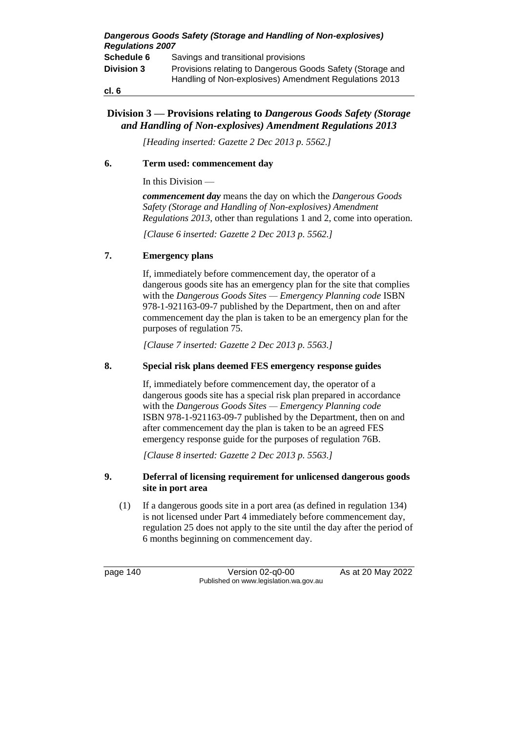## Division 3 — Provisions relating to *Dangerous Goods Safety (Storage and Handling of Non-explosives) Amendment Regulations 2013*

*[Heading inserted: Gazette 2 Dec 2013 p. 5562.]*

### 6. Term used: commencement day

In this Division —

***commencement day*** means the day on which the *Dangerous Goods Safety (Storage and Handling of Non-explosives) Amendment Regulations 2013*, other than regulations 1 and 2, come into operation.

*[Clause 6 inserted: Gazette 2 Dec 2013 p. 5562.]*

### 7. Emergency plans

If, immediately before commencement day, the operator of a dangerous goods site has an emergency plan for the site that complies with the *Dangerous Goods Sites — Emergency Planning code* ISBN 978-1-921163-09-7 published by the Department, then on and after commencement day the plan is taken to be an emergency plan for the purposes of regulation 75.

*[Clause 7 inserted: Gazette 2 Dec 2013 p. 5563.]*

### 8. Special risk plans deemed FES emergency response guides

If, immediately before commencement day, the operator of a dangerous goods site has a special risk plan prepared in accordance with the *Dangerous Goods Sites — Emergency Planning code* ISBN 978-1-921163-09-7 published by the Department, then on and after commencement day the plan is taken to be an agreed FES emergency response guide for the purposes of regulation 76B.

*[Clause 8 inserted: Gazette 2 Dec 2013 p. 5563.]*

### 9. Deferral of licensing requirement for unlicensed dangerous goods site in port area

(1) If a dangerous goods site in a port area (as defined in regulation 134) is not licensed under Part 4 immediately before commencement day, regulation 25 does not apply to the site until the day after the period of 6 months beginning on commencement day.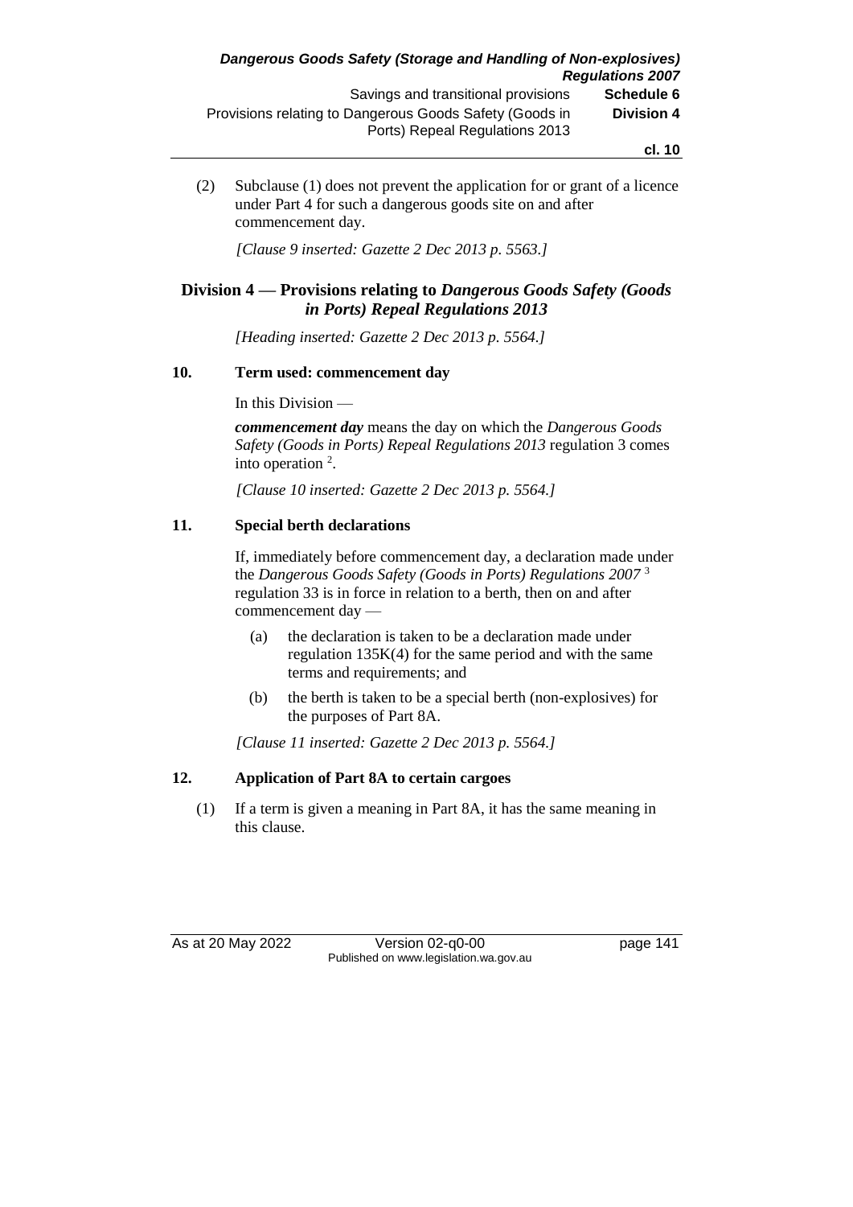(2) Subclause (1) does not prevent the application for or grant of a licence under Part 4 for such a dangerous goods site on and after commencement day.

*[Clause 9 inserted: Gazette 2 Dec 2013 p. 5563.]*

## Division 4 — Provisions relating to *Dangerous Goods Safety (Goods in Ports) Repeal Regulations 2013*

*[Heading inserted: Gazette 2 Dec 2013 p. 5564.]*

### 10. Term used: commencement day

In this Division —

***commencement day*** means the day on which the *Dangerous Goods Safety (Goods in Ports) Repeal Regulations 2013* regulation 3 comes into operation [2].

*[Clause 10 inserted: Gazette 2 Dec 2013 p. 5564.]*

### 11. Special berth declarations

If, immediately before commencement day, a declaration made under the *Dangerous Goods Safety (Goods in Ports) Regulations 2007* [3] regulation 33 is in force in relation to a berth, then on and after commencement day —

(a) the declaration is taken to be a declaration made under regulation 135K(4) for the same period and with the same terms and requirements; and

(b) the berth is taken to be a special berth (non-explosives) for the purposes of Part 8A.

*[Clause 11 inserted: Gazette 2 Dec 2013 p. 5564.]*

### 12. Application of Part 8A to certain cargoes

(1) If a term is given a meaning in Part 8A, it has the same meaning in this clause.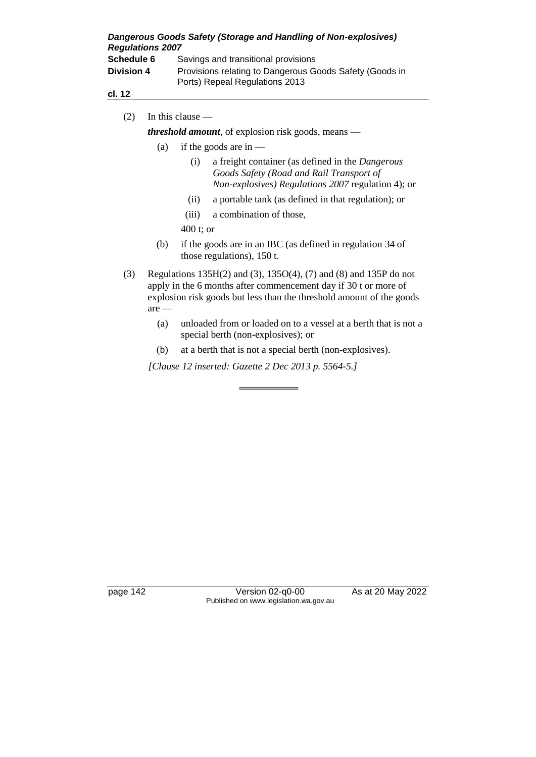(2) In this clause —

***threshold amount***, of explosion risk goods, means —

(a) if the goods are in —

(i) a freight container (as defined in the *Dangerous Goods Safety (Road and Rail Transport of Non-explosives) Regulations 2007* regulation 4); or

(ii) a portable tank (as defined in that regulation); or

(iii) a combination of those,

400 t; or

(b) if the goods are in an IBC (as defined in regulation 34 of those regulations), 150 t.

(3) Regulations 135H(2) and (3), 135O(4), (7) and (8) and 135P do not apply in the 6 months after commencement day if 30 t or more of explosion risk goods but less than the threshold amount of the goods are —

(a) unloaded from or loaded on to a vessel at a berth that is not a special berth (non-explosives); or

(b) at a berth that is not a special berth (non-explosives).

*[Clause 12 inserted: Gazette 2 Dec 2013 p. 5564-5.]*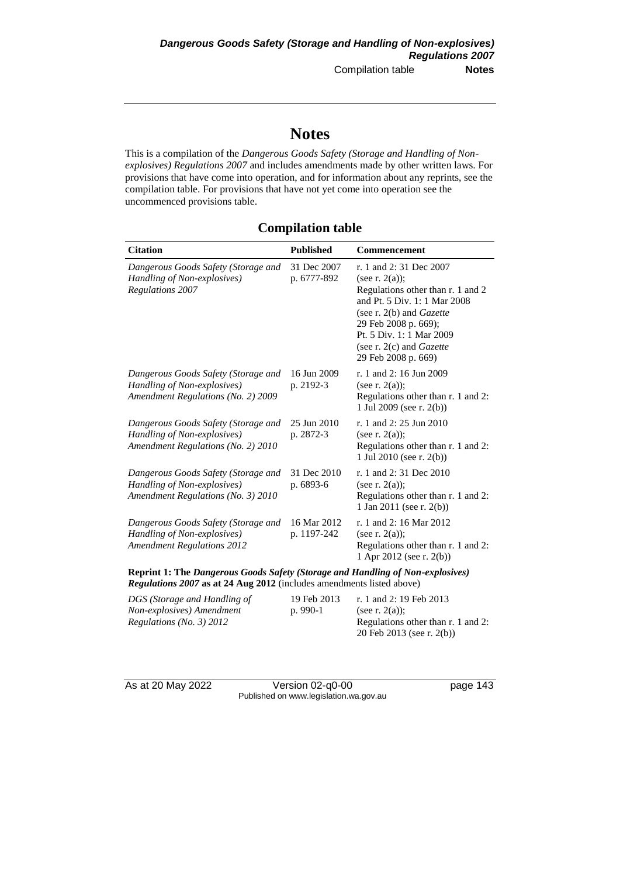# Notes

This is a compilation of the *Dangerous Goods Safety (Storage and Handling of Non-explosives) Regulations 2007* and includes amendments made by other written laws. For provisions that have come into operation, and for information about any reprints, see the compilation table. For provisions that have not yet come into operation see the uncommenced provisions table.

## Compilation table

| Citation | Published | Commencement |
|---|---|---|
| *Dangerous Goods Safety (Storage and Handling of Non-explosives) Regulations 2007* | 31 Dec 2007 p. 6777-892 | r. 1 and 2: 31 Dec 2007 (see r. 2(a)); Regulations other than r. 1 and 2 and Pt. 5 Div. 1: 1 Mar 2008 (see r. 2(b) and *Gazette* 29 Feb 2008 p. 669); Pt. 5 Div. 1: 1 Mar 2009 (see r. 2(c) and *Gazette* 29 Feb 2008 p. 669) |
| *Dangerous Goods Safety (Storage and Handling of Non-explosives) Amendment Regulations (No. 2) 2009* | 16 Jun 2009 p. 2192-3 | r. 1 and 2: 16 Jun 2009 (see r. 2(a)); Regulations other than r. 1 and 2: 1 Jul 2009 (see r. 2(b)) |
| *Dangerous Goods Safety (Storage and Handling of Non-explosives) Amendment Regulations (No. 2) 2010* | 25 Jun 2010 p. 2872-3 | r. 1 and 2: 25 Jun 2010 (see r. 2(a)); Regulations other than r. 1 and 2: 1 Jul 2010 (see r. 2(b)) |
| *Dangerous Goods Safety (Storage and Handling of Non-explosives) Amendment Regulations (No. 3) 2010* | 31 Dec 2010 p. 6893-6 | r. 1 and 2: 31 Dec 2010 (see r. 2(a)); Regulations other than r. 1 and 2: 1 Jan 2011 (see r. 2(b)) |
| *Dangerous Goods Safety (Storage and Handling of Non-explosives) Amendment Regulations 2012* | 16 Mar 2012 p. 1197-242 | r. 1 and 2: 16 Mar 2012 (see r. 2(a)); Regulations other than r. 1 and 2: 1 Apr 2012 (see r. 2(b)) |
| **Reprint 1: The *Dangerous Goods Safety (Storage and Handling of Non-explosives) Regulations 2007* as at 24 Aug 2012** (includes amendments listed above) | | |
| *DGS (Storage and Handling of Non-explosives) Amendment Regulations (No. 3) 2012* | 19 Feb 2013 p. 990-1 | r. 1 and 2: 19 Feb 2013 (see r. 2(a)); Regulations other than r. 1 and 2: 20 Feb 2013 (see r. 2(b)) |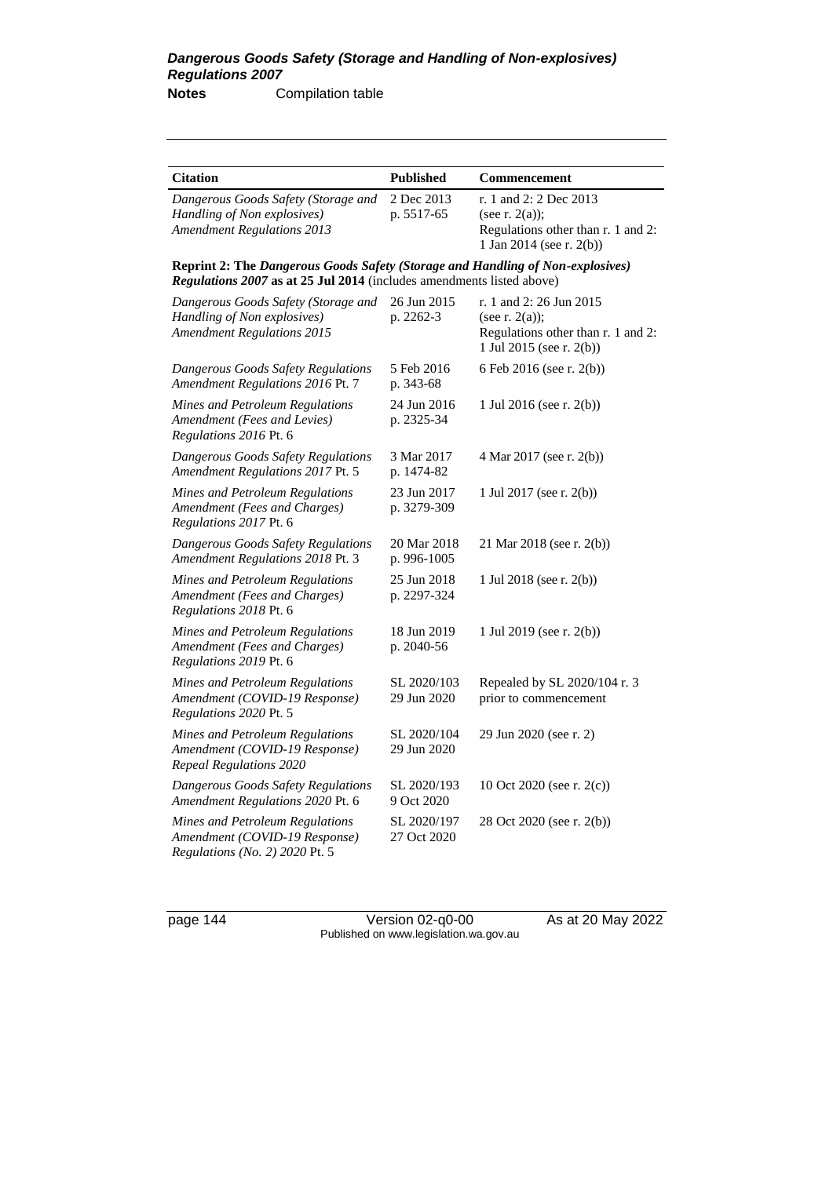| Citation | Published | Commencement |
|---|---|---|
| *Dangerous Goods Safety (Storage and Handling of Non explosives) Amendment Regulations 2013* | 2 Dec 2013 p. 5517-65 | r. 1 and 2: 2 Dec 2013 (see r. 2(a)); Regulations other than r. 1 and 2: 1 Jan 2014 (see r. 2(b)) |
| **Reprint 2: The *Dangerous Goods Safety (Storage and Handling of Non-explosives) Regulations 2007* as at 25 Jul 2014** (includes amendments listed above) | | |
| *Dangerous Goods Safety (Storage and Handling of Non explosives) Amendment Regulations 2015* | 26 Jun 2015 p. 2262-3 | r. 1 and 2: 26 Jun 2015 (see r. 2(a)); Regulations other than r. 1 and 2: 1 Jul 2015 (see r. 2(b)) |
| *Dangerous Goods Safety Regulations Amendment Regulations 2016* Pt. 7 | 5 Feb 2016 p. 343-68 | 6 Feb 2016 (see r. 2(b)) |
| *Mines and Petroleum Regulations Amendment (Fees and Levies) Regulations 2016* Pt. 6 | 24 Jun 2016 p. 2325-34 | 1 Jul 2016 (see r. 2(b)) |
| *Dangerous Goods Safety Regulations Amendment Regulations 2017* Pt. 5 | 3 Mar 2017 p. 1474-82 | 4 Mar 2017 (see r. 2(b)) |
| *Mines and Petroleum Regulations Amendment (Fees and Charges) Regulations 2017* Pt. 6 | 23 Jun 2017 p. 3279-309 | 1 Jul 2017 (see r. 2(b)) |
| *Dangerous Goods Safety Regulations Amendment Regulations 2018* Pt. 3 | 20 Mar 2018 p. 996-1005 | 21 Mar 2018 (see r. 2(b)) |
| *Mines and Petroleum Regulations Amendment (Fees and Charges) Regulations 2018* Pt. 6 | 25 Jun 2018 p. 2297-324 | 1 Jul 2018 (see r. 2(b)) |
| *Mines and Petroleum Regulations Amendment (Fees and Charges) Regulations 2019* Pt. 6 | 18 Jun 2019 p. 2040-56 | 1 Jul 2019 (see r. 2(b)) |
| *Mines and Petroleum Regulations Amendment (COVID-19 Response) Regulations 2020* Pt. 5 | SL 2020/103 29 Jun 2020 | Repealed by SL 2020/104 r. 3 prior to commencement |
| *Mines and Petroleum Regulations Amendment (COVID-19 Response) Repeal Regulations 2020* | SL 2020/104 29 Jun 2020 | 29 Jun 2020 (see r. 2) |
| *Dangerous Goods Safety Regulations Amendment Regulations 2020* Pt. 6 | SL 2020/193 9 Oct 2020 | 10 Oct 2020 (see r. 2(c)) |
| *Mines and Petroleum Regulations Amendment (COVID-19 Response) Regulations (No. 2) 2020* Pt. 5 | SL 2020/197 27 Oct 2020 | 28 Oct 2020 (see r. 2(b)) |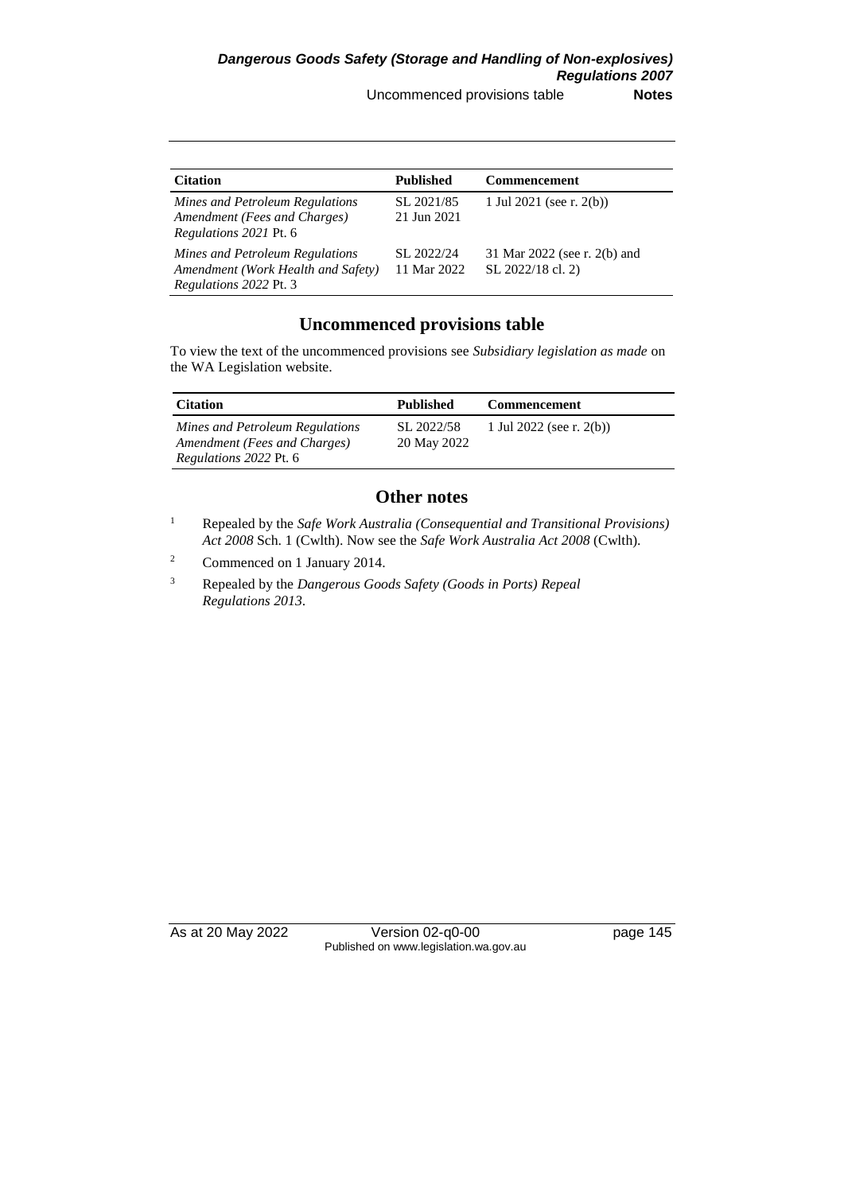| Citation | Published | Commencement |
|---|---|---|
| *Mines and Petroleum Regulations Amendment (Fees and Charges) Regulations 2021* Pt. 6 | SL 2021/85 21 Jun 2021 | 1 Jul 2021 (see r. 2(b)) |
| *Mines and Petroleum Regulations Amendment (Work Health and Safety) Regulations 2022* Pt. 3 | SL 2022/24 11 Mar 2022 | 31 Mar 2022 (see r. 2(b) and SL 2022/18 cl. 2) |

## Uncommenced provisions table

To view the text of the uncommenced provisions see *Subsidiary legislation as made* on the WA Legislation website.

| Citation | Published | Commencement |
|---|---|---|
| *Mines and Petroleum Regulations Amendment (Fees and Charges) Regulations 2022* Pt. 6 | SL 2022/58 20 May 2022 | 1 Jul 2022 (see r. 2(b)) |

## Other notes

[1] Repealed by the *Safe Work Australia (Consequential and Transitional Provisions) Act 2008* Sch. 1 (Cwlth). Now see the *Safe Work Australia Act 2008* (Cwlth).

[2] Commenced on 1 January 2014.

[3] Repealed by the *Dangerous Goods Safety (Goods in Ports) Repeal Regulations 2013*.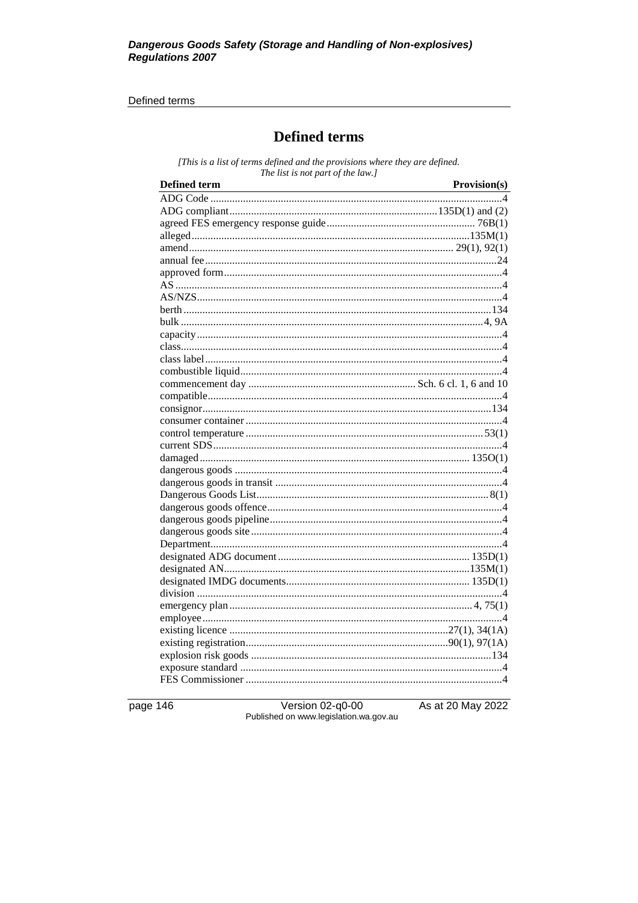# Defined terms

*[This is a list of terms defined and the provisions where they are defined. The list is not part of the law.]*

| Defined term | Provision(s) |
|---|---|
| ADG Code | 4 |
| ADG compliant | 135D(1) and (2) |
| agreed FES emergency response guide | 76B(1) |
| alleged | 135M(1) |
| amend | 29(1), 92(1) |
| annual fee | 24 |
| approved form | 4 |
| AS | 4 |
| AS/NZS | 4 |
| berth | 134 |
| bulk | 4, 9A |
| capacity | 4 |
| class | 4 |
| class label | 4 |
| combustible liquid | 4 |
| commencement day | Sch. 6 cl. 1, 6 and 10 |
| compatible | 4 |
| consignor | 134 |
| consumer container | 4 |
| control temperature | 53(1) |
| current SDS | 4 |
| damaged | 135O(1) |
| dangerous goods | 4 |
| dangerous goods in transit | 4 |
| Dangerous Goods List | 8(1) |
| dangerous goods offence | 4 |
| dangerous goods pipeline | 4 |
| dangerous goods site | 4 |
| Department | 4 |
| designated ADG document | 135D(1) |
| designated AN | 135M(1) |
| designated IMDG documents | 135D(1) |
| division | 4 |
| emergency plan | 4, 75(1) |
| employee | 4 |
| existing licence | 27(1), 34(1A) |
| existing registration | 90(1), 97(1A) |
| explosion risk goods | 134 |
| exposure standard | 4 |
| FES Commissioner | 4 |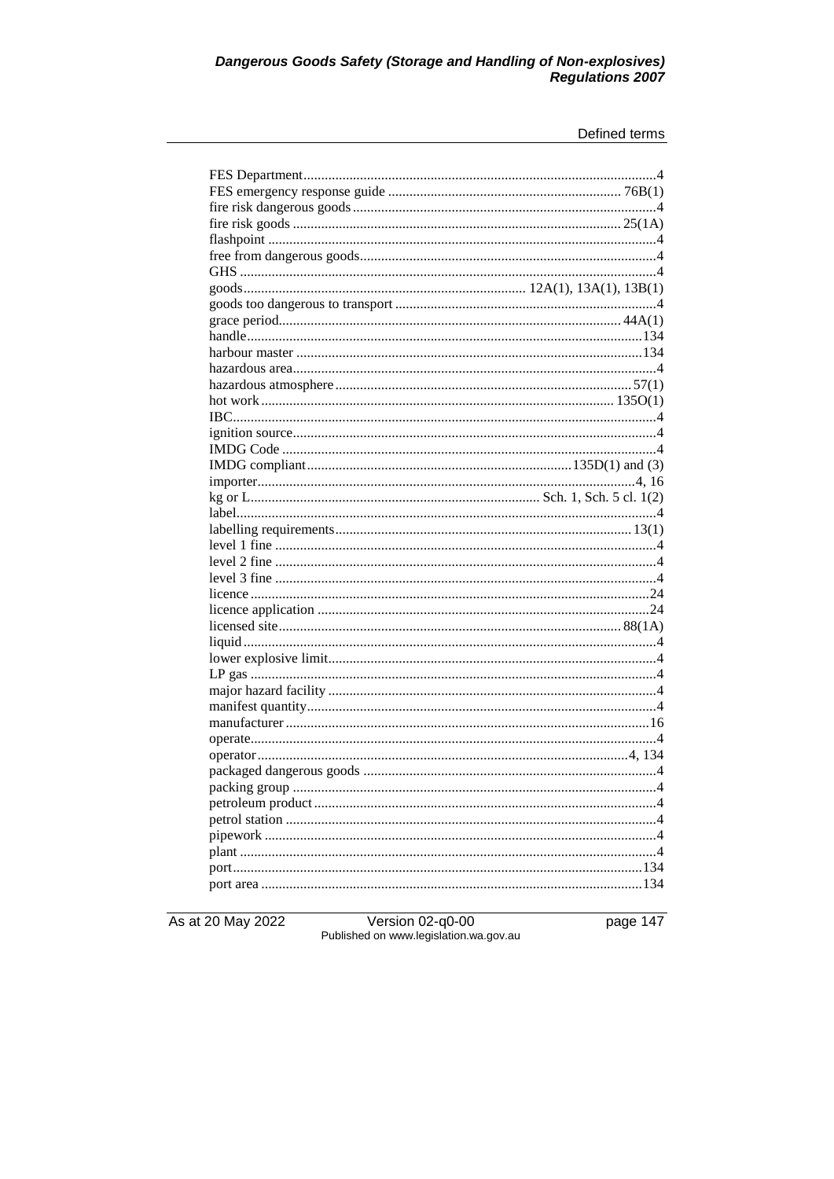FES Department ........................................................................................4
FES emergency response guide ................................................................ 76B(1)
fire risk dangerous goods ...........................................................................4
fire risk goods ............................................................................................ 25(1A)
flashpoint ....................................................................................................4
free from dangerous goods .........................................................................4
GHS ............................................................................................................4
goods ....................................................................... 12A(1), 13A(1), 13B(1)
goods too dangerous to transport ...............................................................4
grace period ............................................................................................... 44A(1)
handle ...........................................................................................................134
harbour master .............................................................................................134
hazardous area ..............................................................................................4
hazardous atmosphere ................................................................................ 57(1)
hot work ..................................................................................................... 135O(1)
IBC ...............................................................................................................4
ignition source ..............................................................................................4
IMDG Code ..................................................................................................4
IMDG compliant ................................................................... 135D(1) and (3)
importer ....................................................................................................4, 16
kg or L ......................................................................... Sch. 1, Sch. 5 cl. 1(2)
label ...............................................................................................................4
labelling requirements ................................................................................. 13(1)
level 1 fine ....................................................................................................4
level 2 fine ....................................................................................................4
level 3 fine ....................................................................................................4
licence ...........................................................................................................24
licence application .......................................................................................24
licensed site ................................................................................................ 88(1A)
liquid .............................................................................................................4
lower explosive limit .....................................................................................4
LP gas ...........................................................................................................4
major hazard facility .....................................................................................4
manifest quantity ...........................................................................................4
manufacturer ................................................................................................16
operate ..........................................................................................................4
operator ....................................................................................................4, 134
packaged dangerous goods ...........................................................................4
packing group ...............................................................................................4
petroleum product .........................................................................................4
petrol station .................................................................................................4
pipework .......................................................................................................4
plant ..............................................................................................................4
port ...............................................................................................................134
port area .......................................................................................................134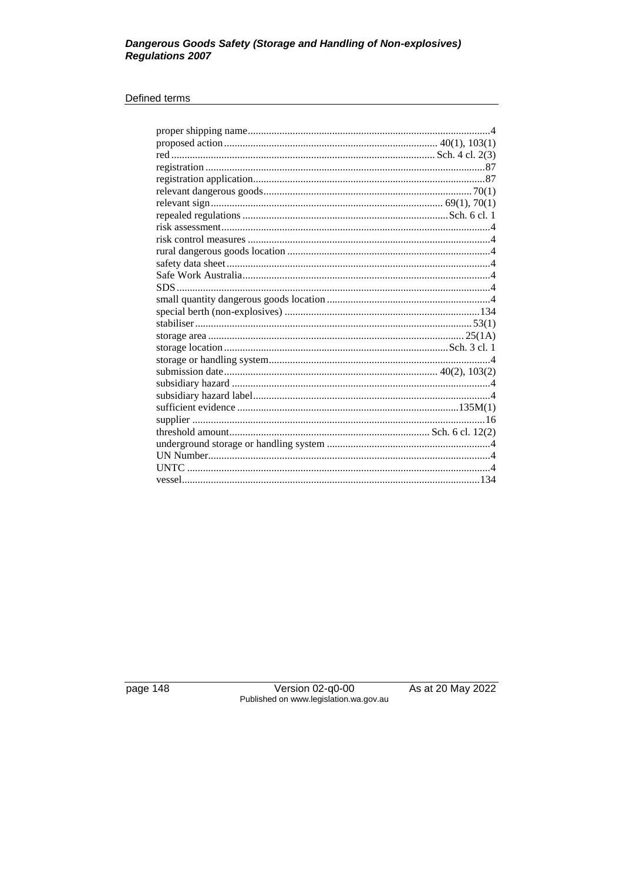Defined terms

| | |
|---|---|
| proper shipping name | 4 |
| proposed action | 40(1), 103(1) |
| red | Sch. 4 cl. 2(3) |
| registration | 87 |
| registration application | 87 |
| relevant dangerous goods | 70(1) |
| relevant sign | 69(1), 70(1) |
| repealed regulations | Sch. 6 cl. 1 |
| risk assessment | 4 |
| risk control measures | 4 |
| rural dangerous goods location | 4 |
| safety data sheet | 4 |
| Safe Work Australia | 4 |
| SDS | 4 |
| small quantity dangerous goods location | 4 |
| special berth (non-explosives) | 134 |
| stabiliser | 53(1) |
| storage area | 25(1A) |
| storage location | Sch. 3 cl. 1 |
| storage or handling system | 4 |
| submission date | 40(2), 103(2) |
| subsidiary hazard | 4 |
| subsidiary hazard label | 4 |
| sufficient evidence | 135M(1) |
| supplier | 16 |
| threshold amount | Sch. 6 cl. 12(2) |
| underground storage or handling system | 4 |
| UN Number | 4 |
| UNTC | 4 |
| vessel | 134 |